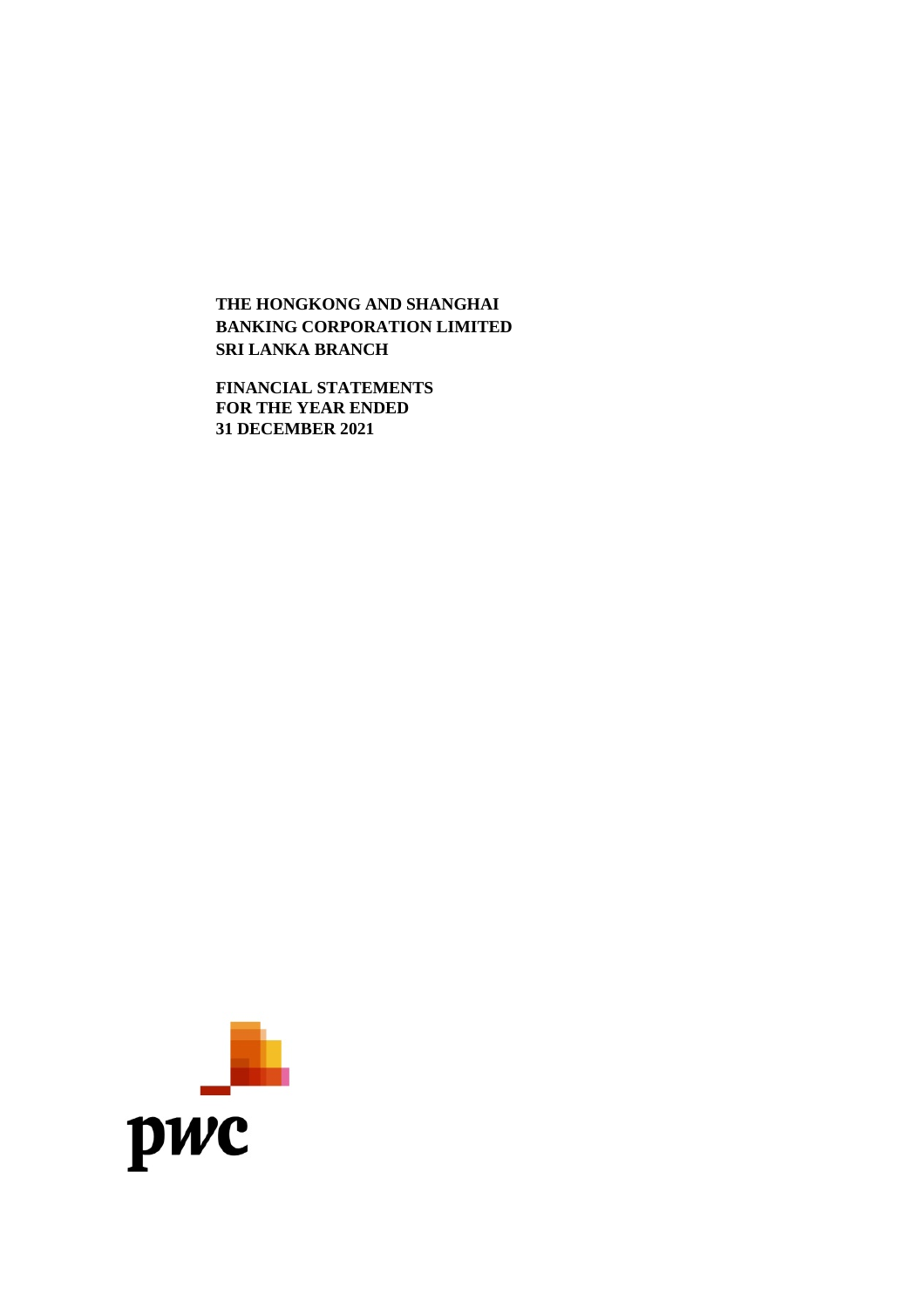**THE HONGKONG AND SHANGHAI BANKING CORPORATION LIMITED SRI LANKA BRANCH**

**FINANCIAL STATEMENTS FOR THE YEAR ENDED 31 DECEMBER 2021**

pwc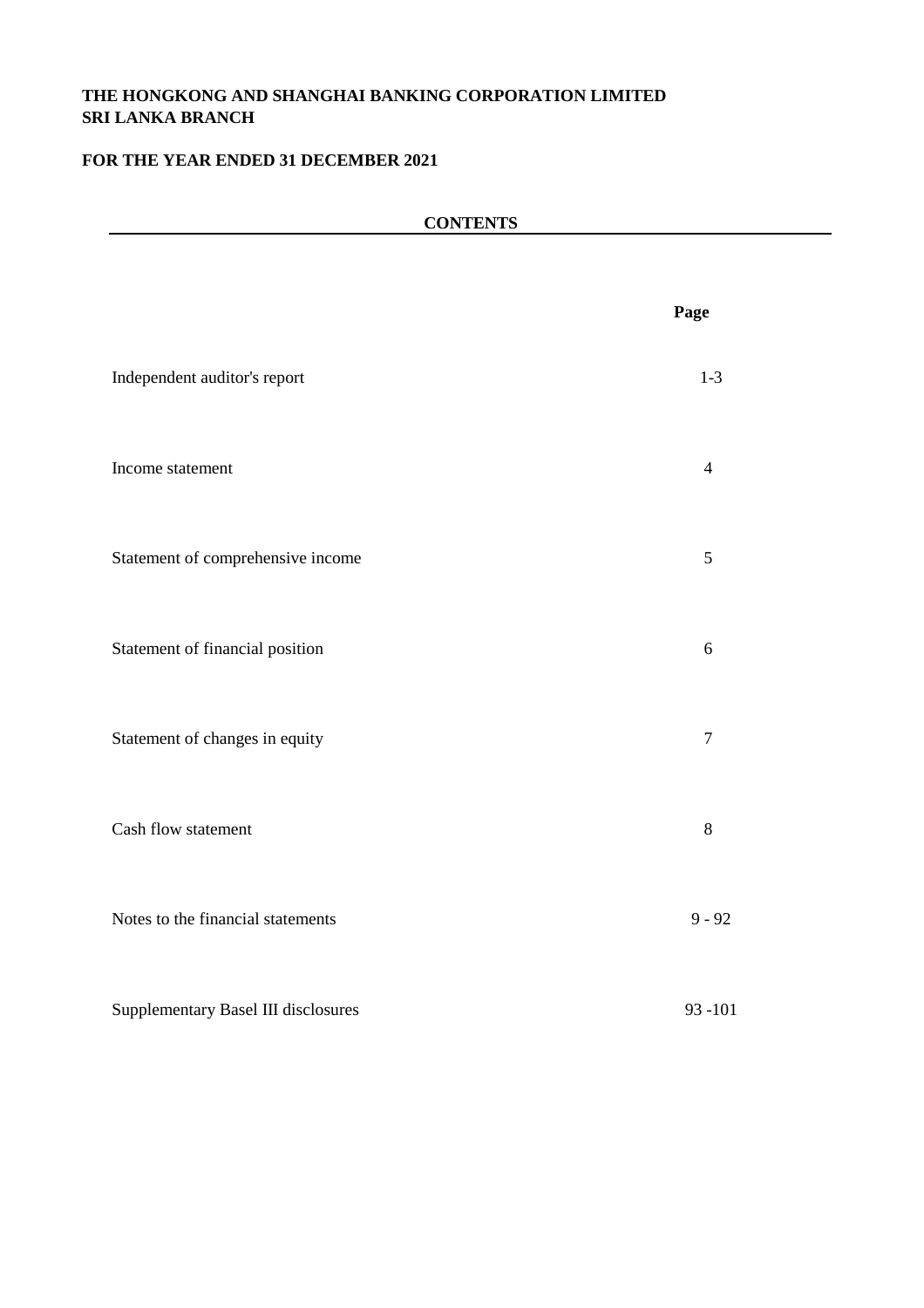**THE HONGKONG AND SHANGHAI BANKING CORPORATION LIMITED**
**SRI LANKA BRANCH**

**FOR THE YEAR ENDED 31 DECEMBER 2021**

## CONTENTS

| | Page |
|---|---|
| Independent auditor's report | 1-3 |
| Income statement | 4 |
| Statement of comprehensive income | 5 |
| Statement of financial position | 6 |
| Statement of changes in equity | 7 |
| Cash flow statement | 8 |
| Notes to the financial statements | 9 - 92 |
| Supplementary Basel III disclosures | 93 -101 |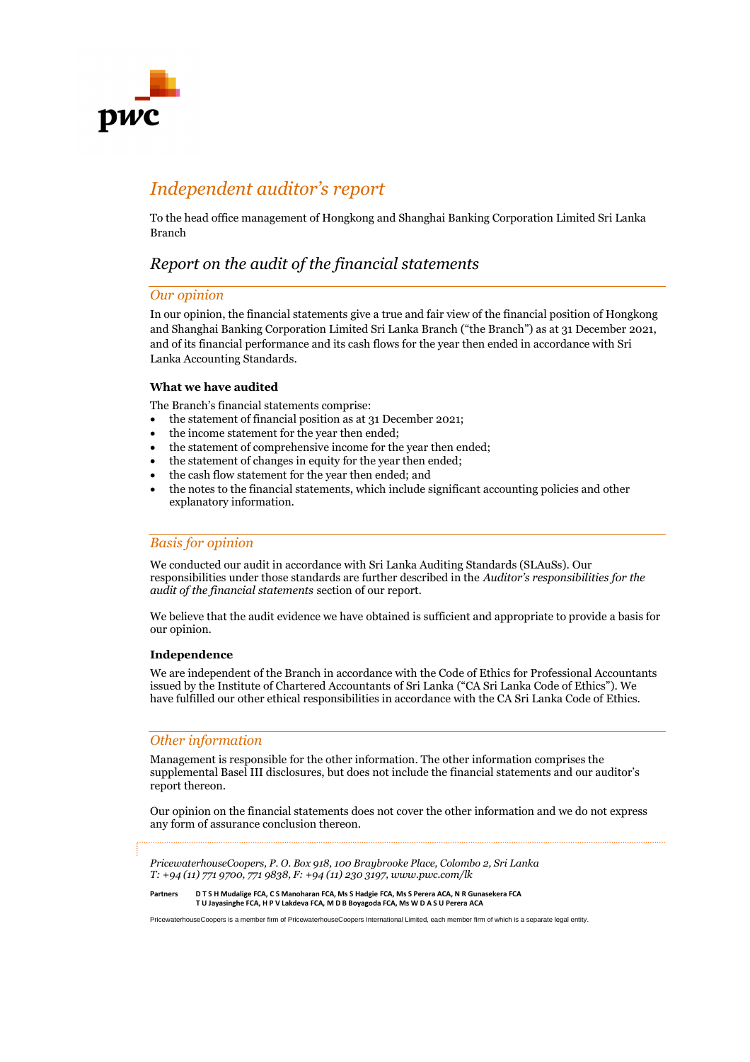# Independent auditor's report

To the head office management of Hongkong and Shanghai Banking Corporation Limited Sri Lanka Branch

## Report on the audit of the financial statements

### Our opinion

In our opinion, the financial statements give a true and fair view of the financial position of Hongkong and Shanghai Banking Corporation Limited Sri Lanka Branch ("the Branch") as at 31 December 2021, and of its financial performance and its cash flows for the year then ended in accordance with Sri Lanka Accounting Standards.

**What we have audited**

The Branch's financial statements comprise:

- the statement of financial position as at 31 December 2021;
- the income statement for the year then ended;
- the statement of comprehensive income for the year then ended;
- the statement of changes in equity for the year then ended;
- the cash flow statement for the year then ended; and
- the notes to the financial statements, which include significant accounting policies and other explanatory information.

### Basis for opinion

We conducted our audit in accordance with Sri Lanka Auditing Standards (SLAuSs). Our responsibilities under those standards are further described in the *Auditor's responsibilities for the audit of the financial statements* section of our report.

We believe that the audit evidence we have obtained is sufficient and appropriate to provide a basis for our opinion.

**Independence**

We are independent of the Branch in accordance with the Code of Ethics for Professional Accountants issued by the Institute of Chartered Accountants of Sri Lanka ("CA Sri Lanka Code of Ethics"). We have fulfilled our other ethical responsibilities in accordance with the CA Sri Lanka Code of Ethics.

### Other information

Management is responsible for the other information. The other information comprises the supplemental Basel III disclosures, but does not include the financial statements and our auditor's report thereon.

Our opinion on the financial statements does not cover the other information and we do not express any form of assurance conclusion thereon.

*PricewaterhouseCoopers, P. O. Box 918, 100 Braybrooke Place, Colombo 2, Sri Lanka*
*T: +94 (11) 771 9700, 771 9838, F: +94 (11) 230 3197, www.pwc.com/lk*

Partners D T S H Mudalige FCA, C S Manoharan FCA, Ms S Hadgie FCA, Ms S Perera ACA, N R Gunasekera FCA
T U Jayasinghe FCA, H P V Lakdeva FCA, M D B Boyagoda FCA, Ms W D A S U Perera ACA

PricewaterhouseCoopers is a member firm of PricewaterhouseCoopers International Limited, each member firm of which is a separate legal entity.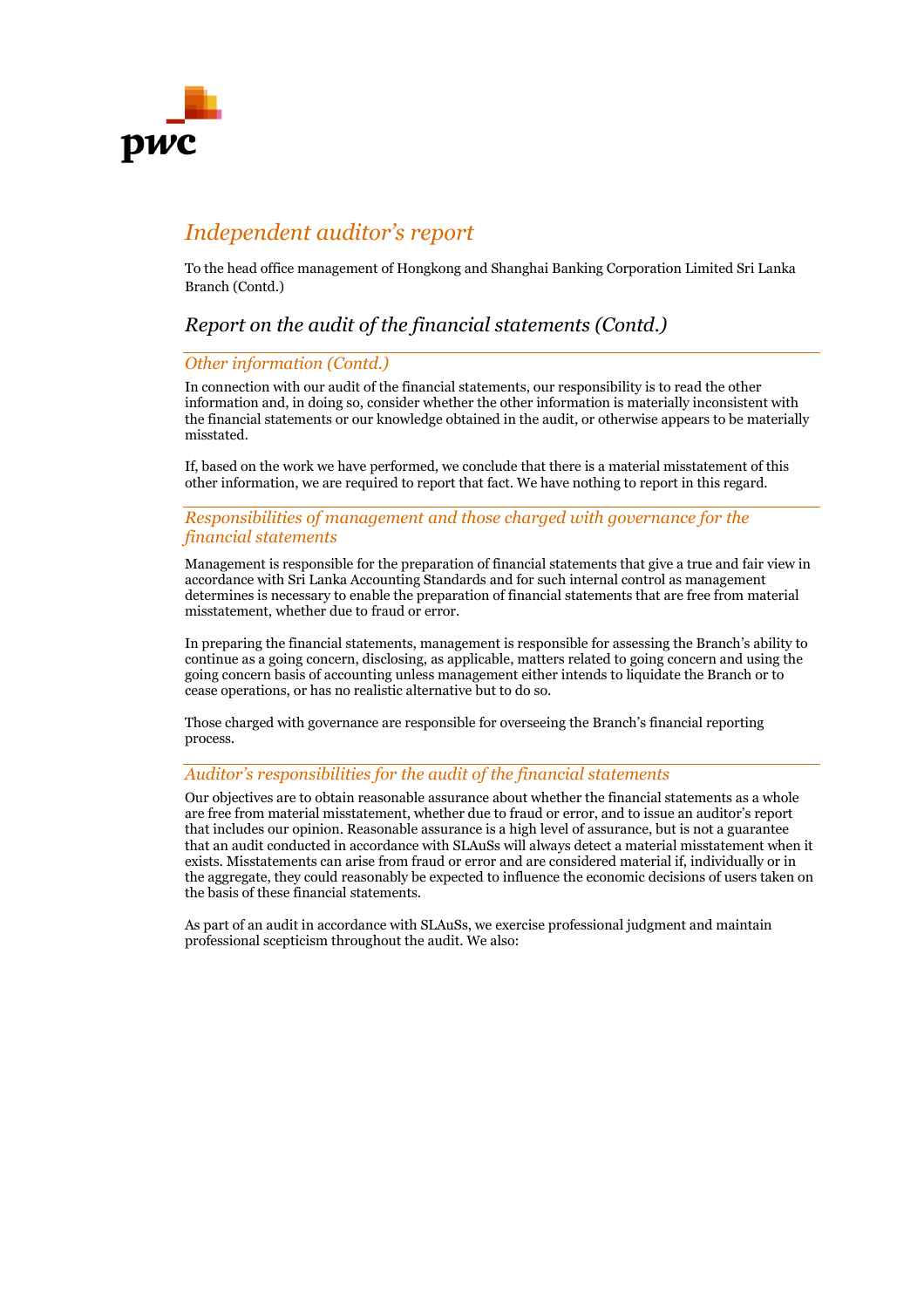# *Independent auditor's report*

To the head office management of Hongkong and Shanghai Banking Corporation Limited Sri Lanka Branch (Contd.)

## *Report on the audit of the financial statements (Contd.)*

### *Other information (Contd.)*

In connection with our audit of the financial statements, our responsibility is to read the other information and, in doing so, consider whether the other information is materially inconsistent with the financial statements or our knowledge obtained in the audit, or otherwise appears to be materially misstated.

If, based on the work we have performed, we conclude that there is a material misstatement of this other information, we are required to report that fact. We have nothing to report in this regard.

### *Responsibilities of management and those charged with governance for the financial statements*

Management is responsible for the preparation of financial statements that give a true and fair view in accordance with Sri Lanka Accounting Standards and for such internal control as management determines is necessary to enable the preparation of financial statements that are free from material misstatement, whether due to fraud or error.

In preparing the financial statements, management is responsible for assessing the Branch's ability to continue as a going concern, disclosing, as applicable, matters related to going concern and using the going concern basis of accounting unless management either intends to liquidate the Branch or to cease operations, or has no realistic alternative but to do so.

Those charged with governance are responsible for overseeing the Branch's financial reporting process.

### *Auditor's responsibilities for the audit of the financial statements*

Our objectives are to obtain reasonable assurance about whether the financial statements as a whole are free from material misstatement, whether due to fraud or error, and to issue an auditor's report that includes our opinion. Reasonable assurance is a high level of assurance, but is not a guarantee that an audit conducted in accordance with SLAuSs will always detect a material misstatement when it exists. Misstatements can arise from fraud or error and are considered material if, individually or in the aggregate, they could reasonably be expected to influence the economic decisions of users taken on the basis of these financial statements.

As part of an audit in accordance with SLAuSs, we exercise professional judgment and maintain professional scepticism throughout the audit. We also: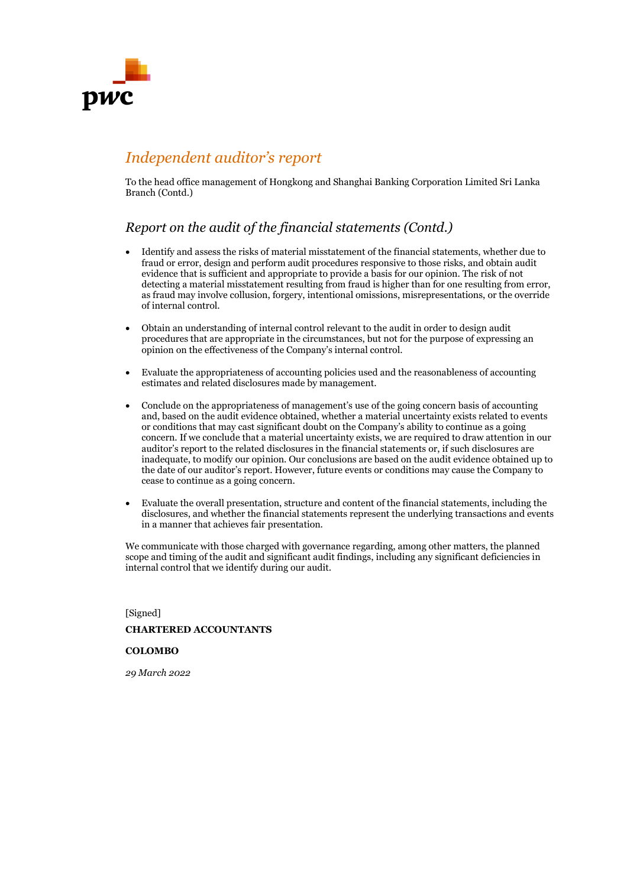# *Independent auditor's report*

To the head office management of Hongkong and Shanghai Banking Corporation Limited Sri Lanka Branch (Contd.)

## *Report on the audit of the financial statements (Contd.)*

- Identify and assess the risks of material misstatement of the financial statements, whether due to fraud or error, design and perform audit procedures responsive to those risks, and obtain audit evidence that is sufficient and appropriate to provide a basis for our opinion. The risk of not detecting a material misstatement resulting from fraud is higher than for one resulting from error, as fraud may involve collusion, forgery, intentional omissions, misrepresentations, or the override of internal control.

- Obtain an understanding of internal control relevant to the audit in order to design audit procedures that are appropriate in the circumstances, but not for the purpose of expressing an opinion on the effectiveness of the Company's internal control.

- Evaluate the appropriateness of accounting policies used and the reasonableness of accounting estimates and related disclosures made by management.

- Conclude on the appropriateness of management's use of the going concern basis of accounting and, based on the audit evidence obtained, whether a material uncertainty exists related to events or conditions that may cast significant doubt on the Company's ability to continue as a going concern. If we conclude that a material uncertainty exists, we are required to draw attention in our auditor's report to the related disclosures in the financial statements or, if such disclosures are inadequate, to modify our opinion. Our conclusions are based on the audit evidence obtained up to the date of our auditor's report. However, future events or conditions may cause the Company to cease to continue as a going concern.

- Evaluate the overall presentation, structure and content of the financial statements, including the disclosures, and whether the financial statements represent the underlying transactions and events in a manner that achieves fair presentation.

We communicate with those charged with governance regarding, among other matters, the planned scope and timing of the audit and significant audit findings, including any significant deficiencies in internal control that we identify during our audit.

[Signed]

**CHARTERED ACCOUNTANTS**

**COLOMBO**

*29 March 2022*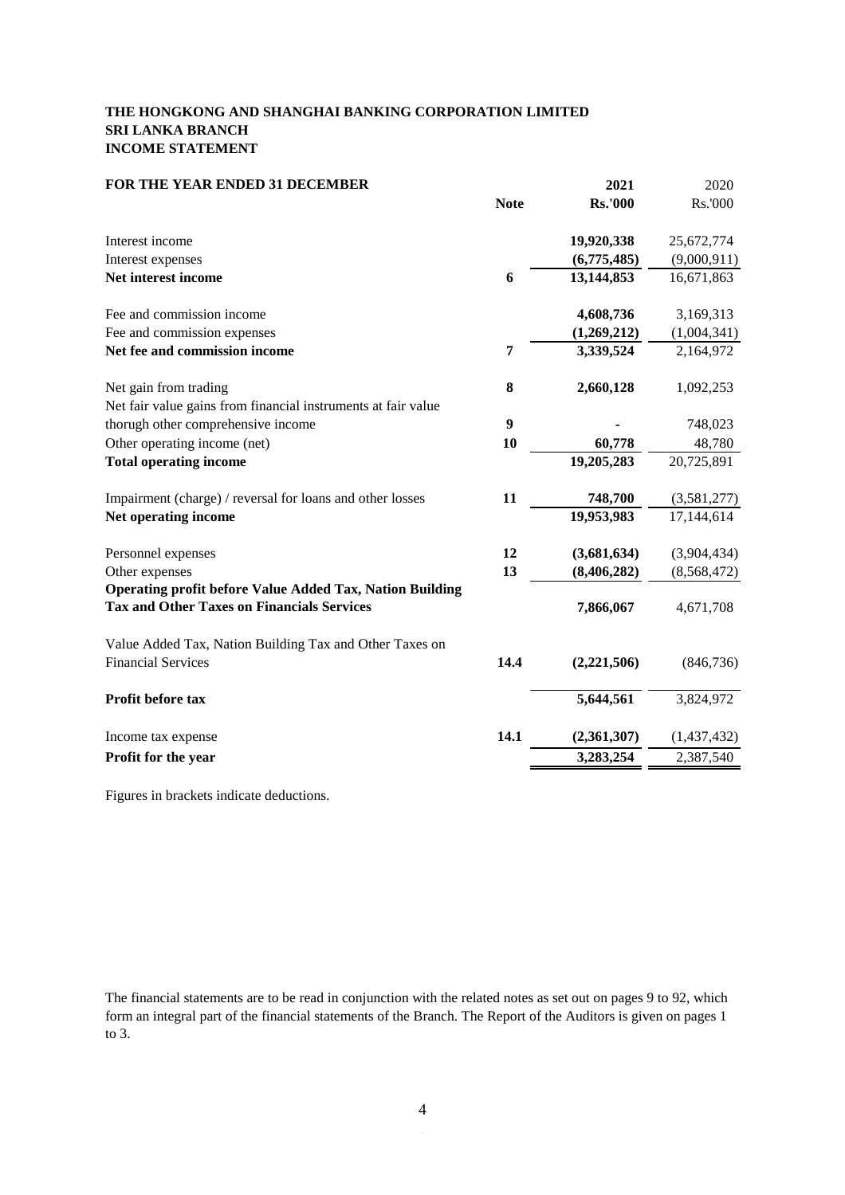**THE HONGKONG AND SHANGHAI BANKING CORPORATION LIMITED**
**SRI LANKA BRANCH**
**INCOME STATEMENT**

| FOR THE YEAR ENDED 31 DECEMBER | Note | 2021 | 2020 |
|---|---|---|---|
| | | Rs.'000 | Rs.'000 |
| Interest income | | 19,920,338 | 25,672,774 |
| Interest expenses | | (6,775,485) | (9,000,911) |
| **Net interest income** | 6 | 13,144,853 | 16,671,863 |
| Fee and commission income | | 4,608,736 | 3,169,313 |
| Fee and commission expenses | | (1,269,212) | (1,004,341) |
| **Net fee and commission income** | 7 | 3,339,524 | 2,164,972 |
| Net gain from trading | 8 | 2,660,128 | 1,092,253 |
| Net fair value gains from financial instruments at fair value thorugh other comprehensive income | 9 | - | 748,023 |
| Other operating income (net) | 10 | 60,778 | 48,780 |
| **Total operating income** | | 19,205,283 | 20,725,891 |
| Impairment (charge) / reversal for loans and other losses | 11 | 748,700 | (3,581,277) |
| **Net operating income** | | 19,953,983 | 17,144,614 |
| Personnel expenses | 12 | (3,681,634) | (3,904,434) |
| Other expenses | 13 | (8,406,282) | (8,568,472) |
| **Operating profit before Value Added Tax, Nation Building Tax and Other Taxes on Financials Services** | | 7,866,067 | 4,671,708 |
| Value Added Tax, Nation Building Tax and Other Taxes on Financial Services | 14.4 | (2,221,506) | (846,736) |
| **Profit before tax** | | 5,644,561 | 3,824,972 |
| Income tax expense | 14.1 | (2,361,307) | (1,437,432) |
| **Profit for the year** | | 3,283,254 | 2,387,540 |

Figures in brackets indicate deductions.

The financial statements are to be read in conjunction with the related notes as set out on pages 9 to 92, which form an integral part of the financial statements of the Branch. The Report of the Auditors is given on pages 1 to 3.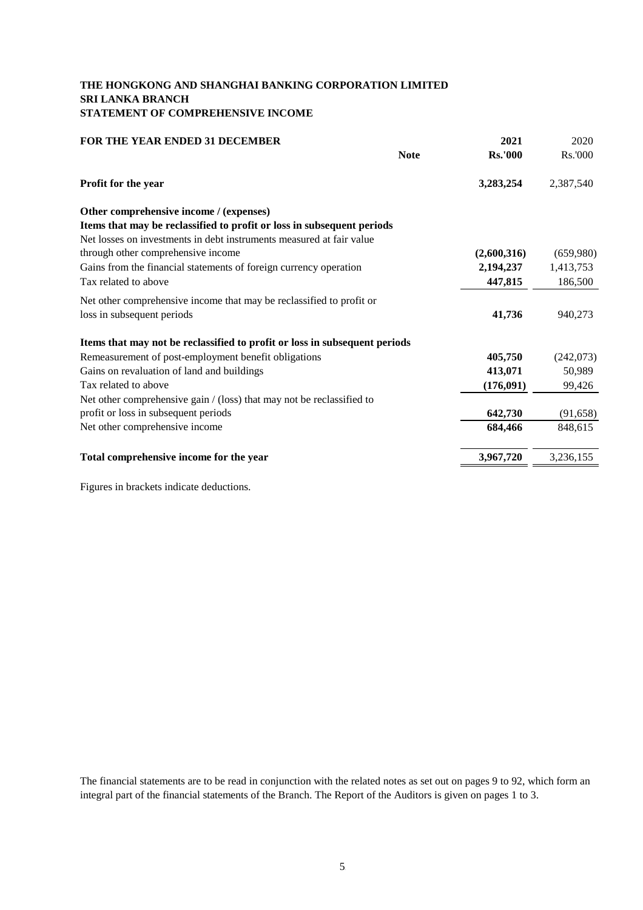**THE HONGKONG AND SHANGHAI BANKING CORPORATION LIMITED**
**SRI LANKA BRANCH**
**STATEMENT OF COMPREHENSIVE INCOME**

| FOR THE YEAR ENDED 31 DECEMBER | Note | 2021 Rs.'000 | 2020 Rs.'000 |
|---|---|---|---|
| **Profit for the year** | | **3,283,254** | 2,387,540 |
| **Other comprehensive income / (expenses)** | | | |
| **Items that may be reclassified to profit or loss in subsequent periods** | | | |
| Net losses on investments in debt instruments measured at fair value through other comprehensive income | | **(2,600,316)** | (659,980) |
| Gains from the financial statements of foreign currency operation | | **2,194,237** | 1,413,753 |
| Tax related to above | | **447,815** | 186,500 |
| Net other comprehensive income that may be reclassified to profit or loss in subsequent periods | | **41,736** | 940,273 |
| **Items that may not be reclassified to profit or loss in subsequent periods** | | | |
| Remeasurement of post-employment benefit obligations | | **405,750** | (242,073) |
| Gains on revaluation of land and buildings | | **413,071** | 50,989 |
| Tax related to above | | **(176,091)** | 99,426 |
| Net other comprehensive gain / (loss) that may not be reclassified to profit or loss in subsequent periods | | **642,730** | (91,658) |
| Net other comprehensive income | | **684,466** | 848,615 |
| **Total comprehensive income for the year** | | **3,967,720** | 3,236,155 |

Figures in brackets indicate deductions.

The financial statements are to be read in conjunction with the related notes as set out on pages 9 to 92, which form an integral part of the financial statements of the Branch. The Report of the Auditors is given on pages 1 to 3.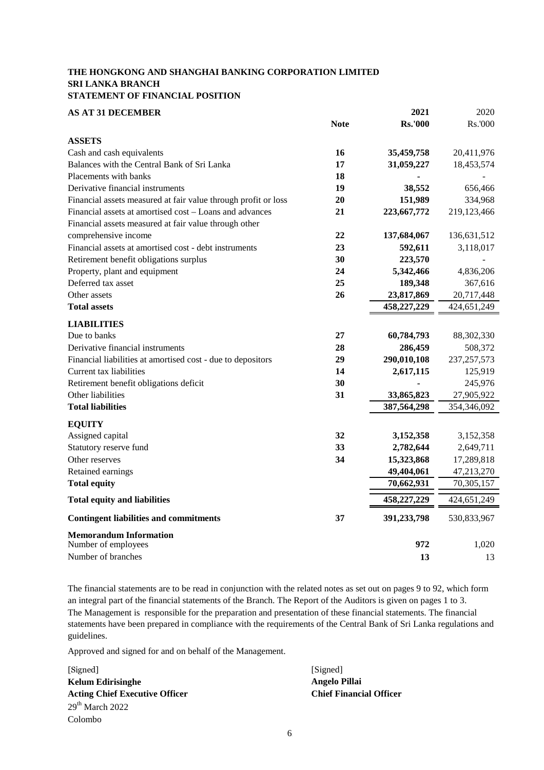**THE HONGKONG AND SHANGHAI BANKING CORPORATION LIMITED**
**SRI LANKA BRANCH**
**STATEMENT OF FINANCIAL POSITION**

| **AS AT 31 DECEMBER** | **Note** | **2021 Rs.'000** | 2020 Rs.'000 |
|---|---|---|---|
| **ASSETS** | | | |
| Cash and cash equivalents | **16** | **35,459,758** | 20,411,976 |
| Balances with the Central Bank of Sri Lanka | **17** | **31,059,227** | 18,453,574 |
| Placements with banks | **18** | **-** | - |
| Derivative financial instruments | **19** | **38,552** | 656,466 |
| Financial assets measured at fair value through profit or loss | **20** | **151,989** | 334,968 |
| Financial assets at amortised cost – Loans and advances | **21** | **223,667,772** | 219,123,466 |
| Financial assets measured at fair value through other comprehensive income | **22** | **137,684,067** | 136,631,512 |
| Financial assets at amortised cost - debt instruments | **23** | **592,611** | 3,118,017 |
| Retirement benefit obligations surplus | **30** | **223,570** | - |
| Property, plant and equipment | **24** | **5,342,466** | 4,836,206 |
| Deferred tax asset | **25** | **189,348** | 367,616 |
| Other assets | **26** | **23,817,869** | 20,717,448 |
| **Total assets** | | **458,227,229** | 424,651,249 |
| **LIABILITIES** | | | |
| Due to banks | **27** | **60,784,793** | 88,302,330 |
| Derivative financial instruments | **28** | **286,459** | 508,372 |
| Financial liabilities at amortised cost - due to depositors | **29** | **290,010,108** | 237,257,573 |
| Current tax liabilities | **14** | **2,617,115** | 125,919 |
| Retirement benefit obligations deficit | **30** | **-** | 245,976 |
| Other liabilities | **31** | **33,865,823** | 27,905,922 |
| **Total liabilities** | | **387,564,298** | 354,346,092 |
| **EQUITY** | | | |
| Assigned capital | **32** | **3,152,358** | 3,152,358 |
| Statutory reserve fund | **33** | **2,782,644** | 2,649,711 |
| Other reserves | **34** | **15,323,868** | 17,289,818 |
| Retained earnings | | **49,404,061** | 47,213,270 |
| **Total equity** | | **70,662,931** | 70,305,157 |
| **Total equity and liabilities** | | **458,227,229** | 424,651,249 |
| **Contingent liabilities and commitments** | **37** | **391,233,798** | 530,833,967 |
| **Memorandum Information** | | | |
| Number of employees | | **972** | 1,020 |
| Number of branches | | **13** | 13 |

The financial statements are to be read in conjunction with the related notes as set out on pages 9 to 92, which form an integral part of the financial statements of the Branch. The Report of the Auditors is given on pages 1 to 3.
The Management is responsible for the preparation and presentation of these financial statements. The financial statements have been prepared in compliance with the requirements of the Central Bank of Sri Lanka regulations and guidelines.

Approved and signed for and on behalf of the Management.

[Signed]
**Kelum Edirisinghe**
**Acting Chief Executive Officer**
29th March 2022
Colombo

[Signed]
**Angelo Pillai**
**Chief Financial Officer**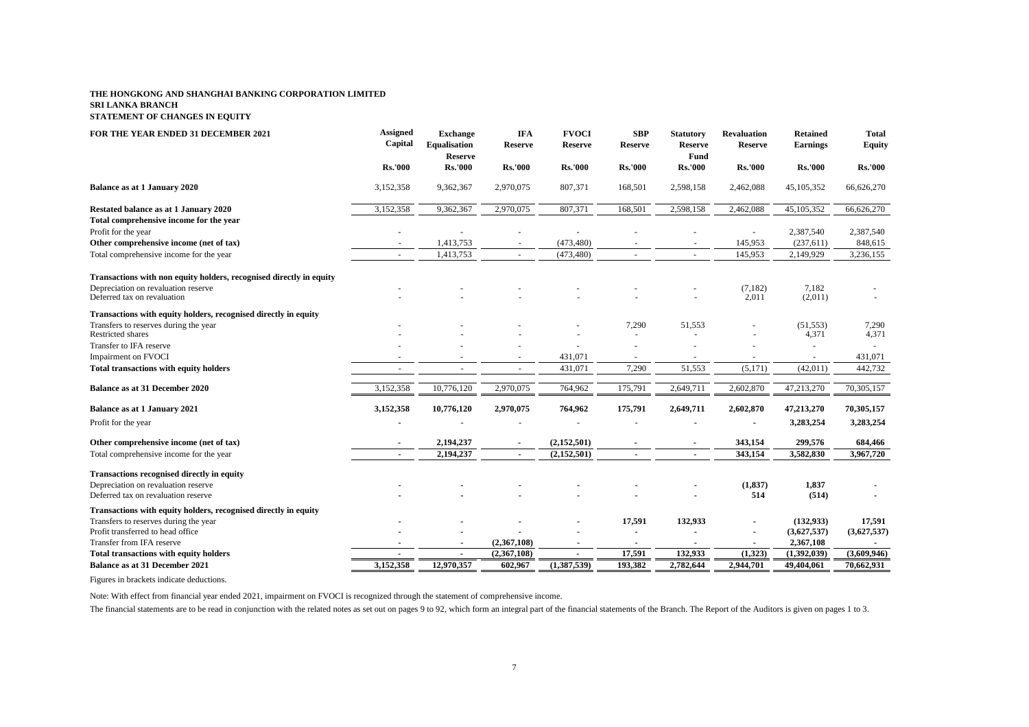**THE HONGKONG AND SHANGHAI BANKING CORPORATION LIMITED**
**SRI LANKA BRANCH**
**STATEMENT OF CHANGES IN EQUITY**

| FOR THE YEAR ENDED 31 DECEMBER 2021 | Assigned Capital | Exchange Equalisation Reserve | IFA Reserve | FVOCI Reserve | SBP Reserve | Statutory Reserve Fund | Revaluation Reserve | Retained Earnings | Total Equity |
|---|---|---|---|---|---|---|---|---|---|
| | Rs.'000 | Rs.'000 | Rs.'000 | Rs.'000 | Rs.'000 | Rs.'000 | Rs.'000 | Rs.'000 | Rs.'000 |
| **Balance as at 1 January 2020** | 3,152,358 | 9,362,367 | 2,970,075 | 807,371 | 168,501 | 2,598,158 | 2,462,088 | 45,105,352 | 66,626,270 |
| **Restated balance as at 1 January 2020** | 3,152,358 | 9,362,367 | 2,970,075 | 807,371 | 168,501 | 2,598,158 | 2,462,088 | 45,105,352 | 66,626,270 |
| **Total comprehensive income for the year** | | | | | | | | | |
| Profit for the year | - | - | - | - | - | - | - | 2,387,540 | 2,387,540 |
| **Other comprehensive income (net of tax)** | - | 1,413,753 | - | (473,480) | - | - | 145,953 | (237,611) | 848,615 |
| Total comprehensive income for the year | - | 1,413,753 | - | (473,480) | - | - | 145,953 | 2,149,929 | 3,236,155 |
| **Transactions with non equity holders, recognised directly in equity** | | | | | | | | | |
| Depreciation on revaluation reserve | - | - | - | - | - | - | (7,182) | 7,182 | - |
| Deferred tax on revaluation | - | - | - | - | - | - | 2,011 | (2,011) | - |
| **Transactions with equity holders, recognised directly in equity** | | | | | | | | | |
| Transfers to reserves during the year | - | - | - | - | 7,290 | 51,553 | - | (51,553) | 7,290 |
| Restricted shares | - | - | - | - | - | - | - | 4,371 | 4,371 |
| Transfer to IFA reserve | - | - | - | - | - | - | - | - | - |
| Impairment on FVOCI | - | - | - | 431,071 | - | - | - | - | 431,071 |
| **Total transactions with equity holders** | - | - | - | 431,071 | 7,290 | 51,553 | (5,171) | (42,011) | 442,732 |
| **Balance as at 31 December 2020** | 3,152,358 | 10,776,120 | 2,970,075 | 764,962 | 175,791 | 2,649,711 | 2,602,870 | 47,213,270 | 70,305,157 |
| **Balance as at 1 January 2021** | **3,152,358** | **10,776,120** | **2,970,075** | **764,962** | **175,791** | **2,649,711** | **2,602,870** | **47,213,270** | **70,305,157** |
| Profit for the year | - | - | - | - | - | - | - | **3,283,254** | **3,283,254** |
| **Other comprehensive income (net of tax)** | - | **2,194,237** | - | **(2,152,501)** | - | - | **343,154** | **299,576** | **684,466** |
| Total comprehensive income for the year | - | **2,194,237** | - | **(2,152,501)** | - | - | **343,154** | **3,582,830** | **3,967,720** |
| **Transactions recognised directly in equity** | | | | | | | | | |
| Depreciation on revaluation reserve | - | - | - | - | - | - | **(1,837)** | **1,837** | - |
| Deferred tax on revaluation reserve | - | - | - | - | - | - | **514** | **(514)** | - |
| **Transactions with equity holders, recognised directly in equity** | | | | | | | | | |
| Transfers to reserves during the year | - | - | - | - | **17,591** | **132,933** | - | **(132,933)** | **17,591** |
| Profit transferred to head office | - | - | - | - | - | - | - | **(3,627,537)** | **(3,627,537)** |
| Transfer from IFA reserve | - | - | **(2,367,108)** | - | - | - | - | **2,367,108** | - |
| **Total transactions with equity holders** | - | - | **(2,367,108)** | - | **17,591** | **132,933** | **(1,323)** | **(1,392,039)** | **(3,609,946)** |
| **Balance as at 31 December 2021** | **3,152,358** | **12,970,357** | **602,967** | **(1,387,539)** | **193,382** | **2,782,644** | **2,944,701** | **49,404,061** | **70,662,931** |

Figures in brackets indicate deductions.

Note: With effect from financial year ended 2021, impairment on FVOCI is recognized through the statement of comprehensive income.

The financial statements are to be read in conjunction with the related notes as set out on pages 9 to 92, which form an integral part of the financial statements of the Branch. The Report of the Auditors is given on pages 1 to 3.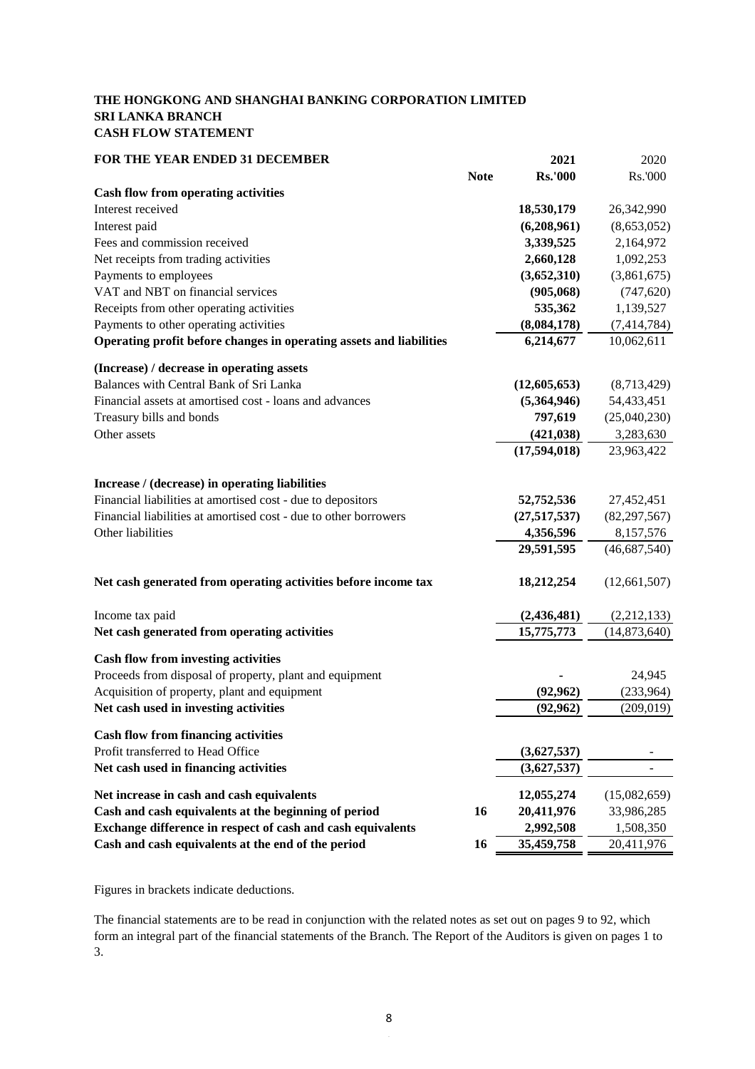**THE HONGKONG AND SHANGHAI BANKING CORPORATION LIMITED**
**SRI LANKA BRANCH**
**CASH FLOW STATEMENT**

| FOR THE YEAR ENDED 31 DECEMBER | Note | 2021 Rs.'000 | 2020 Rs.'000 |
|---|---|---|---|
| **Cash flow from operating activities** | | | |
| Interest received | | 18,530,179 | 26,342,990 |
| Interest paid | | (6,208,961) | (8,653,052) |
| Fees and commission received | | 3,339,525 | 2,164,972 |
| Net receipts from trading activities | | 2,660,128 | 1,092,253 |
| Payments to employees | | (3,652,310) | (3,861,675) |
| VAT and NBT on financial services | | (905,068) | (747,620) |
| Receipts from other operating activities | | 535,362 | 1,139,527 |
| Payments to other operating activities | | (8,084,178) | (7,414,784) |
| **Operating profit before changes in operating assets and liabilities** | | 6,214,677 | 10,062,611 |
| **(Increase) / decrease in operating assets** | | | |
| Balances with Central Bank of Sri Lanka | | (12,605,653) | (8,713,429) |
| Financial assets at amortised cost - loans and advances | | (5,364,946) | 54,433,451 |
| Treasury bills and bonds | | 797,619 | (25,040,230) |
| Other assets | | (421,038) | 3,283,630 |
| | | (17,594,018) | 23,963,422 |
| **Increase / (decrease) in operating liabilities** | | | |
| Financial liabilities at amortised cost - due to depositors | | 52,752,536 | 27,452,451 |
| Financial liabilities at amortised cost - due to other borrowers | | (27,517,537) | (82,297,567) |
| Other liabilities | | 4,356,596 | 8,157,576 |
| | | 29,591,595 | (46,687,540) |
| **Net cash generated from operating activities before income tax** | | 18,212,254 | (12,661,507) |
| Income tax paid | | (2,436,481) | (2,212,133) |
| **Net cash generated from operating activities** | | 15,775,773 | (14,873,640) |
| **Cash flow from investing activities** | | | |
| Proceeds from disposal of property, plant and equipment | | - | 24,945 |
| Acquisition of property, plant and equipment | | (92,962) | (233,964) |
| **Net cash used in investing activities** | | (92,962) | (209,019) |
| **Cash flow from financing activities** | | | |
| Profit transferred to Head Office | | (3,627,537) | - |
| **Net cash used in financing activities** | | (3,627,537) | - |
| **Net increase in cash and cash equivalents** | | 12,055,274 | (15,082,659) |
| **Cash and cash equivalents at the beginning of period** | 16 | 20,411,976 | 33,986,285 |
| **Exchange difference in respect of cash and cash equivalents** | | 2,992,508 | 1,508,350 |
| **Cash and cash equivalents at the end of the period** | 16 | 35,459,758 | 20,411,976 |

Figures in brackets indicate deductions.

The financial statements are to be read in conjunction with the related notes as set out on pages 9 to 92, which form an integral part of the financial statements of the Branch. The Report of the Auditors is given on pages 1 to 3.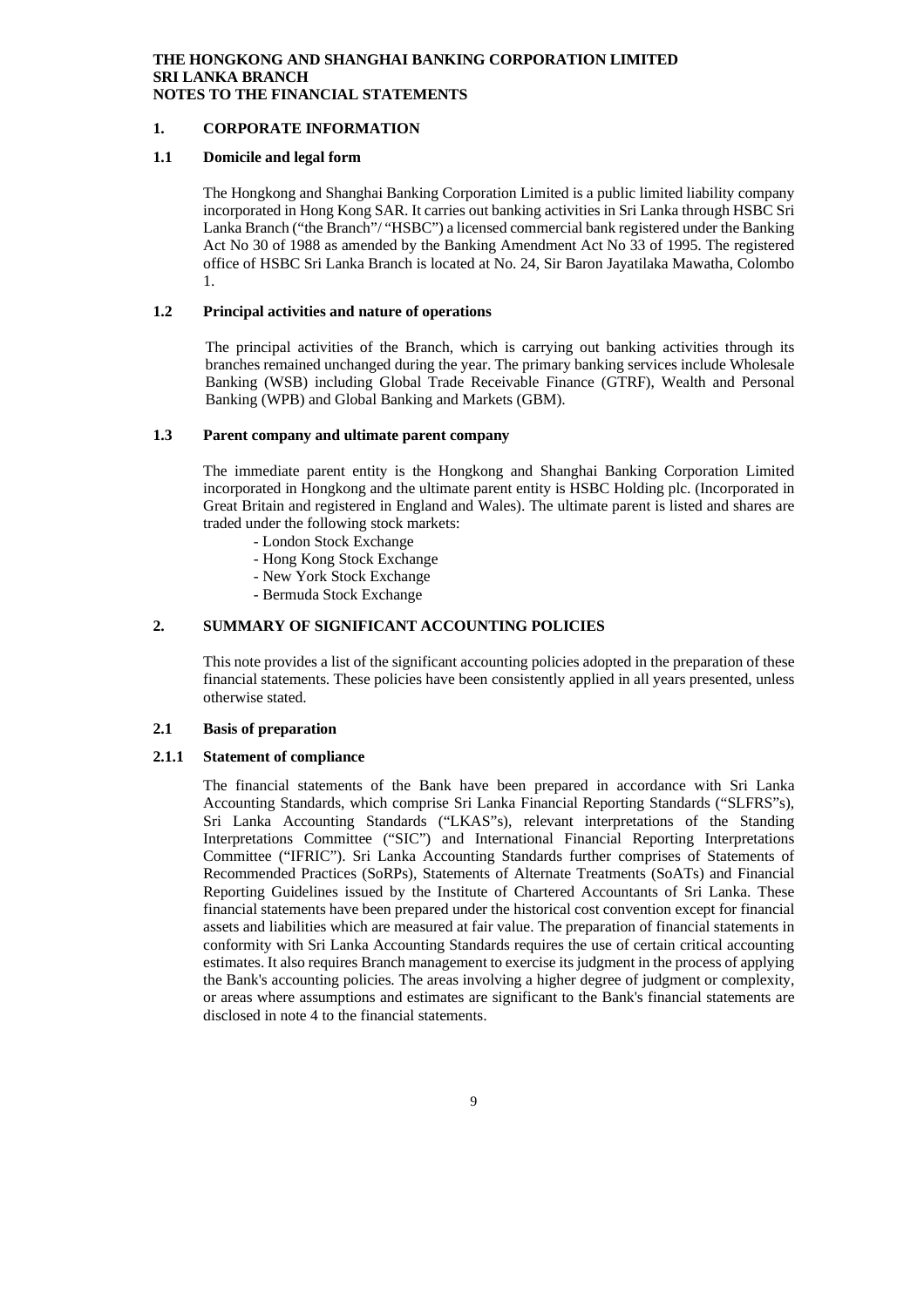# 1. CORPORATE INFORMATION

## 1.1 Domicile and legal form

The Hongkong and Shanghai Banking Corporation Limited is a public limited liability company incorporated in Hong Kong SAR. It carries out banking activities in Sri Lanka through HSBC Sri Lanka Branch ("the Branch"/ "HSBC") a licensed commercial bank registered under the Banking Act No 30 of 1988 as amended by the Banking Amendment Act No 33 of 1995. The registered office of HSBC Sri Lanka Branch is located at No. 24, Sir Baron Jayatilaka Mawatha, Colombo 1.

## 1.2 Principal activities and nature of operations

The principal activities of the Branch, which is carrying out banking activities through its branches remained unchanged during the year. The primary banking services include Wholesale Banking (WSB) including Global Trade Receivable Finance (GTRF), Wealth and Personal Banking (WPB) and Global Banking and Markets (GBM).

## 1.3 Parent company and ultimate parent company

The immediate parent entity is the Hongkong and Shanghai Banking Corporation Limited incorporated in Hongkong and the ultimate parent entity is HSBC Holding plc. (Incorporated in Great Britain and registered in England and Wales). The ultimate parent is listed and shares are traded under the following stock markets:

- London Stock Exchange
- Hong Kong Stock Exchange
- New York Stock Exchange
- Bermuda Stock Exchange

# 2. SUMMARY OF SIGNIFICANT ACCOUNTING POLICIES

This note provides a list of the significant accounting policies adopted in the preparation of these financial statements. These policies have been consistently applied in all years presented, unless otherwise stated.

## 2.1 Basis of preparation

### 2.1.1 Statement of compliance

The financial statements of the Bank have been prepared in accordance with Sri Lanka Accounting Standards, which comprise Sri Lanka Financial Reporting Standards ("SLFRS"s), Sri Lanka Accounting Standards ("LKAS"s), relevant interpretations of the Standing Interpretations Committee ("SIC") and International Financial Reporting Interpretations Committee ("IFRIC"). Sri Lanka Accounting Standards further comprises of Statements of Recommended Practices (SoRPs), Statements of Alternate Treatments (SoATs) and Financial Reporting Guidelines issued by the Institute of Chartered Accountants of Sri Lanka. These financial statements have been prepared under the historical cost convention except for financial assets and liabilities which are measured at fair value. The preparation of financial statements in conformity with Sri Lanka Accounting Standards requires the use of certain critical accounting estimates. It also requires Branch management to exercise its judgment in the process of applying the Bank's accounting policies. The areas involving a higher degree of judgment or complexity, or areas where assumptions and estimates are significant to the Bank's financial statements are disclosed in note 4 to the financial statements.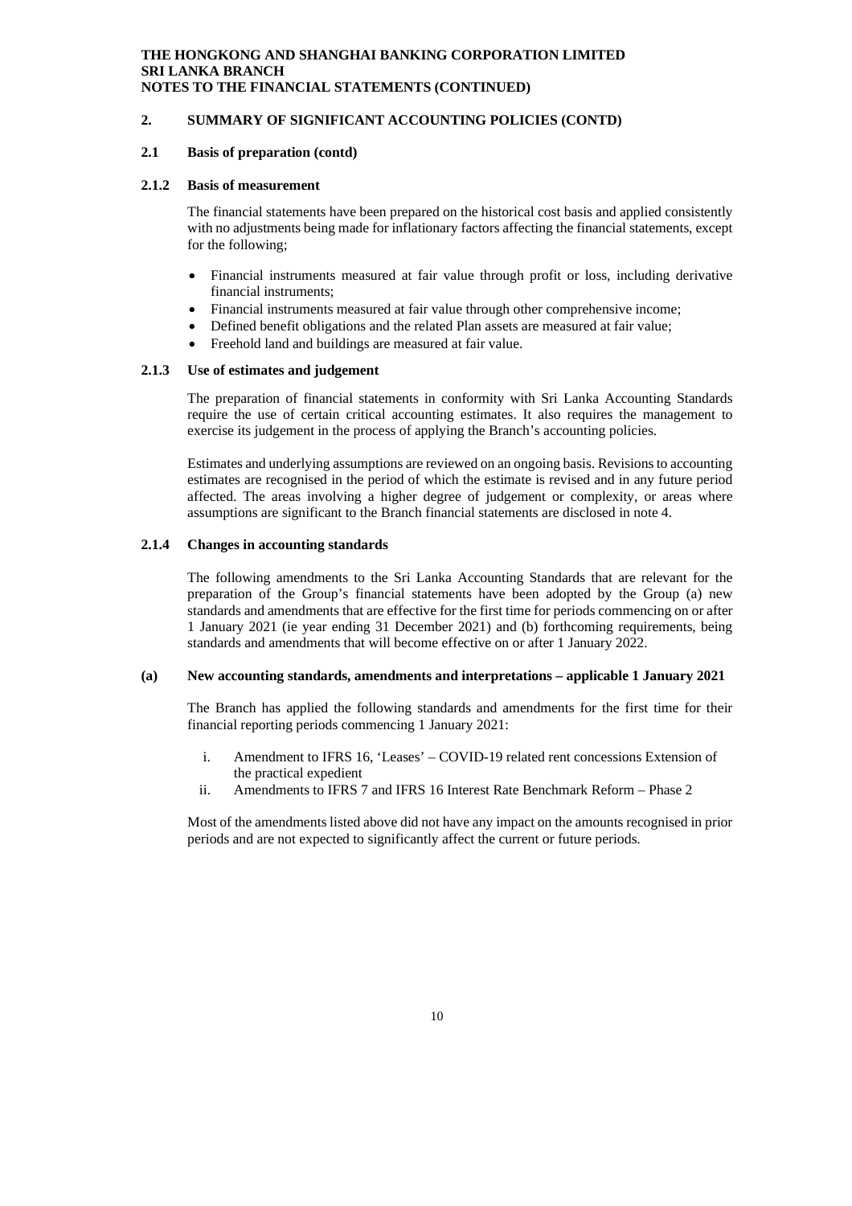## 2. SUMMARY OF SIGNIFICANT ACCOUNTING POLICIES (CONTD)

### 2.1 Basis of preparation (contd)

#### 2.1.2 Basis of measurement

The financial statements have been prepared on the historical cost basis and applied consistently with no adjustments being made for inflationary factors affecting the financial statements, except for the following;

- Financial instruments measured at fair value through profit or loss, including derivative financial instruments;
- Financial instruments measured at fair value through other comprehensive income;
- Defined benefit obligations and the related Plan assets are measured at fair value;
- Freehold land and buildings are measured at fair value.

#### 2.1.3 Use of estimates and judgement

The preparation of financial statements in conformity with Sri Lanka Accounting Standards require the use of certain critical accounting estimates. It also requires the management to exercise its judgement in the process of applying the Branch's accounting policies.

Estimates and underlying assumptions are reviewed on an ongoing basis. Revisions to accounting estimates are recognised in the period of which the estimate is revised and in any future period affected. The areas involving a higher degree of judgement or complexity, or areas where assumptions are significant to the Branch financial statements are disclosed in note 4.

#### 2.1.4 Changes in accounting standards

The following amendments to the Sri Lanka Accounting Standards that are relevant for the preparation of the Group's financial statements have been adopted by the Group (a) new standards and amendments that are effective for the first time for periods commencing on or after 1 January 2021 (ie year ending 31 December 2021) and (b) forthcoming requirements, being standards and amendments that will become effective on or after 1 January 2022.

#### (a) New accounting standards, amendments and interpretations – applicable 1 January 2021

The Branch has applied the following standards and amendments for the first time for their financial reporting periods commencing 1 January 2021:

i. Amendment to IFRS 16, 'Leases' – COVID-19 related rent concessions Extension of the practical expedient
ii. Amendments to IFRS 7 and IFRS 16 Interest Rate Benchmark Reform – Phase 2

Most of the amendments listed above did not have any impact on the amounts recognised in prior periods and are not expected to significantly affect the current or future periods.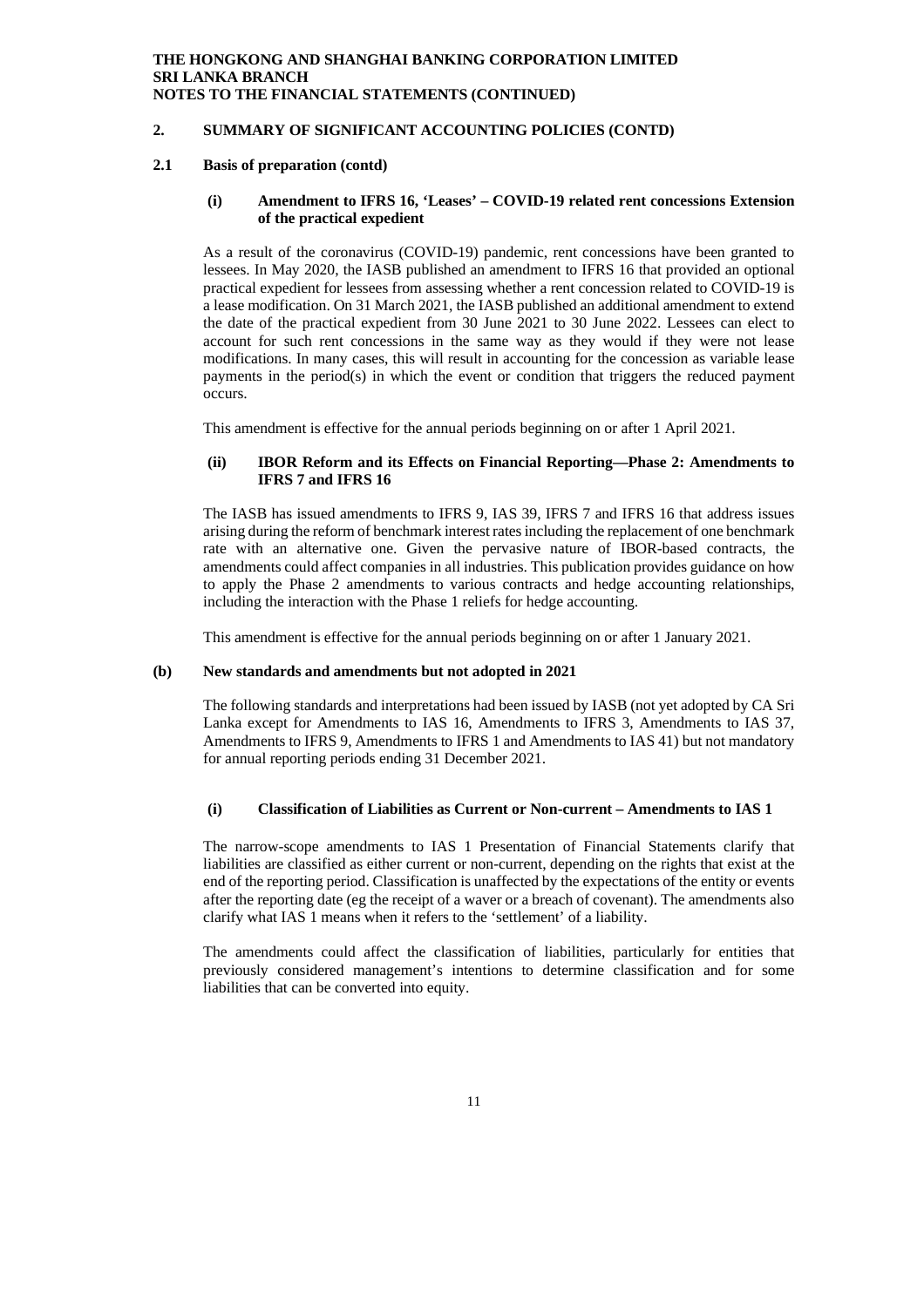## 2. SUMMARY OF SIGNIFICANT ACCOUNTING POLICIES (CONTD)

### 2.1 Basis of preparation (contd)

#### (i) Amendment to IFRS 16, 'Leases' – COVID-19 related rent concessions Extension of the practical expedient

As a result of the coronavirus (COVID-19) pandemic, rent concessions have been granted to lessees. In May 2020, the IASB published an amendment to IFRS 16 that provided an optional practical expedient for lessees from assessing whether a rent concession related to COVID-19 is a lease modification. On 31 March 2021, the IASB published an additional amendment to extend the date of the practical expedient from 30 June 2021 to 30 June 2022. Lessees can elect to account for such rent concessions in the same way as they would if they were not lease modifications. In many cases, this will result in accounting for the concession as variable lease payments in the period(s) in which the event or condition that triggers the reduced payment occurs.

This amendment is effective for the annual periods beginning on or after 1 April 2021.

#### (ii) IBOR Reform and its Effects on Financial Reporting—Phase 2: Amendments to IFRS 7 and IFRS 16

The IASB has issued amendments to IFRS 9, IAS 39, IFRS 7 and IFRS 16 that address issues arising during the reform of benchmark interest rates including the replacement of one benchmark rate with an alternative one. Given the pervasive nature of IBOR-based contracts, the amendments could affect companies in all industries. This publication provides guidance on how to apply the Phase 2 amendments to various contracts and hedge accounting relationships, including the interaction with the Phase 1 reliefs for hedge accounting.

This amendment is effective for the annual periods beginning on or after 1 January 2021.

### (b) New standards and amendments but not adopted in 2021

The following standards and interpretations had been issued by IASB (not yet adopted by CA Sri Lanka except for Amendments to IAS 16, Amendments to IFRS 3, Amendments to IAS 37, Amendments to IFRS 9, Amendments to IFRS 1 and Amendments to IAS 41) but not mandatory for annual reporting periods ending 31 December 2021.

#### (i) Classification of Liabilities as Current or Non-current – Amendments to IAS 1

The narrow-scope amendments to IAS 1 Presentation of Financial Statements clarify that liabilities are classified as either current or non-current, depending on the rights that exist at the end of the reporting period. Classification is unaffected by the expectations of the entity or events after the reporting date (eg the receipt of a waver or a breach of covenant). The amendments also clarify what IAS 1 means when it refers to the 'settlement' of a liability.

The amendments could affect the classification of liabilities, particularly for entities that previously considered management's intentions to determine classification and for some liabilities that can be converted into equity.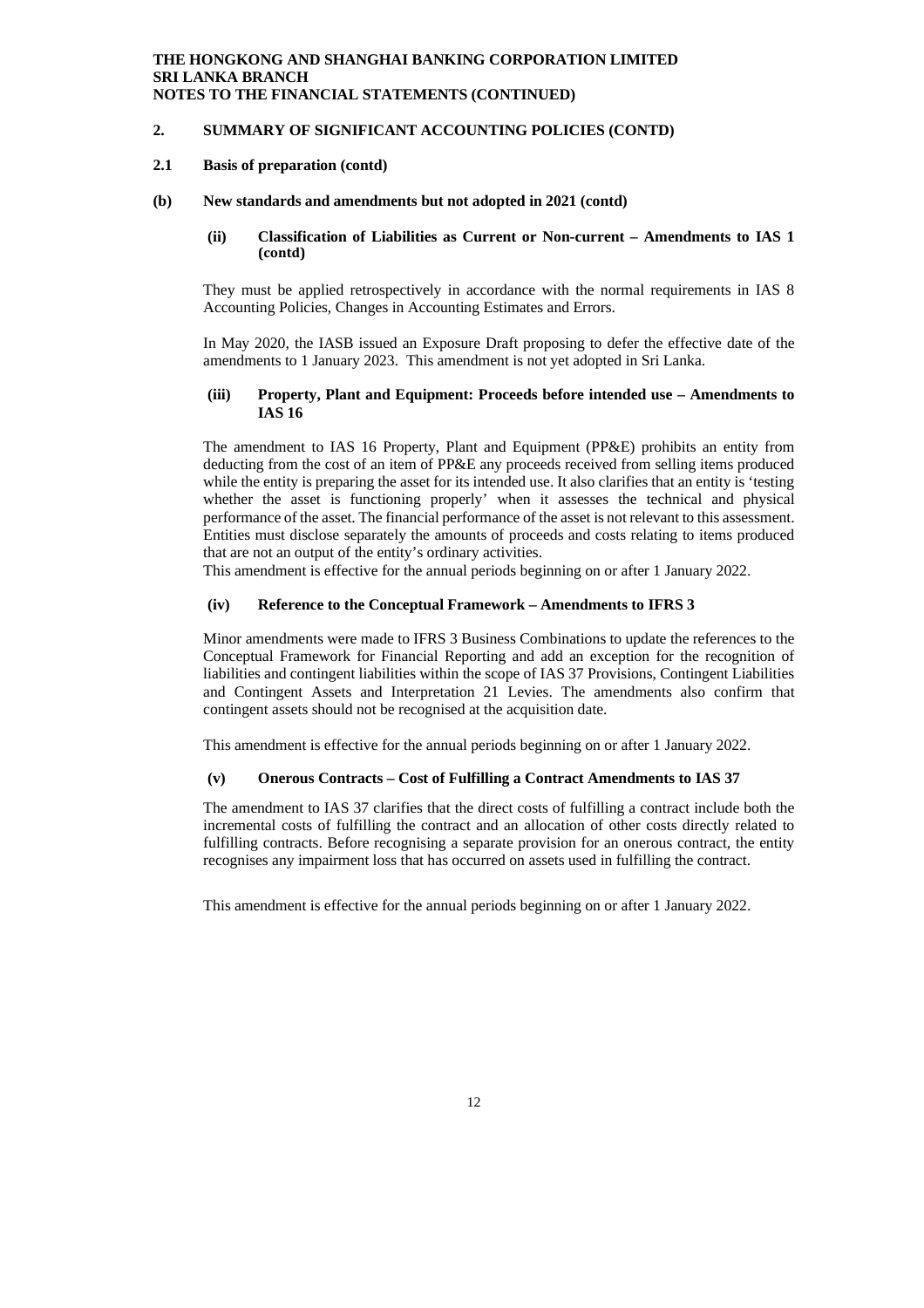## 2. SUMMARY OF SIGNIFICANT ACCOUNTING POLICIES (CONTD)

### 2.1 Basis of preparation (contd)

### (b) New standards and amendments but not adopted in 2021 (contd)

#### (ii) Classification of Liabilities as Current or Non-current – Amendments to IAS 1 (contd)

They must be applied retrospectively in accordance with the normal requirements in IAS 8 Accounting Policies, Changes in Accounting Estimates and Errors.

In May 2020, the IASB issued an Exposure Draft proposing to defer the effective date of the amendments to 1 January 2023. This amendment is not yet adopted in Sri Lanka.

#### (iii) Property, Plant and Equipment: Proceeds before intended use – Amendments to IAS 16

The amendment to IAS 16 Property, Plant and Equipment (PP&E) prohibits an entity from deducting from the cost of an item of PP&E any proceeds received from selling items produced while the entity is preparing the asset for its intended use. It also clarifies that an entity is 'testing whether the asset is functioning properly' when it assesses the technical and physical performance of the asset. The financial performance of the asset is not relevant to this assessment. Entities must disclose separately the amounts of proceeds and costs relating to items produced that are not an output of the entity's ordinary activities.
This amendment is effective for the annual periods beginning on or after 1 January 2022.

#### (iv) Reference to the Conceptual Framework – Amendments to IFRS 3

Minor amendments were made to IFRS 3 Business Combinations to update the references to the Conceptual Framework for Financial Reporting and add an exception for the recognition of liabilities and contingent liabilities within the scope of IAS 37 Provisions, Contingent Liabilities and Contingent Assets and Interpretation 21 Levies. The amendments also confirm that contingent assets should not be recognised at the acquisition date.

This amendment is effective for the annual periods beginning on or after 1 January 2022.

#### (v) Onerous Contracts – Cost of Fulfilling a Contract Amendments to IAS 37

The amendment to IAS 37 clarifies that the direct costs of fulfilling a contract include both the incremental costs of fulfilling the contract and an allocation of other costs directly related to fulfilling contracts. Before recognising a separate provision for an onerous contract, the entity recognises any impairment loss that has occurred on assets used in fulfilling the contract.

This amendment is effective for the annual periods beginning on or after 1 January 2022.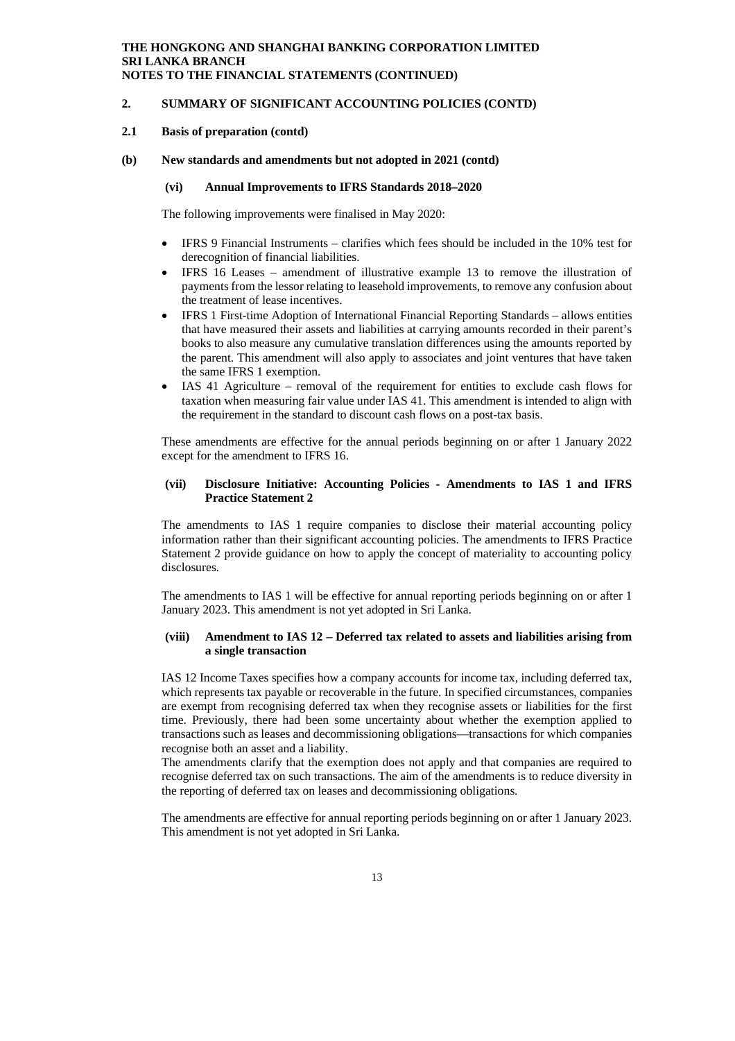## 2. SUMMARY OF SIGNIFICANT ACCOUNTING POLICIES (CONTD)

### 2.1 Basis of preparation (contd)

### (b) New standards and amendments but not adopted in 2021 (contd)

#### (vi) Annual Improvements to IFRS Standards 2018–2020

The following improvements were finalised in May 2020:

- IFRS 9 Financial Instruments – clarifies which fees should be included in the 10% test for derecognition of financial liabilities.
- IFRS 16 Leases – amendment of illustrative example 13 to remove the illustration of payments from the lessor relating to leasehold improvements, to remove any confusion about the treatment of lease incentives.
- IFRS 1 First-time Adoption of International Financial Reporting Standards – allows entities that have measured their assets and liabilities at carrying amounts recorded in their parent's books to also measure any cumulative translation differences using the amounts reported by the parent. This amendment will also apply to associates and joint ventures that have taken the same IFRS 1 exemption.
- IAS 41 Agriculture – removal of the requirement for entities to exclude cash flows for taxation when measuring fair value under IAS 41. This amendment is intended to align with the requirement in the standard to discount cash flows on a post-tax basis.

These amendments are effective for the annual periods beginning on or after 1 January 2022 except for the amendment to IFRS 16.

#### (vii) Disclosure Initiative: Accounting Policies - Amendments to IAS 1 and IFRS Practice Statement 2

The amendments to IAS 1 require companies to disclose their material accounting policy information rather than their significant accounting policies. The amendments to IFRS Practice Statement 2 provide guidance on how to apply the concept of materiality to accounting policy disclosures.

The amendments to IAS 1 will be effective for annual reporting periods beginning on or after 1 January 2023. This amendment is not yet adopted in Sri Lanka.

#### (viii) Amendment to IAS 12 – Deferred tax related to assets and liabilities arising from a single transaction

IAS 12 Income Taxes specifies how a company accounts for income tax, including deferred tax, which represents tax payable or recoverable in the future. In specified circumstances, companies are exempt from recognising deferred tax when they recognise assets or liabilities for the first time. Previously, there had been some uncertainty about whether the exemption applied to transactions such as leases and decommissioning obligations—transactions for which companies recognise both an asset and a liability.

The amendments clarify that the exemption does not apply and that companies are required to recognise deferred tax on such transactions. The aim of the amendments is to reduce diversity in the reporting of deferred tax on leases and decommissioning obligations.

The amendments are effective for annual reporting periods beginning on or after 1 January 2023. This amendment is not yet adopted in Sri Lanka.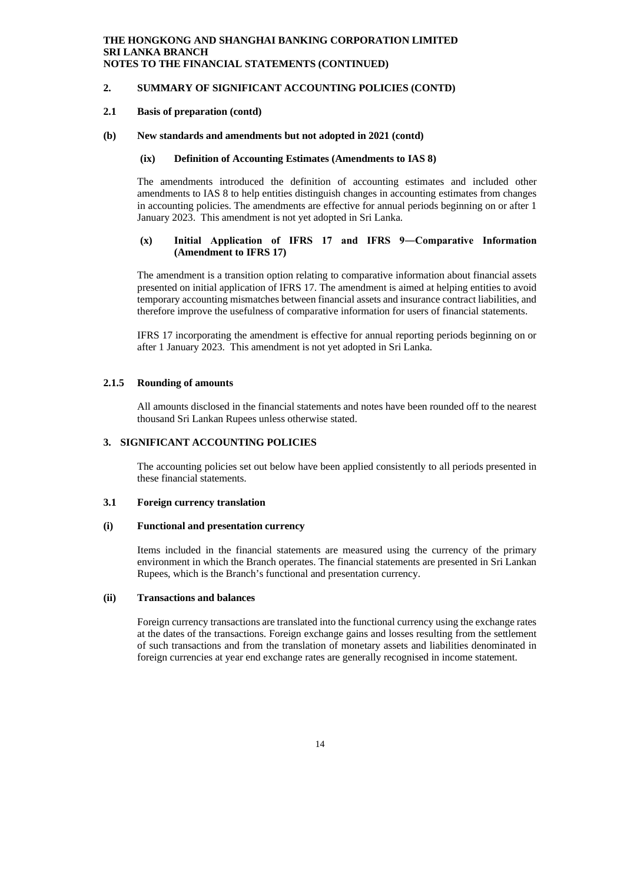## 2. SUMMARY OF SIGNIFICANT ACCOUNTING POLICIES (CONTD)

### 2.1 Basis of preparation (contd)

### (b) New standards and amendments but not adopted in 2021 (contd)

#### (ix) Definition of Accounting Estimates (Amendments to IAS 8)

The amendments introduced the definition of accounting estimates and included other amendments to IAS 8 to help entities distinguish changes in accounting estimates from changes in accounting policies. The amendments are effective for annual periods beginning on or after 1 January 2023. This amendment is not yet adopted in Sri Lanka.

#### (x) Initial Application of IFRS 17 and IFRS 9—Comparative Information (Amendment to IFRS 17)

The amendment is a transition option relating to comparative information about financial assets presented on initial application of IFRS 17. The amendment is aimed at helping entities to avoid temporary accounting mismatches between financial assets and insurance contract liabilities, and therefore improve the usefulness of comparative information for users of financial statements.

IFRS 17 incorporating the amendment is effective for annual reporting periods beginning on or after 1 January 2023. This amendment is not yet adopted in Sri Lanka.

### 2.1.5 Rounding of amounts

All amounts disclosed in the financial statements and notes have been rounded off to the nearest thousand Sri Lankan Rupees unless otherwise stated.

## 3. SIGNIFICANT ACCOUNTING POLICIES

The accounting policies set out below have been applied consistently to all periods presented in these financial statements.

### 3.1 Foreign currency translation

### (i) Functional and presentation currency

Items included in the financial statements are measured using the currency of the primary environment in which the Branch operates. The financial statements are presented in Sri Lankan Rupees, which is the Branch's functional and presentation currency.

### (ii) Transactions and balances

Foreign currency transactions are translated into the functional currency using the exchange rates at the dates of the transactions. Foreign exchange gains and losses resulting from the settlement of such transactions and from the translation of monetary assets and liabilities denominated in foreign currencies at year end exchange rates are generally recognised in income statement.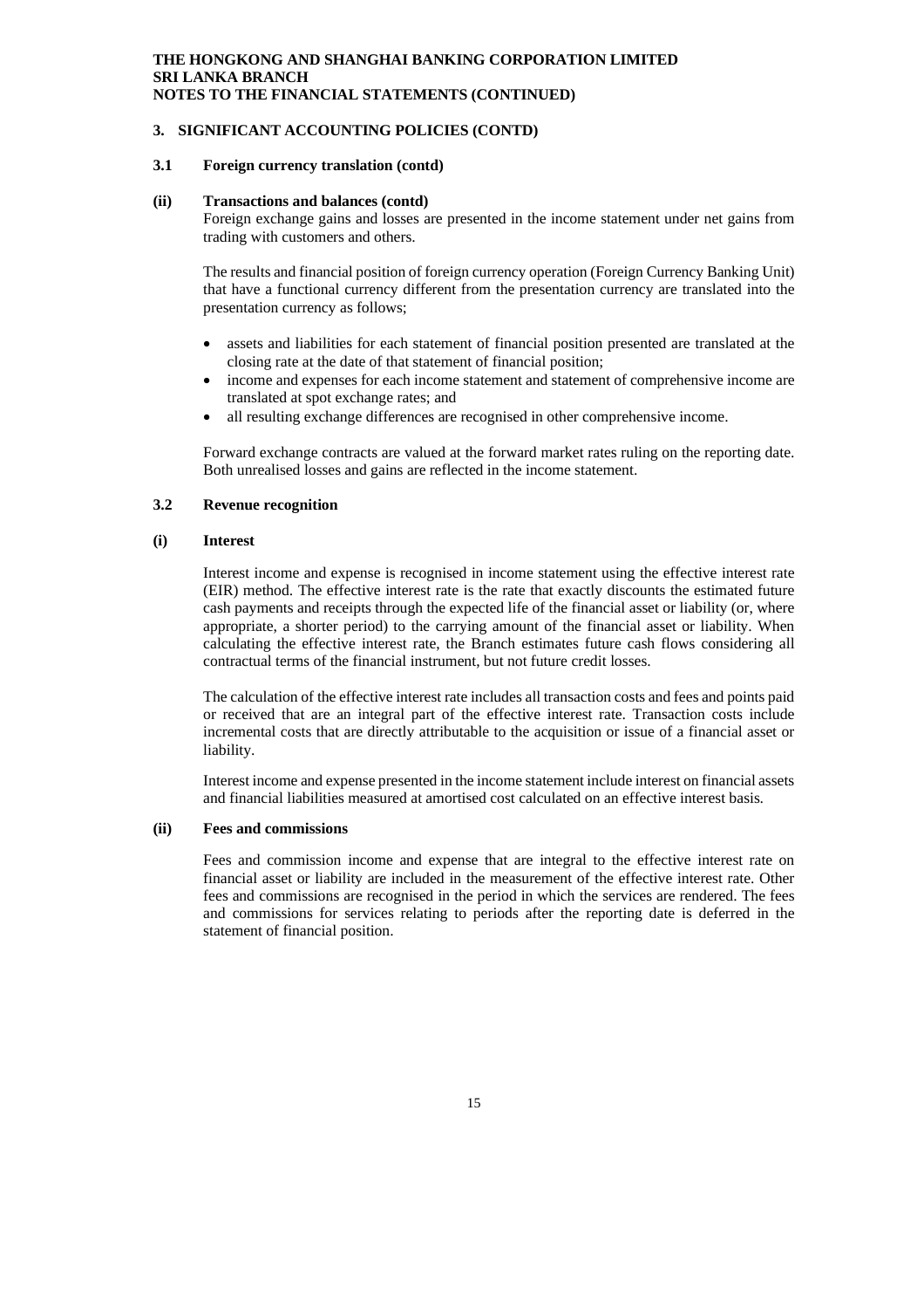### 3. SIGNIFICANT ACCOUNTING POLICIES (CONTD)

#### 3.1 Foreign currency translation (contd)

**(ii) Transactions and balances (contd)**

Foreign exchange gains and losses are presented in the income statement under net gains from trading with customers and others.

The results and financial position of foreign currency operation (Foreign Currency Banking Unit) that have a functional currency different from the presentation currency are translated into the presentation currency as follows;

- assets and liabilities for each statement of financial position presented are translated at the closing rate at the date of that statement of financial position;
- income and expenses for each income statement and statement of comprehensive income are translated at spot exchange rates; and
- all resulting exchange differences are recognised in other comprehensive income.

Forward exchange contracts are valued at the forward market rates ruling on the reporting date. Both unrealised losses and gains are reflected in the income statement.

#### 3.2 Revenue recognition

**(i) Interest**

Interest income and expense is recognised in income statement using the effective interest rate (EIR) method. The effective interest rate is the rate that exactly discounts the estimated future cash payments and receipts through the expected life of the financial asset or liability (or, where appropriate, a shorter period) to the carrying amount of the financial asset or liability. When calculating the effective interest rate, the Branch estimates future cash flows considering all contractual terms of the financial instrument, but not future credit losses.

The calculation of the effective interest rate includes all transaction costs and fees and points paid or received that are an integral part of the effective interest rate. Transaction costs include incremental costs that are directly attributable to the acquisition or issue of a financial asset or liability.

Interest income and expense presented in the income statement include interest on financial assets and financial liabilities measured at amortised cost calculated on an effective interest basis.

**(ii) Fees and commissions**

Fees and commission income and expense that are integral to the effective interest rate on financial asset or liability are included in the measurement of the effective interest rate. Other fees and commissions are recognised in the period in which the services are rendered. The fees and commissions for services relating to periods after the reporting date is deferred in the statement of financial position.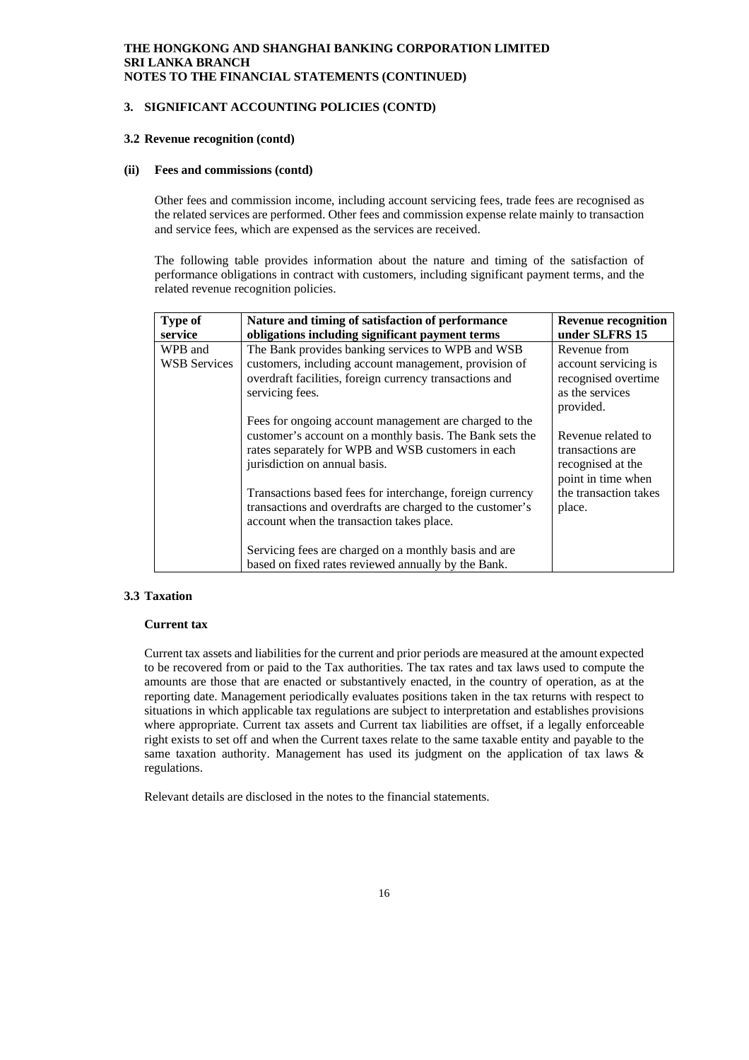### 3. SIGNIFICANT ACCOUNTING POLICIES (CONTD)

#### 3.2 Revenue recognition (contd)

#### (ii) Fees and commissions (contd)

Other fees and commission income, including account servicing fees, trade fees are recognised as the related services are performed. Other fees and commission expense relate mainly to transaction and service fees, which are expensed as the services are received.

The following table provides information about the nature and timing of the satisfaction of performance obligations in contract with customers, including significant payment terms, and the related revenue recognition policies.

| Type of service | Nature and timing of satisfaction of performance obligations including significant payment terms | Revenue recognition under SLFRS 15 |
|---|---|---|
| WPB and WSB Services | The Bank provides banking services to WPB and WSB customers, including account management, provision of overdraft facilities, foreign currency transactions and servicing fees.<br><br>Fees for ongoing account management are charged to the customer's account on a monthly basis. The Bank sets the rates separately for WPB and WSB customers in each jurisdiction on annual basis.<br><br>Transactions based fees for interchange, foreign currency transactions and overdrafts are charged to the customer's account when the transaction takes place.<br><br>Servicing fees are charged on a monthly basis and are based on fixed rates reviewed annually by the Bank. | Revenue from account servicing is recognised overtime as the services provided.<br><br>Revenue related to transactions are recognised at the point in time when the transaction takes place. |

#### 3.3 Taxation

**Current tax**

Current tax assets and liabilities for the current and prior periods are measured at the amount expected to be recovered from or paid to the Tax authorities. The tax rates and tax laws used to compute the amounts are those that are enacted or substantively enacted, in the country of operation, as at the reporting date. Management periodically evaluates positions taken in the tax returns with respect to situations in which applicable tax regulations are subject to interpretation and establishes provisions where appropriate. Current tax assets and Current tax liabilities are offset, if a legally enforceable right exists to set off and when the Current taxes relate to the same taxable entity and payable to the same taxation authority. Management has used its judgment on the application of tax laws & regulations.

Relevant details are disclosed in the notes to the financial statements.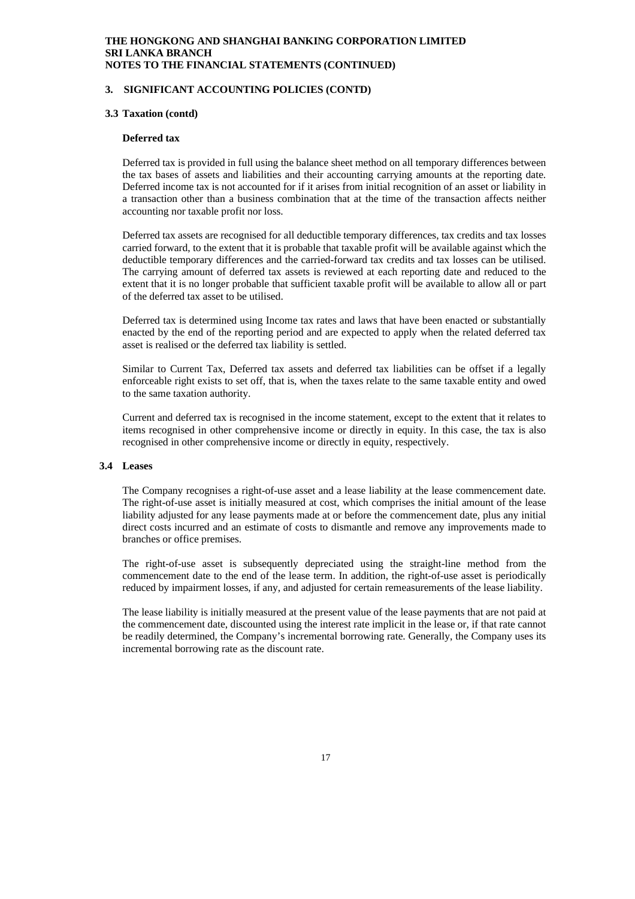## 3. SIGNIFICANT ACCOUNTING POLICIES (CONTD)

### 3.3 Taxation (contd)

**Deferred tax**

Deferred tax is provided in full using the balance sheet method on all temporary differences between the tax bases of assets and liabilities and their accounting carrying amounts at the reporting date. Deferred income tax is not accounted for if it arises from initial recognition of an asset or liability in a transaction other than a business combination that at the time of the transaction affects neither accounting nor taxable profit nor loss.

Deferred tax assets are recognised for all deductible temporary differences, tax credits and tax losses carried forward, to the extent that it is probable that taxable profit will be available against which the deductible temporary differences and the carried-forward tax credits and tax losses can be utilised. The carrying amount of deferred tax assets is reviewed at each reporting date and reduced to the extent that it is no longer probable that sufficient taxable profit will be available to allow all or part of the deferred tax asset to be utilised.

Deferred tax is determined using Income tax rates and laws that have been enacted or substantially enacted by the end of the reporting period and are expected to apply when the related deferred tax asset is realised or the deferred tax liability is settled.

Similar to Current Tax, Deferred tax assets and deferred tax liabilities can be offset if a legally enforceable right exists to set off, that is, when the taxes relate to the same taxable entity and owed to the same taxation authority.

Current and deferred tax is recognised in the income statement, except to the extent that it relates to items recognised in other comprehensive income or directly in equity. In this case, the tax is also recognised in other comprehensive income or directly in equity, respectively.

### 3.4 Leases

The Company recognises a right-of-use asset and a lease liability at the lease commencement date. The right-of-use asset is initially measured at cost, which comprises the initial amount of the lease liability adjusted for any lease payments made at or before the commencement date, plus any initial direct costs incurred and an estimate of costs to dismantle and remove any improvements made to branches or office premises.

The right-of-use asset is subsequently depreciated using the straight-line method from the commencement date to the end of the lease term. In addition, the right-of-use asset is periodically reduced by impairment losses, if any, and adjusted for certain remeasurements of the lease liability.

The lease liability is initially measured at the present value of the lease payments that are not paid at the commencement date, discounted using the interest rate implicit in the lease or, if that rate cannot be readily determined, the Company's incremental borrowing rate. Generally, the Company uses its incremental borrowing rate as the discount rate.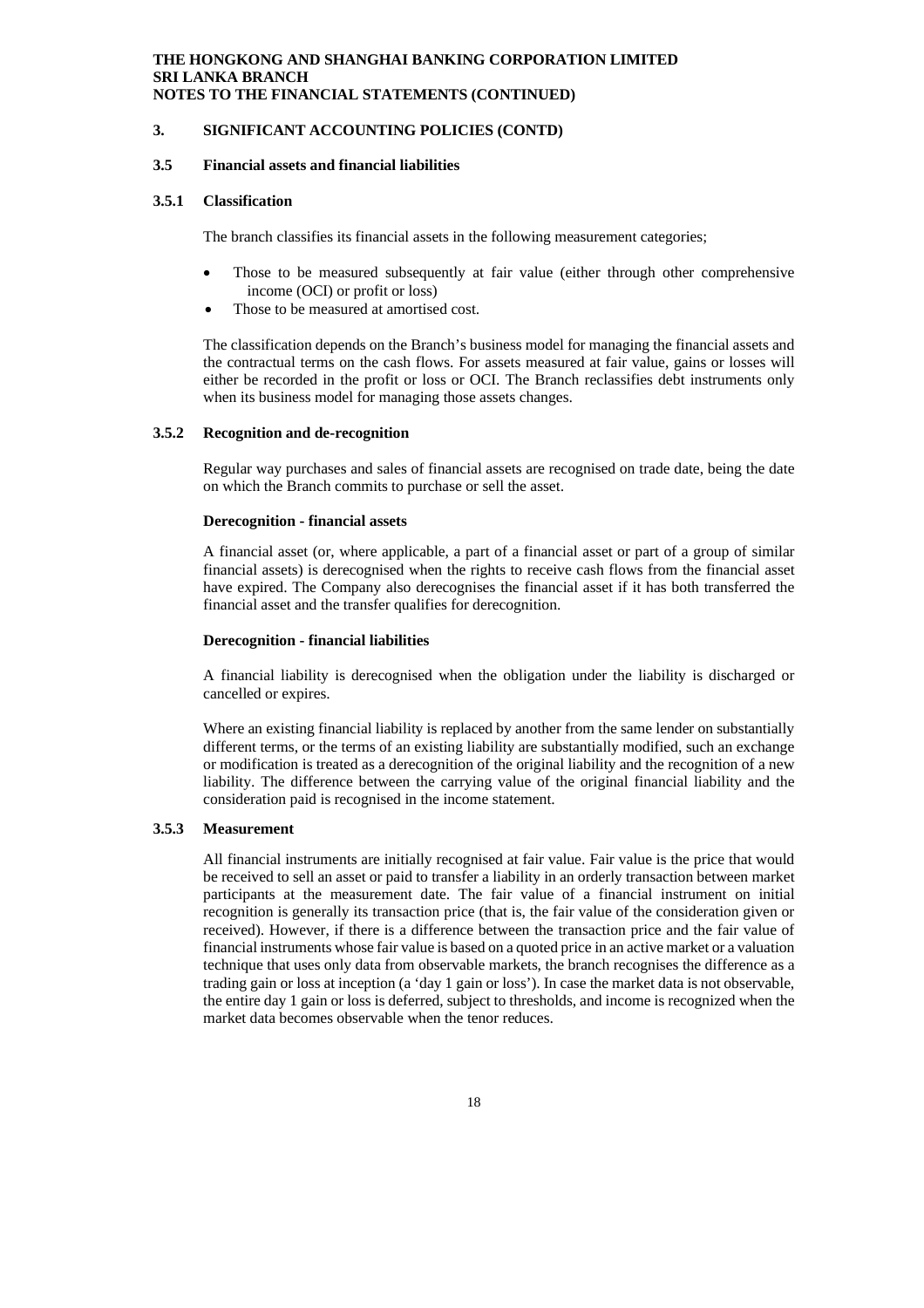## 3. SIGNIFICANT ACCOUNTING POLICIES (CONTD)

### 3.5 Financial assets and financial liabilities

#### 3.5.1 Classification

The branch classifies its financial assets in the following measurement categories;

- Those to be measured subsequently at fair value (either through other comprehensive income (OCI) or profit or loss)
- Those to be measured at amortised cost.

The classification depends on the Branch's business model for managing the financial assets and the contractual terms on the cash flows. For assets measured at fair value, gains or losses will either be recorded in the profit or loss or OCI. The Branch reclassifies debt instruments only when its business model for managing those assets changes.

#### 3.5.2 Recognition and de-recognition

Regular way purchases and sales of financial assets are recognised on trade date, being the date on which the Branch commits to purchase or sell the asset.

**Derecognition - financial assets**

A financial asset (or, where applicable, a part of a financial asset or part of a group of similar financial assets) is derecognised when the rights to receive cash flows from the financial asset have expired. The Company also derecognises the financial asset if it has both transferred the financial asset and the transfer qualifies for derecognition.

**Derecognition - financial liabilities**

A financial liability is derecognised when the obligation under the liability is discharged or cancelled or expires.

Where an existing financial liability is replaced by another from the same lender on substantially different terms, or the terms of an existing liability are substantially modified, such an exchange or modification is treated as a derecognition of the original liability and the recognition of a new liability. The difference between the carrying value of the original financial liability and the consideration paid is recognised in the income statement.

#### 3.5.3 Measurement

All financial instruments are initially recognised at fair value. Fair value is the price that would be received to sell an asset or paid to transfer a liability in an orderly transaction between market participants at the measurement date. The fair value of a financial instrument on initial recognition is generally its transaction price (that is, the fair value of the consideration given or received). However, if there is a difference between the transaction price and the fair value of financial instruments whose fair value is based on a quoted price in an active market or a valuation technique that uses only data from observable markets, the branch recognises the difference as a trading gain or loss at inception (a 'day 1 gain or loss'). In case the market data is not observable, the entire day 1 gain or loss is deferred, subject to thresholds, and income is recognized when the market data becomes observable when the tenor reduces.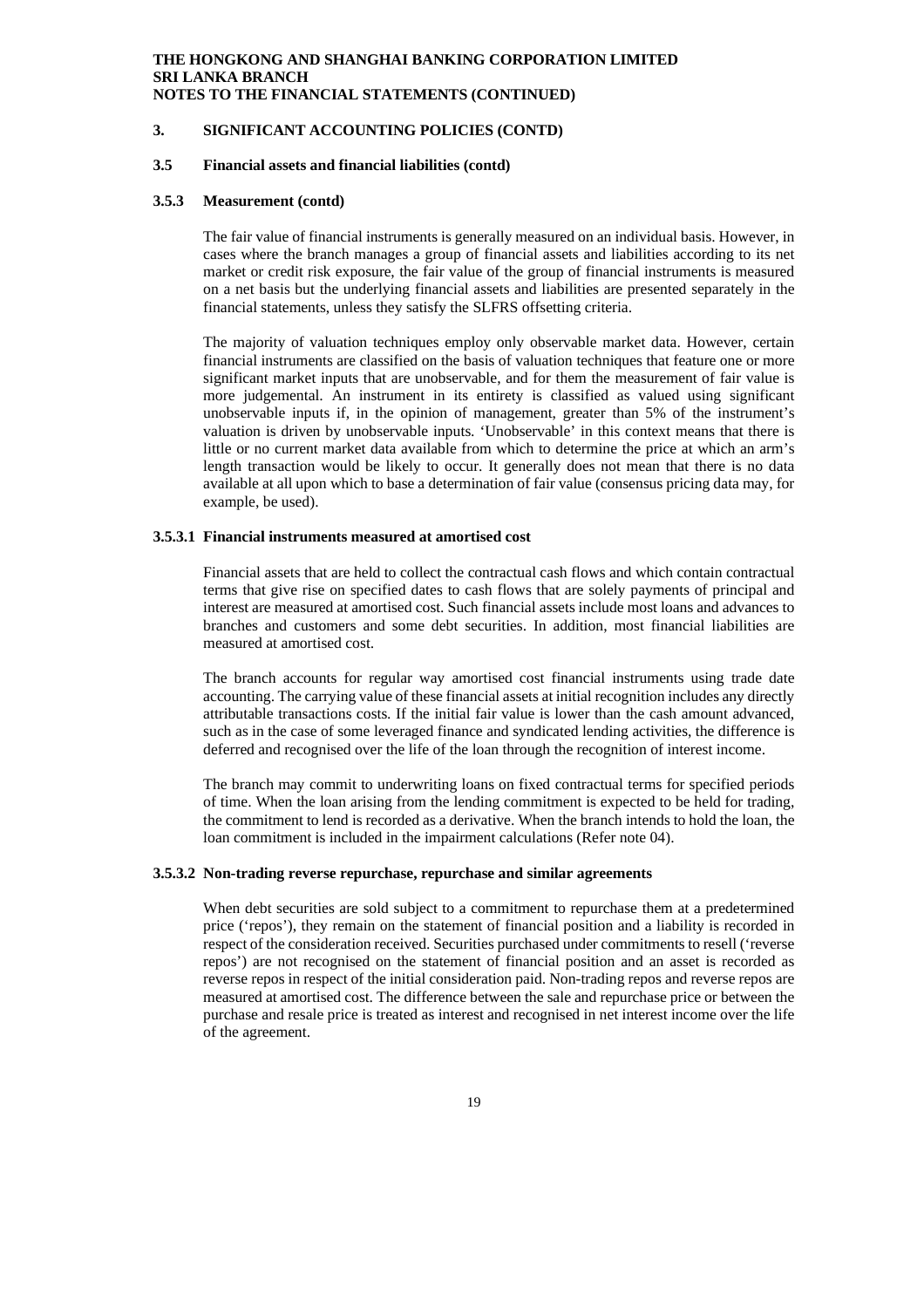### 3. SIGNIFICANT ACCOUNTING POLICIES (CONTD)

#### 3.5 Financial assets and financial liabilities (contd)

#### 3.5.3 Measurement (contd)

The fair value of financial instruments is generally measured on an individual basis. However, in cases where the branch manages a group of financial assets and liabilities according to its net market or credit risk exposure, the fair value of the group of financial instruments is measured on a net basis but the underlying financial assets and liabilities are presented separately in the financial statements, unless they satisfy the SLFRS offsetting criteria.

The majority of valuation techniques employ only observable market data. However, certain financial instruments are classified on the basis of valuation techniques that feature one or more significant market inputs that are unobservable, and for them the measurement of fair value is more judgemental. An instrument in its entirety is classified as valued using significant unobservable inputs if, in the opinion of management, greater than 5% of the instrument's valuation is driven by unobservable inputs. 'Unobservable' in this context means that there is little or no current market data available from which to determine the price at which an arm's length transaction would be likely to occur. It generally does not mean that there is no data available at all upon which to base a determination of fair value (consensus pricing data may, for example, be used).

#### 3.5.3.1 Financial instruments measured at amortised cost

Financial assets that are held to collect the contractual cash flows and which contain contractual terms that give rise on specified dates to cash flows that are solely payments of principal and interest are measured at amortised cost. Such financial assets include most loans and advances to branches and customers and some debt securities. In addition, most financial liabilities are measured at amortised cost.

The branch accounts for regular way amortised cost financial instruments using trade date accounting. The carrying value of these financial assets at initial recognition includes any directly attributable transactions costs. If the initial fair value is lower than the cash amount advanced, such as in the case of some leveraged finance and syndicated lending activities, the difference is deferred and recognised over the life of the loan through the recognition of interest income.

The branch may commit to underwriting loans on fixed contractual terms for specified periods of time. When the loan arising from the lending commitment is expected to be held for trading, the commitment to lend is recorded as a derivative. When the branch intends to hold the loan, the loan commitment is included in the impairment calculations (Refer note 04).

#### 3.5.3.2 Non-trading reverse repurchase, repurchase and similar agreements

When debt securities are sold subject to a commitment to repurchase them at a predetermined price ('repos'), they remain on the statement of financial position and a liability is recorded in respect of the consideration received. Securities purchased under commitments to resell ('reverse repos') are not recognised on the statement of financial position and an asset is recorded as reverse repos in respect of the initial consideration paid. Non-trading repos and reverse repos are measured at amortised cost. The difference between the sale and repurchase price or between the purchase and resale price is treated as interest and recognised in net interest income over the life of the agreement.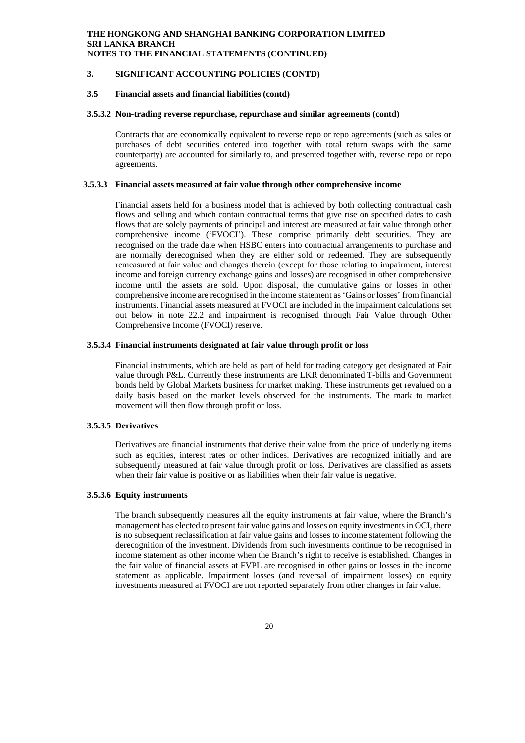## 3. SIGNIFICANT ACCOUNTING POLICIES (CONTD)

### 3.5 Financial assets and financial liabilities (contd)

#### 3.5.3.2 Non-trading reverse repurchase, repurchase and similar agreements (contd)

Contracts that are economically equivalent to reverse repo or repo agreements (such as sales or purchases of debt securities entered into together with total return swaps with the same counterparty) are accounted for similarly to, and presented together with, reverse repo or repo agreements.

#### 3.5.3.3 Financial assets measured at fair value through other comprehensive income

Financial assets held for a business model that is achieved by both collecting contractual cash flows and selling and which contain contractual terms that give rise on specified dates to cash flows that are solely payments of principal and interest are measured at fair value through other comprehensive income ('FVOCI'). These comprise primarily debt securities. They are recognised on the trade date when HSBC enters into contractual arrangements to purchase and are normally derecognised when they are either sold or redeemed. They are subsequently remeasured at fair value and changes therein (except for those relating to impairment, interest income and foreign currency exchange gains and losses) are recognised in other comprehensive income until the assets are sold. Upon disposal, the cumulative gains or losses in other comprehensive income are recognised in the income statement as 'Gains or losses' from financial instruments. Financial assets measured at FVOCI are included in the impairment calculations set out below in note 22.2 and impairment is recognised through Fair Value through Other Comprehensive Income (FVOCI) reserve.

#### 3.5.3.4 Financial instruments designated at fair value through profit or loss

Financial instruments, which are held as part of held for trading category get designated at Fair value through P&L. Currently these instruments are LKR denominated T-bills and Government bonds held by Global Markets business for market making. These instruments get revalued on a daily basis based on the market levels observed for the instruments. The mark to market movement will then flow through profit or loss.

#### 3.5.3.5 Derivatives

Derivatives are financial instruments that derive their value from the price of underlying items such as equities, interest rates or other indices. Derivatives are recognized initially and are subsequently measured at fair value through profit or loss. Derivatives are classified as assets when their fair value is positive or as liabilities when their fair value is negative.

#### 3.5.3.6 Equity instruments

The branch subsequently measures all the equity instruments at fair value, where the Branch's management has elected to present fair value gains and losses on equity investments in OCI, there is no subsequent reclassification at fair value gains and losses to income statement following the derecognition of the investment. Dividends from such investments continue to be recognised in income statement as other income when the Branch's right to receive is established. Changes in the fair value of financial assets at FVPL are recognised in other gains or losses in the income statement as applicable. Impairment losses (and reversal of impairment losses) on equity investments measured at FVOCI are not reported separately from other changes in fair value.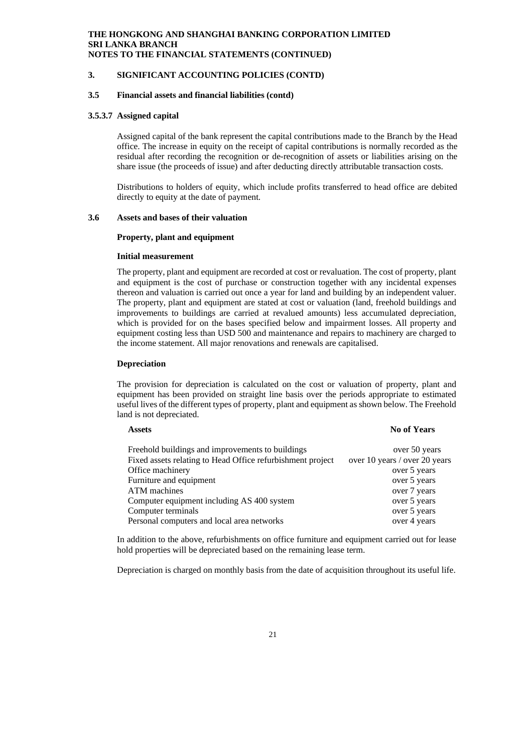## 3. SIGNIFICANT ACCOUNTING POLICIES (CONTD)

### 3.5 Financial assets and financial liabilities (contd)

#### 3.5.3.7 Assigned capital

Assigned capital of the bank represent the capital contributions made to the Branch by the Head office. The increase in equity on the receipt of capital contributions is normally recorded as the residual after recording the recognition or de-recognition of assets or liabilities arising on the share issue (the proceeds of issue) and after deducting directly attributable transaction costs.

Distributions to holders of equity, which include profits transferred to head office are debited directly to equity at the date of payment.

### 3.6 Assets and bases of their valuation

**Property, plant and equipment**

**Initial measurement**

The property, plant and equipment are recorded at cost or revaluation. The cost of property, plant and equipment is the cost of purchase or construction together with any incidental expenses thereon and valuation is carried out once a year for land and building by an independent valuer. The property, plant and equipment are stated at cost or valuation (land, freehold buildings and improvements to buildings are carried at revalued amounts) less accumulated depreciation, which is provided for on the bases specified below and impairment losses. All property and equipment costing less than USD 500 and maintenance and repairs to machinery are charged to the income statement. All major renovations and renewals are capitalised.

**Depreciation**

The provision for depreciation is calculated on the cost or valuation of property, plant and equipment has been provided on straight line basis over the periods appropriate to estimated useful lives of the different types of property, plant and equipment as shown below. The Freehold land is not depreciated.

| Assets | No of Years |
|---|---|
| Freehold buildings and improvements to buildings | over 50 years |
| Fixed assets relating to Head Office refurbishment project | over 10 years / over 20 years |
| Office machinery | over 5 years |
| Furniture and equipment | over 5 years |
| ATM machines | over 7 years |
| Computer equipment including AS 400 system | over 5 years |
| Computer terminals | over 5 years |
| Personal computers and local area networks | over 4 years |

In addition to the above, refurbishments on office furniture and equipment carried out for lease hold properties will be depreciated based on the remaining lease term.

Depreciation is charged on monthly basis from the date of acquisition throughout its useful life.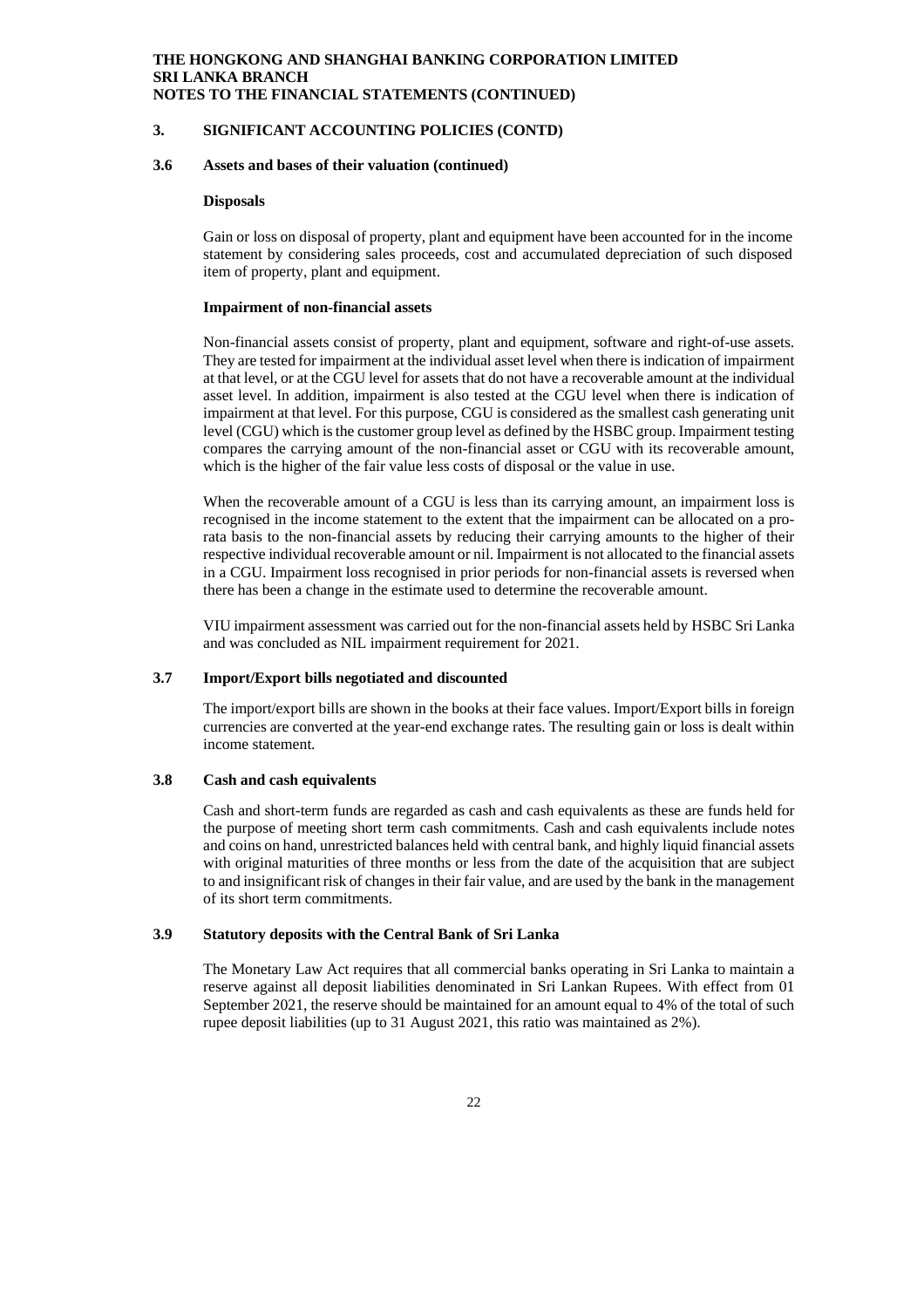## 3. SIGNIFICANT ACCOUNTING POLICIES (CONTD)

### 3.6 Assets and bases of their valuation (continued)

**Disposals**

Gain or loss on disposal of property, plant and equipment have been accounted for in the income statement by considering sales proceeds, cost and accumulated depreciation of such disposed item of property, plant and equipment.

**Impairment of non-financial assets**

Non-financial assets consist of property, plant and equipment, software and right-of-use assets. They are tested for impairment at the individual asset level when there is indication of impairment at that level, or at the CGU level for assets that do not have a recoverable amount at the individual asset level. In addition, impairment is also tested at the CGU level when there is indication of impairment at that level. For this purpose, CGU is considered as the smallest cash generating unit level (CGU) which is the customer group level as defined by the HSBC group. Impairment testing compares the carrying amount of the non-financial asset or CGU with its recoverable amount, which is the higher of the fair value less costs of disposal or the value in use.

When the recoverable amount of a CGU is less than its carrying amount, an impairment loss is recognised in the income statement to the extent that the impairment can be allocated on a pro-rata basis to the non-financial assets by reducing their carrying amounts to the higher of their respective individual recoverable amount or nil. Impairment is not allocated to the financial assets in a CGU. Impairment loss recognised in prior periods for non-financial assets is reversed when there has been a change in the estimate used to determine the recoverable amount.

VIU impairment assessment was carried out for the non-financial assets held by HSBC Sri Lanka and was concluded as NIL impairment requirement for 2021.

### 3.7 Import/Export bills negotiated and discounted

The import/export bills are shown in the books at their face values. Import/Export bills in foreign currencies are converted at the year-end exchange rates. The resulting gain or loss is dealt within income statement.

### 3.8 Cash and cash equivalents

Cash and short-term funds are regarded as cash and cash equivalents as these are funds held for the purpose of meeting short term cash commitments. Cash and cash equivalents include notes and coins on hand, unrestricted balances held with central bank, and highly liquid financial assets with original maturities of three months or less from the date of the acquisition that are subject to and insignificant risk of changes in their fair value, and are used by the bank in the management of its short term commitments.

### 3.9 Statutory deposits with the Central Bank of Sri Lanka

The Monetary Law Act requires that all commercial banks operating in Sri Lanka to maintain a reserve against all deposit liabilities denominated in Sri Lankan Rupees. With effect from 01 September 2021, the reserve should be maintained for an amount equal to 4% of the total of such rupee deposit liabilities (up to 31 August 2021, this ratio was maintained as 2%).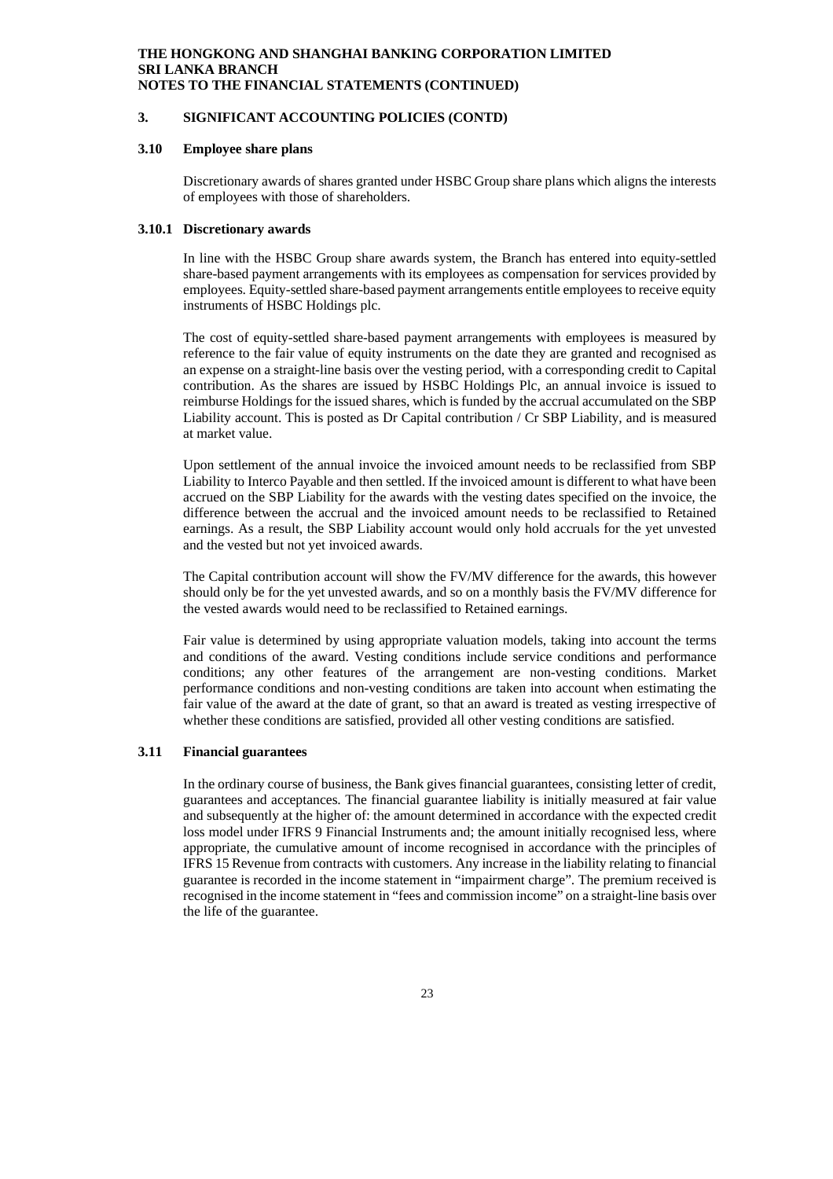### 3. SIGNIFICANT ACCOUNTING POLICIES (CONTD)

#### 3.10 Employee share plans

Discretionary awards of shares granted under HSBC Group share plans which aligns the interests of employees with those of shareholders.

#### 3.10.1 Discretionary awards

In line with the HSBC Group share awards system, the Branch has entered into equity-settled share-based payment arrangements with its employees as compensation for services provided by employees. Equity-settled share-based payment arrangements entitle employees to receive equity instruments of HSBC Holdings plc.

The cost of equity-settled share-based payment arrangements with employees is measured by reference to the fair value of equity instruments on the date they are granted and recognised as an expense on a straight-line basis over the vesting period, with a corresponding credit to Capital contribution. As the shares are issued by HSBC Holdings Plc, an annual invoice is issued to reimburse Holdings for the issued shares, which is funded by the accrual accumulated on the SBP Liability account. This is posted as Dr Capital contribution / Cr SBP Liability, and is measured at market value.

Upon settlement of the annual invoice the invoiced amount needs to be reclassified from SBP Liability to Interco Payable and then settled. If the invoiced amount is different to what have been accrued on the SBP Liability for the awards with the vesting dates specified on the invoice, the difference between the accrual and the invoiced amount needs to be reclassified to Retained earnings. As a result, the SBP Liability account would only hold accruals for the yet unvested and the vested but not yet invoiced awards.

The Capital contribution account will show the FV/MV difference for the awards, this however should only be for the yet unvested awards, and so on a monthly basis the FV/MV difference for the vested awards would need to be reclassified to Retained earnings.

Fair value is determined by using appropriate valuation models, taking into account the terms and conditions of the award. Vesting conditions include service conditions and performance conditions; any other features of the arrangement are non-vesting conditions. Market performance conditions and non-vesting conditions are taken into account when estimating the fair value of the award at the date of grant, so that an award is treated as vesting irrespective of whether these conditions are satisfied, provided all other vesting conditions are satisfied.

#### 3.11 Financial guarantees

In the ordinary course of business, the Bank gives financial guarantees, consisting letter of credit, guarantees and acceptances. The financial guarantee liability is initially measured at fair value and subsequently at the higher of: the amount determined in accordance with the expected credit loss model under IFRS 9 Financial Instruments and; the amount initially recognised less, where appropriate, the cumulative amount of income recognised in accordance with the principles of IFRS 15 Revenue from contracts with customers. Any increase in the liability relating to financial guarantee is recorded in the income statement in "impairment charge". The premium received is recognised in the income statement in "fees and commission income" on a straight-line basis over the life of the guarantee.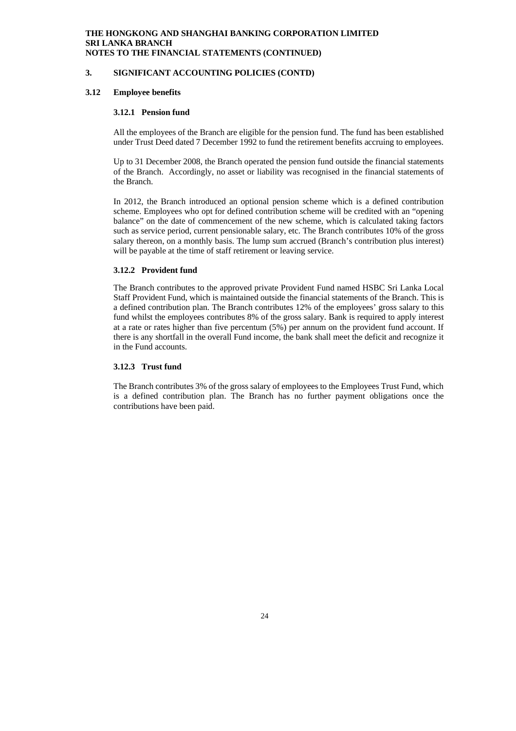## 3. SIGNIFICANT ACCOUNTING POLICIES (CONTD)

### 3.12 Employee benefits

#### 3.12.1 Pension fund

All the employees of the Branch are eligible for the pension fund. The fund has been established under Trust Deed dated 7 December 1992 to fund the retirement benefits accruing to employees.

Up to 31 December 2008, the Branch operated the pension fund outside the financial statements of the Branch. Accordingly, no asset or liability was recognised in the financial statements of the Branch.

In 2012, the Branch introduced an optional pension scheme which is a defined contribution scheme. Employees who opt for defined contribution scheme will be credited with an "opening balance" on the date of commencement of the new scheme, which is calculated taking factors such as service period, current pensionable salary, etc. The Branch contributes 10% of the gross salary thereon, on a monthly basis. The lump sum accrued (Branch's contribution plus interest) will be payable at the time of staff retirement or leaving service.

#### 3.12.2 Provident fund

The Branch contributes to the approved private Provident Fund named HSBC Sri Lanka Local Staff Provident Fund, which is maintained outside the financial statements of the Branch. This is a defined contribution plan. The Branch contributes 12% of the employees' gross salary to this fund whilst the employees contributes 8% of the gross salary. Bank is required to apply interest at a rate or rates higher than five percentum (5%) per annum on the provident fund account. If there is any shortfall in the overall Fund income, the bank shall meet the deficit and recognize it in the Fund accounts.

#### 3.12.3 Trust fund

The Branch contributes 3% of the gross salary of employees to the Employees Trust Fund, which is a defined contribution plan. The Branch has no further payment obligations once the contributions have been paid.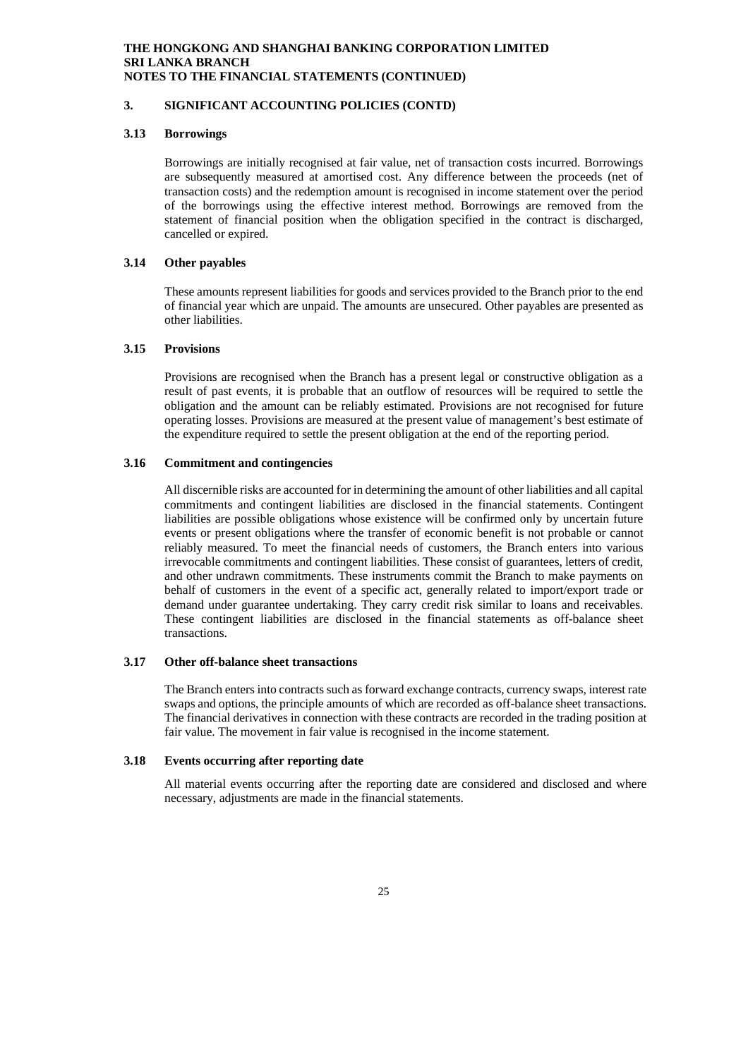## 3. SIGNIFICANT ACCOUNTING POLICIES (CONTD)

### 3.13 Borrowings

Borrowings are initially recognised at fair value, net of transaction costs incurred. Borrowings are subsequently measured at amortised cost. Any difference between the proceeds (net of transaction costs) and the redemption amount is recognised in income statement over the period of the borrowings using the effective interest method. Borrowings are removed from the statement of financial position when the obligation specified in the contract is discharged, cancelled or expired.

### 3.14 Other payables

These amounts represent liabilities for goods and services provided to the Branch prior to the end of financial year which are unpaid. The amounts are unsecured. Other payables are presented as other liabilities.

### 3.15 Provisions

Provisions are recognised when the Branch has a present legal or constructive obligation as a result of past events, it is probable that an outflow of resources will be required to settle the obligation and the amount can be reliably estimated. Provisions are not recognised for future operating losses. Provisions are measured at the present value of management's best estimate of the expenditure required to settle the present obligation at the end of the reporting period.

### 3.16 Commitment and contingencies

All discernible risks are accounted for in determining the amount of other liabilities and all capital commitments and contingent liabilities are disclosed in the financial statements. Contingent liabilities are possible obligations whose existence will be confirmed only by uncertain future events or present obligations where the transfer of economic benefit is not probable or cannot reliably measured. To meet the financial needs of customers, the Branch enters into various irrevocable commitments and contingent liabilities. These consist of guarantees, letters of credit, and other undrawn commitments. These instruments commit the Branch to make payments on behalf of customers in the event of a specific act, generally related to import/export trade or demand under guarantee undertaking. They carry credit risk similar to loans and receivables. These contingent liabilities are disclosed in the financial statements as off-balance sheet transactions.

### 3.17 Other off-balance sheet transactions

The Branch enters into contracts such as forward exchange contracts, currency swaps, interest rate swaps and options, the principle amounts of which are recorded as off-balance sheet transactions. The financial derivatives in connection with these contracts are recorded in the trading position at fair value. The movement in fair value is recognised in the income statement.

### 3.18 Events occurring after reporting date

All material events occurring after the reporting date are considered and disclosed and where necessary, adjustments are made in the financial statements.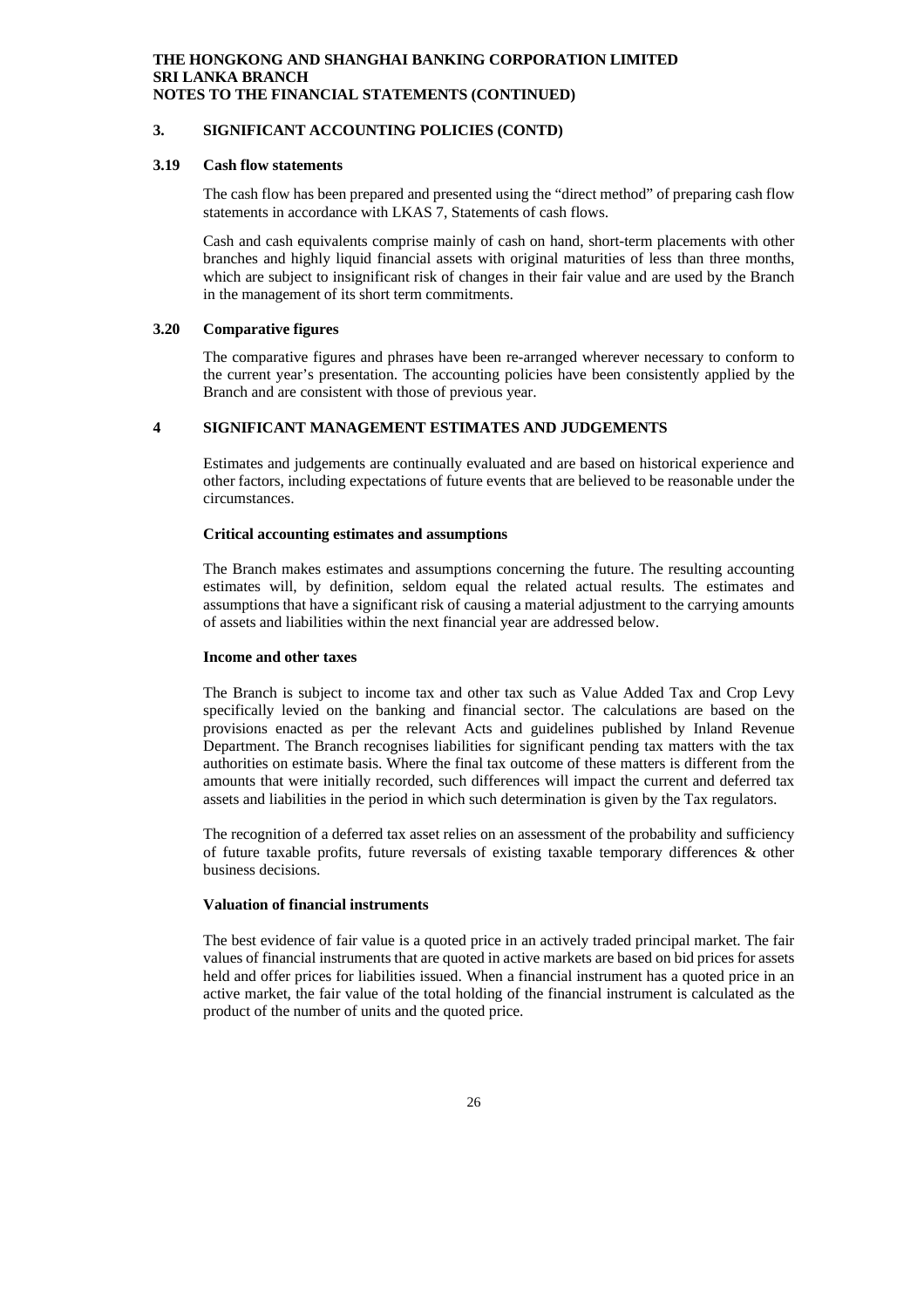## 3. SIGNIFICANT ACCOUNTING POLICIES (CONTD)

### 3.19 Cash flow statements

The cash flow has been prepared and presented using the "direct method" of preparing cash flow statements in accordance with LKAS 7, Statements of cash flows.

Cash and cash equivalents comprise mainly of cash on hand, short-term placements with other branches and highly liquid financial assets with original maturities of less than three months, which are subject to insignificant risk of changes in their fair value and are used by the Branch in the management of its short term commitments.

### 3.20 Comparative figures

The comparative figures and phrases have been re-arranged wherever necessary to conform to the current year's presentation. The accounting policies have been consistently applied by the Branch and are consistent with those of previous year.

## 4 SIGNIFICANT MANAGEMENT ESTIMATES AND JUDGEMENTS

Estimates and judgements are continually evaluated and are based on historical experience and other factors, including expectations of future events that are believed to be reasonable under the circumstances.

**Critical accounting estimates and assumptions**

The Branch makes estimates and assumptions concerning the future. The resulting accounting estimates will, by definition, seldom equal the related actual results. The estimates and assumptions that have a significant risk of causing a material adjustment to the carrying amounts of assets and liabilities within the next financial year are addressed below.

**Income and other taxes**

The Branch is subject to income tax and other tax such as Value Added Tax and Crop Levy specifically levied on the banking and financial sector. The calculations are based on the provisions enacted as per the relevant Acts and guidelines published by Inland Revenue Department. The Branch recognises liabilities for significant pending tax matters with the tax authorities on estimate basis. Where the final tax outcome of these matters is different from the amounts that were initially recorded, such differences will impact the current and deferred tax assets and liabilities in the period in which such determination is given by the Tax regulators.

The recognition of a deferred tax asset relies on an assessment of the probability and sufficiency of future taxable profits, future reversals of existing taxable temporary differences & other business decisions.

**Valuation of financial instruments**

The best evidence of fair value is a quoted price in an actively traded principal market. The fair values of financial instruments that are quoted in active markets are based on bid prices for assets held and offer prices for liabilities issued. When a financial instrument has a quoted price in an active market, the fair value of the total holding of the financial instrument is calculated as the product of the number of units and the quoted price.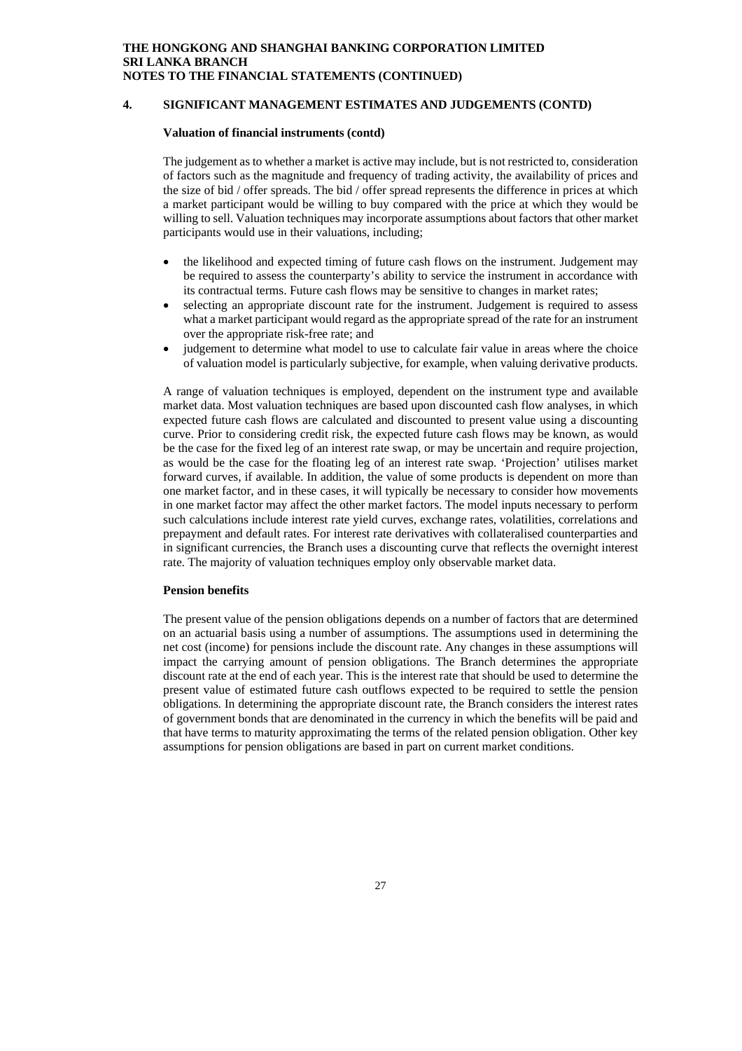## 4. SIGNIFICANT MANAGEMENT ESTIMATES AND JUDGEMENTS (CONTD)

**Valuation of financial instruments (contd)**

The judgement as to whether a market is active may include, but is not restricted to, consideration of factors such as the magnitude and frequency of trading activity, the availability of prices and the size of bid / offer spreads. The bid / offer spread represents the difference in prices at which a market participant would be willing to buy compared with the price at which they would be willing to sell. Valuation techniques may incorporate assumptions about factors that other market participants would use in their valuations, including;

- the likelihood and expected timing of future cash flows on the instrument. Judgement may be required to assess the counterparty's ability to service the instrument in accordance with its contractual terms. Future cash flows may be sensitive to changes in market rates;
- selecting an appropriate discount rate for the instrument. Judgement is required to assess what a market participant would regard as the appropriate spread of the rate for an instrument over the appropriate risk-free rate; and
- judgement to determine what model to use to calculate fair value in areas where the choice of valuation model is particularly subjective, for example, when valuing derivative products.

A range of valuation techniques is employed, dependent on the instrument type and available market data. Most valuation techniques are based upon discounted cash flow analyses, in which expected future cash flows are calculated and discounted to present value using a discounting curve. Prior to considering credit risk, the expected future cash flows may be known, as would be the case for the fixed leg of an interest rate swap, or may be uncertain and require projection, as would be the case for the floating leg of an interest rate swap. 'Projection' utilises market forward curves, if available. In addition, the value of some products is dependent on more than one market factor, and in these cases, it will typically be necessary to consider how movements in one market factor may affect the other market factors. The model inputs necessary to perform such calculations include interest rate yield curves, exchange rates, volatilities, correlations and prepayment and default rates. For interest rate derivatives with collateralised counterparties and in significant currencies, the Branch uses a discounting curve that reflects the overnight interest rate. The majority of valuation techniques employ only observable market data.

**Pension benefits**

The present value of the pension obligations depends on a number of factors that are determined on an actuarial basis using a number of assumptions. The assumptions used in determining the net cost (income) for pensions include the discount rate. Any changes in these assumptions will impact the carrying amount of pension obligations. The Branch determines the appropriate discount rate at the end of each year. This is the interest rate that should be used to determine the present value of estimated future cash outflows expected to be required to settle the pension obligations. In determining the appropriate discount rate, the Branch considers the interest rates of government bonds that are denominated in the currency in which the benefits will be paid and that have terms to maturity approximating the terms of the related pension obligation. Other key assumptions for pension obligations are based in part on current market conditions.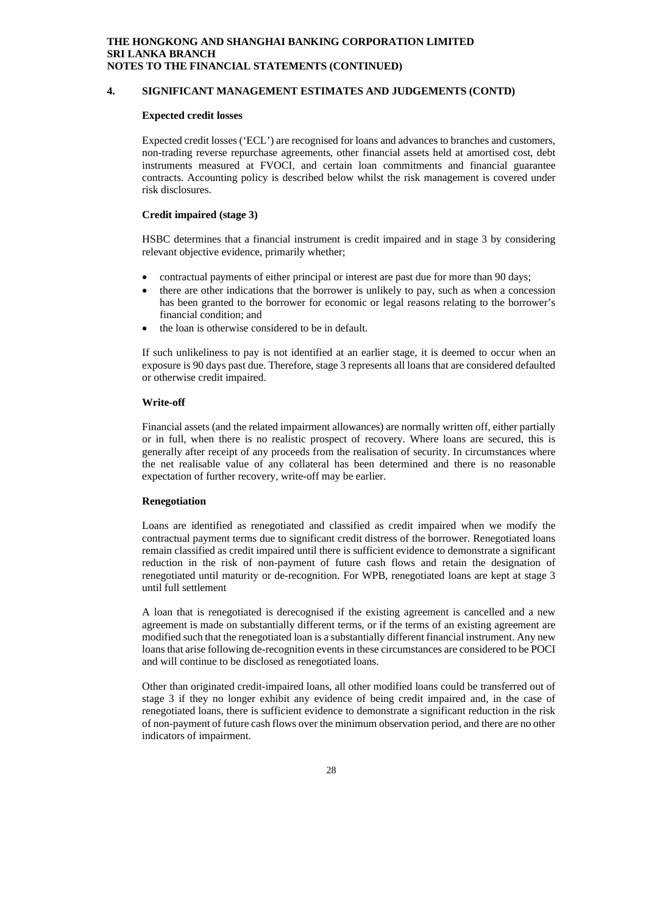## 4. SIGNIFICANT MANAGEMENT ESTIMATES AND JUDGEMENTS (CONTD)

### Expected credit losses

Expected credit losses ('ECL') are recognised for loans and advances to branches and customers, non-trading reverse repurchase agreements, other financial assets held at amortised cost, debt instruments measured at FVOCI, and certain loan commitments and financial guarantee contracts. Accounting policy is described below whilst the risk management is covered under risk disclosures.

### Credit impaired (stage 3)

HSBC determines that a financial instrument is credit impaired and in stage 3 by considering relevant objective evidence, primarily whether;

- contractual payments of either principal or interest are past due for more than 90 days;
- there are other indications that the borrower is unlikely to pay, such as when a concession has been granted to the borrower for economic or legal reasons relating to the borrower's financial condition; and
- the loan is otherwise considered to be in default.

If such unlikeliness to pay is not identified at an earlier stage, it is deemed to occur when an exposure is 90 days past due. Therefore, stage 3 represents all loans that are considered defaulted or otherwise credit impaired.

### Write-off

Financial assets (and the related impairment allowances) are normally written off, either partially or in full, when there is no realistic prospect of recovery. Where loans are secured, this is generally after receipt of any proceeds from the realisation of security. In circumstances where the net realisable value of any collateral has been determined and there is no reasonable expectation of further recovery, write-off may be earlier.

### Renegotiation

Loans are identified as renegotiated and classified as credit impaired when we modify the contractual payment terms due to significant credit distress of the borrower. Renegotiated loans remain classified as credit impaired until there is sufficient evidence to demonstrate a significant reduction in the risk of non-payment of future cash flows and retain the designation of renegotiated until maturity or de-recognition. For WPB, renegotiated loans are kept at stage 3 until full settlement

A loan that is renegotiated is derecognised if the existing agreement is cancelled and a new agreement is made on substantially different terms, or if the terms of an existing agreement are modified such that the renegotiated loan is a substantially different financial instrument. Any new loans that arise following de-recognition events in these circumstances are considered to be POCI and will continue to be disclosed as renegotiated loans.

Other than originated credit-impaired loans, all other modified loans could be transferred out of stage 3 if they no longer exhibit any evidence of being credit impaired and, in the case of renegotiated loans, there is sufficient evidence to demonstrate a significant reduction in the risk of non-payment of future cash flows over the minimum observation period, and there are no other indicators of impairment.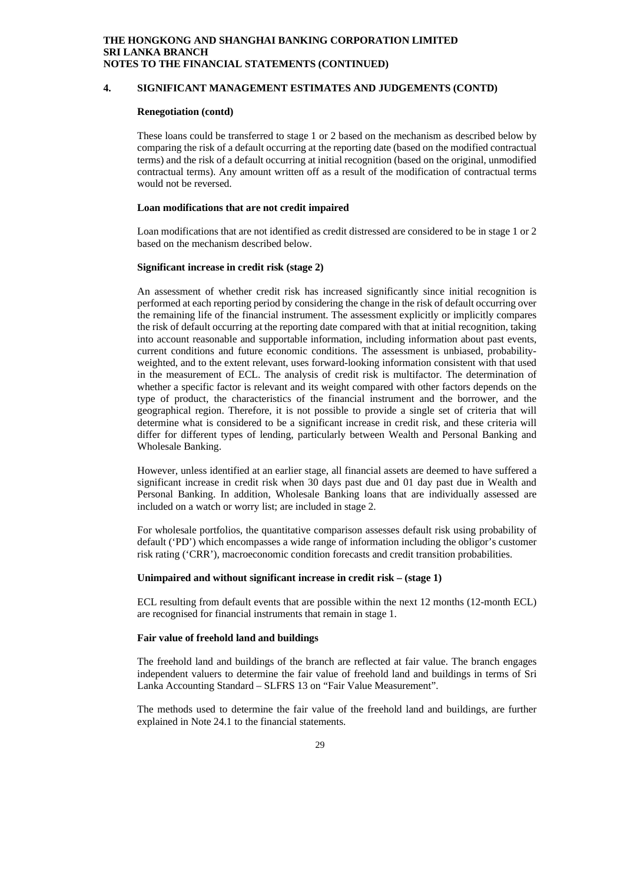## 4. SIGNIFICANT MANAGEMENT ESTIMATES AND JUDGEMENTS (CONTD)

### Renegotiation (contd)

These loans could be transferred to stage 1 or 2 based on the mechanism as described below by comparing the risk of a default occurring at the reporting date (based on the modified contractual terms) and the risk of a default occurring at initial recognition (based on the original, unmodified contractual terms). Any amount written off as a result of the modification of contractual terms would not be reversed.

### Loan modifications that are not credit impaired

Loan modifications that are not identified as credit distressed are considered to be in stage 1 or 2 based on the mechanism described below.

### Significant increase in credit risk (stage 2)

An assessment of whether credit risk has increased significantly since initial recognition is performed at each reporting period by considering the change in the risk of default occurring over the remaining life of the financial instrument. The assessment explicitly or implicitly compares the risk of default occurring at the reporting date compared with that at initial recognition, taking into account reasonable and supportable information, including information about past events, current conditions and future economic conditions. The assessment is unbiased, probability-weighted, and to the extent relevant, uses forward-looking information consistent with that used in the measurement of ECL. The analysis of credit risk is multifactor. The determination of whether a specific factor is relevant and its weight compared with other factors depends on the type of product, the characteristics of the financial instrument and the borrower, and the geographical region. Therefore, it is not possible to provide a single set of criteria that will determine what is considered to be a significant increase in credit risk, and these criteria will differ for different types of lending, particularly between Wealth and Personal Banking and Wholesale Banking.

However, unless identified at an earlier stage, all financial assets are deemed to have suffered a significant increase in credit risk when 30 days past due and 01 day past due in Wealth and Personal Banking. In addition, Wholesale Banking loans that are individually assessed are included on a watch or worry list; are included in stage 2.

For wholesale portfolios, the quantitative comparison assesses default risk using probability of default ('PD') which encompasses a wide range of information including the obligor's customer risk rating ('CRR'), macroeconomic condition forecasts and credit transition probabilities.

### Unimpaired and without significant increase in credit risk – (stage 1)

ECL resulting from default events that are possible within the next 12 months (12-month ECL) are recognised for financial instruments that remain in stage 1.

### Fair value of freehold land and buildings

The freehold land and buildings of the branch are reflected at fair value. The branch engages independent valuers to determine the fair value of freehold land and buildings in terms of Sri Lanka Accounting Standard – SLFRS 13 on "Fair Value Measurement".

The methods used to determine the fair value of the freehold land and buildings, are further explained in Note 24.1 to the financial statements.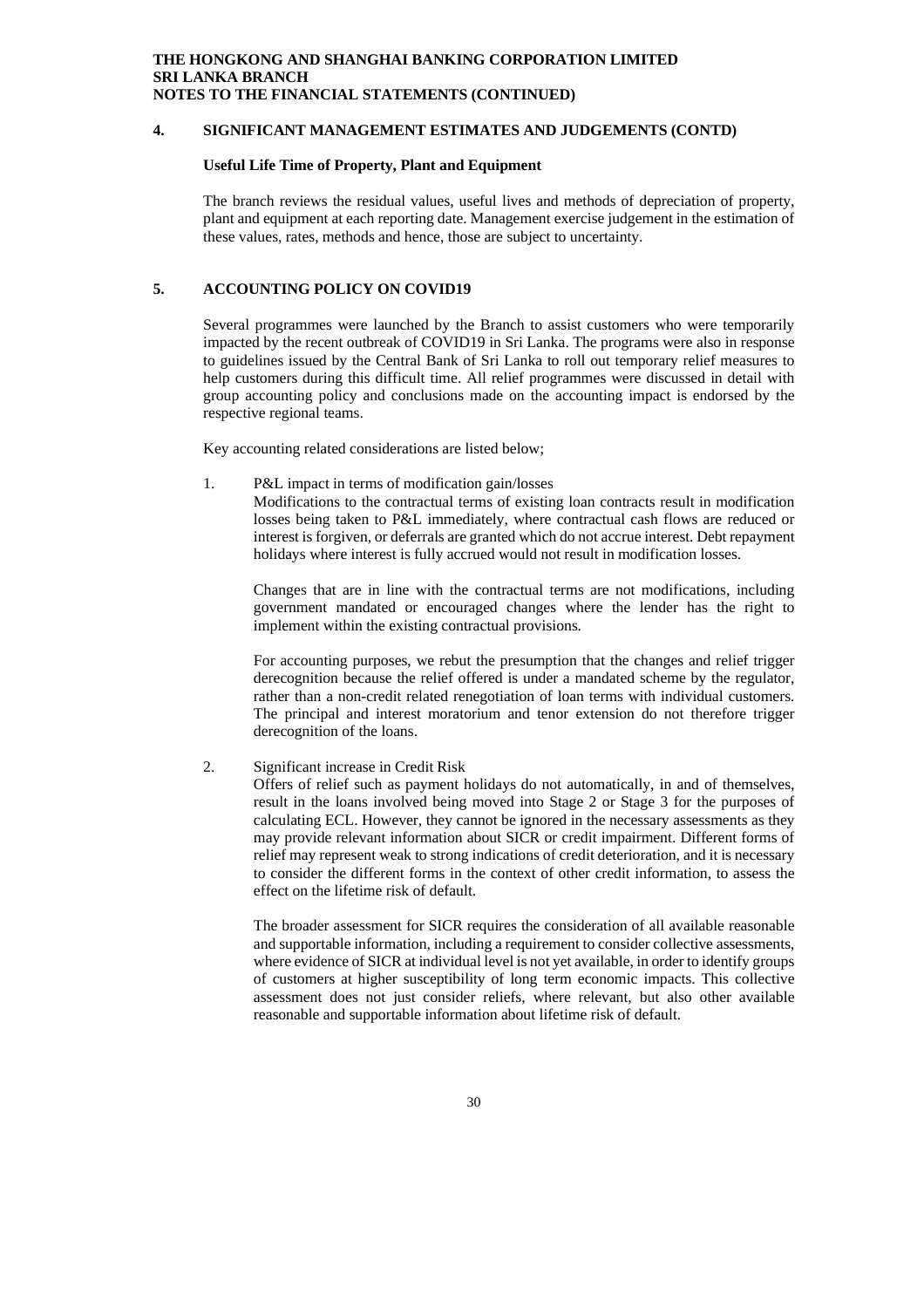## 4. SIGNIFICANT MANAGEMENT ESTIMATES AND JUDGEMENTS (CONTD)

### Useful Life Time of Property, Plant and Equipment

The branch reviews the residual values, useful lives and methods of depreciation of property, plant and equipment at each reporting date. Management exercise judgement in the estimation of these values, rates, methods and hence, those are subject to uncertainty.

## 5. ACCOUNTING POLICY ON COVID19

Several programmes were launched by the Branch to assist customers who were temporarily impacted by the recent outbreak of COVID19 in Sri Lanka. The programs were also in response to guidelines issued by the Central Bank of Sri Lanka to roll out temporary relief measures to help customers during this difficult time. All relief programmes were discussed in detail with group accounting policy and conclusions made on the accounting impact is endorsed by the respective regional teams.

Key accounting related considerations are listed below;

1. P&L impact in terms of modification gain/losses
   Modifications to the contractual terms of existing loan contracts result in modification losses being taken to P&L immediately, where contractual cash flows are reduced or interest is forgiven, or deferrals are granted which do not accrue interest. Debt repayment holidays where interest is fully accrued would not result in modification losses.

   Changes that are in line with the contractual terms are not modifications, including government mandated or encouraged changes where the lender has the right to implement within the existing contractual provisions.

   For accounting purposes, we rebut the presumption that the changes and relief trigger derecognition because the relief offered is under a mandated scheme by the regulator, rather than a non-credit related renegotiation of loan terms with individual customers. The principal and interest moratorium and tenor extension do not therefore trigger derecognition of the loans.

2. Significant increase in Credit Risk
   Offers of relief such as payment holidays do not automatically, in and of themselves, result in the loans involved being moved into Stage 2 or Stage 3 for the purposes of calculating ECL. However, they cannot be ignored in the necessary assessments as they may provide relevant information about SICR or credit impairment. Different forms of relief may represent weak to strong indications of credit deterioration, and it is necessary to consider the different forms in the context of other credit information, to assess the effect on the lifetime risk of default.

   The broader assessment for SICR requires the consideration of all available reasonable and supportable information, including a requirement to consider collective assessments, where evidence of SICR at individual level is not yet available, in order to identify groups of customers at higher susceptibility of long term economic impacts. This collective assessment does not just consider reliefs, where relevant, but also other available reasonable and supportable information about lifetime risk of default.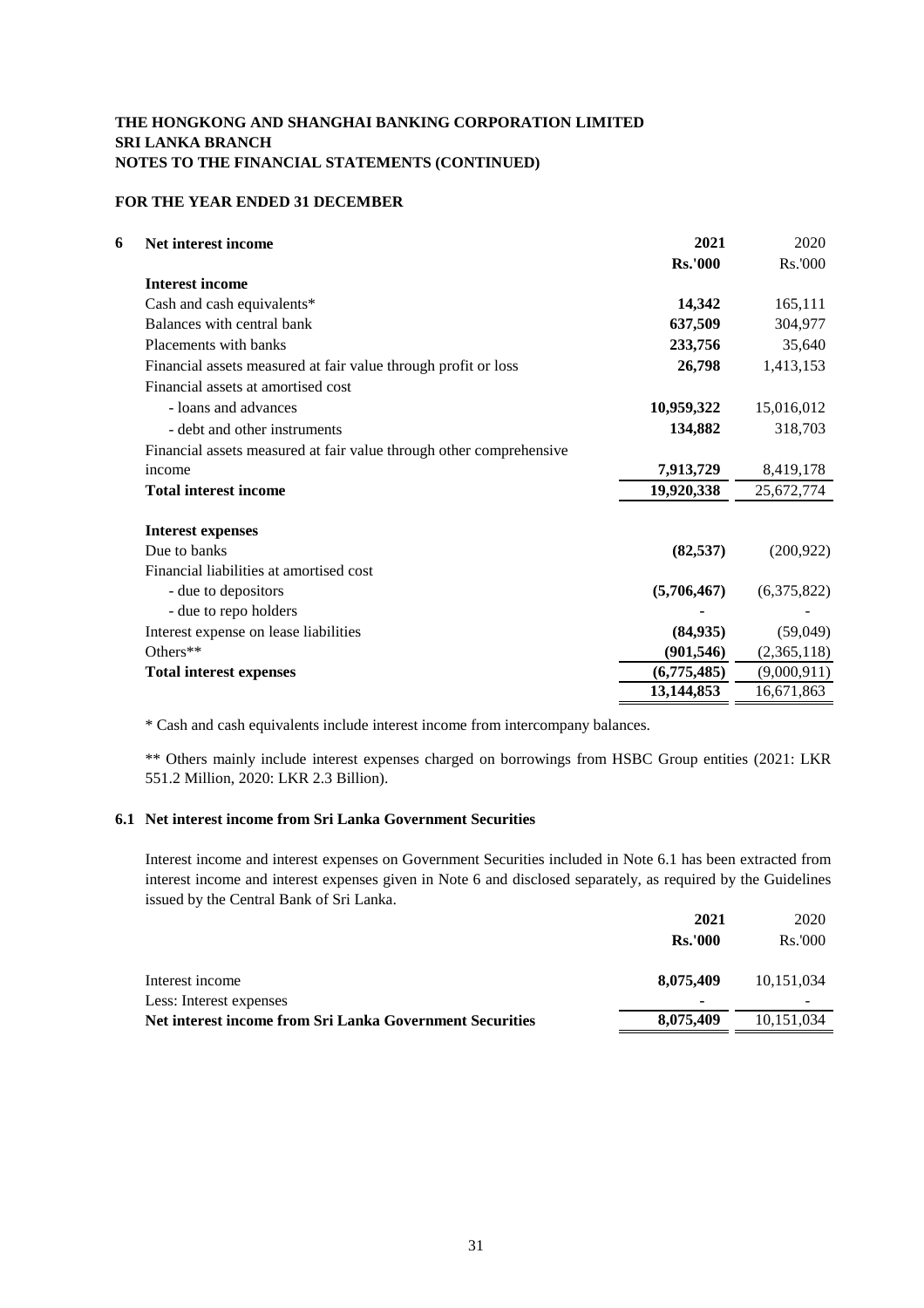# THE HONGKONG AND SHANGHAI BANKING CORPORATION LIMITED
# SRI LANKA BRANCH
# NOTES TO THE FINANCIAL STATEMENTS (CONTINUED)

## FOR THE YEAR ENDED 31 DECEMBER

| **6 Net interest income** | **2021** | 2020 |
|---|---|---|
| | **Rs.'000** | Rs.'000 |
| **Interest income** | | |
| Cash and cash equivalents* | **14,342** | 165,111 |
| Balances with central bank | **637,509** | 304,977 |
| Placements with banks | **233,756** | 35,640 |
| Financial assets measured at fair value through profit or loss | **26,798** | 1,413,153 |
| Financial assets at amortised cost | | |
| - loans and advances | **10,959,322** | 15,016,012 |
| - debt and other instruments | **134,882** | 318,703 |
| Financial assets measured at fair value through other comprehensive income | **7,913,729** | 8,419,178 |
| **Total interest income** | **19,920,338** | 25,672,774 |
| | | |
| **Interest expenses** | | |
| Due to banks | **(82,537)** | (200,922) |
| Financial liabilities at amortised cost | | |
| - due to depositors | **(5,706,467)** | (6,375,822) |
| - due to repo holders | **-** | - |
| Interest expense on lease liabilities | **(84,935)** | (59,049) |
| Others** | **(901,546)** | (2,365,118) |
| **Total interest expenses** | **(6,775,485)** | (9,000,911) |
| | **13,144,853** | 16,671,863 |

* Cash and cash equivalents include interest income from intercompany balances.

** Others mainly include interest expenses charged on borrowings from HSBC Group entities (2021: LKR 551.2 Million, 2020: LKR 2.3 Billion).

### 6.1 Net interest income from Sri Lanka Government Securities

Interest income and interest expenses on Government Securities included in Note 6.1 has been extracted from interest income and interest expenses given in Note 6 and disclosed separately, as required by the Guidelines issued by the Central Bank of Sri Lanka.

| | **2021** | 2020 |
|---|---|---|
| | **Rs.'000** | Rs.'000 |
| Interest income | **8,075,409** | 10,151,034 |
| Less: Interest expenses | **-** | - |
| **Net interest income from Sri Lanka Government Securities** | **8,075,409** | 10,151,034 |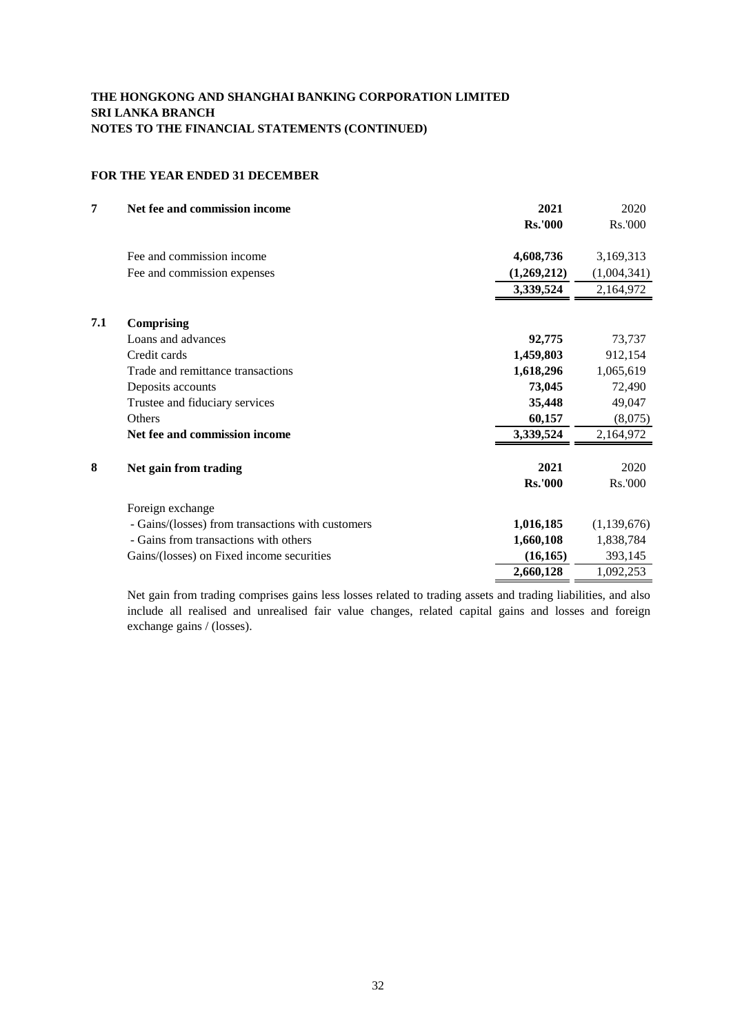**THE HONGKONG AND SHANGHAI BANKING CORPORATION LIMITED**
**SRI LANKA BRANCH**
**NOTES TO THE FINANCIAL STATEMENTS (CONTINUED)**

**FOR THE YEAR ENDED 31 DECEMBER**

| | | 2021 | 2020 |
|---|---|---|---|
| **7** | **Net fee and commission income** | **Rs.'000** | Rs.'000 |
| | Fee and commission income | **4,608,736** | 3,169,313 |
| | Fee and commission expenses | **(1,269,212)** | (1,004,341) |
| | | **3,339,524** | 2,164,972 |
| **7.1** | **Comprising** | | |
| | Loans and advances | **92,775** | 73,737 |
| | Credit cards | **1,459,803** | 912,154 |
| | Trade and remittance transactions | **1,618,296** | 1,065,619 |
| | Deposits accounts | **73,045** | 72,490 |
| | Trustee and fiduciary services | **35,448** | 49,047 |
| | Others | **60,157** | (8,075) |
| | **Net fee and commission income** | **3,339,524** | 2,164,972 |

| | | 2021 | 2020 |
|---|---|---|---|
| **8** | **Net gain from trading** | **Rs.'000** | Rs.'000 |
| | Foreign exchange | | |
| | - Gains/(losses) from transactions with customers | **1,016,185** | (1,139,676) |
| | - Gains from transactions with others | **1,660,108** | 1,838,784 |
| | Gains/(losses) on Fixed income securities | **(16,165)** | 393,145 |
| | | **2,660,128** | 1,092,253 |

Net gain from trading comprises gains less losses related to trading assets and trading liabilities, and also include all realised and unrealised fair value changes, related capital gains and losses and foreign exchange gains / (losses).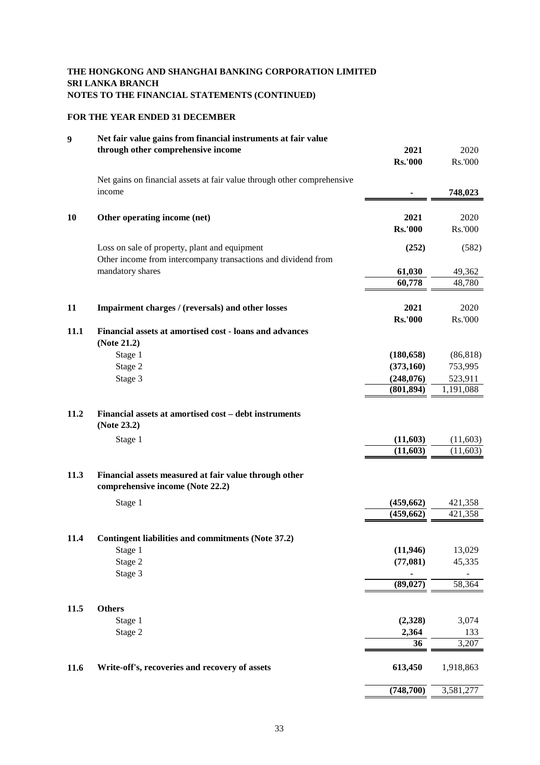**THE HONGKONG AND SHANGHAI BANKING CORPORATION LIMITED**
**SRI LANKA BRANCH**
**NOTES TO THE FINANCIAL STATEMENTS (CONTINUED)**

**FOR THE YEAR ENDED 31 DECEMBER**

| | | 2021 | 2020 |
|---|---|---|---|
| **9** | **Net fair value gains from financial instruments at fair value through other comprehensive income** | **Rs.'000** | Rs.'000 |
| | Net gains on financial assets at fair value through other comprehensive income | **-** | **748,023** |

| | | 2021 | 2020 |
|---|---|---|---|
| **10** | **Other operating income (net)** | **Rs.'000** | Rs.'000 |
| | Loss on sale of property, plant and equipment | **(252)** | (582) |
| | Other income from intercompany transactions and dividend from mandatory shares | **61,030** | 49,362 |
| | | **60,778** | 48,780 |

| | | 2021 | 2020 |
|---|---|---|---|
| **11** | **Impairment charges / (reversals) and other losses** | **Rs.'000** | Rs.'000 |
| **11.1** | **Financial assets at amortised cost - loans and advances (Note 21.2)** | | |
| | Stage 1 | **(180,658)** | (86,818) |
| | Stage 2 | **(373,160)** | 753,995 |
| | Stage 3 | **(248,076)** | 523,911 |
| | | **(801,894)** | 1,191,088 |
| **11.2** | **Financial assets at amortised cost – debt instruments (Note 23.2)** | | |
| | Stage 1 | **(11,603)** | (11,603) |
| | | **(11,603)** | (11,603) |
| **11.3** | **Financial assets measured at fair value through other comprehensive income (Note 22.2)** | | |
| | Stage 1 | **(459,662)** | 421,358 |
| | | **(459,662)** | 421,358 |
| **11.4** | **Contingent liabilities and commitments (Note 37.2)** | | |
| | Stage 1 | **(11,946)** | 13,029 |
| | Stage 2 | **(77,081)** | 45,335 |
| | Stage 3 | **-** | - |
| | | **(89,027)** | 58,364 |
| **11.5** | **Others** | | |
| | Stage 1 | **(2,328)** | 3,074 |
| | Stage 2 | **2,364** | 133 |
| | | **36** | 3,207 |
| **11.6** | **Write-off's, recoveries and recovery of assets** | **613,450** | 1,918,863 |
| | | **(748,700)** | 3,581,277 |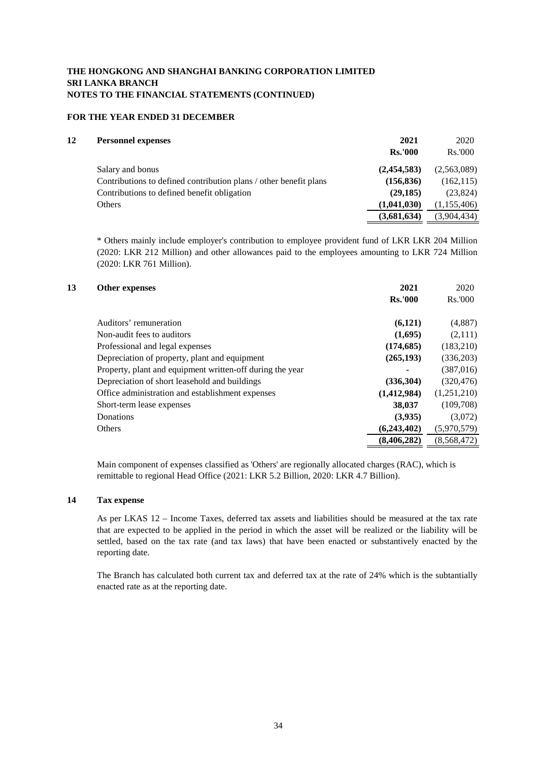**THE HONGKONG AND SHANGHAI BANKING CORPORATION LIMITED**
**SRI LANKA BRANCH**
**NOTES TO THE FINANCIAL STATEMENTS (CONTINUED)**

**FOR THE YEAR ENDED 31 DECEMBER**

## 12 Personnel expenses

| | 2021 | 2020 |
|---|---|---|
| | **Rs.'000** | Rs.'000 |
| Salary and bonus | **(2,454,583)** | (2,563,089) |
| Contributions to defined contribution plans / other benefit plans | **(156,836)** | (162,115) |
| Contributions to defined benefit obligation | **(29,185)** | (23,824) |
| Others | **(1,041,030)** | (1,155,406) |
| | **(3,681,634)** | (3,904,434) |

* Others mainly include employer's contribution to employee provident fund of LKR LKR 204 Million (2020: LKR 212 Million) and other allowances paid to the employees amounting to LKR 724 Million (2020: LKR 761 Million).

## 13 Other expenses

| | 2021 | 2020 |
|---|---|---|
| | **Rs.'000** | Rs.'000 |
| Auditors' remuneration | **(6,121)** | (4,887) |
| Non-audit fees to auditors | **(1,695)** | (2,111) |
| Professional and legal expenses | **(174,685)** | (183,210) |
| Depreciation of property, plant and equipment | **(265,193)** | (336,203) |
| Property, plant and equipment written-off during the year | **-** | (387,016) |
| Depreciation of short leasehold and buildings | **(336,304)** | (320,476) |
| Office administration and establishment expenses | **(1,412,984)** | (1,251,210) |
| Short-term lease expenses | **38,037** | (109,708) |
| Donations | **(3,935)** | (3,072) |
| Others | **(6,243,402)** | (5,970,579) |
| | **(8,406,282)** | (8,568,472) |

Main component of expenses classified as 'Others' are regionally allocated charges (RAC), which is remittable to regional Head Office (2021: LKR 5.2 Billion, 2020: LKR 4.7 Billion).

## 14 Tax expense

As per LKAS 12 – Income Taxes, deferred tax assets and liabilities should be measured at the tax rate that are expected to be applied in the period in which the asset will be realized or the liability will be settled, based on the tax rate (and tax laws) that have been enacted or substantively enacted by the reporting date.

The Branch has calculated both current tax and deferred tax at the rate of 24% which is the subtantially enacted rate as at the reporting date.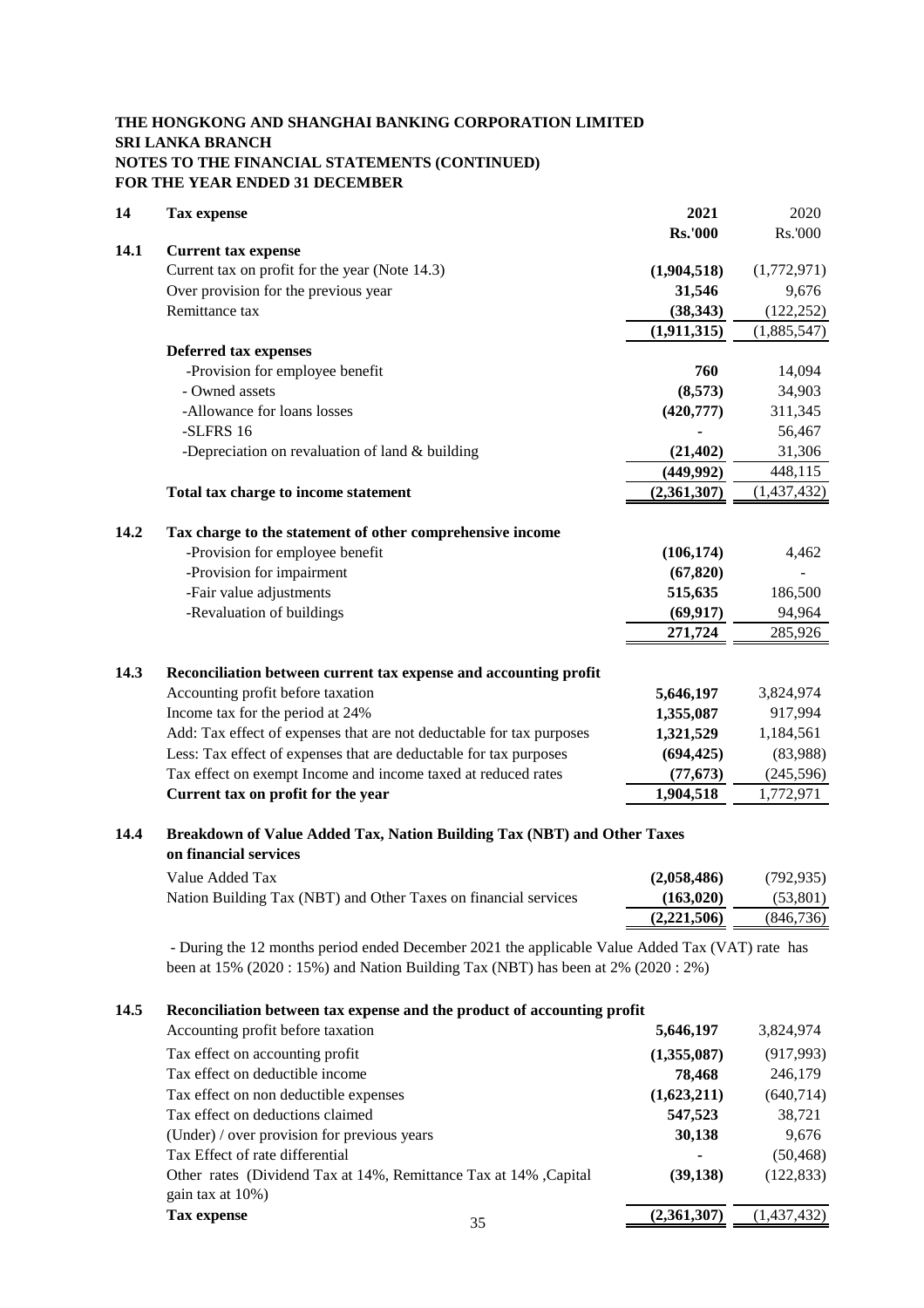**THE HONGKONG AND SHANGHAI BANKING CORPORATION LIMITED**
**SRI LANKA BRANCH**
**NOTES TO THE FINANCIAL STATEMENTS (CONTINUED)**
**FOR THE YEAR ENDED 31 DECEMBER**

| | | 2021 | 2020 |
|---|---|---|---|
| **14** | **Tax expense** | **Rs.'000** | Rs.'000 |
| **14.1** | **Current tax expense** | | |
| | Current tax on profit for the year (Note 14.3) | **(1,904,518)** | (1,772,971) |
| | Over provision for the previous year | **31,546** | 9,676 |
| | Remittance tax | **(38,343)** | (122,252) |
| | | **(1,911,315)** | (1,885,547) |
| | **Deferred tax expenses** | | |
| | -Provision for employee benefit | **760** | 14,094 |
| | - Owned assets | **(8,573)** | 34,903 |
| | -Allowance for loans losses | **(420,777)** | 311,345 |
| | -SLFRS 16 | **-** | 56,467 |
| | -Depreciation on revaluation of land & building | **(21,402)** | 31,306 |
| | | **(449,992)** | 448,115 |
| | **Total tax charge to income statement** | **(2,361,307)** | (1,437,432) |
| | | | |
| **14.2** | **Tax charge to the statement of other comprehensive income** | | |
| | -Provision for employee benefit | **(106,174)** | 4,462 |
| | -Provision for impairment | **(67,820)** | - |
| | -Fair value adjustments | **515,635** | 186,500 |
| | -Revaluation of buildings | **(69,917)** | 94,964 |
| | | **271,724** | 285,926 |
| | | | |
| **14.3** | **Reconciliation between current tax expense and accounting profit** | | |
| | Accounting profit before taxation | **5,646,197** | 3,824,974 |
| | Income tax for the period at 24% | **1,355,087** | 917,994 |
| | Add: Tax effect of expenses that are not deductable for tax purposes | **1,321,529** | 1,184,561 |
| | Less: Tax effect of expenses that are deductable for tax purposes | **(694,425)** | (83,988) |
| | Tax effect on exempt Income and income taxed at reduced rates | **(77,673)** | (245,596) |
| | **Current tax on profit for the year** | **1,904,518** | 1,772,971 |

**14.4 Breakdown of Value Added Tax, Nation Building Tax (NBT) and Other Taxes on financial services**

| | 2021 | 2020 |
|---|---|---|
| Value Added Tax | **(2,058,486)** | (792,935) |
| Nation Building Tax (NBT) and Other Taxes on financial services | **(163,020)** | (53,801) |
| | **(2,221,506)** | (846,736) |

- During the 12 months period ended December 2021 the applicable Value Added Tax (VAT) rate has been at 15% (2020 : 15%) and Nation Building Tax (NBT) has been at 2% (2020 : 2%)

**14.5 Reconciliation between tax expense and the product of accounting profit**

| | 2021 | 2020 |
|---|---|---|
| Accounting profit before taxation | **5,646,197** | 3,824,974 |
| Tax effect on accounting profit | **(1,355,087)** | (917,993) |
| Tax effect on deductible income | **78,468** | 246,179 |
| Tax effect on non deductible expenses | **(1,623,211)** | (640,714) |
| Tax effect on deductions claimed | **547,523** | 38,721 |
| (Under) / over provision for previous years | **30,138** | 9,676 |
| Tax Effect of rate differential | **-** | (50,468) |
| Other rates (Dividend Tax at 14%, Remittance Tax at 14% ,Capital gain tax at 10%) | **(39,138)** | (122,833) |
| **Tax expense** | **(2,361,307)** | (1,437,432) |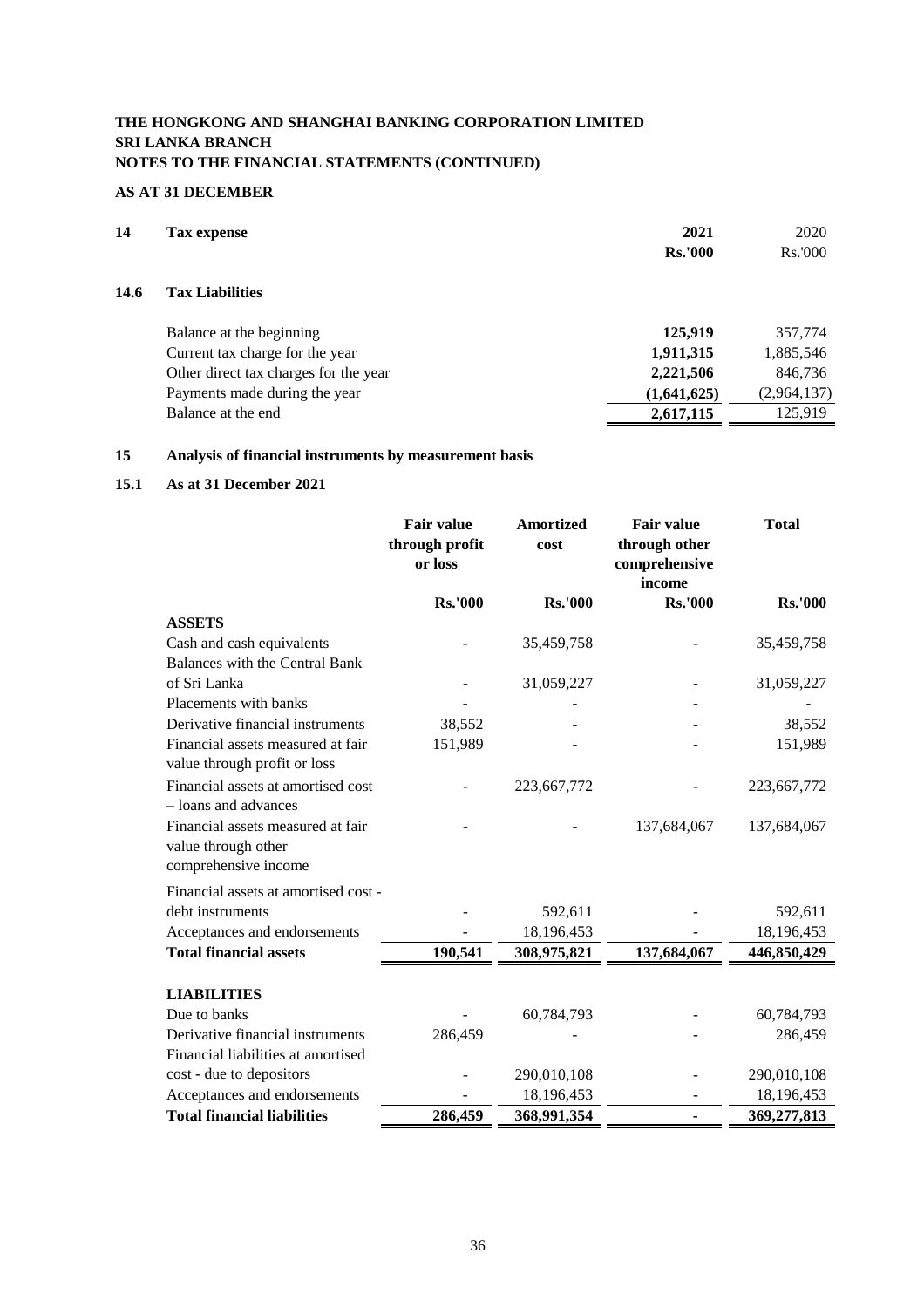**THE HONGKONG AND SHANGHAI BANKING CORPORATION LIMITED**
**SRI LANKA BRANCH**
**NOTES TO THE FINANCIAL STATEMENTS (CONTINUED)**

**AS AT 31 DECEMBER**

## 14 Tax expense

### 14.6 Tax Liabilities

| | 2021 Rs.'000 | 2020 Rs.'000 |
|---|---|---|
| Balance at the beginning | **125,919** | 357,774 |
| Current tax charge for the year | **1,911,315** | 1,885,546 |
| Other direct tax charges for the year | **2,221,506** | 846,736 |
| Payments made during the year | **(1,641,625)** | (2,964,137) |
| Balance at the end | **2,617,115** | 125,919 |

## 15 Analysis of financial instruments by measurement basis

### 15.1 As at 31 December 2021

| | Fair value through profit or loss | Amortized cost | Fair value through other comprehensive income | Total |
|---|---|---|---|---|
| | Rs.'000 | Rs.'000 | Rs.'000 | Rs.'000 |
| **ASSETS** | | | | |
| Cash and cash equivalents | - | 35,459,758 | - | 35,459,758 |
| Balances with the Central Bank of Sri Lanka | - | 31,059,227 | - | 31,059,227 |
| Placements with banks | - | - | - | - |
| Derivative financial instruments | 38,552 | - | - | 38,552 |
| Financial assets measured at fair value through profit or loss | 151,989 | - | - | 151,989 |
| Financial assets at amortised cost – loans and advances | - | 223,667,772 | - | 223,667,772 |
| Financial assets measured at fair value through other comprehensive income | - | - | 137,684,067 | 137,684,067 |
| Financial assets at amortised cost - debt instruments | - | 592,611 | - | 592,611 |
| Acceptances and endorsements | - | 18,196,453 | - | 18,196,453 |
| **Total financial assets** | **190,541** | **308,975,821** | **137,684,067** | **446,850,429** |
| **LIABILITIES** | | | | |
| Due to banks | - | 60,784,793 | - | 60,784,793 |
| Derivative financial instruments | 286,459 | - | - | 286,459 |
| Financial liabilities at amortised cost - due to depositors | - | 290,010,108 | - | 290,010,108 |
| Acceptances and endorsements | - | 18,196,453 | - | 18,196,453 |
| **Total financial liabilities** | **286,459** | **368,991,354** | **-** | **369,277,813** |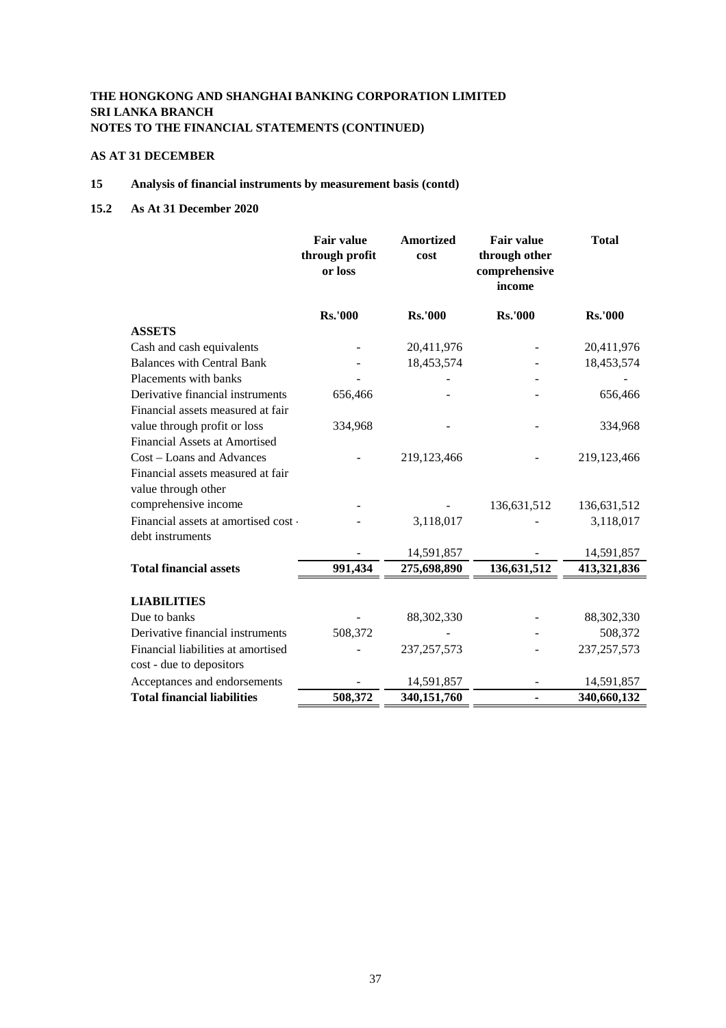**THE HONGKONG AND SHANGHAI BANKING CORPORATION LIMITED**
**SRI LANKA BRANCH**
**NOTES TO THE FINANCIAL STATEMENTS (CONTINUED)**

**AS AT 31 DECEMBER**

## 15 Analysis of financial instruments by measurement basis (contd)

### 15.2 As At 31 December 2020

| | Fair value through profit or loss | Amortized cost | Fair value through other comprehensive income | Total |
|---|---|---|---|---|
| | **Rs.'000** | **Rs.'000** | **Rs.'000** | **Rs.'000** |
| **ASSETS** | | | | |
| Cash and cash equivalents | - | 20,411,976 | - | 20,411,976 |
| Balances with Central Bank | - | 18,453,574 | - | 18,453,574 |
| Placements with banks | - | - | - | - |
| Derivative financial instruments | 656,466 | - | - | 656,466 |
| Financial assets measured at fair value through profit or loss | 334,968 | - | - | 334,968 |
| Financial Assets at Amortised Cost – Loans and Advances | - | 219,123,466 | - | 219,123,466 |
| Financial assets measured at fair value through other comprehensive income | - | - | 136,631,512 | 136,631,512 |
| Financial assets at amortised cost - debt instruments | - | 3,118,017 | - | 3,118,017 |
| | - | 14,591,857 | - | 14,591,857 |
| **Total financial assets** | **991,434** | **275,698,890** | **136,631,512** | **413,321,836** |
| | | | | |
| **LIABILITIES** | | | | |
| Due to banks | - | 88,302,330 | - | 88,302,330 |
| Derivative financial instruments | 508,372 | - | - | 508,372 |
| Financial liabilities at amortised cost - due to depositors | - | 237,257,573 | - | 237,257,573 |
| Acceptances and endorsements | - | 14,591,857 | - | 14,591,857 |
| **Total financial liabilities** | **508,372** | **340,151,760** | **-** | **340,660,132** |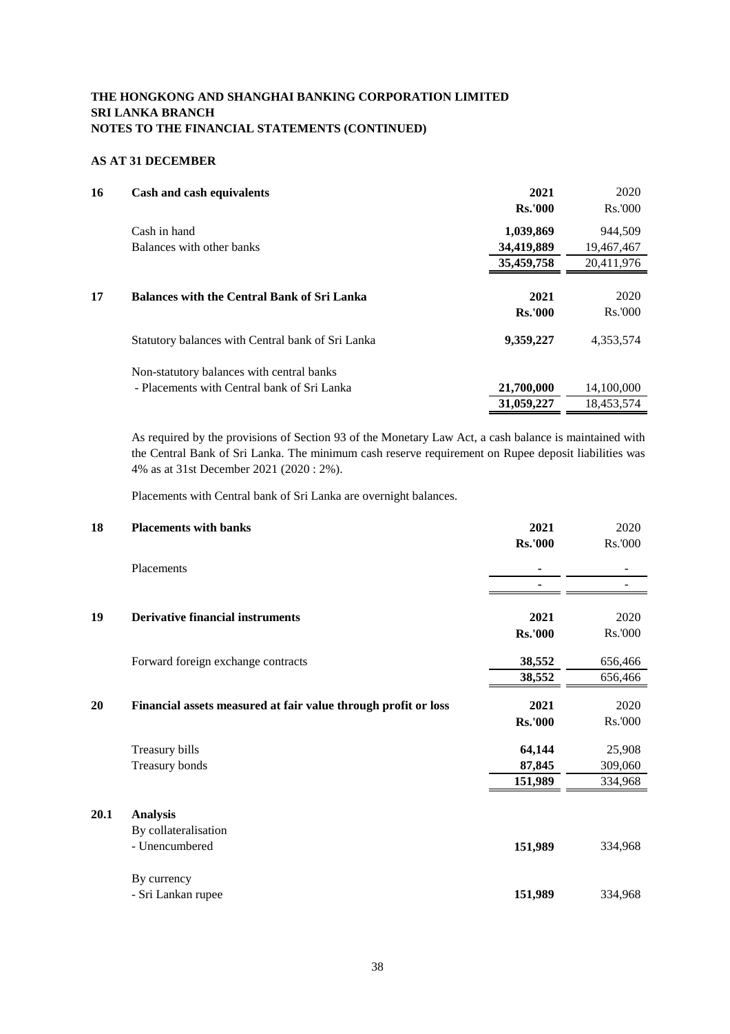**THE HONGKONG AND SHANGHAI BANKING CORPORATION LIMITED**
**SRI LANKA BRANCH**
**NOTES TO THE FINANCIAL STATEMENTS (CONTINUED)**

**AS AT 31 DECEMBER**

| **16** | **Cash and cash equivalents** | **2021** | 2020 |
|---|---|---|---|
| | | **Rs.'000** | Rs.'000 |
| | Cash in hand | **1,039,869** | 944,509 |
| | Balances with other banks | **34,419,889** | 19,467,467 |
| | | **35,459,758** | 20,411,976 |

| **17** | **Balances with the Central Bank of Sri Lanka** | **2021** | 2020 |
|---|---|---|---|
| | | **Rs.'000** | Rs.'000 |
| | Statutory balances with Central bank of Sri Lanka | **9,359,227** | 4,353,574 |
| | Non-statutory balances with central banks | | |
| | - Placements with Central bank of Sri Lanka | **21,700,000** | 14,100,000 |
| | | **31,059,227** | 18,453,574 |

As required by the provisions of Section 93 of the Monetary Law Act, a cash balance is maintained with the Central Bank of Sri Lanka. The minimum cash reserve requirement on Rupee deposit liabilities was 4% as at 31st December 2021 (2020 : 2%).

Placements with Central bank of Sri Lanka are overnight balances.

| **18** | **Placements with banks** | **2021** | 2020 |
|---|---|---|---|
| | | **Rs.'000** | Rs.'000 |
| | Placements | **-** | - |
| | | **-** | - |

| **19** | **Derivative financial instruments** | **2021** | 2020 |
|---|---|---|---|
| | | **Rs.'000** | Rs.'000 |
| | Forward foreign exchange contracts | **38,552** | 656,466 |
| | | **38,552** | 656,466 |

| **20** | **Financial assets measured at fair value through profit or loss** | **2021** | 2020 |
|---|---|---|---|
| | | **Rs.'000** | Rs.'000 |
| | Treasury bills | **64,144** | 25,908 |
| | Treasury bonds | **87,845** | 309,060 |
| | | **151,989** | 334,968 |

| **20.1** | **Analysis** | | |
|---|---|---|---|
| | By collateralisation | | |
| | - Unencumbered | **151,989** | 334,968 |
| | By currency | | |
| | - Sri Lankan rupee | **151,989** | 334,968 |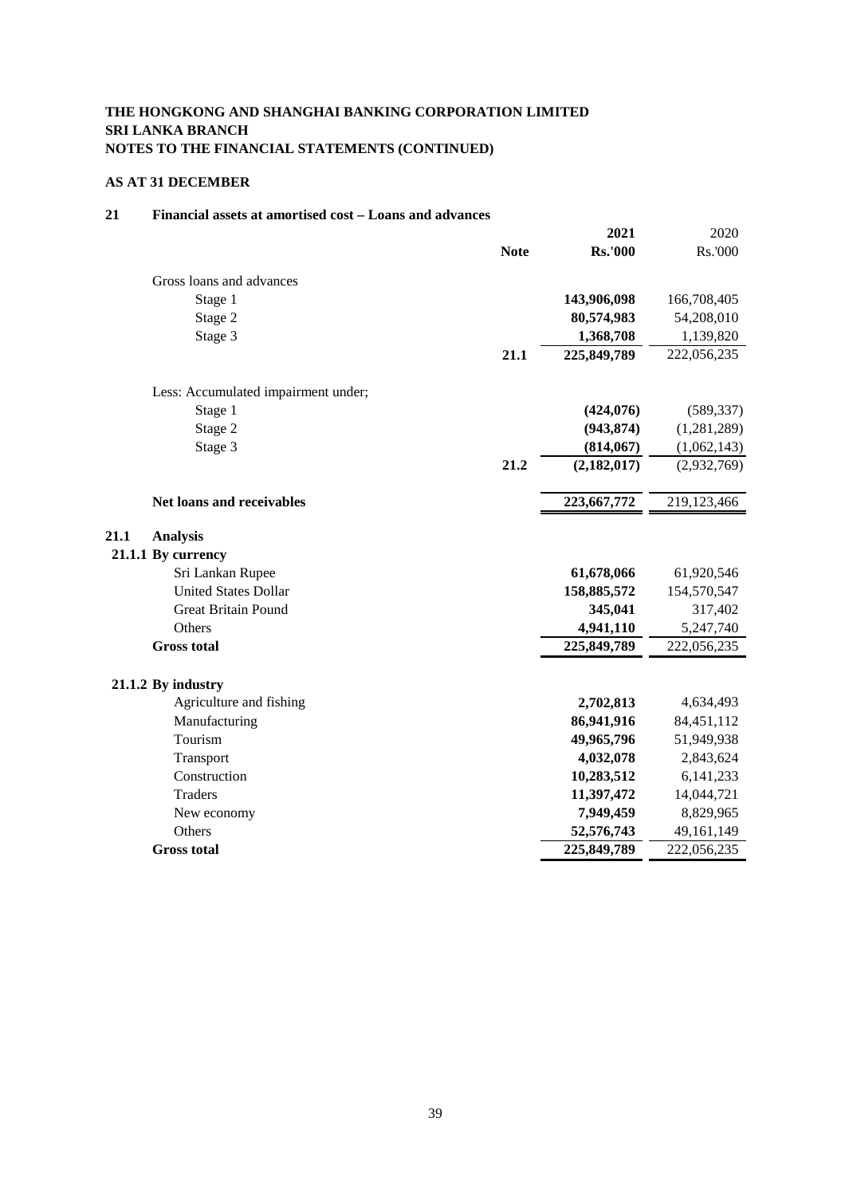**THE HONGKONG AND SHANGHAI BANKING CORPORATION LIMITED**
**SRI LANKA BRANCH**
**NOTES TO THE FINANCIAL STATEMENTS (CONTINUED)**

**AS AT 31 DECEMBER**

## 21 Financial assets at amortised cost – Loans and advances

| | Note | 2021 Rs.'000 | 2020 Rs.'000 |
|---|---|---|---|
| Gross loans and advances | | | |
| Stage 1 | | **143,906,098** | 166,708,405 |
| Stage 2 | | **80,574,983** | 54,208,010 |
| Stage 3 | | **1,368,708** | 1,139,820 |
| | **21.1** | **225,849,789** | 222,056,235 |
| Less: Accumulated impairment under; | | | |
| Stage 1 | | **(424,076)** | (589,337) |
| Stage 2 | | **(943,874)** | (1,281,289) |
| Stage 3 | | **(814,067)** | (1,062,143) |
| | **21.2** | **(2,182,017)** | (2,932,769) |
| **Net loans and receivables** | | **223,667,772** | 219,123,466 |

### 21.1 Analysis

#### 21.1.1 By currency

| | 2021 Rs.'000 | 2020 Rs.'000 |
|---|---|---|
| Sri Lankan Rupee | **61,678,066** | 61,920,546 |
| United States Dollar | **158,885,572** | 154,570,547 |
| Great Britain Pound | **345,041** | 317,402 |
| Others | **4,941,110** | 5,247,740 |
| **Gross total** | **225,849,789** | 222,056,235 |

#### 21.1.2 By industry

| | 2021 Rs.'000 | 2020 Rs.'000 |
|---|---|---|
| Agriculture and fishing | **2,702,813** | 4,634,493 |
| Manufacturing | **86,941,916** | 84,451,112 |
| Tourism | **49,965,796** | 51,949,938 |
| Transport | **4,032,078** | 2,843,624 |
| Construction | **10,283,512** | 6,141,233 |
| Traders | **11,397,472** | 14,044,721 |
| New economy | **7,949,459** | 8,829,965 |
| Others | **52,576,743** | 49,161,149 |
| **Gross total** | **225,849,789** | 222,056,235 |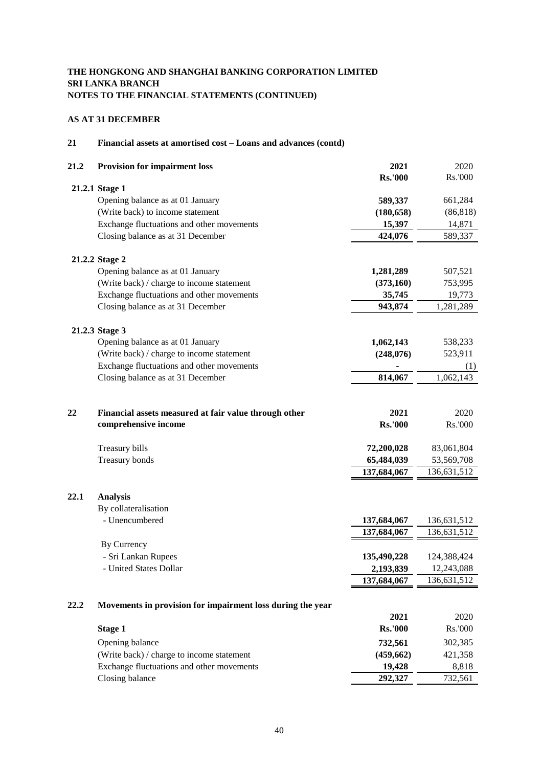**THE HONGKONG AND SHANGHAI BANKING CORPORATION LIMITED**
**SRI LANKA BRANCH**
**NOTES TO THE FINANCIAL STATEMENTS (CONTINUED)**

**AS AT 31 DECEMBER**

## 21 Financial assets at amortised cost – Loans and advances (contd)

### 21.2 Provision for impairment loss

| | 2021 | 2020 |
|---|---|---|
| | Rs.'000 | Rs.'000 |
| **21.2.1 Stage 1** | | |
| Opening balance as at 01 January | 589,337 | 661,284 |
| (Write back) to income statement | (180,658) | (86,818) |
| Exchange fluctuations and other movements | 15,397 | 14,871 |
| Closing balance as at 31 December | 424,076 | 589,337 |
| **21.2.2 Stage 2** | | |
| Opening balance as at 01 January | 1,281,289 | 507,521 |
| (Write back) / charge to income statement | (373,160) | 753,995 |
| Exchange fluctuations and other movements | 35,745 | 19,773 |
| Closing balance as at 31 December | 943,874 | 1,281,289 |
| **21.2.3 Stage 3** | | |
| Opening balance as at 01 January | 1,062,143 | 538,233 |
| (Write back) / charge to income statement | (248,076) | 523,911 |
| Exchange fluctuations and other movements | - | (1) |
| Closing balance as at 31 December | 814,067 | 1,062,143 |

## 22 Financial assets measured at fair value through other comprehensive income

| | 2021 | 2020 |
|---|---|---|
| | Rs.'000 | Rs.'000 |
| Treasury bills | 72,200,028 | 83,061,804 |
| Treasury bonds | 65,484,039 | 53,569,708 |
| | 137,684,067 | 136,631,512 |

### 22.1 Analysis

| | 2021 | 2020 |
|---|---|---|
| By collateralisation | | |
| - Unencumbered | 137,684,067 | 136,631,512 |
| | 137,684,067 | 136,631,512 |
| By Currency | | |
| - Sri Lankan Rupees | 135,490,228 | 124,388,424 |
| - United States Dollar | 2,193,839 | 12,243,088 |
| | 137,684,067 | 136,631,512 |

### 22.2 Movements in provision for impairment loss during the year

| | 2021 | 2020 |
|---|---|---|
| **Stage 1** | Rs.'000 | Rs.'000 |
| Opening balance | 732,561 | 302,385 |
| (Write back) / charge to income statement | (459,662) | 421,358 |
| Exchange fluctuations and other movements | 19,428 | 8,818 |
| Closing balance | 292,327 | 732,561 |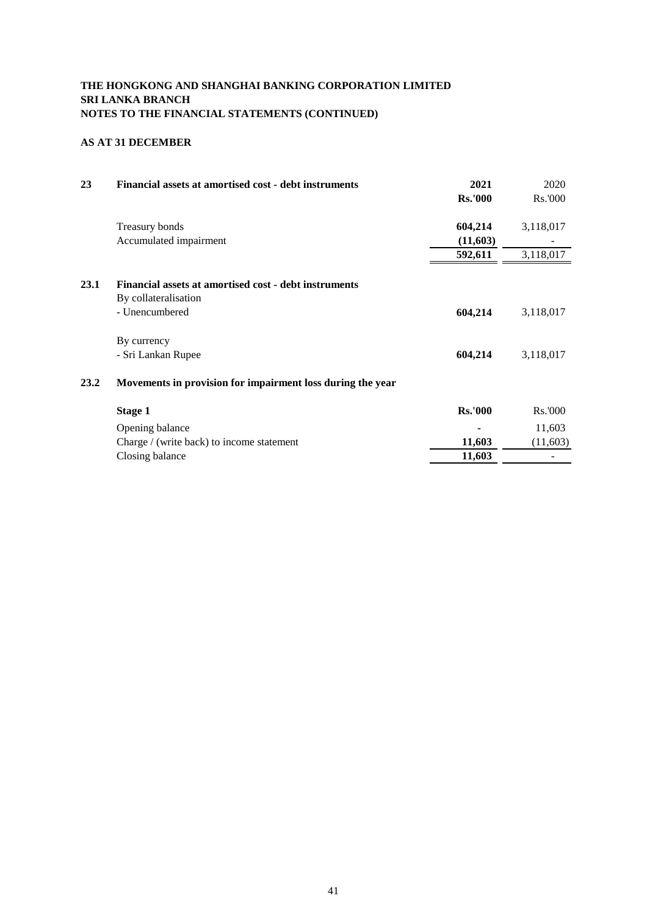**THE HONGKONG AND SHANGHAI BANKING CORPORATION LIMITED**
**SRI LANKA BRANCH**
**NOTES TO THE FINANCIAL STATEMENTS (CONTINUED)**

**AS AT 31 DECEMBER**

| 23 | **Financial assets at amortised cost - debt instruments** | **2021** | 2020 |
|---|---|---|---|
| | | **Rs.'000** | Rs.'000 |
| | Treasury bonds | **604,214** | 3,118,017 |
| | Accumulated impairment | **(11,603)** | - |
| | | **592,611** | 3,118,017 |

| 23.1 | **Financial assets at amortised cost - debt instruments** | | |
|---|---|---|---|
| | By collateralisation | | |
| | - Unencumbered | **604,214** | 3,118,017 |
| | By currency | | |
| | - Sri Lankan Rupee | **604,214** | 3,118,017 |

| 23.2 | **Movements in provision for impairment loss during the year** | | |
|---|---|---|---|
| | **Stage 1** | **Rs.'000** | Rs.'000 |
| | Opening balance | **-** | 11,603 |
| | Charge / (write back) to income statement | **11,603** | (11,603) |
| | Closing balance | **11,603** | - |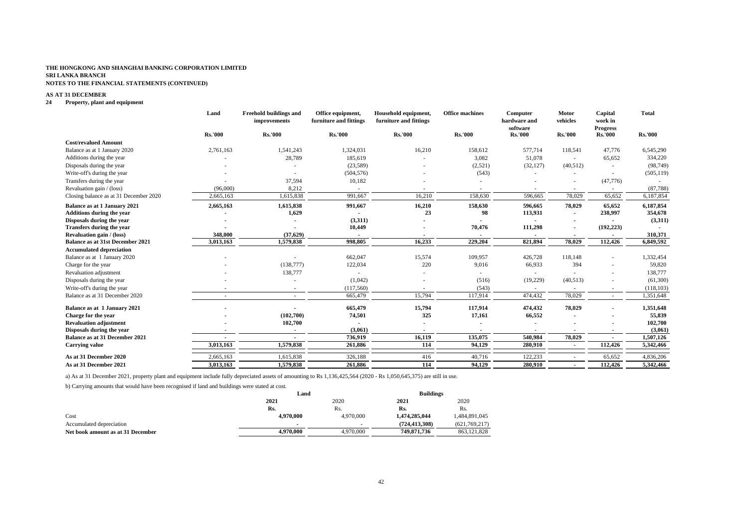**THE HONGKONG AND SHANGHAI BANKING CORPORATION LIMITED**
**SRI LANKA BRANCH**
**NOTES TO THE FINANCIAL STATEMENTS (CONTINUED)**

**AS AT 31 DECEMBER**

## 24 Property, plant and equipment

| | Land | Freehold buildings and improvements | Office equipment, furniture and fittings | Household equipment, furniture and fittings | Office machines | Computer hardware and software | Motor vehicles | Capital work in Progress | Total |
|---|---|---|---|---|---|---|---|---|---|
| | Rs.'000 | Rs.'000 | Rs.'000 | Rs.'000 | Rs.'000 | Rs.'000 | Rs.'000 | Rs.'000 | Rs.'000 |
| **Cost/revalued Amount** | | | | | | | | | |
| Balance as at 1 January 2020 | 2,761,163 | 1,541,243 | 1,324,031 | 16,210 | 158,612 | 577,714 | 118,541 | 47,776 | 6,545,290 |
| Additions during the year | - | 28,789 | 185,619 | - | 3,082 | 51,078 | - | 65,652 | 334,220 |
| Disposals during the year | - | - | (23,589) | - | (2,521) | (32,127) | (40,512) | - | (98,749) |
| Write-off's during the year | - | - | (504,576) | - | (543) | - | - | - | (505,119) |
| Transfers during the year | - | 37,594 | 10,182 | - | - | - | - | (47,776) | - |
| Revaluation gain / (loss) | (96,000) | 8,212 | - | - | - | - | - | - | (87,788) |
| Closing balance as at 31 December 2020 | 2,665,163 | 1,615,838 | 991,667 | 16,210 | 158,630 | 596,665 | 78,029 | 65,652 | 6,187,854 |
| **Balance as at 1 January 2021** | **2,665,163** | **1,615,838** | **991,667** | **16,210** | **158,630** | **596,665** | **78,029** | **65,652** | **6,187,854** |
| **Additions during the year** | **-** | **1,629** | **-** | **23** | **98** | **113,931** | **-** | **238,997** | **354,678** |
| **Disposals during the year** | **-** | **-** | **(3,311)** | **-** | **-** | **-** | **-** | **-** | **(3,311)** |
| **Transfers during the year** | **-** | **-** | **10,449** | **-** | **70,476** | **111,298** | **-** | **(192,223)** | **-** |
| **Revaluation gain / (loss)** | **348,000** | **(37,629)** | **-** | **-** | **-** | **-** | **-** | **-** | **310,371** |
| **Balance as at 31st December 2021** | **3,013,163** | **1,579,838** | **998,805** | **16,233** | **229,204** | **821,894** | **78,029** | **112,426** | **6,849,592** |
| **Accumulated depreciation** | | | | | | | | | |
| Balance as at 1 January 2020 | - | - | 662,047 | 15,574 | 109,957 | 426,728 | 118,148 | - | 1,332,454 |
| Charge for the year | - | (138,777) | 122,034 | 220 | 9,016 | 66,933 | 394 | - | 59,820 |
| Revaluation adjustment | - | 138,777 | - | - | - | - | - | - | 138,777 |
| Disposals during the year | - | - | (1,042) | - | (516) | (19,229) | (40,513) | - | (61,300) |
| Write-off's during the year | - | - | (117,560) | - | (543) | - | - | - | (118,103) |
| Balance as at 31 December 2020 | - | - | 665,479 | 15,794 | 117,914 | 474,432 | 78,029 | - | 1,351,648 |
| **Balance as at 1 January 2021** | **-** | **-** | **665,479** | **15,794** | **117,914** | **474,432** | **78,029** | **-** | **1,351,648** |
| **Charge for the year** | **-** | **(102,700)** | **74,501** | **325** | **17,161** | **66,552** | **-** | **-** | **55,839** |
| **Revaluation adjustment** | **-** | **102,700** | **-** | **-** | **-** | **-** | **-** | **-** | **102,700** |
| **Disposals during the year** | **-** | **-** | **(3,061)** | **-** | **-** | **-** | **-** | **-** | **(3,061)** |
| **Balance as at 31 December 2021** | **-** | **-** | **736,919** | **16,119** | **135,075** | **540,984** | **78,029** | **-** | **1,507,126** |
| **Carrying value** | **3,013,163** | **1,579,838** | **261,886** | **114** | **94,129** | **280,910** | **-** | **112,426** | **5,342,466** |
| As at 31 December 2020 | 2,665,163 | 1,615,838 | 326,188 | 416 | 40,716 | 122,233 | - | 65,652 | 4,836,206 |
| **As at 31 December 2021** | **3,013,163** | **1,579,838** | **261,886** | **114** | **94,129** | **280,910** | **-** | **112,426** | **5,342,466** |

a) As at 31 December 2021, property plant and equipment include fully depreciated assets of amounting to Rs 1,136,425,564 (2020 - Rs 1,050,645,375) are still in use.

b) Carrying amounts that would have been recognised if land and buildings were stated at cost.

| | Land | | Buildings | |
|---|---|---|---|---|
| | **2021** | 2020 | **2021** | 2020 |
| | **Rs.** | Rs. | **Rs.** | Rs. |
| Cost | **4,970,000** | 4,970,000 | **1,474,285,044** | 1,484,891,045 |
| Accumulated depreciation | **-** | - | **(724,413,308)** | (621,769,217) |
| **Net book amount as at 31 December** | **4,970,000** | 4,970,000 | **749,871,736** | 863,121,828 |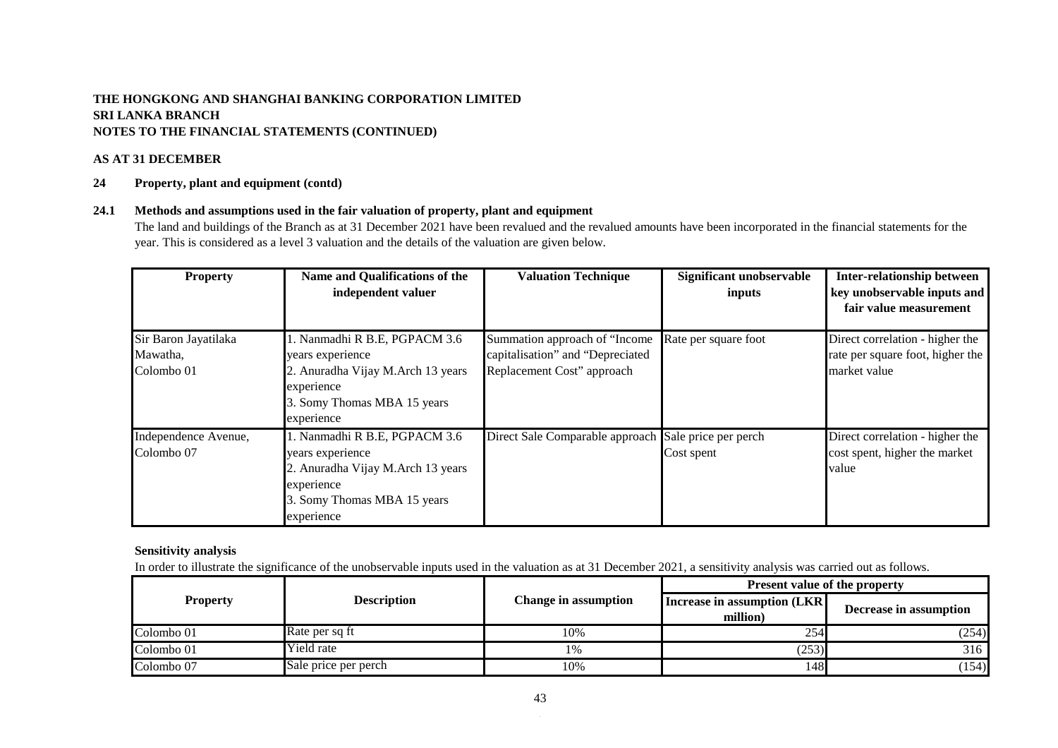**THE HONGKONG AND SHANGHAI BANKING CORPORATION LIMITED**
**SRI LANKA BRANCH**
**NOTES TO THE FINANCIAL STATEMENTS (CONTINUED)**

**AS AT 31 DECEMBER**

## 24 Property, plant and equipment (contd)

### 24.1 Methods and assumptions used in the fair valuation of property, plant and equipment

The land and buildings of the Branch as at 31 December 2021 have been revalued and the revalued amounts have been incorporated in the financial statements for the year. This is considered as a level 3 valuation and the details of the valuation are given below.

| Property | Name and Qualifications of the independent valuer | Valuation Technique | Significant unobservable inputs | Inter-relationship between key unobservable inputs and fair value measurement |
|---|---|---|---|---|
| Sir Baron Jayatilaka Mawatha, Colombo 01 | 1. Nanmadhi R B.E, PGPACM 3.6 years experience<br>2. Anuradha Vijay M.Arch 13 years experience<br>3. Somy Thomas MBA 15 years experience | Summation approach of "Income capitalisation" and "Depreciated Replacement Cost" approach | Rate per square foot | Direct correlation - higher the rate per square foot, higher the market value |
| Independence Avenue, Colombo 07 | 1. Nanmadhi R B.E, PGPACM 3.6 years experience<br>2. Anuradha Vijay M.Arch 13 years experience<br>3. Somy Thomas MBA 15 years experience | Direct Sale Comparable approach | Sale price per perch<br>Cost spent | Direct correlation - higher the cost spent, higher the market value |

**Sensitivity analysis**

In order to illustrate the significance of the unobservable inputs used in the valuation as at 31 December 2021, a sensitivity analysis was carried out as follows.

| Property | Description | Change in assumption | Present value of the property | |
|---|---|---|---|---|
| | | | Increase in assumption (LKR million) | Decrease in assumption |
| Colombo 01 | Rate per sq ft | 10% | 254 | (254) |
| Colombo 01 | Yield rate | 1% | (253) | 316 |
| Colombo 07 | Sale price per perch | 10% | 148 | (154) |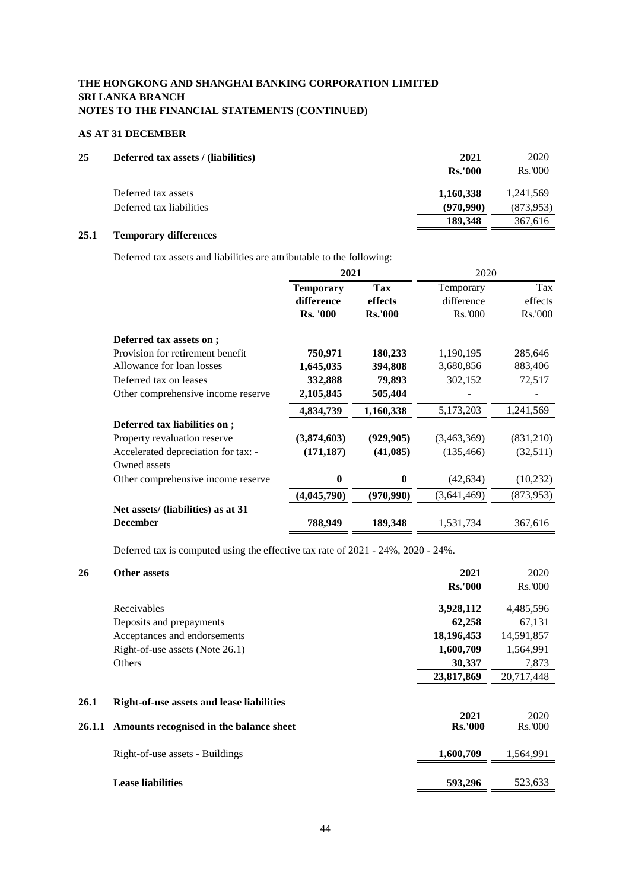**THE HONGKONG AND SHANGHAI BANKING CORPORATION LIMITED**
**SRI LANKA BRANCH**
**NOTES TO THE FINANCIAL STATEMENTS (CONTINUED)**

**AS AT 31 DECEMBER**

## 25 Deferred tax assets / (liabilities)

| | 2021 Rs.'000 | 2020 Rs.'000 |
|---|---|---|
| Deferred tax assets | **1,160,338** | 1,241,569 |
| Deferred tax liabilities | **(970,990)** | (873,953) |
| | **189,348** | 367,616 |

### 25.1 Temporary differences

Deferred tax assets and liabilities are attributable to the following:

| | 2021 | | 2020 | |
|---|---|---|---|---|
| | **Temporary difference Rs. '000** | **Tax effects Rs.'000** | Temporary difference Rs.'000 | Tax effects Rs.'000 |
| **Deferred tax assets on ;** | | | | |
| Provision for retirement benefit | **750,971** | **180,233** | 1,190,195 | 285,646 |
| Allowance for loan losses | **1,645,035** | **394,808** | 3,680,856 | 883,406 |
| Deferred tax on leases | **332,888** | **79,893** | 302,152 | 72,517 |
| Other comprehensive income reserve | **2,105,845** | **505,404** | - | - |
| | **4,834,739** | **1,160,338** | 5,173,203 | 1,241,569 |
| **Deferred tax liabilities on ;** | | | | |
| Property revaluation reserve | **(3,874,603)** | **(929,905)** | (3,463,369) | (831,210) |
| Accelerated depreciation for tax: - Owned assets | **(171,187)** | **(41,085)** | (135,466) | (32,511) |
| Other comprehensive income reserve | **0** | **0** | (42,634) | (10,232) |
| | **(4,045,790)** | **(970,990)** | (3,641,469) | (873,953) |
| **Net assets/ (liabilities) as at 31 December** | **788,949** | **189,348** | 1,531,734 | 367,616 |

Deferred tax is computed using the effective tax rate of 2021 - 24%, 2020 - 24%.

## 26 Other assets

| | 2021 Rs.'000 | 2020 Rs.'000 |
|---|---|---|
| Receivables | **3,928,112** | 4,485,596 |
| Deposits and prepayments | **62,258** | 67,131 |
| Acceptances and endorsements | **18,196,453** | 14,591,857 |
| Right-of-use assets (Note 26.1) | **1,600,709** | 1,564,991 |
| Others | **30,337** | 7,873 |
| | **23,817,869** | 20,717,448 |

### 26.1 Right-of-use assets and lease liabilities

#### 26.1.1 Amounts recognised in the balance sheet

| | 2021 Rs.'000 | 2020 Rs.'000 |
|---|---|---|
| Right-of-use assets - Buildings | **1,600,709** | 1,564,991 |
| **Lease liabilities** | **593,296** | 523,633 |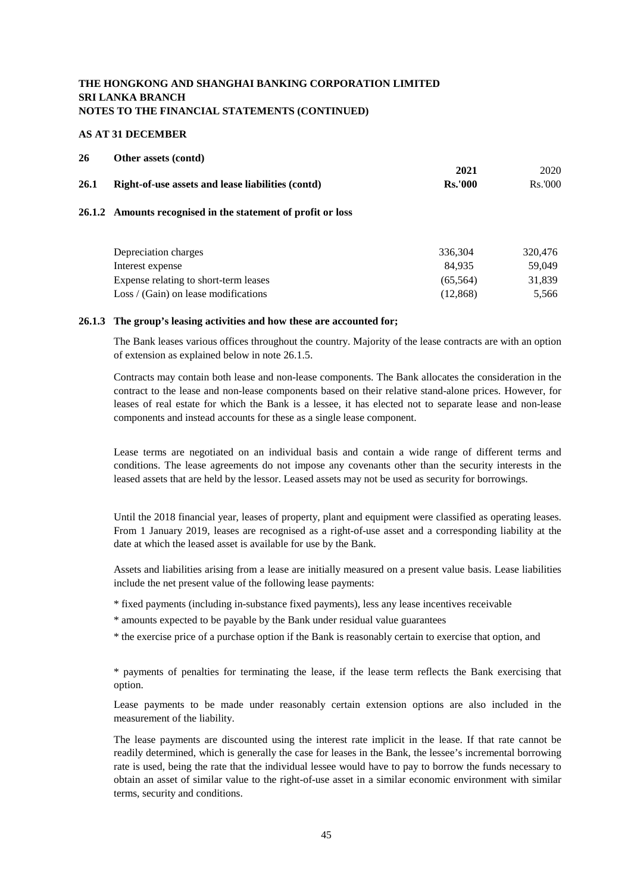**THE HONGKONG AND SHANGHAI BANKING CORPORATION LIMITED**
**SRI LANKA BRANCH**
**NOTES TO THE FINANCIAL STATEMENTS (CONTINUED)**

**AS AT 31 DECEMBER**

## 26 Other assets (contd)

### 26.1 Right-of-use assets and lease liabilities (contd)

#### 26.1.2 Amounts recognised in the statement of profit or loss

| | **2021** **Rs.'000** | 2020 Rs.'000 |
|---|---|---|
| Depreciation charges | 336,304 | 320,476 |
| Interest expense | 84,935 | 59,049 |
| Expense relating to short-term leases | (65,564) | 31,839 |
| Loss / (Gain) on lease modifications | (12,868) | 5,566 |

#### 26.1.3 The group's leasing activities and how these are accounted for;

The Bank leases various offices throughout the country. Majority of the lease contracts are with an option of extension as explained below in note 26.1.5.

Contracts may contain both lease and non-lease components. The Bank allocates the consideration in the contract to the lease and non-lease components based on their relative stand-alone prices. However, for leases of real estate for which the Bank is a lessee, it has elected not to separate lease and non-lease components and instead accounts for these as a single lease component.

Lease terms are negotiated on an individual basis and contain a wide range of different terms and conditions. The lease agreements do not impose any covenants other than the security interests in the leased assets that are held by the lessor. Leased assets may not be used as security for borrowings.

Until the 2018 financial year, leases of property, plant and equipment were classified as operating leases. From 1 January 2019, leases are recognised as a right-of-use asset and a corresponding liability at the date at which the leased asset is available for use by the Bank.

Assets and liabilities arising from a lease are initially measured on a present value basis. Lease liabilities include the net present value of the following lease payments:

* fixed payments (including in-substance fixed payments), less any lease incentives receivable

* amounts expected to be payable by the Bank under residual value guarantees

* the exercise price of a purchase option if the Bank is reasonably certain to exercise that option, and

* payments of penalties for terminating the lease, if the lease term reflects the Bank exercising that option.

Lease payments to be made under reasonably certain extension options are also included in the measurement of the liability.

The lease payments are discounted using the interest rate implicit in the lease. If that rate cannot be readily determined, which is generally the case for leases in the Bank, the lessee's incremental borrowing rate is used, being the rate that the individual lessee would have to pay to borrow the funds necessary to obtain an asset of similar value to the right-of-use asset in a similar economic environment with similar terms, security and conditions.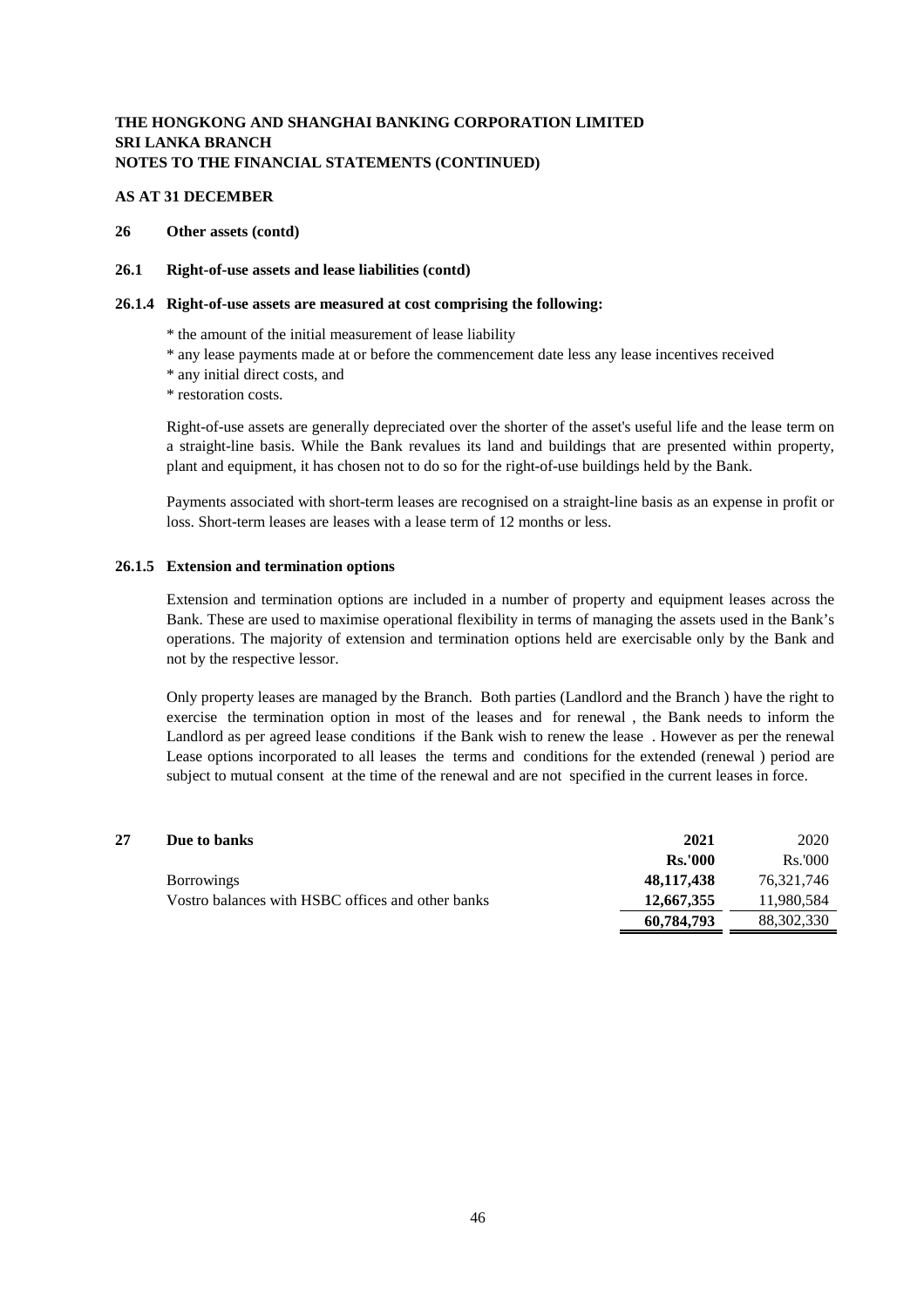**THE HONGKONG AND SHANGHAI BANKING CORPORATION LIMITED**
**SRI LANKA BRANCH**
**NOTES TO THE FINANCIAL STATEMENTS (CONTINUED)**

**AS AT 31 DECEMBER**

## 26 Other assets (contd)

### 26.1 Right-of-use assets and lease liabilities (contd)

#### 26.1.4 Right-of-use assets are measured at cost comprising the following:

* the amount of the initial measurement of lease liability
* any lease payments made at or before the commencement date less any lease incentives received
* any initial direct costs, and
* restoration costs.

Right-of-use assets are generally depreciated over the shorter of the asset's useful life and the lease term on a straight-line basis. While the Bank revalues its land and buildings that are presented within property, plant and equipment, it has chosen not to do so for the right-of-use buildings held by the Bank.

Payments associated with short-term leases are recognised on a straight-line basis as an expense in profit or loss. Short-term leases are leases with a lease term of 12 months or less.

#### 26.1.5 Extension and termination options

Extension and termination options are included in a number of property and equipment leases across the Bank. These are used to maximise operational flexibility in terms of managing the assets used in the Bank's operations. The majority of extension and termination options held are exercisable only by the Bank and not by the respective lessor.

Only property leases are managed by the Branch. Both parties (Landlord and the Branch ) have the right to exercise the termination option in most of the leases and for renewal , the Bank needs to inform the Landlord as per agreed lease conditions if the Bank wish to renew the lease . However as per the renewal Lease options incorporated to all leases the terms and conditions for the extended (renewal ) period are subject to mutual consent at the time of the renewal and are not specified in the current leases in force.

## 27 Due to banks

| | **2021** | 2020 |
|---|---|---|
| | **Rs.'000** | Rs.'000 |
| Borrowings | **48,117,438** | 76,321,746 |
| Vostro balances with HSBC offices and other banks | **12,667,355** | 11,980,584 |
| | **60,784,793** | 88,302,330 |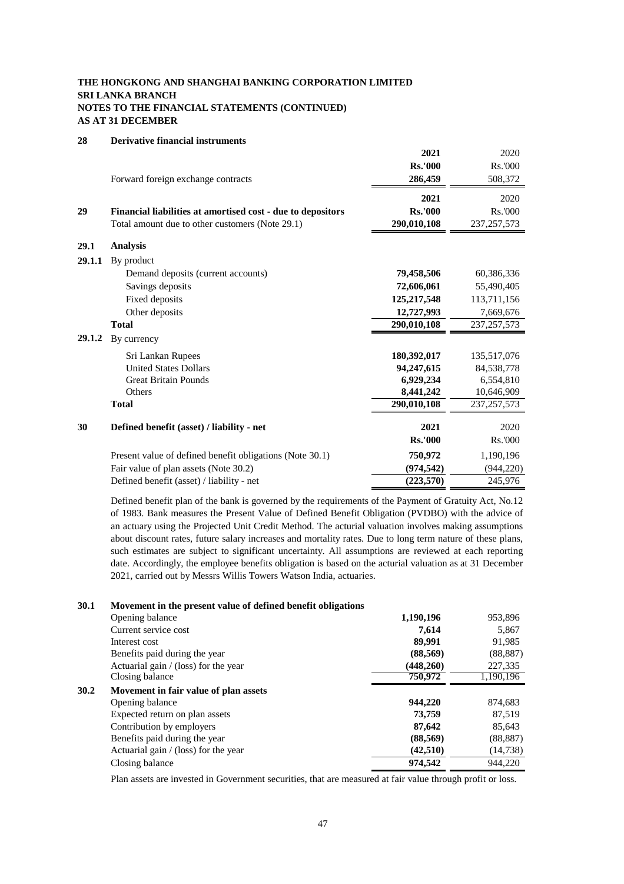**THE HONGKONG AND SHANGHAI BANKING CORPORATION LIMITED**
**SRI LANKA BRANCH**
**NOTES TO THE FINANCIAL STATEMENTS (CONTINUED)**
**AS AT 31 DECEMBER**

## 28 Derivative financial instruments

| | 2021 | 2020 |
|---|---|---|
| | Rs.'000 | Rs.'000 |
| Forward foreign exchange contracts | 286,459 | 508,372 |

## 29 Financial liabilities at amortised cost - due to depositors

| | 2021 | 2020 |
|---|---|---|
| | Rs.'000 | Rs.'000 |
| Total amount due to other customers (Note 29.1) | 290,010,108 | 237,257,573 |

### 29.1 Analysis

#### 29.1.1 By product

| | 2021 | 2020 |
|---|---|---|
| Demand deposits (current accounts) | 79,458,506 | 60,386,336 |
| Savings deposits | 72,606,061 | 55,490,405 |
| Fixed deposits | 125,217,548 | 113,711,156 |
| Other deposits | 12,727,993 | 7,669,676 |
| **Total** | 290,010,108 | 237,257,573 |

#### 29.1.2 By currency

| | 2021 | 2020 |
|---|---|---|
| Sri Lankan Rupees | 180,392,017 | 135,517,076 |
| United States Dollars | 94,247,615 | 84,538,778 |
| Great Britain Pounds | 6,929,234 | 6,554,810 |
| Others | 8,441,242 | 10,646,909 |
| **Total** | 290,010,108 | 237,257,573 |

## 30 Defined benefit (asset) / liability - net

| | 2021 | 2020 |
|---|---|---|
| | Rs.'000 | Rs.'000 |
| Present value of defined benefit obligations (Note 30.1) | 750,972 | 1,190,196 |
| Fair value of plan assets (Note 30.2) | (974,542) | (944,220) |
| Defined benefit (asset) / liability - net | (223,570) | 245,976 |

Defined benefit plan of the bank is governed by the requirements of the Payment of Gratuity Act, No.12 of 1983. Bank measures the Present Value of Defined Benefit Obligation (PVDBO) with the advice of an actuary using the Projected Unit Credit Method. The acturial valuation involves making assumptions about discount rates, future salary increases and mortality rates. Due to long term nature of these plans, such estimates are subject to significant uncertainty. All assumptions are reviewed at each reporting date. Accordingly, the employee benefits obligation is based on the acturial valuation as at 31 December 2021, carried out by Messrs Willis Towers Watson India, actuaries.

### 30.1 Movement in the present value of defined benefit obligations

| | 2021 | 2020 |
|---|---|---|
| Opening balance | 1,190,196 | 953,896 |
| Current service cost | 7,614 | 5,867 |
| Interest cost | 89,991 | 91,985 |
| Benefits paid during the year | (88,569) | (88,887) |
| Actuarial gain / (loss) for the year | (448,260) | 227,335 |
| Closing balance | 750,972 | 1,190,196 |

### 30.2 Movement in fair value of plan assets

| | 2021 | 2020 |
|---|---|---|
| Opening balance | 944,220 | 874,683 |
| Expected return on plan assets | 73,759 | 87,519 |
| Contribution by employers | 87,642 | 85,643 |
| Benefits paid during the year | (88,569) | (88,887) |
| Actuarial gain / (loss) for the year | (42,510) | (14,738) |
| Closing balance | 974,542 | 944,220 |

Plan assets are invested in Government securities, that are measured at fair value through profit or loss.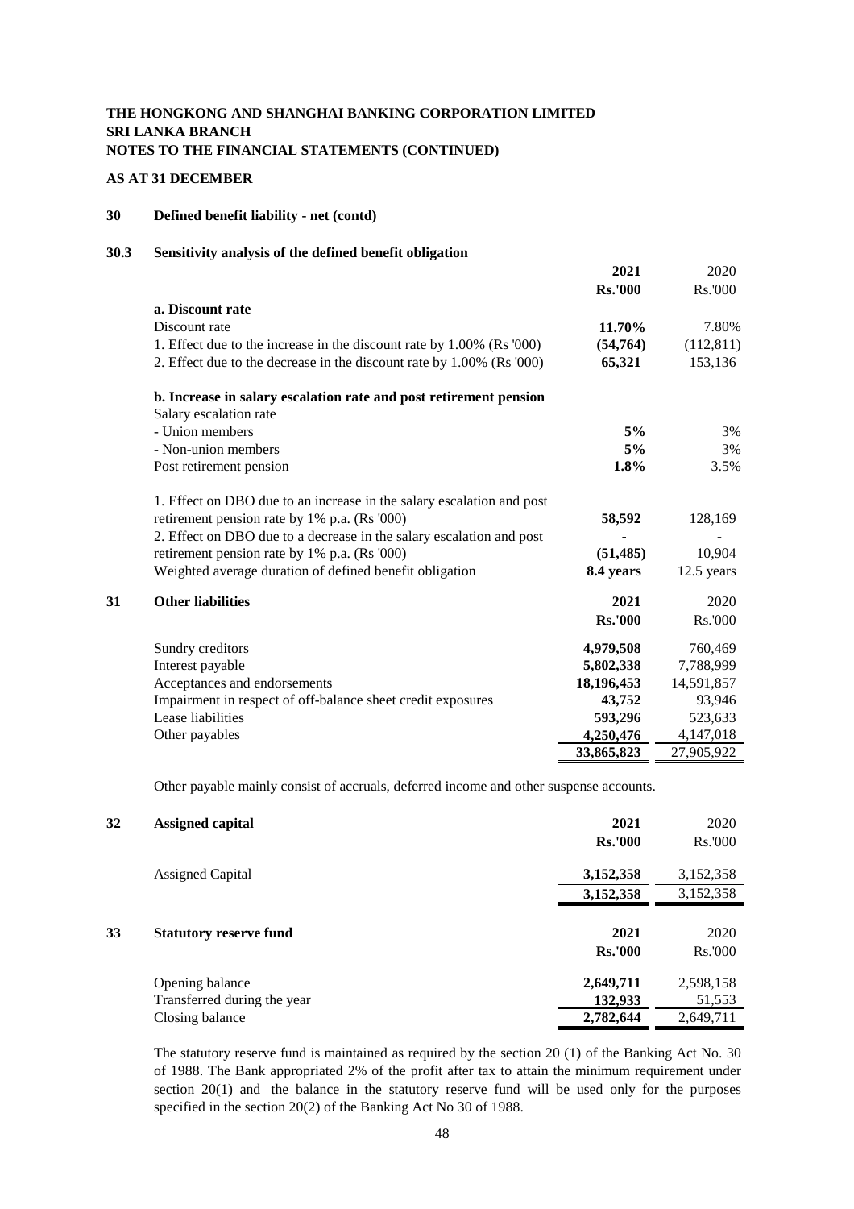# THE HONGKONG AND SHANGHAI BANKING CORPORATION LIMITED
# SRI LANKA BRANCH
# NOTES TO THE FINANCIAL STATEMENTS (CONTINUED)

**AS AT 31 DECEMBER**

## 30 Defined benefit liability - net (contd)

### 30.3 Sensitivity analysis of the defined benefit obligation

| | 2021 | 2020 |
|---|---|---|
| | Rs.'000 | Rs.'000 |
| **a. Discount rate** | | |
| Discount rate | 11.70% | 7.80% |
| 1. Effect due to the increase in the discount rate by 1.00% (Rs '000) | (54,764) | (112,811) |
| 2. Effect due to the decrease in the discount rate by 1.00% (Rs '000) | 65,321 | 153,136 |
| **b. Increase in salary escalation rate and post retirement pension** | | |
| Salary escalation rate | | |
| - Union members | 5% | 3% |
| - Non-union members | 5% | 3% |
| Post retirement pension | 1.8% | 3.5% |
| 1. Effect on DBO due to an increase in the salary escalation and post retirement pension rate by 1% p.a. (Rs '000) | 58,592 | 128,169 |
| 2. Effect on DBO due to a decrease in the salary escalation and post retirement pension rate by 1% p.a. (Rs '000) | (51,485) | 10,904 |
| Weighted average duration of defined benefit obligation | 8.4 years | 12.5 years |

## 31 Other liabilities

| | 2021 | 2020 |
|---|---|---|
| | Rs.'000 | Rs.'000 |
| Sundry creditors | 4,979,508 | 760,469 |
| Interest payable | 5,802,338 | 7,788,999 |
| Acceptances and endorsements | 18,196,453 | 14,591,857 |
| Impairment in respect of off-balance sheet credit exposures | 43,752 | 93,946 |
| Lease liabilities | 593,296 | 523,633 |
| Other payables | 4,250,476 | 4,147,018 |
| | 33,865,823 | 27,905,922 |

Other payable mainly consist of accruals, deferred income and other suspense accounts.

## 32 Assigned capital

| | 2021 | 2020 |
|---|---|---|
| | Rs.'000 | Rs.'000 |
| Assigned Capital | 3,152,358 | 3,152,358 |
| | 3,152,358 | 3,152,358 |

## 33 Statutory reserve fund

| | 2021 | 2020 |
|---|---|---|
| | Rs.'000 | Rs.'000 |
| Opening balance | 2,649,711 | 2,598,158 |
| Transferred during the year | 132,933 | 51,553 |
| Closing balance | 2,782,644 | 2,649,711 |

The statutory reserve fund is maintained as required by the section 20 (1) of the Banking Act No. 30 of 1988. The Bank appropriated 2% of the profit after tax to attain the minimum requirement under section 20(1) and the balance in the statutory reserve fund will be used only for the purposes specified in the section 20(2) of the Banking Act No 30 of 1988.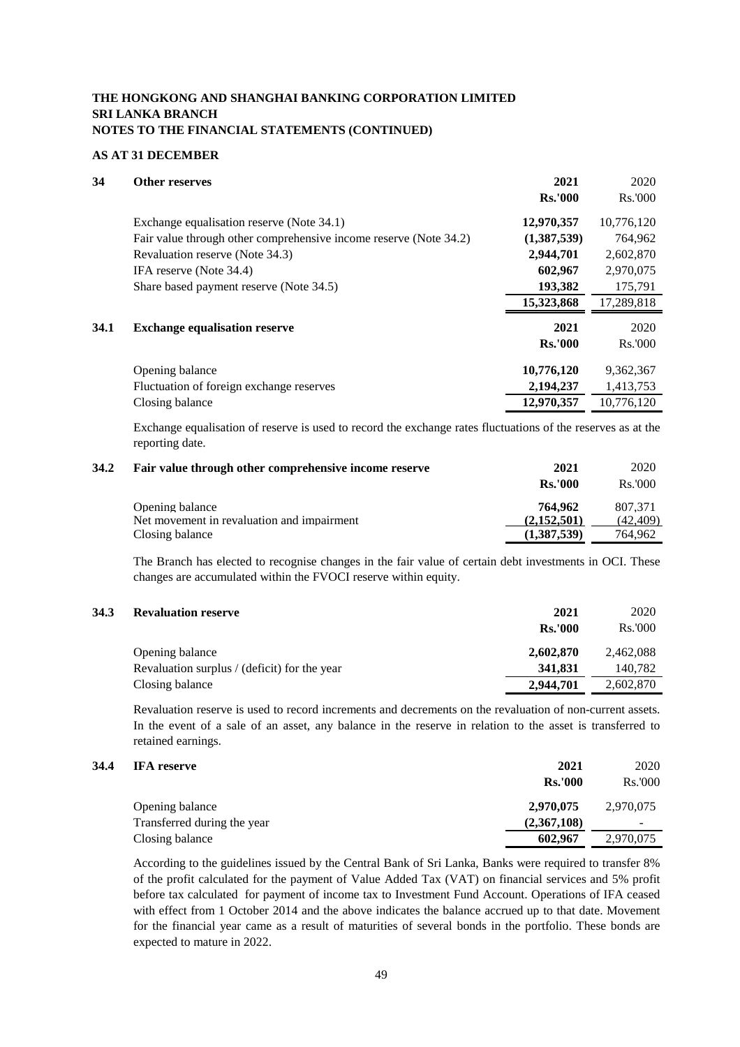**THE HONGKONG AND SHANGHAI BANKING CORPORATION LIMITED**
**SRI LANKA BRANCH**
**NOTES TO THE FINANCIAL STATEMENTS (CONTINUED)**

**AS AT 31 DECEMBER**

## 34 Other reserves

| | 2021 | 2020 |
|---|---|---|
| | Rs.'000 | Rs.'000 |
| Exchange equalisation reserve (Note 34.1) | 12,970,357 | 10,776,120 |
| Fair value through other comprehensive income reserve (Note 34.2) | (1,387,539) | 764,962 |
| Revaluation reserve (Note 34.3) | 2,944,701 | 2,602,870 |
| IFA reserve (Note 34.4) | 602,967 | 2,970,075 |
| Share based payment reserve (Note 34.5) | 193,382 | 175,791 |
| | 15,323,868 | 17,289,818 |

### 34.1 Exchange equalisation reserve

| | 2021 | 2020 |
|---|---|---|
| | Rs.'000 | Rs.'000 |
| Opening balance | 10,776,120 | 9,362,367 |
| Fluctuation of foreign exchange reserves | 2,194,237 | 1,413,753 |
| Closing balance | 12,970,357 | 10,776,120 |

Exchange equalisation of reserve is used to record the exchange rates fluctuations of the reserves as at the reporting date.

### 34.2 Fair value through other comprehensive income reserve

| | 2021 | 2020 |
|---|---|---|
| | Rs.'000 | Rs.'000 |
| Opening balance | 764,962 | 807,371 |
| Net movement in revaluation and impairment | (2,152,501) | (42,409) |
| Closing balance | (1,387,539) | 764,962 |

The Branch has elected to recognise changes in the fair value of certain debt investments in OCI. These changes are accumulated within the FVOCI reserve within equity.

### 34.3 Revaluation reserve

| | 2021 | 2020 |
|---|---|---|
| | Rs.'000 | Rs.'000 |
| Opening balance | 2,602,870 | 2,462,088 |
| Revaluation surplus / (deficit) for the year | 341,831 | 140,782 |
| Closing balance | 2,944,701 | 2,602,870 |

Revaluation reserve is used to record increments and decrements on the revaluation of non-current assets. In the event of a sale of an asset, any balance in the reserve in relation to the asset is transferred to retained earnings.

### 34.4 IFA reserve

| | 2021 | 2020 |
|---|---|---|
| | Rs.'000 | Rs.'000 |
| Opening balance | 2,970,075 | 2,970,075 |
| Transferred during the year | (2,367,108) | - |
| Closing balance | 602,967 | 2,970,075 |

According to the guidelines issued by the Central Bank of Sri Lanka, Banks were required to transfer 8% of the profit calculated for the payment of Value Added Tax (VAT) on financial services and 5% profit before tax calculated for payment of income tax to Investment Fund Account. Operations of IFA ceased with effect from 1 October 2014 and the above indicates the balance accrued up to that date. Movement for the financial year came as a result of maturities of several bonds in the portfolio. These bonds are expected to mature in 2022.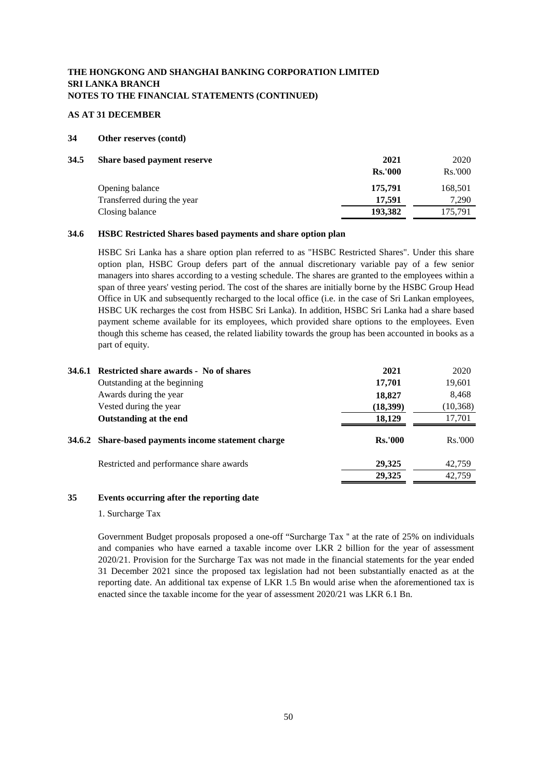**THE HONGKONG AND SHANGHAI BANKING CORPORATION LIMITED**
**SRI LANKA BRANCH**
**NOTES TO THE FINANCIAL STATEMENTS (CONTINUED)**

**AS AT 31 DECEMBER**

## 34 Other reserves (contd)

### 34.5 Share based payment reserve

| | 2021 | 2020 |
|---|---|---|
| | **Rs.'000** | Rs.'000 |
| Opening balance | **175,791** | 168,501 |
| Transferred during the year | **17,591** | 7,290 |
| Closing balance | **193,382** | 175,791 |

### 34.6 HSBC Restricted Shares based payments and share option plan

HSBC Sri Lanka has a share option plan referred to as "HSBC Restricted Shares". Under this share option plan, HSBC Group defers part of the annual discretionary variable pay of a few senior managers into shares according to a vesting schedule. The shares are granted to the employees within a span of three years' vesting period. The cost of the shares are initially borne by the HSBC Group Head Office in UK and subsequently recharged to the local office (i.e. in the case of Sri Lankan employees, HSBC UK recharges the cost from HSBC Sri Lanka). In addition, HSBC Sri Lanka had a share based payment scheme available for its employees, which provided share options to the employees. Even though this scheme has ceased, the related liability towards the group has been accounted in books as a part of equity.

#### 34.6.1 Restricted share awards - No of shares

| | 2021 | 2020 |
|---|---|---|
| Outstanding at the beginning | **17,701** | 19,601 |
| Awards during the year | **18,827** | 8,468 |
| Vested during the year | **(18,399)** | (10,368) |
| **Outstanding at the end** | **18,129** | 17,701 |

#### 34.6.2 Share-based payments income statement charge

| | **Rs.'000** | Rs.'000 |
|---|---|---|
| Restricted and performance share awards | **29,325** | 42,759 |
| | **29,325** | 42,759 |

## 35 Events occurring after the reporting date

1. Surcharge Tax

Government Budget proposals proposed a one-off "Surcharge Tax " at the rate of 25% on individuals and companies who have earned a taxable income over LKR 2 billion for the year of assessment 2020/21. Provision for the Surcharge Tax was not made in the financial statements for the year ended 31 December 2021 since the proposed tax legislation had not been substantially enacted as at the reporting date. An additional tax expense of LKR 1.5 Bn would arise when the aforementioned tax is enacted since the taxable income for the year of assessment 2020/21 was LKR 6.1 Bn.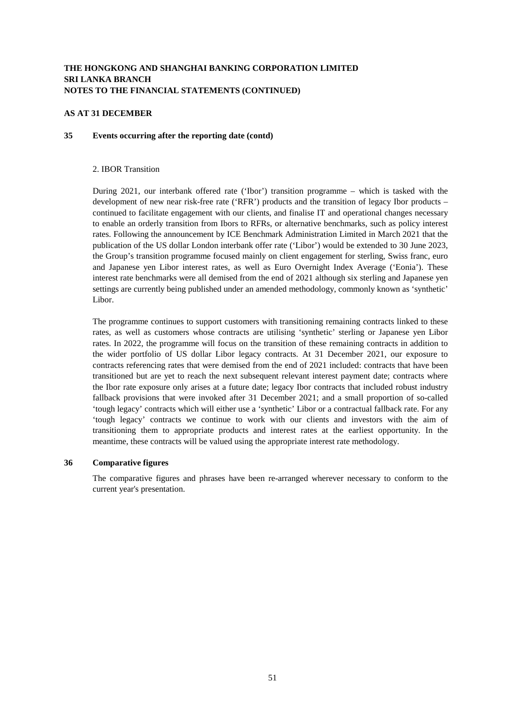# THE HONGKONG AND SHANGHAI BANKING CORPORATION LIMITED
# SRI LANKA BRANCH
# NOTES TO THE FINANCIAL STATEMENTS (CONTINUED)

**AS AT 31 DECEMBER**

## 35 Events occurring after the reporting date (contd)

2. IBOR Transition

During 2021, our interbank offered rate ('Ibor') transition programme – which is tasked with the development of new near risk-free rate ('RFR') products and the transition of legacy Ibor products – continued to facilitate engagement with our clients, and finalise IT and operational changes necessary to enable an orderly transition from Ibors to RFRs, or alternative benchmarks, such as policy interest rates. Following the announcement by ICE Benchmark Administration Limited in March 2021 that the publication of the US dollar London interbank offer rate ('Libor') would be extended to 30 June 2023, the Group's transition programme focused mainly on client engagement for sterling, Swiss franc, euro and Japanese yen Libor interest rates, as well as Euro Overnight Index Average ('Eonia'). These interest rate benchmarks were all demised from the end of 2021 although six sterling and Japanese yen settings are currently being published under an amended methodology, commonly known as 'synthetic' Libor.

The programme continues to support customers with transitioning remaining contracts linked to these rates, as well as customers whose contracts are utilising 'synthetic' sterling or Japanese yen Libor rates. In 2022, the programme will focus on the transition of these remaining contracts in addition to the wider portfolio of US dollar Libor legacy contracts. At 31 December 2021, our exposure to contracts referencing rates that were demised from the end of 2021 included: contracts that have been transitioned but are yet to reach the next subsequent relevant interest payment date; contracts where the Ibor rate exposure only arises at a future date; legacy Ibor contracts that included robust industry fallback provisions that were invoked after 31 December 2021; and a small proportion of so-called 'tough legacy' contracts which will either use a 'synthetic' Libor or a contractual fallback rate. For any 'tough legacy' contracts we continue to work with our clients and investors with the aim of transitioning them to appropriate products and interest rates at the earliest opportunity. In the meantime, these contracts will be valued using the appropriate interest rate methodology.

## 36 Comparative figures

The comparative figures and phrases have been re-arranged wherever necessary to conform to the current year's presentation.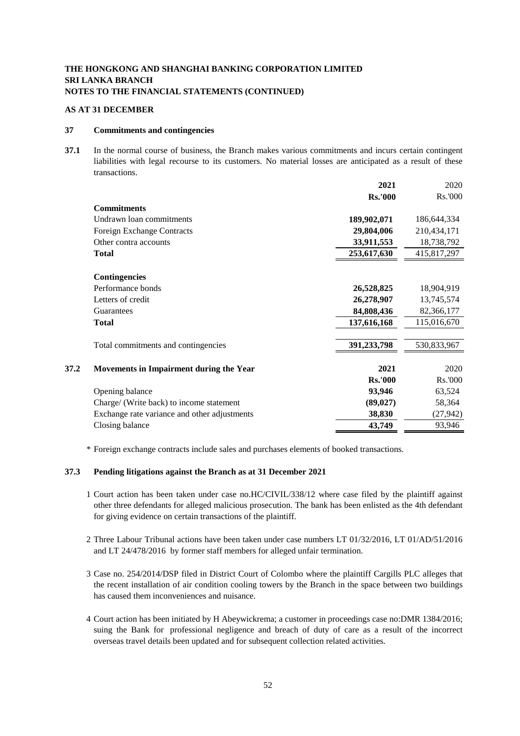**THE HONGKONG AND SHANGHAI BANKING CORPORATION LIMITED**
**SRI LANKA BRANCH**
**NOTES TO THE FINANCIAL STATEMENTS (CONTINUED)**

**AS AT 31 DECEMBER**

## 37 Commitments and contingencies

**37.1** In the normal course of business, the Branch makes various commitments and incurs certain contingent liabilities with legal recourse to its customers. No material losses are anticipated as a result of these transactions.

| | **2021** | 2020 |
|---|---|---|
| | **Rs.'000** | Rs.'000 |
| **Commitments** | | |
| Undrawn loan commitments | **189,902,071** | 186,644,334 |
| Foreign Exchange Contracts | **29,804,006** | 210,434,171 |
| Other contra accounts | **33,911,553** | 18,738,792 |
| **Total** | **253,617,630** | 415,817,297 |
| **Contingencies** | | |
| Performance bonds | **26,528,825** | 18,904,919 |
| Letters of credit | **26,278,907** | 13,745,574 |
| Guarantees | **84,808,436** | 82,366,177 |
| **Total** | **137,616,168** | 115,016,670 |
| Total commitments and contingencies | **391,233,798** | 530,833,967 |

**37.2 Movements in Impairment during the Year**

| | **2021** | 2020 |
|---|---|---|
| | **Rs.'000** | Rs.'000 |
| Opening balance | **93,946** | 63,524 |
| Charge/ (Write back) to income statement | **(89,027)** | 58,364 |
| Exchange rate variance and other adjustments | **38,830** | (27,942) |
| Closing balance | **43,749** | 93,946 |

\* Foreign exchange contracts include sales and purchases elements of booked transactions.

**37.3 Pending litigations against the Branch as at 31 December 2021**

1. Court action has been taken under case no.HC/CIVIL/338/12 where case filed by the plaintiff against other three defendants for alleged malicious prosecution. The bank has been enlisted as the 4th defendant for giving evidence on certain transactions of the plaintiff.

2. Three Labour Tribunal actions have been taken under case numbers LT 01/32/2016, LT 01/AD/51/2016 and LT 24/478/2016 by former staff members for alleged unfair termination.

3. Case no. 254/2014/DSP filed in District Court of Colombo where the plaintiff Cargills PLC alleges that the recent installation of air condition cooling towers by the Branch in the space between two buildings has caused them inconveniences and nuisance.

4. Court action has been initiated by H Abeywickrema; a customer in proceedings case no:DMR 1384/2016; suing the Bank for professional negligence and breach of duty of care as a result of the incorrect overseas travel details been updated and for subsequent collection related activities.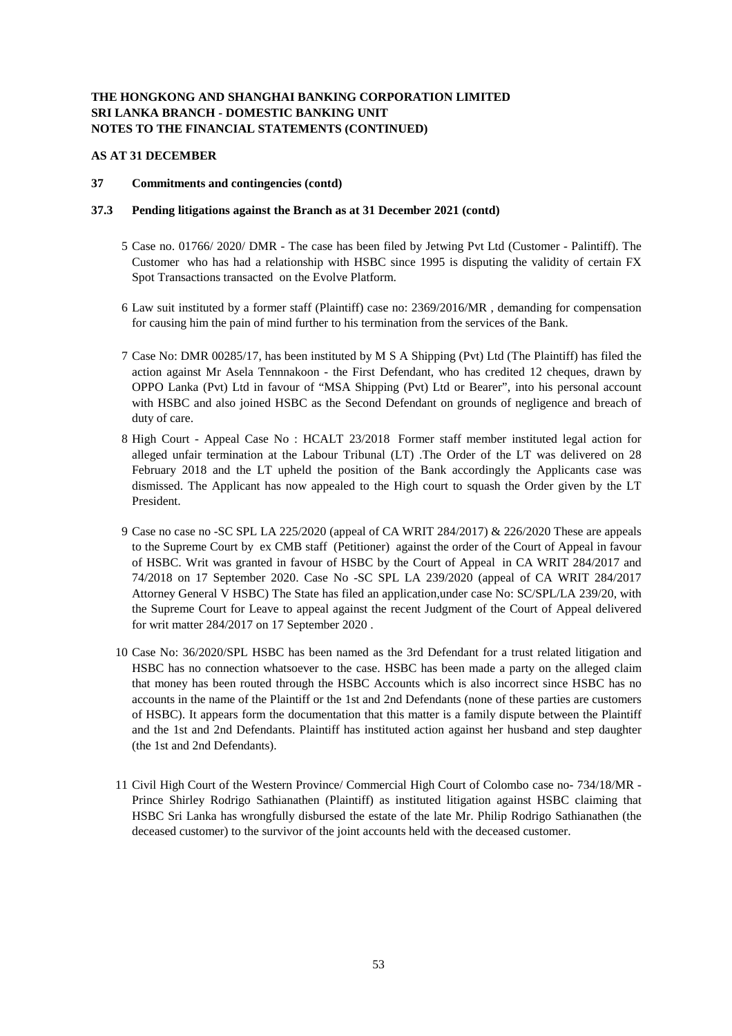**THE HONGKONG AND SHANGHAI BANKING CORPORATION LIMITED**
**SRI LANKA BRANCH - DOMESTIC BANKING UNIT**
**NOTES TO THE FINANCIAL STATEMENTS (CONTINUED)**

**AS AT 31 DECEMBER**

**37 Commitments and contingencies (contd)**

**37.3 Pending litigations against the Branch as at 31 December 2021 (contd)**

5 Case no. 01766/ 2020/ DMR - The case has been filed by Jetwing Pvt Ltd (Customer - Palintiff). The Customer who has had a relationship with HSBC since 1995 is disputing the validity of certain FX Spot Transactions transacted on the Evolve Platform.

6 Law suit instituted by a former staff (Plaintiff) case no: 2369/2016/MR , demanding for compensation for causing him the pain of mind further to his termination from the services of the Bank.

7 Case No: DMR 00285/17, has been instituted by M S A Shipping (Pvt) Ltd (The Plaintiff) has filed the action against Mr Asela Tennnakoon - the First Defendant, who has credited 12 cheques, drawn by OPPO Lanka (Pvt) Ltd in favour of "MSA Shipping (Pvt) Ltd or Bearer", into his personal account with HSBC and also joined HSBC as the Second Defendant on grounds of negligence and breach of duty of care.

8 High Court - Appeal Case No : HCALT 23/2018 Former staff member instituted legal action for alleged unfair termination at the Labour Tribunal (LT) .The Order of the LT was delivered on 28 February 2018 and the LT upheld the position of the Bank accordingly the Applicants case was dismissed. The Applicant has now appealed to the High court to squash the Order given by the LT President.

9 Case no case no -SC SPL LA 225/2020 (appeal of CA WRIT 284/2017) & 226/2020 These are appeals to the Supreme Court by ex CMB staff (Petitioner) against the order of the Court of Appeal in favour of HSBC. Writ was granted in favour of HSBC by the Court of Appeal in CA WRIT 284/2017 and 74/2018 on 17 September 2020. Case No -SC SPL LA 239/2020 (appeal of CA WRIT 284/2017 Attorney General V HSBC) The State has filed an application,under case No: SC/SPL/LA 239/20, with the Supreme Court for Leave to appeal against the recent Judgment of the Court of Appeal delivered for writ matter 284/2017 on 17 September 2020 .

10 Case No: 36/2020/SPL HSBC has been named as the 3rd Defendant for a trust related litigation and HSBC has no connection whatsoever to the case. HSBC has been made a party on the alleged claim that money has been routed through the HSBC Accounts which is also incorrect since HSBC has no accounts in the name of the Plaintiff or the 1st and 2nd Defendants (none of these parties are customers of HSBC). It appears form the documentation that this matter is a family dispute between the Plaintiff and the 1st and 2nd Defendants. Plaintiff has instituted action against her husband and step daughter (the 1st and 2nd Defendants).

11 Civil High Court of the Western Province/ Commercial High Court of Colombo case no- 734/18/MR - Prince Shirley Rodrigo Sathianathen (Plaintiff) as instituted litigation against HSBC claiming that HSBC Sri Lanka has wrongfully disbursed the estate of the late Mr. Philip Rodrigo Sathianathen (the deceased customer) to the survivor of the joint accounts held with the deceased customer.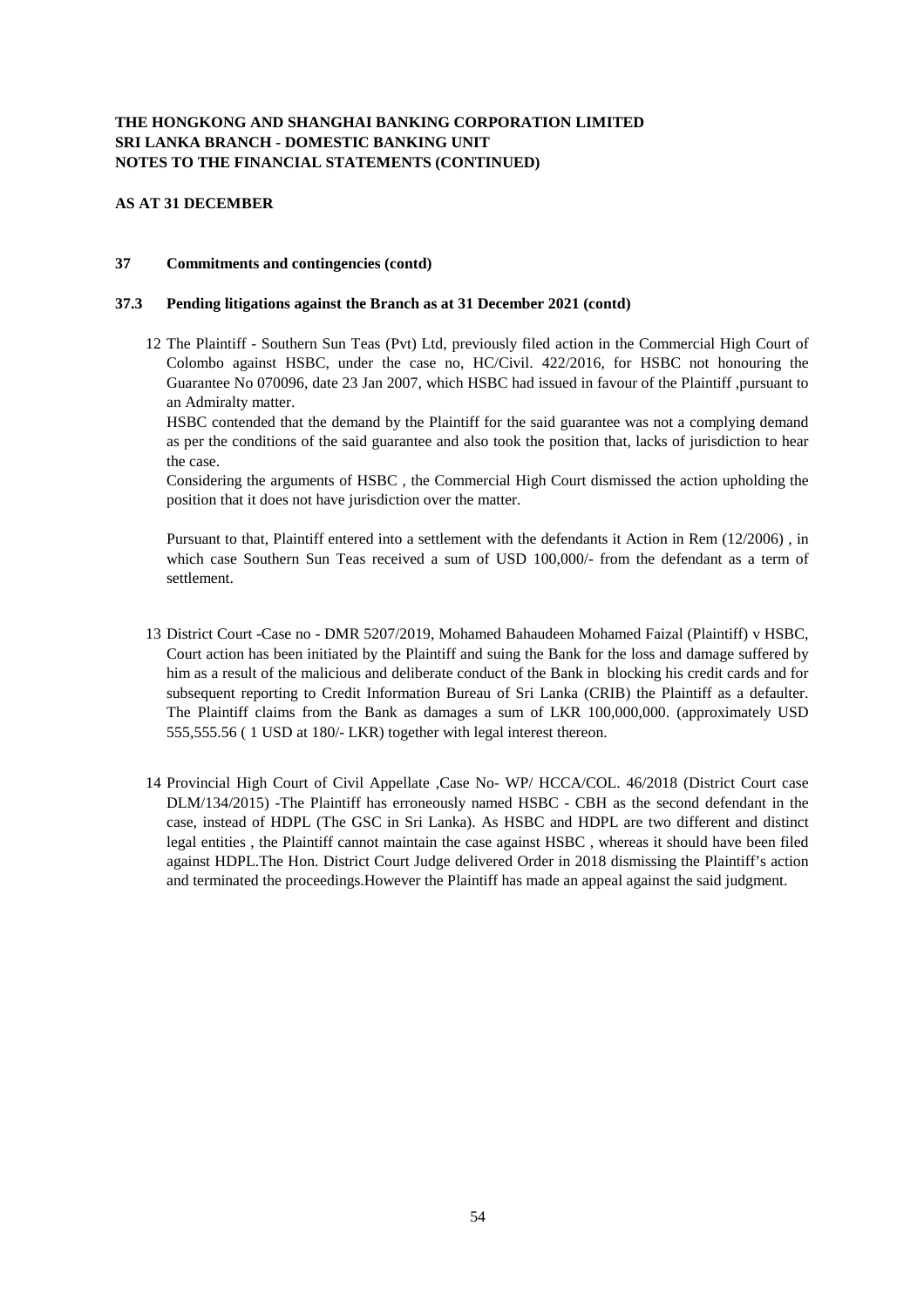**THE HONGKONG AND SHANGHAI BANKING CORPORATION LIMITED**
**SRI LANKA BRANCH - DOMESTIC BANKING UNIT**
**NOTES TO THE FINANCIAL STATEMENTS (CONTINUED)**

**AS AT 31 DECEMBER**

## 37 Commitments and contingencies (contd)

### 37.3 Pending litigations against the Branch as at 31 December 2021 (contd)

12 The Plaintiff - Southern Sun Teas (Pvt) Ltd, previously filed action in the Commercial High Court of Colombo against HSBC, under the case no, HC/Civil. 422/2016, for HSBC not honouring the Guarantee No 070096, date 23 Jan 2007, which HSBC had issued in favour of the Plaintiff ,pursuant to an Admiralty matter.
HSBC contended that the demand by the Plaintiff for the said guarantee was not a complying demand as per the conditions of the said guarantee and also took the position that, lacks of jurisdiction to hear the case.
Considering the arguments of HSBC , the Commercial High Court dismissed the action upholding the position that it does not have jurisdiction over the matter.

Pursuant to that, Plaintiff entered into a settlement with the defendants it Action in Rem (12/2006) , in which case Southern Sun Teas received a sum of USD 100,000/- from the defendant as a term of settlement.

13 District Court -Case no - DMR 5207/2019, Mohamed Bahaudeen Mohamed Faizal (Plaintiff) v HSBC, Court action has been initiated by the Plaintiff and suing the Bank for the loss and damage suffered by him as a result of the malicious and deliberate conduct of the Bank in blocking his credit cards and for subsequent reporting to Credit Information Bureau of Sri Lanka (CRIB) the Plaintiff as a defaulter. The Plaintiff claims from the Bank as damages a sum of LKR 100,000,000. (approximately USD 555,555.56 ( 1 USD at 180/- LKR) together with legal interest thereon.

14 Provincial High Court of Civil Appellate ,Case No- WP/ HCCA/COL. 46/2018 (District Court case DLM/134/2015) -The Plaintiff has erroneously named HSBC - CBH as the second defendant in the case, instead of HDPL (The GSC in Sri Lanka). As HSBC and HDPL are two different and distinct legal entities , the Plaintiff cannot maintain the case against HSBC , whereas it should have been filed against HDPL.The Hon. District Court Judge delivered Order in 2018 dismissing the Plaintiff's action and terminated the proceedings.However the Plaintiff has made an appeal against the said judgment.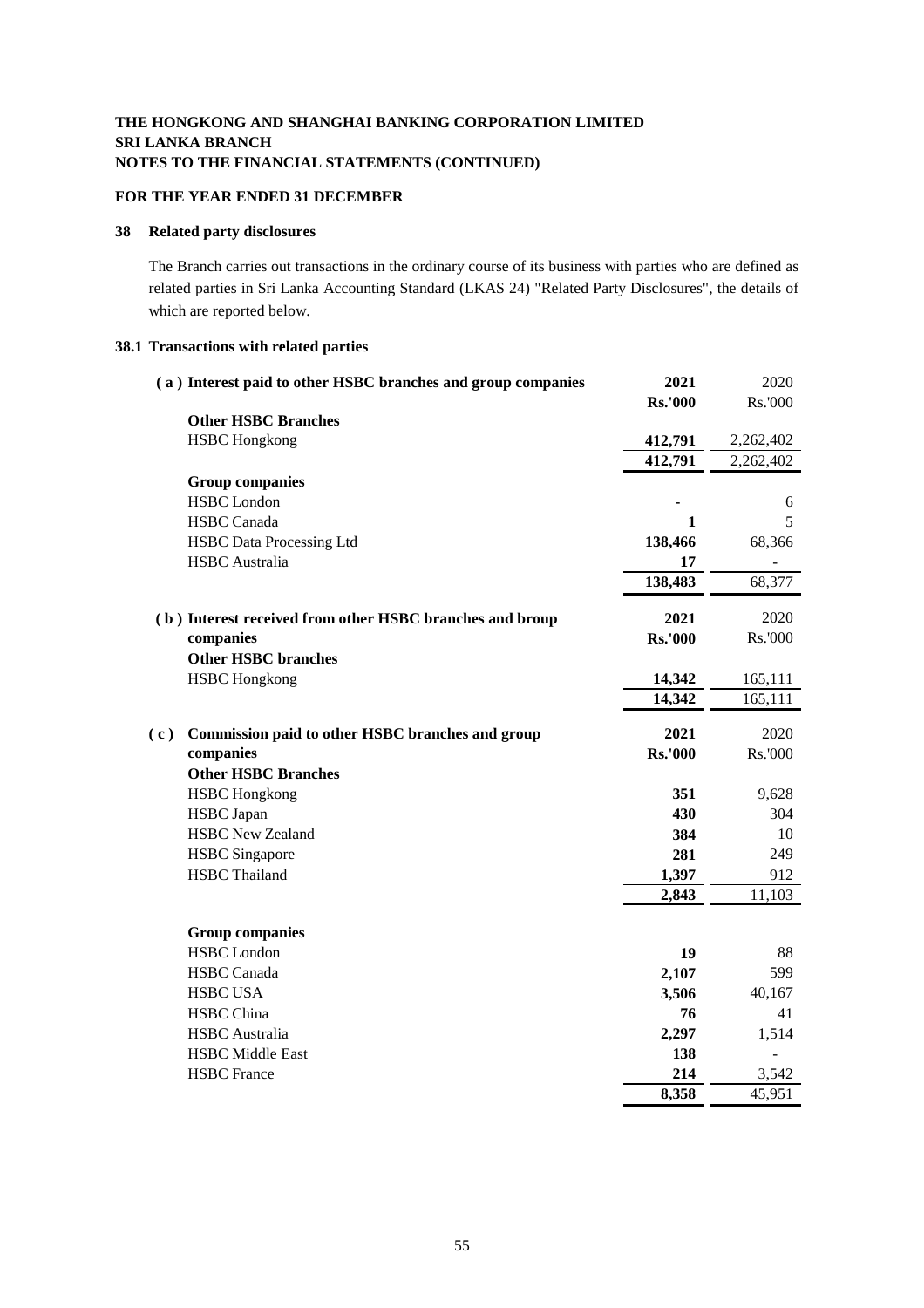**THE HONGKONG AND SHANGHAI BANKING CORPORATION LIMITED**
**SRI LANKA BRANCH**
**NOTES TO THE FINANCIAL STATEMENTS (CONTINUED)**

**FOR THE YEAR ENDED 31 DECEMBER**

## 38 Related party disclosures

The Branch carries out transactions in the ordinary course of its business with parties who are defined as related parties in Sri Lanka Accounting Standard (LKAS 24) "Related Party Disclosures", the details of which are reported below.

### 38.1 Transactions with related parties

| **( a ) Interest paid to other HSBC branches and group companies** | **2021** | 2020 |
|---|---|---|
| | **Rs.'000** | Rs.'000 |
| **Other HSBC Branches** | | |
| HSBC Hongkong | **412,791** | 2,262,402 |
| | **412,791** | 2,262,402 |
| **Group companies** | | |
| HSBC London | **-** | 6 |
| HSBC Canada | **1** | 5 |
| HSBC Data Processing Ltd | **138,466** | 68,366 |
| HSBC Australia | **17** | - |
| | **138,483** | 68,377 |

| **( b ) Interest received from other HSBC branches and broup companies** | **2021** | 2020 |
|---|---|---|
| | **Rs.'000** | Rs.'000 |
| **Other HSBC branches** | | |
| HSBC Hongkong | **14,342** | 165,111 |
| | **14,342** | 165,111 |

| **( c ) Commission paid to other HSBC branches and group companies** | **2021** | 2020 |
|---|---|---|
| | **Rs.'000** | Rs.'000 |
| **Other HSBC Branches** | | |
| HSBC Hongkong | **351** | 9,628 |
| HSBC Japan | **430** | 304 |
| HSBC New Zealand | **384** | 10 |
| HSBC Singapore | **281** | 249 |
| HSBC Thailand | **1,397** | 912 |
| | **2,843** | 11,103 |
| **Group companies** | | |
| HSBC London | **19** | 88 |
| HSBC Canada | **2,107** | 599 |
| HSBC USA | **3,506** | 40,167 |
| HSBC China | **76** | 41 |
| HSBC Australia | **2,297** | 1,514 |
| HSBC Middle East | **138** | - |
| HSBC France | **214** | 3,542 |
| | **8,358** | 45,951 |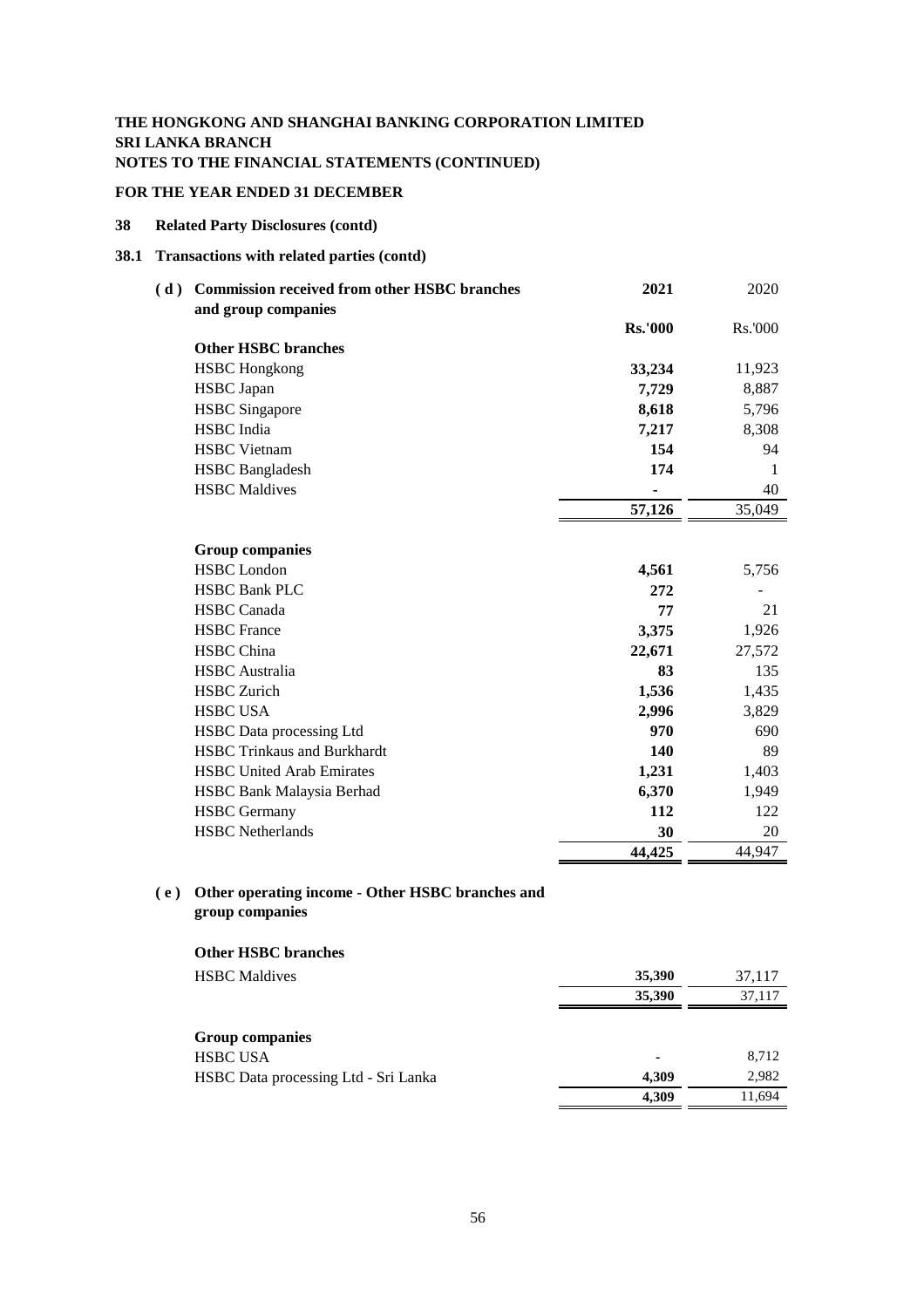**THE HONGKONG AND SHANGHAI BANKING CORPORATION LIMITED**
**SRI LANKA BRANCH**
**NOTES TO THE FINANCIAL STATEMENTS (CONTINUED)**

**FOR THE YEAR ENDED 31 DECEMBER**

## 38 Related Party Disclosures (contd)

### 38.1 Transactions with related parties (contd)

| **( d ) Commission received from other HSBC branches and group companies** | **2021** | 2020 |
|---|---|---|
| | **Rs.'000** | Rs.'000 |
| **Other HSBC branches** | | |
| HSBC Hongkong | **33,234** | 11,923 |
| HSBC Japan | **7,729** | 8,887 |
| HSBC Singapore | **8,618** | 5,796 |
| HSBC India | **7,217** | 8,308 |
| HSBC Vietnam | **154** | 94 |
| HSBC Bangladesh | **174** | 1 |
| HSBC Maldives | **-** | 40 |
| | **57,126** | 35,049 |
| **Group companies** | | |
| HSBC London | **4,561** | 5,756 |
| HSBC Bank PLC | **272** | - |
| HSBC Canada | **77** | 21 |
| HSBC France | **3,375** | 1,926 |
| HSBC China | **22,671** | 27,572 |
| HSBC Australia | **83** | 135 |
| HSBC Zurich | **1,536** | 1,435 |
| HSBC USA | **2,996** | 3,829 |
| HSBC Data processing Ltd | **970** | 690 |
| HSBC Trinkaus and Burkhardt | **140** | 89 |
| HSBC United Arab Emirates | **1,231** | 1,403 |
| HSBC Bank Malaysia Berhad | **6,370** | 1,949 |
| HSBC Germany | **112** | 122 |
| HSBC Netherlands | **30** | 20 |
| | **44,425** | 44,947 |

| **( e ) Other operating income - Other HSBC branches and group companies** | | |
|---|---|---|
| **Other HSBC branches** | | |
| HSBC Maldives | **35,390** | 37,117 |
| | **35,390** | 37,117 |
| **Group companies** | | |
| HSBC USA | **-** | 8,712 |
| HSBC Data processing Ltd - Sri Lanka | **4,309** | 2,982 |
| | **4,309** | 11,694 |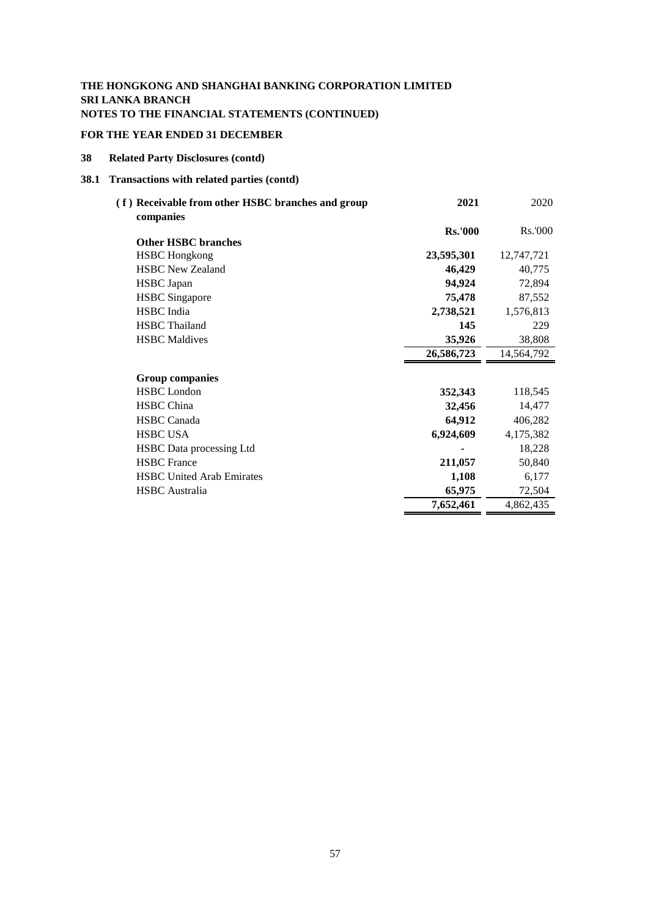**THE HONGKONG AND SHANGHAI BANKING CORPORATION LIMITED**
**SRI LANKA BRANCH**
**NOTES TO THE FINANCIAL STATEMENTS (CONTINUED)**

**FOR THE YEAR ENDED 31 DECEMBER**

## 38 Related Party Disclosures (contd)

### 38.1 Transactions with related parties (contd)

| **( f ) Receivable from other HSBC branches and group companies** | **2021** | 2020 |
|---|---|---|
| | **Rs.'000** | Rs.'000 |
| **Other HSBC branches** | | |
| HSBC Hongkong | **23,595,301** | 12,747,721 |
| HSBC New Zealand | **46,429** | 40,775 |
| HSBC Japan | **94,924** | 72,894 |
| HSBC Singapore | **75,478** | 87,552 |
| HSBC India | **2,738,521** | 1,576,813 |
| HSBC Thailand | **145** | 229 |
| HSBC Maldives | **35,926** | 38,808 |
| | **26,586,723** | 14,564,792 |
| **Group companies** | | |
| HSBC London | **352,343** | 118,545 |
| HSBC China | **32,456** | 14,477 |
| HSBC Canada | **64,912** | 406,282 |
| HSBC USA | **6,924,609** | 4,175,382 |
| HSBC Data processing Ltd | **-** | 18,228 |
| HSBC France | **211,057** | 50,840 |
| HSBC United Arab Emirates | **1,108** | 6,177 |
| HSBC Australia | **65,975** | 72,504 |
| | **7,652,461** | 4,862,435 |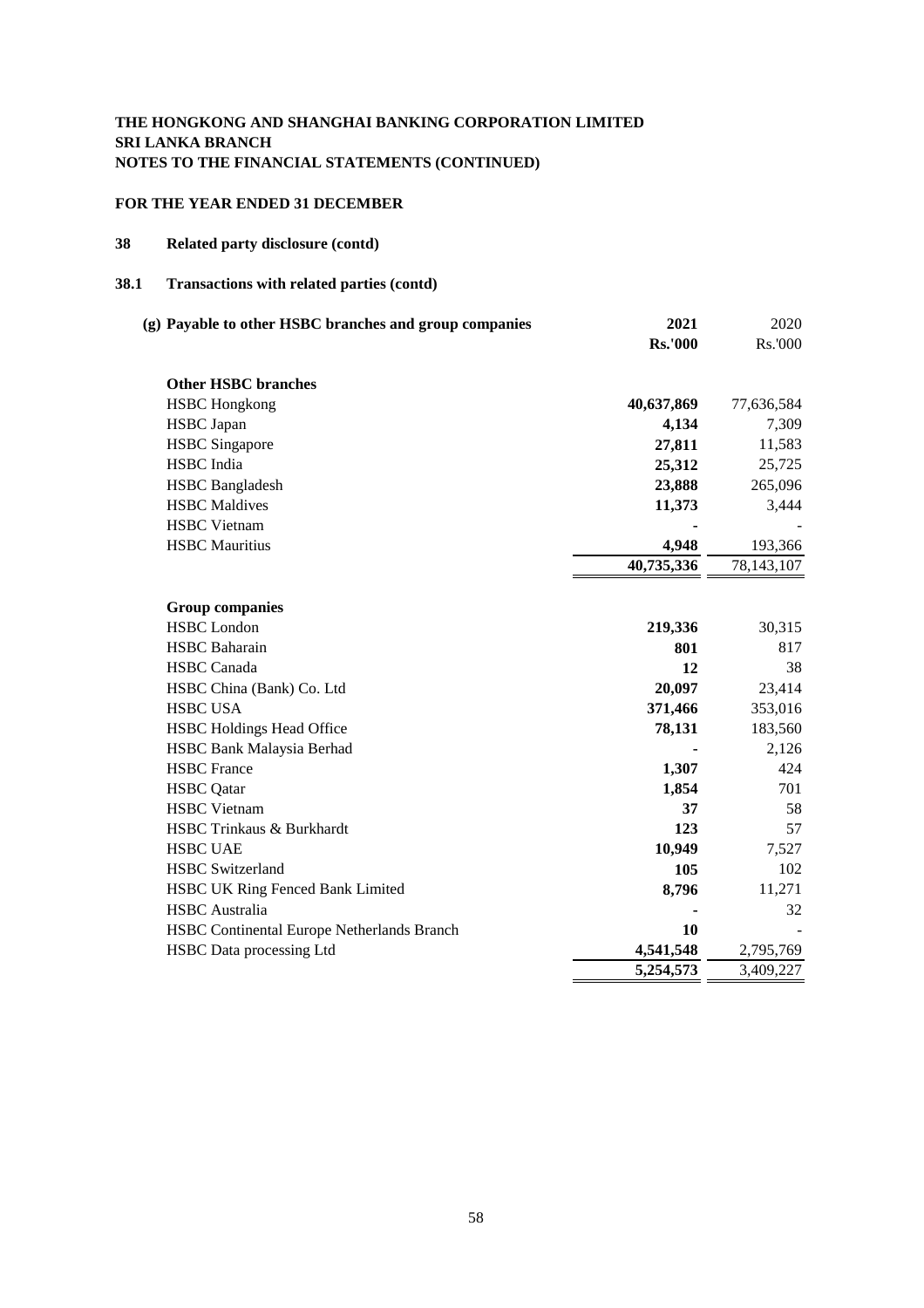**THE HONGKONG AND SHANGHAI BANKING CORPORATION LIMITED**
**SRI LANKA BRANCH**
**NOTES TO THE FINANCIAL STATEMENTS (CONTINUED)**

**FOR THE YEAR ENDED 31 DECEMBER**

## 38 Related party disclosure (contd)

### 38.1 Transactions with related parties (contd)

| (g) Payable to other HSBC branches and group companies | 2021 | 2020 |
|---|---|---|
| | **Rs.'000** | Rs.'000 |
| **Other HSBC branches** | | |
| HSBC Hongkong | **40,637,869** | 77,636,584 |
| HSBC Japan | **4,134** | 7,309 |
| HSBC Singapore | **27,811** | 11,583 |
| HSBC India | **25,312** | 25,725 |
| HSBC Bangladesh | **23,888** | 265,096 |
| HSBC Maldives | **11,373** | 3,444 |
| HSBC Vietnam | **-** | - |
| HSBC Mauritius | **4,948** | 193,366 |
| | **40,735,336** | 78,143,107 |
| **Group companies** | | |
| HSBC London | **219,336** | 30,315 |
| HSBC Baharain | **801** | 817 |
| HSBC Canada | **12** | 38 |
| HSBC China (Bank) Co. Ltd | **20,097** | 23,414 |
| HSBC USA | **371,466** | 353,016 |
| HSBC Holdings Head Office | **78,131** | 183,560 |
| HSBC Bank Malaysia Berhad | **-** | 2,126 |
| HSBC France | **1,307** | 424 |
| HSBC Qatar | **1,854** | 701 |
| HSBC Vietnam | **37** | 58 |
| HSBC Trinkaus & Burkhardt | **123** | 57 |
| HSBC UAE | **10,949** | 7,527 |
| HSBC Switzerland | **105** | 102 |
| HSBC UK Ring Fenced Bank Limited | **8,796** | 11,271 |
| HSBC Australia | **-** | 32 |
| HSBC Continental Europe Netherlands Branch | **10** | - |
| HSBC Data processing Ltd | **4,541,548** | 2,795,769 |
| | **5,254,573** | 3,409,227 |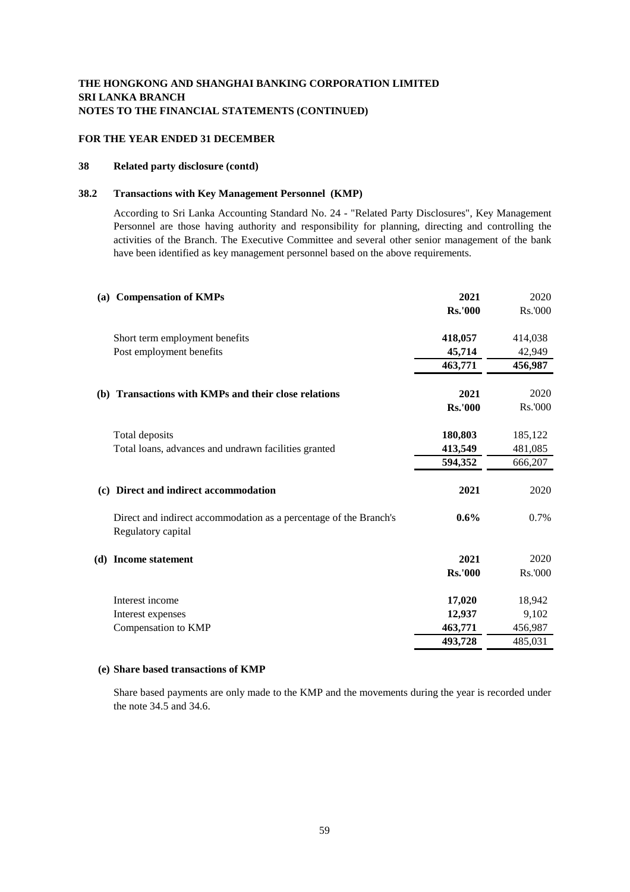**THE HONGKONG AND SHANGHAI BANKING CORPORATION LIMITED**
**SRI LANKA BRANCH**
**NOTES TO THE FINANCIAL STATEMENTS (CONTINUED)**

**FOR THE YEAR ENDED 31 DECEMBER**

## 38 Related party disclosure (contd)

### 38.2 Transactions with Key Management Personnel (KMP)

According to Sri Lanka Accounting Standard No. 24 - "Related Party Disclosures", Key Management Personnel are those having authority and responsibility for planning, directing and controlling the activities of the Branch. The Executive Committee and several other senior management of the bank have been identified as key management personnel based on the above requirements.

| (a) Compensation of KMPs | 2021 | 2020 |
|---|---|---|
| | Rs.'000 | Rs.'000 |
| Short term employment benefits | 418,057 | 414,038 |
| Post employment benefits | 45,714 | 42,949 |
| | 463,771 | 456,987 |

| (b) Transactions with KMPs and their close relations | 2021 | 2020 |
|---|---|---|
| | Rs.'000 | Rs.'000 |
| Total deposits | 180,803 | 185,122 |
| Total loans, advances and undrawn facilities granted | 413,549 | 481,085 |
| | 594,352 | 666,207 |

| (c) Direct and indirect accommodation | 2021 | 2020 |
|---|---|---|
| Direct and indirect accommodation as a percentage of the Branch's Regulatory capital | 0.6% | 0.7% |

| (d) Income statement | 2021 | 2020 |
|---|---|---|
| | Rs.'000 | Rs.'000 |
| Interest income | 17,020 | 18,942 |
| Interest expenses | 12,937 | 9,102 |
| Compensation to KMP | 463,771 | 456,987 |
| | 493,728 | 485,031 |

**(e) Share based transactions of KMP**

Share based payments are only made to the KMP and the movements during the year is recorded under the note 34.5 and 34.6.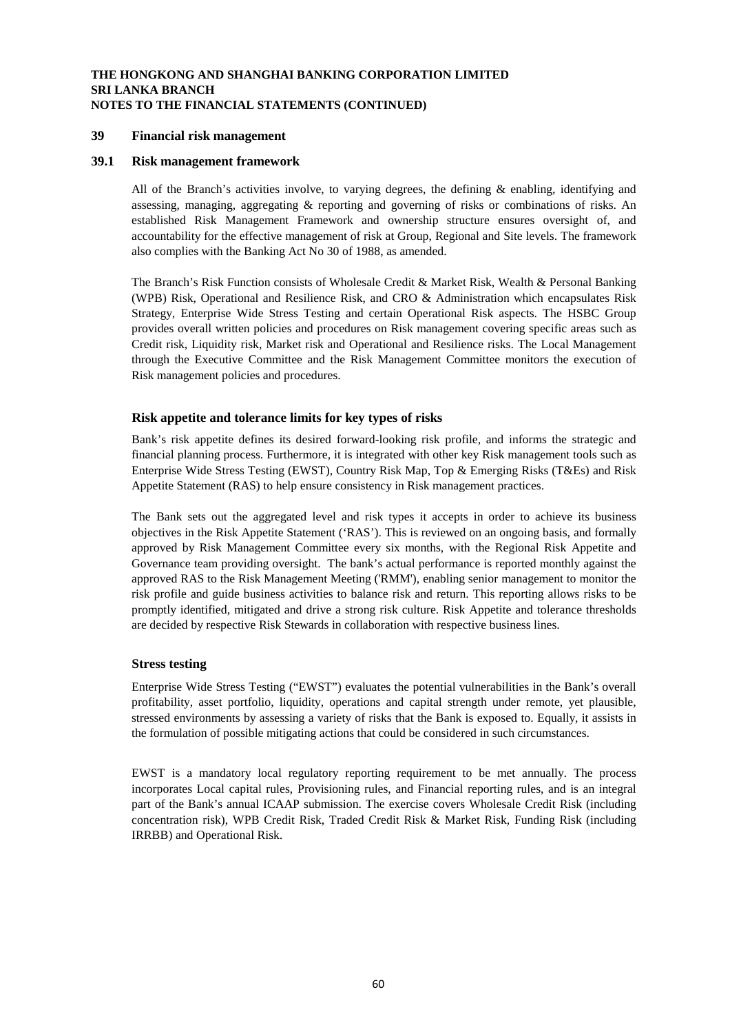## 39 Financial risk management

### 39.1 Risk management framework

All of the Branch's activities involve, to varying degrees, the defining & enabling, identifying and assessing, managing, aggregating & reporting and governing of risks or combinations of risks. An established Risk Management Framework and ownership structure ensures oversight of, and accountability for the effective management of risk at Group, Regional and Site levels. The framework also complies with the Banking Act No 30 of 1988, as amended.

The Branch's Risk Function consists of Wholesale Credit & Market Risk, Wealth & Personal Banking (WPB) Risk, Operational and Resilience Risk, and CRO & Administration which encapsulates Risk Strategy, Enterprise Wide Stress Testing and certain Operational Risk aspects. The HSBC Group provides overall written policies and procedures on Risk management covering specific areas such as Credit risk, Liquidity risk, Market risk and Operational and Resilience risks. The Local Management through the Executive Committee and the Risk Management Committee monitors the execution of Risk management policies and procedures.

#### Risk appetite and tolerance limits for key types of risks

Bank's risk appetite defines its desired forward-looking risk profile, and informs the strategic and financial planning process. Furthermore, it is integrated with other key Risk management tools such as Enterprise Wide Stress Testing (EWST), Country Risk Map, Top & Emerging Risks (T&Es) and Risk Appetite Statement (RAS) to help ensure consistency in Risk management practices.

The Bank sets out the aggregated level and risk types it accepts in order to achieve its business objectives in the Risk Appetite Statement ('RAS'). This is reviewed on an ongoing basis, and formally approved by Risk Management Committee every six months, with the Regional Risk Appetite and Governance team providing oversight. The bank's actual performance is reported monthly against the approved RAS to the Risk Management Meeting ('RMM'), enabling senior management to monitor the risk profile and guide business activities to balance risk and return. This reporting allows risks to be promptly identified, mitigated and drive a strong risk culture. Risk Appetite and tolerance thresholds are decided by respective Risk Stewards in collaboration with respective business lines.

#### Stress testing

Enterprise Wide Stress Testing ("EWST") evaluates the potential vulnerabilities in the Bank's overall profitability, asset portfolio, liquidity, operations and capital strength under remote, yet plausible, stressed environments by assessing a variety of risks that the Bank is exposed to. Equally, it assists in the formulation of possible mitigating actions that could be considered in such circumstances.

EWST is a mandatory local regulatory reporting requirement to be met annually. The process incorporates Local capital rules, Provisioning rules, and Financial reporting rules, and is an integral part of the Bank's annual ICAAP submission. The exercise covers Wholesale Credit Risk (including concentration risk), WPB Credit Risk, Traded Credit Risk & Market Risk, Funding Risk (including IRRBB) and Operational Risk.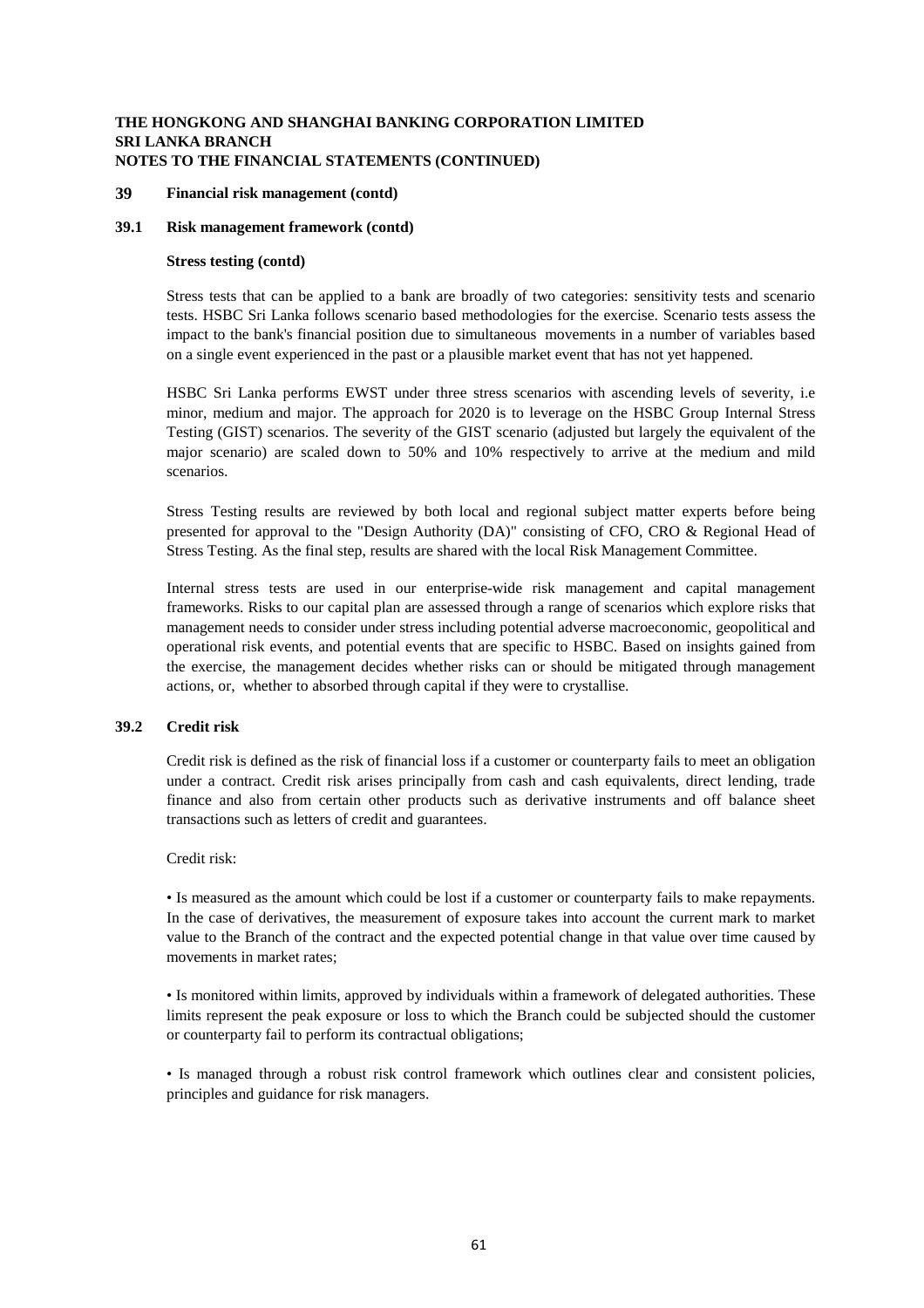**THE HONGKONG AND SHANGHAI BANKING CORPORATION LIMITED**
**SRI LANKA BRANCH**
**NOTES TO THE FINANCIAL STATEMENTS (CONTINUED)**

## 39 Financial risk management (contd)

### 39.1 Risk management framework (contd)

**Stress testing (contd)**

Stress tests that can be applied to a bank are broadly of two categories: sensitivity tests and scenario tests. HSBC Sri Lanka follows scenario based methodologies for the exercise. Scenario tests assess the impact to the bank's financial position due to simultaneous movements in a number of variables based on a single event experienced in the past or a plausible market event that has not yet happened.

HSBC Sri Lanka performs EWST under three stress scenarios with ascending levels of severity, i.e minor, medium and major. The approach for 2020 is to leverage on the HSBC Group Internal Stress Testing (GIST) scenarios. The severity of the GIST scenario (adjusted but largely the equivalent of the major scenario) are scaled down to 50% and 10% respectively to arrive at the medium and mild scenarios.

Stress Testing results are reviewed by both local and regional subject matter experts before being presented for approval to the "Design Authority (DA)" consisting of CFO, CRO & Regional Head of Stress Testing. As the final step, results are shared with the local Risk Management Committee.

Internal stress tests are used in our enterprise-wide risk management and capital management frameworks. Risks to our capital plan are assessed through a range of scenarios which explore risks that management needs to consider under stress including potential adverse macroeconomic, geopolitical and operational risk events, and potential events that are specific to HSBC. Based on insights gained from the exercise, the management decides whether risks can or should be mitigated through management actions, or, whether to absorbed through capital if they were to crystallise.

### 39.2 Credit risk

Credit risk is defined as the risk of financial loss if a customer or counterparty fails to meet an obligation under a contract. Credit risk arises principally from cash and cash equivalents, direct lending, trade finance and also from certain other products such as derivative instruments and off balance sheet transactions such as letters of credit and guarantees.

Credit risk:

- Is measured as the amount which could be lost if a customer or counterparty fails to make repayments. In the case of derivatives, the measurement of exposure takes into account the current mark to market value to the Branch of the contract and the expected potential change in that value over time caused by movements in market rates;

- Is monitored within limits, approved by individuals within a framework of delegated authorities. These limits represent the peak exposure or loss to which the Branch could be subjected should the customer or counterparty fail to perform its contractual obligations;

- Is managed through a robust risk control framework which outlines clear and consistent policies, principles and guidance for risk managers.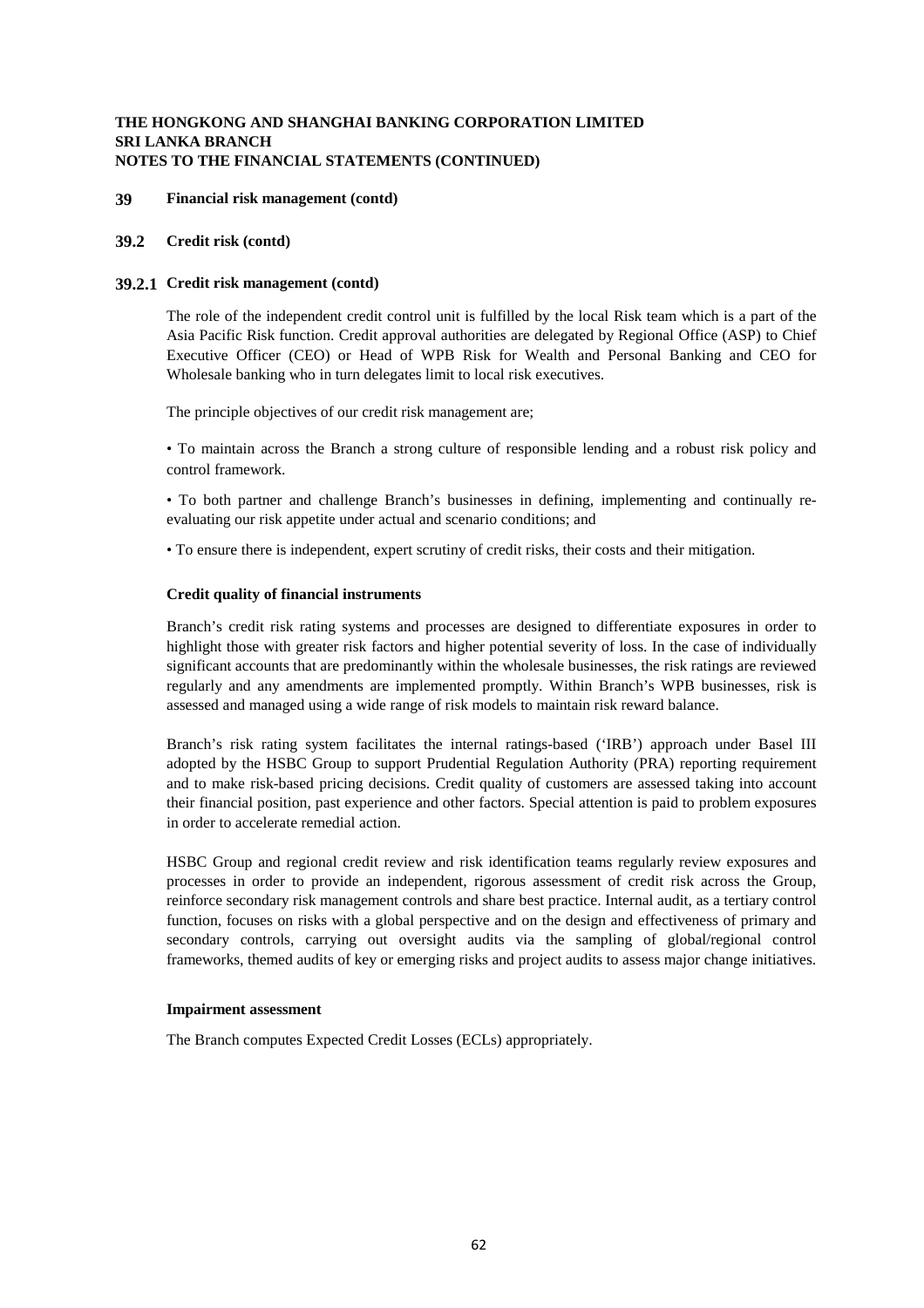**THE HONGKONG AND SHANGHAI BANKING CORPORATION LIMITED**
**SRI LANKA BRANCH**
**NOTES TO THE FINANCIAL STATEMENTS (CONTINUED)**

## 39 Financial risk management (contd)

### 39.2 Credit risk (contd)

#### 39.2.1 Credit risk management (contd)

The role of the independent credit control unit is fulfilled by the local Risk team which is a part of the Asia Pacific Risk function. Credit approval authorities are delegated by Regional Office (ASP) to Chief Executive Officer (CEO) or Head of WPB Risk for Wealth and Personal Banking and CEO for Wholesale banking who in turn delegates limit to local risk executives.

The principle objectives of our credit risk management are;

• To maintain across the Branch a strong culture of responsible lending and a robust risk policy and control framework.

• To both partner and challenge Branch's businesses in defining, implementing and continually re-evaluating our risk appetite under actual and scenario conditions; and

• To ensure there is independent, expert scrutiny of credit risks, their costs and their mitigation.

**Credit quality of financial instruments**

Branch's credit risk rating systems and processes are designed to differentiate exposures in order to highlight those with greater risk factors and higher potential severity of loss. In the case of individually significant accounts that are predominantly within the wholesale businesses, the risk ratings are reviewed regularly and any amendments are implemented promptly. Within Branch's WPB businesses, risk is assessed and managed using a wide range of risk models to maintain risk reward balance.

Branch's risk rating system facilitates the internal ratings-based ('IRB') approach under Basel III adopted by the HSBC Group to support Prudential Regulation Authority (PRA) reporting requirement and to make risk-based pricing decisions. Credit quality of customers are assessed taking into account their financial position, past experience and other factors. Special attention is paid to problem exposures in order to accelerate remedial action.

HSBC Group and regional credit review and risk identification teams regularly review exposures and processes in order to provide an independent, rigorous assessment of credit risk across the Group, reinforce secondary risk management controls and share best practice. Internal audit, as a tertiary control function, focuses on risks with a global perspective and on the design and effectiveness of primary and secondary controls, carrying out oversight audits via the sampling of global/regional control frameworks, themed audits of key or emerging risks and project audits to assess major change initiatives.

**Impairment assessment**

The Branch computes Expected Credit Losses (ECLs) appropriately.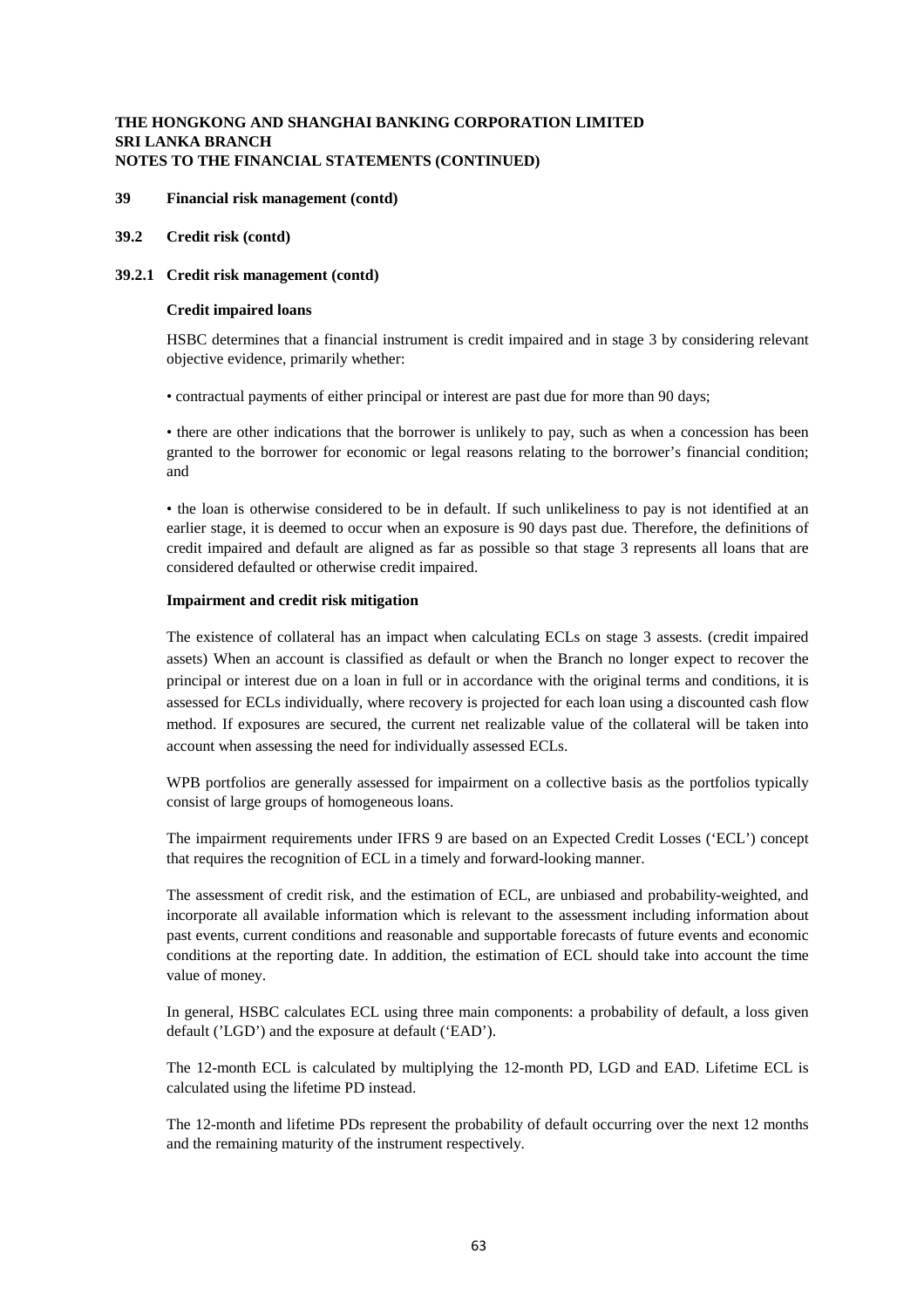**THE HONGKONG AND SHANGHAI BANKING CORPORATION LIMITED**
**SRI LANKA BRANCH**
**NOTES TO THE FINANCIAL STATEMENTS (CONTINUED)**

**39 Financial risk management (contd)**

**39.2 Credit risk (contd)**

**39.2.1 Credit risk management (contd)**

**Credit impaired loans**

HSBC determines that a financial instrument is credit impaired and in stage 3 by considering relevant objective evidence, primarily whether:

• contractual payments of either principal or interest are past due for more than 90 days;

• there are other indications that the borrower is unlikely to pay, such as when a concession has been granted to the borrower for economic or legal reasons relating to the borrower's financial condition; and

• the loan is otherwise considered to be in default. If such unlikeliness to pay is not identified at an earlier stage, it is deemed to occur when an exposure is 90 days past due. Therefore, the definitions of credit impaired and default are aligned as far as possible so that stage 3 represents all loans that are considered defaulted or otherwise credit impaired.

**Impairment and credit risk mitigation**

The existence of collateral has an impact when calculating ECLs on stage 3 assests. (credit impaired assets) When an account is classified as default or when the Branch no longer expect to recover the principal or interest due on a loan in full or in accordance with the original terms and conditions, it is assessed for ECLs individually, where recovery is projected for each loan using a discounted cash flow method. If exposures are secured, the current net realizable value of the collateral will be taken into account when assessing the need for individually assessed ECLs.

WPB portfolios are generally assessed for impairment on a collective basis as the portfolios typically consist of large groups of homogeneous loans.

The impairment requirements under IFRS 9 are based on an Expected Credit Losses ('ECL') concept that requires the recognition of ECL in a timely and forward-looking manner.

The assessment of credit risk, and the estimation of ECL, are unbiased and probability-weighted, and incorporate all available information which is relevant to the assessment including information about past events, current conditions and reasonable and supportable forecasts of future events and economic conditions at the reporting date. In addition, the estimation of ECL should take into account the time value of money.

In general, HSBC calculates ECL using three main components: a probability of default, a loss given default ('LGD') and the exposure at default ('EAD').

The 12-month ECL is calculated by multiplying the 12-month PD, LGD and EAD. Lifetime ECL is calculated using the lifetime PD instead.

The 12-month and lifetime PDs represent the probability of default occurring over the next 12 months and the remaining maturity of the instrument respectively.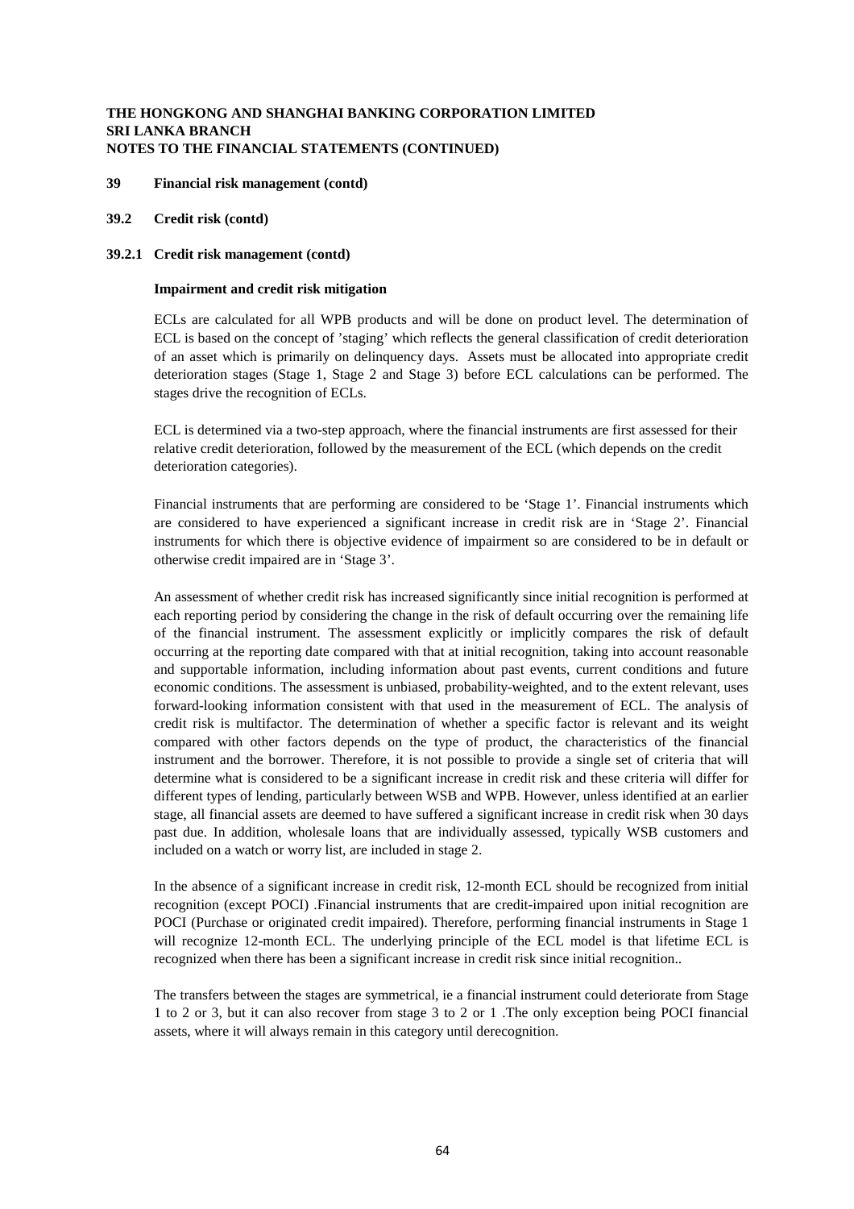**THE HONGKONG AND SHANGHAI BANKING CORPORATION LIMITED**
**SRI LANKA BRANCH**
**NOTES TO THE FINANCIAL STATEMENTS (CONTINUED)**

**39 Financial risk management (contd)**

**39.2 Credit risk (contd)**

**39.2.1 Credit risk management (contd)**

**Impairment and credit risk mitigation**

ECLs are calculated for all WPB products and will be done on product level. The determination of ECL is based on the concept of 'staging' which reflects the general classification of credit deterioration of an asset which is primarily on delinquency days. Assets must be allocated into appropriate credit deterioration stages (Stage 1, Stage 2 and Stage 3) before ECL calculations can be performed. The stages drive the recognition of ECLs.

ECL is determined via a two-step approach, where the financial instruments are first assessed for their relative credit deterioration, followed by the measurement of the ECL (which depends on the credit deterioration categories).

Financial instruments that are performing are considered to be 'Stage 1'. Financial instruments which are considered to have experienced a significant increase in credit risk are in 'Stage 2'. Financial instruments for which there is objective evidence of impairment so are considered to be in default or otherwise credit impaired are in 'Stage 3'.

An assessment of whether credit risk has increased significantly since initial recognition is performed at each reporting period by considering the change in the risk of default occurring over the remaining life of the financial instrument. The assessment explicitly or implicitly compares the risk of default occurring at the reporting date compared with that at initial recognition, taking into account reasonable and supportable information, including information about past events, current conditions and future economic conditions. The assessment is unbiased, probability-weighted, and to the extent relevant, uses forward-looking information consistent with that used in the measurement of ECL. The analysis of credit risk is multifactor. The determination of whether a specific factor is relevant and its weight compared with other factors depends on the type of product, the characteristics of the financial instrument and the borrower. Therefore, it is not possible to provide a single set of criteria that will determine what is considered to be a significant increase in credit risk and these criteria will differ for different types of lending, particularly between WSB and WPB. However, unless identified at an earlier stage, all financial assets are deemed to have suffered a significant increase in credit risk when 30 days past due. In addition, wholesale loans that are individually assessed, typically WSB customers and included on a watch or worry list, are included in stage 2.

In the absence of a significant increase in credit risk, 12-month ECL should be recognized from initial recognition (except POCI) .Financial instruments that are credit-impaired upon initial recognition are POCI (Purchase or originated credit impaired). Therefore, performing financial instruments in Stage 1 will recognize 12-month ECL. The underlying principle of the ECL model is that lifetime ECL is recognized when there has been a significant increase in credit risk since initial recognition..

The transfers between the stages are symmetrical, ie a financial instrument could deteriorate from Stage 1 to 2 or 3, but it can also recover from stage 3 to 2 or 1 .The only exception being POCI financial assets, where it will always remain in this category until derecognition.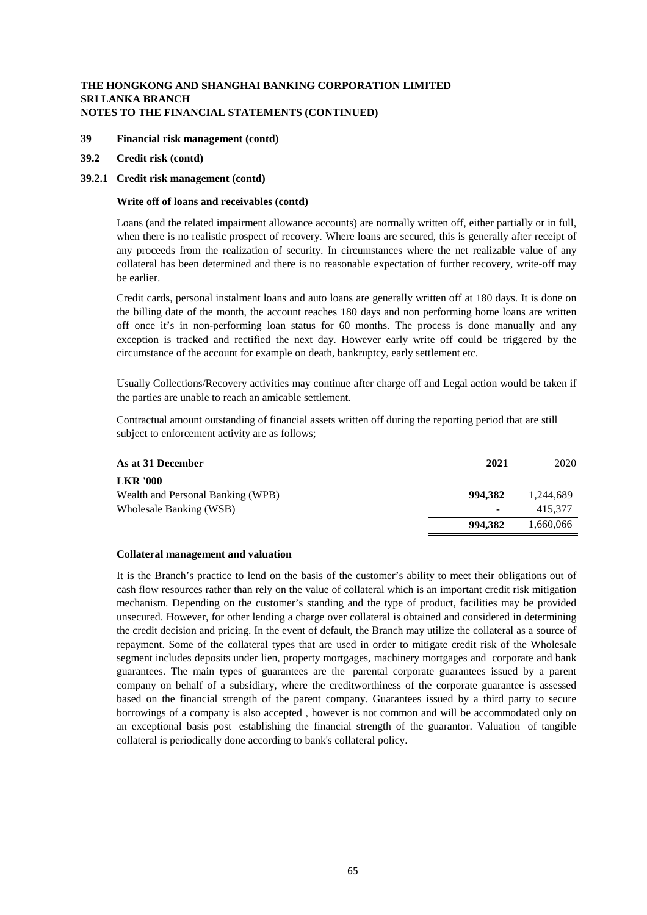**THE HONGKONG AND SHANGHAI BANKING CORPORATION LIMITED**
**SRI LANKA BRANCH**
**NOTES TO THE FINANCIAL STATEMENTS (CONTINUED)**

## 39 Financial risk management (contd)

### 39.2 Credit risk (contd)

### 39.2.1 Credit risk management (contd)

**Write off of loans and receivables (contd)**

Loans (and the related impairment allowance accounts) are normally written off, either partially or in full, when there is no realistic prospect of recovery. Where loans are secured, this is generally after receipt of any proceeds from the realization of security. In circumstances where the net realizable value of any collateral has been determined and there is no reasonable expectation of further recovery, write-off may be earlier.

Credit cards, personal instalment loans and auto loans are generally written off at 180 days. It is done on the billing date of the month, the account reaches 180 days and non performing home loans are written off once it's in non-performing loan status for 60 months. The process is done manually and any exception is tracked and rectified the next day. However early write off could be triggered by the circumstance of the account for example on death, bankruptcy, early settlement etc.

Usually Collections/Recovery activities may continue after charge off and Legal action would be taken if the parties are unable to reach an amicable settlement.

Contractual amount outstanding of financial assets written off during the reporting period that are still subject to enforcement activity are as follows;

| As at 31 December | 2021 | 2020 |
|---|---|---|
| **LKR '000** | | |
| Wealth and Personal Banking (WPB) | **994,382** | 1,244,689 |
| Wholesale Banking (WSB) | **-** | 415,377 |
| | **994,382** | 1,660,066 |

**Collateral management and valuation**

It is the Branch's practice to lend on the basis of the customer's ability to meet their obligations out of cash flow resources rather than rely on the value of collateral which is an important credit risk mitigation mechanism. Depending on the customer's standing and the type of product, facilities may be provided unsecured. However, for other lending a charge over collateral is obtained and considered in determining the credit decision and pricing. In the event of default, the Branch may utilize the collateral as a source of repayment. Some of the collateral types that are used in order to mitigate credit risk of the Wholesale segment includes deposits under lien, property mortgages, machinery mortgages and corporate and bank guarantees. The main types of guarantees are the parental corporate guarantees issued by a parent company on behalf of a subsidiary, where the creditworthiness of the corporate guarantee is assessed based on the financial strength of the parent company. Guarantees issued by a third party to secure borrowings of a company is also accepted , however is not common and will be accommodated only on an exceptional basis post establishing the financial strength of the guarantor. Valuation of tangible collateral is periodically done according to bank's collateral policy.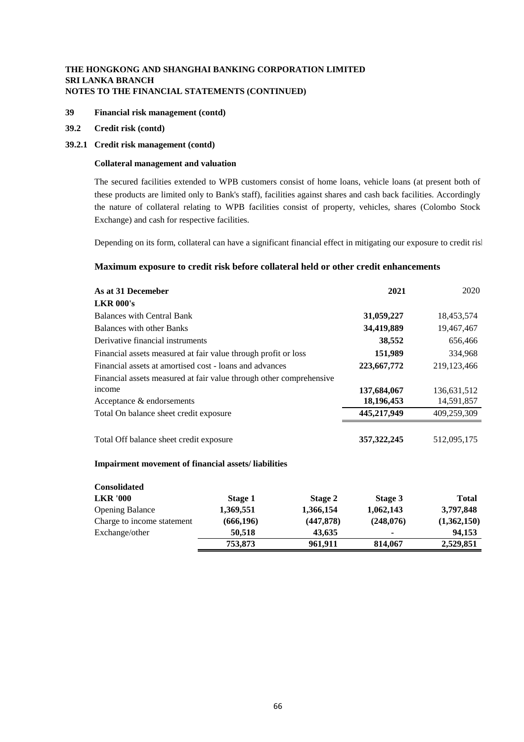**THE HONGKONG AND SHANGHAI BANKING CORPORATION LIMITED**
**SRI LANKA BRANCH**
**NOTES TO THE FINANCIAL STATEMENTS (CONTINUED)**

**39 Financial risk management (contd)**

**39.2 Credit risk (contd)**

**39.2.1 Credit risk management (contd)**

**Collateral management and valuation**

The secured facilities extended to WPB customers consist of home loans, vehicle loans (at present both of these products are limited only to Bank's staff), facilities against shares and cash back facilities. Accordingly the nature of collateral relating to WPB facilities consist of property, vehicles, shares (Colombo Stock Exchange) and cash for respective facilities.

Depending on its form, collateral can have a significant financial effect in mitigating our exposure to credit risl

## Maximum exposure to credit risk before collateral held or other credit enhancements

| As at 31 Decemeber | 2021 | 2020 |
|---|---|---|
| **LKR 000's** | | |
| Balances with Central Bank | **31,059,227** | 18,453,574 |
| Balances with other Banks | **34,419,889** | 19,467,467 |
| Derivative financial instruments | **38,552** | 656,466 |
| Financial assets measured at fair value through profit or loss | **151,989** | 334,968 |
| Financial assets at amortised cost - loans and advances | **223,667,772** | 219,123,466 |
| Financial assets measured at fair value through other comprehensive income | **137,684,067** | 136,631,512 |
| Acceptance & endorsements | **18,196,453** | 14,591,857 |
| Total On balance sheet credit exposure | **445,217,949** | 409,259,309 |
| Total Off balance sheet credit exposure | **357,322,245** | 512,095,175 |

**Impairment movement of financial assets/ liabilities**

| **Consolidated** | | | | |
|---|---|---|---|---|
| **LKR '000** | **Stage 1** | **Stage 2** | **Stage 3** | **Total** |
| Opening Balance | **1,369,551** | **1,366,154** | **1,062,143** | **3,797,848** |
| Charge to income statement | **(666,196)** | **(447,878)** | **(248,076)** | **(1,362,150)** |
| Exchange/other | **50,518** | **43,635** | **-** | **94,153** |
| | **753,873** | **961,911** | **814,067** | **2,529,851** |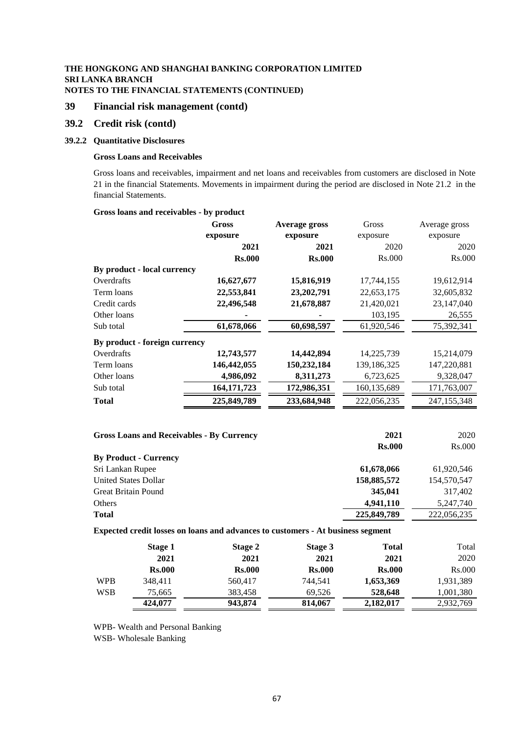**THE HONGKONG AND SHANGHAI BANKING CORPORATION LIMITED**
**SRI LANKA BRANCH**
**NOTES TO THE FINANCIAL STATEMENTS (CONTINUED)**

## 39 Financial risk management (contd)

## 39.2 Credit risk (contd)

### 39.2.2 Quantitative Disclosures

**Gross Loans and Receivables**

Gross loans and receivables, impairment and net loans and receivables from customers are disclosed in Note 21 in the financial Statements. Movements in impairment during the period are disclosed in Note 21.2 in the financial Statements.

**Gross loans and receivables - by product**

| | Gross exposure | Average gross exposure | Gross exposure | Average gross exposure |
|---|---|---|---|---|
| | **2021** | **2021** | 2020 | 2020 |
| | **Rs.000** | **Rs.000** | Rs.000 | Rs.000 |
| **By product - local currency** | | | | |
| Overdrafts | **16,627,677** | **15,816,919** | 17,744,155 | 19,612,914 |
| Term loans | **22,553,841** | **23,202,791** | 22,653,175 | 32,605,832 |
| Credit cards | **22,496,548** | **21,678,887** | 21,420,021 | 23,147,040 |
| Other loans | **-** | **-** | 103,195 | 26,555 |
| Sub total | **61,678,066** | **60,698,597** | 61,920,546 | 75,392,341 |
| **By product - foreign currency** | | | | |
| Overdrafts | **12,743,577** | **14,442,894** | 14,225,739 | 15,214,079 |
| Term loans | **146,442,055** | **150,232,184** | 139,186,325 | 147,220,881 |
| Other loans | **4,986,092** | **8,311,273** | 6,723,625 | 9,328,047 |
| Sub total | **164,171,723** | **172,986,351** | 160,135,689 | 171,763,007 |
| **Total** | **225,849,789** | **233,684,948** | 222,056,235 | 247,155,348 |

| **Gross Loans and Receivables - By Currency** | **2021** | 2020 |
|---|---|---|
| | **Rs.000** | Rs.000 |
| **By Product - Currency** | | |
| Sri Lankan Rupee | **61,678,066** | 61,920,546 |
| United States Dollar | **158,885,572** | 154,570,547 |
| Great Britain Pound | **345,041** | 317,402 |
| Others | **4,941,110** | 5,247,740 |
| **Total** | **225,849,789** | 222,056,235 |

**Expected credit losses on loans and advances to customers - At business segment**

| | Stage 1 | Stage 2 | Stage 3 | Total | Total |
|---|---|---|---|---|---|
| | **2021** | **2021** | **2021** | **2021** | 2020 |
| | **Rs.000** | **Rs.000** | **Rs.000** | **Rs.000** | Rs.000 |
| WPB | 348,411 | 560,417 | 744,541 | **1,653,369** | 1,931,389 |
| WSB | 75,665 | 383,458 | 69,526 | **528,648** | 1,001,380 |
| | **424,077** | **943,874** | **814,067** | **2,182,017** | 2,932,769 |

WPB- Wealth and Personal Banking
WSB- Wholesale Banking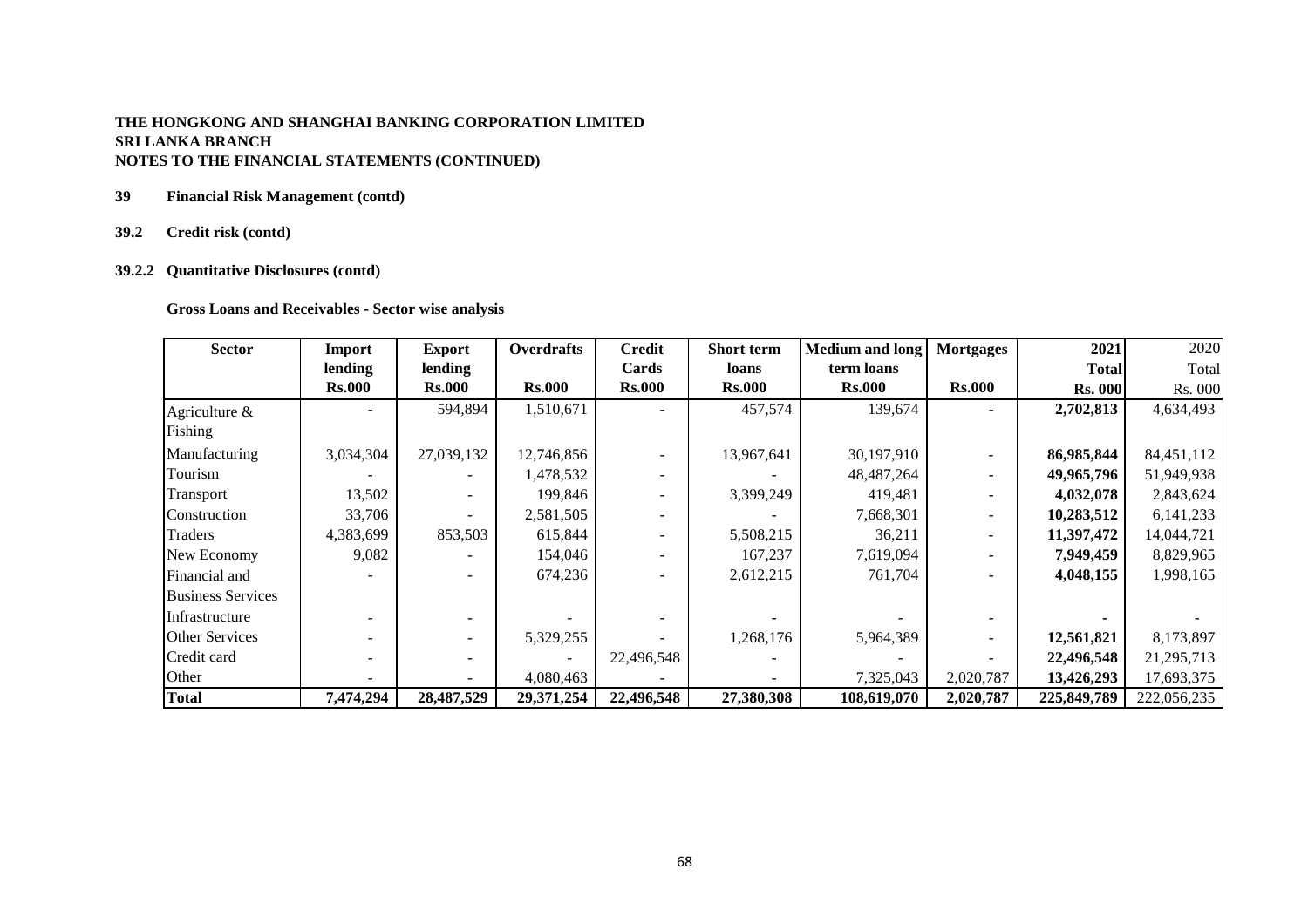**THE HONGKONG AND SHANGHAI BANKING CORPORATION LIMITED**
**SRI LANKA BRANCH**
**NOTES TO THE FINANCIAL STATEMENTS (CONTINUED)**

**39 Financial Risk Management (contd)**

**39.2 Credit risk (contd)**

**39.2.2 Quantitative Disclosures (contd)**

**Gross Loans and Receivables - Sector wise analysis**

| Sector | Import lending Rs.000 | Export lending Rs.000 | Overdrafts Rs.000 | Credit Cards Rs.000 | Short term loans Rs.000 | Medium and long term loans Rs.000 | Mortgages Rs.000 | 2021 Total Rs. 000 | 2020 Total Rs. 000 |
|---|---|---|---|---|---|---|---|---|---|
| Agriculture & Fishing | - | 594,894 | 1,510,671 | - | 457,574 | 139,674 | - | **2,702,813** | 4,634,493 |
| Manufacturing | 3,034,304 | 27,039,132 | 12,746,856 | - | 13,967,641 | 30,197,910 | - | **86,985,844** | 84,451,112 |
| Tourism | - | - | 1,478,532 | - | - | 48,487,264 | - | **49,965,796** | 51,949,938 |
| Transport | 13,502 | - | 199,846 | - | 3,399,249 | 419,481 | - | **4,032,078** | 2,843,624 |
| Construction | 33,706 | - | 2,581,505 | - | - | 7,668,301 | - | **10,283,512** | 6,141,233 |
| Traders | 4,383,699 | 853,503 | 615,844 | - | 5,508,215 | 36,211 | - | **11,397,472** | 14,044,721 |
| New Economy | 9,082 | - | 154,046 | - | 167,237 | 7,619,094 | - | **7,949,459** | 8,829,965 |
| Financial and Business Services | - | - | 674,236 | - | 2,612,215 | 761,704 | - | **4,048,155** | 1,998,165 |
| Infrastructure | - | - | - | - | - | - | - | **-** | - |
| Other Services | - | - | 5,329,255 | - | 1,268,176 | 5,964,389 | - | **12,561,821** | 8,173,897 |
| Credit card | - | - | - | 22,496,548 | - | - | - | **22,496,548** | 21,295,713 |
| Other | - | - | 4,080,463 | - | - | 7,325,043 | 2,020,787 | **13,426,293** | 17,693,375 |
| **Total** | **7,474,294** | **28,487,529** | **29,371,254** | **22,496,548** | **27,380,308** | **108,619,070** | **2,020,787** | **225,849,789** | 222,056,235 |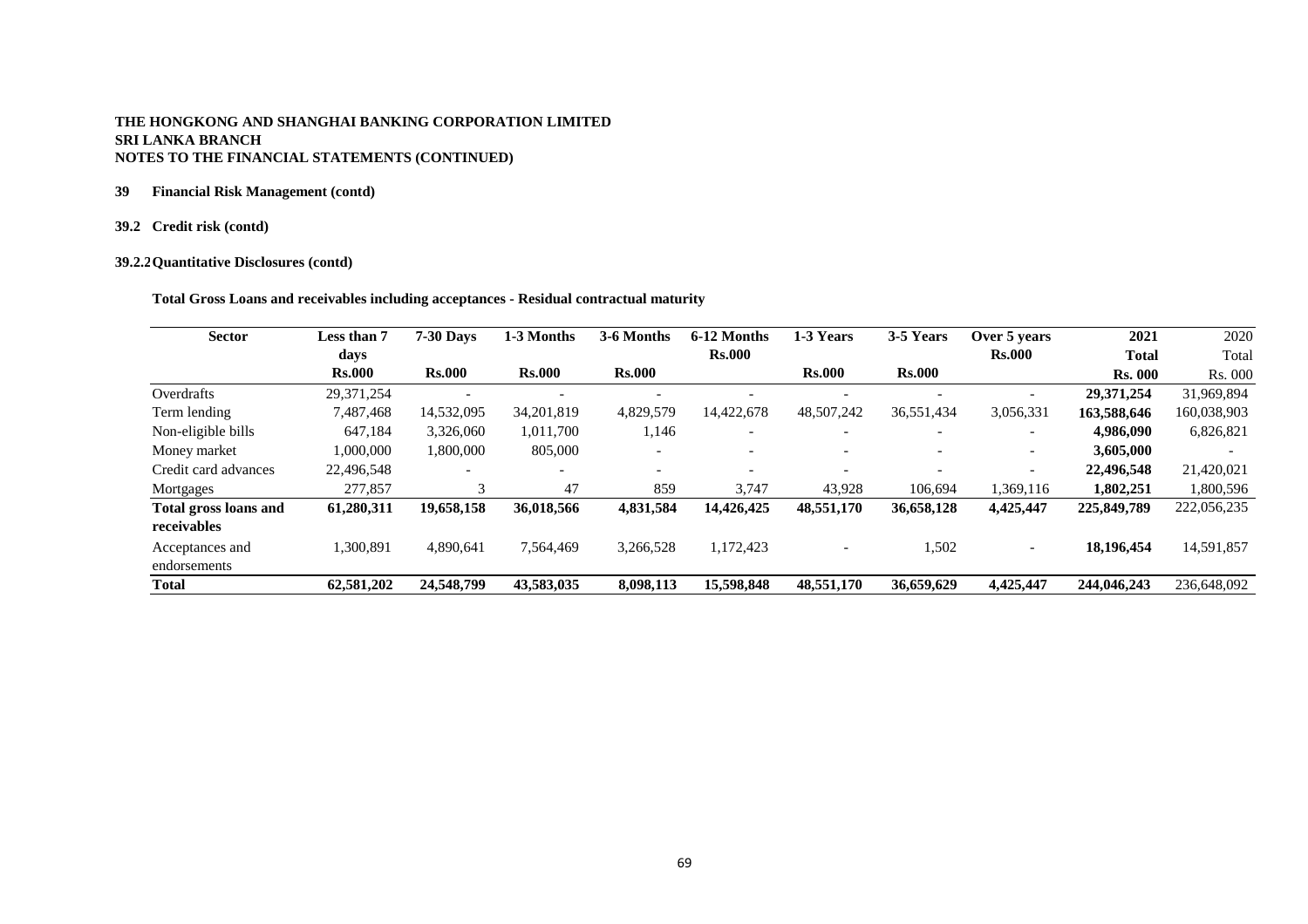**THE HONGKONG AND SHANGHAI BANKING CORPORATION LIMITED**
**SRI LANKA BRANCH**
**NOTES TO THE FINANCIAL STATEMENTS (CONTINUED)**

**39 Financial Risk Management (contd)**

**39.2 Credit risk (contd)**

**39.2.2 Quantitative Disclosures (contd)**

**Total Gross Loans and receivables including acceptances - Residual contractual maturity**

| Sector | Less than 7 days Rs.000 | 7-30 Days Rs.000 | 1-3 Months Rs.000 | 3-6 Months Rs.000 | 6-12 Months Rs.000 | 1-3 Years Rs.000 | 3-5 Years Rs.000 | Over 5 years Rs.000 | 2021 Total Rs. 000 | 2020 Total Rs. 000 |
|---|---|---|---|---|---|---|---|---|---|---|
| Overdrafts | 29,371,254 | - | - | - | - | - | - | - | **29,371,254** | 31,969,894 |
| Term lending | 7,487,468 | 14,532,095 | 34,201,819 | 4,829,579 | 14,422,678 | 48,507,242 | 36,551,434 | 3,056,331 | **163,588,646** | 160,038,903 |
| Non-eligible bills | 647,184 | 3,326,060 | 1,011,700 | 1,146 | - | - | - | - | **4,986,090** | 6,826,821 |
| Money market | 1,000,000 | 1,800,000 | 805,000 | - | - | - | - | - | **3,605,000** | - |
| Credit card advances | 22,496,548 | - | - | - | - | - | - | - | **22,496,548** | 21,420,021 |
| Mortgages | 277,857 | 3 | 47 | 859 | 3,747 | 43,928 | 106,694 | 1,369,116 | **1,802,251** | 1,800,596 |
| **Total gross loans and receivables** | **61,280,311** | **19,658,158** | **36,018,566** | **4,831,584** | **14,426,425** | **48,551,170** | **36,658,128** | **4,425,447** | **225,849,789** | 222,056,235 |
| Acceptances and endorsements | 1,300,891 | 4,890,641 | 7,564,469 | 3,266,528 | 1,172,423 | - | 1,502 | - | **18,196,454** | 14,591,857 |
| **Total** | **62,581,202** | **24,548,799** | **43,583,035** | **8,098,113** | **15,598,848** | **48,551,170** | **36,659,629** | **4,425,447** | **244,046,243** | 236,648,092 |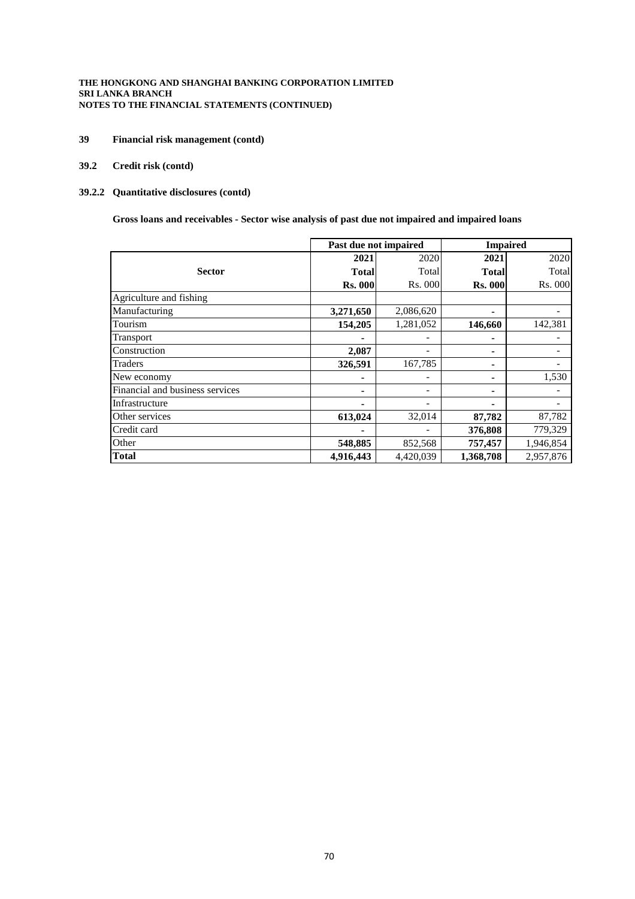**THE HONGKONG AND SHANGHAI BANKING CORPORATION LIMITED**
**SRI LANKA BRANCH**
**NOTES TO THE FINANCIAL STATEMENTS (CONTINUED)**

## 39 Financial risk management (contd)

### 39.2 Credit risk (contd)

#### 39.2.2 Quantitative disclosures (contd)

**Gross loans and receivables - Sector wise analysis of past due not impaired and impaired loans**

| | Past due not impaired | | Impaired | |
|---|---|---|---|---|
| **Sector** | **2021 Total Rs. 000** | 2020 Total Rs. 000 | **2021 Total Rs. 000** | 2020 Total Rs. 000 |
| Agriculture and fishing | | | | |
| Manufacturing | **3,271,650** | 2,086,620 | **-** | - |
| Tourism | **154,205** | 1,281,052 | **146,660** | 142,381 |
| Transport | **-** | - | **-** | - |
| Construction | **2,087** | - | **-** | - |
| Traders | **326,591** | 167,785 | **-** | - |
| New economy | **-** | - | **-** | 1,530 |
| Financial and business services | **-** | - | **-** | - |
| Infrastructure | **-** | - | **-** | - |
| Other services | **613,024** | 32,014 | **87,782** | 87,782 |
| Credit card | **-** | - | **376,808** | 779,329 |
| Other | **548,885** | 852,568 | **757,457** | 1,946,854 |
| **Total** | **4,916,443** | 4,420,039 | **1,368,708** | 2,957,876 |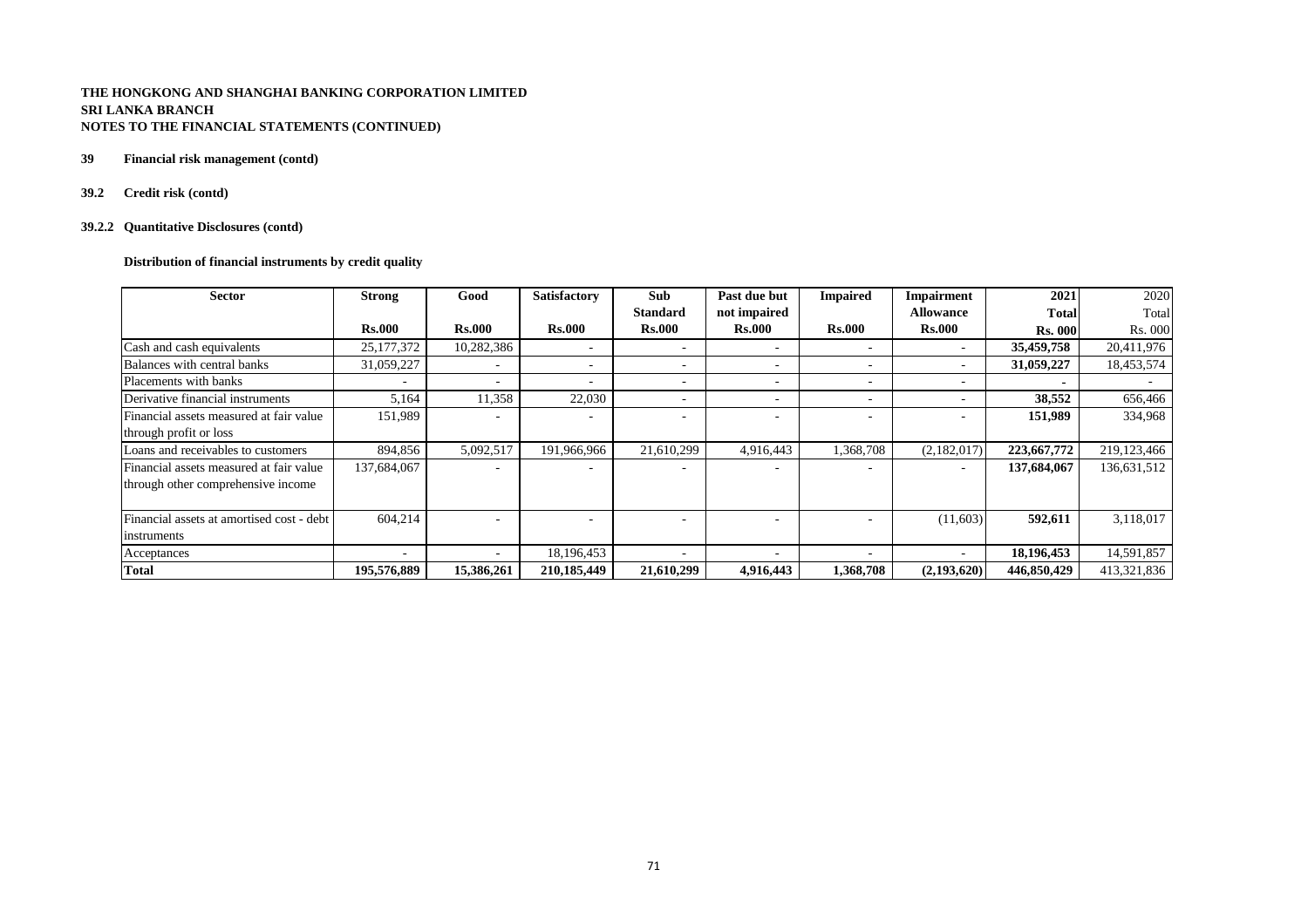**THE HONGKONG AND SHANGHAI BANKING CORPORATION LIMITED**
**SRI LANKA BRANCH**
**NOTES TO THE FINANCIAL STATEMENTS (CONTINUED)**

**39 Financial risk management (contd)**

**39.2 Credit risk (contd)**

**39.2.2 Quantitative Disclosures (contd)**

**Distribution of financial instruments by credit quality**

| Sector | Strong | Good | Satisfactory | Sub Standard | Past due but not impaired | Impaired | Impairment Allowance | 2021 Total | 2020 Total |
|---|---|---|---|---|---|---|---|---|---|
| | Rs.000 | Rs.000 | Rs.000 | Rs.000 | Rs.000 | Rs.000 | Rs.000 | Rs. 000 | Rs. 000 |
| Cash and cash equivalents | 25,177,372 | 10,282,386 | - | - | - | - | - | **35,459,758** | 20,411,976 |
| Balances with central banks | 31,059,227 | - | - | - | - | - | - | **31,059,227** | 18,453,574 |
| Placements with banks | - | - | - | - | - | - | - | **-** | - |
| Derivative financial instruments | 5,164 | 11,358 | 22,030 | - | - | - | - | **38,552** | 656,466 |
| Financial assets measured at fair value through profit or loss | 151,989 | - | - | - | - | - | - | **151,989** | 334,968 |
| Loans and receivables to customers | 894,856 | 5,092,517 | 191,966,966 | 21,610,299 | 4,916,443 | 1,368,708 | (2,182,017) | **223,667,772** | 219,123,466 |
| Financial assets measured at fair value through other comprehensive income | 137,684,067 | - | - | - | - | - | - | **137,684,067** | 136,631,512 |
| Financial assets at amortised cost - debt instruments | 604,214 | - | - | - | - | - | (11,603) | **592,611** | 3,118,017 |
| Acceptances | - | - | 18,196,453 | - | - | - | - | **18,196,453** | 14,591,857 |
| **Total** | **195,576,889** | **15,386,261** | **210,185,449** | **21,610,299** | **4,916,443** | **1,368,708** | **(2,193,620)** | **446,850,429** | 413,321,836 |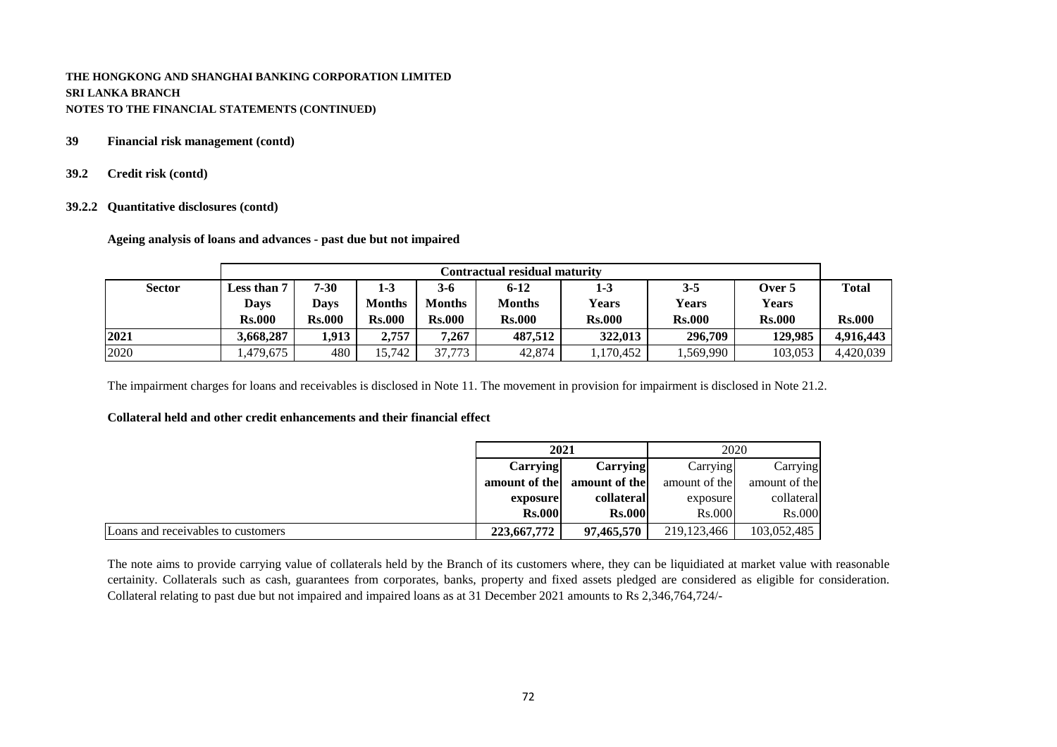**THE HONGKONG AND SHANGHAI BANKING CORPORATION LIMITED**
**SRI LANKA BRANCH**
**NOTES TO THE FINANCIAL STATEMENTS (CONTINUED)**

## 39 Financial risk management (contd)

### 39.2 Credit risk (contd)

#### 39.2.2 Quantitative disclosures (contd)

**Ageing analysis of loans and advances - past due but not impaired**

| Sector | Contractual residual maturity | | | | | | | | |
|---|---|---|---|---|---|---|---|---|---|
| | Less than 7 Days Rs.000 | 7-30 Days Rs.000 | 1-3 Months Rs.000 | 3-6 Months Rs.000 | 6-12 Months Rs.000 | 1-3 Years Rs.000 | 3-5 Years Rs.000 | Over 5 Years Rs.000 | Total Rs.000 |
| **2021** | **3,668,287** | **1,913** | **2,757** | **7,267** | **487,512** | **322,013** | **296,709** | **129,985** | **4,916,443** |
| 2020 | 1,479,675 | 480 | 15,742 | 37,773 | 42,874 | 1,170,452 | 1,569,990 | 103,053 | 4,420,039 |

The impairment charges for loans and receivables is disclosed in Note 11. The movement in provision for impairment is disclosed in Note 21.2.

**Collateral held and other credit enhancements and their financial effect**

| | 2021 | | 2020 | |
|---|---|---|---|---|
| | **Carrying amount of the exposure Rs.000** | **Carrying amount of the collateral Rs.000** | Carrying amount of the exposure Rs.000 | Carrying amount of the collateral Rs.000 |
| Loans and receivables to customers | **223,667,772** | **97,465,570** | 219,123,466 | 103,052,485 |

The note aims to provide carrying value of collaterals held by the Branch of its customers where, they can be liquidiated at market value with reasonable certainity. Collaterals such as cash, guarantees from corporates, banks, property and fixed assets pledged are considered as eligible for consideration. Collateral relating to past due but not impaired and impaired loans as at 31 December 2021 amounts to Rs 2,346,764,724/-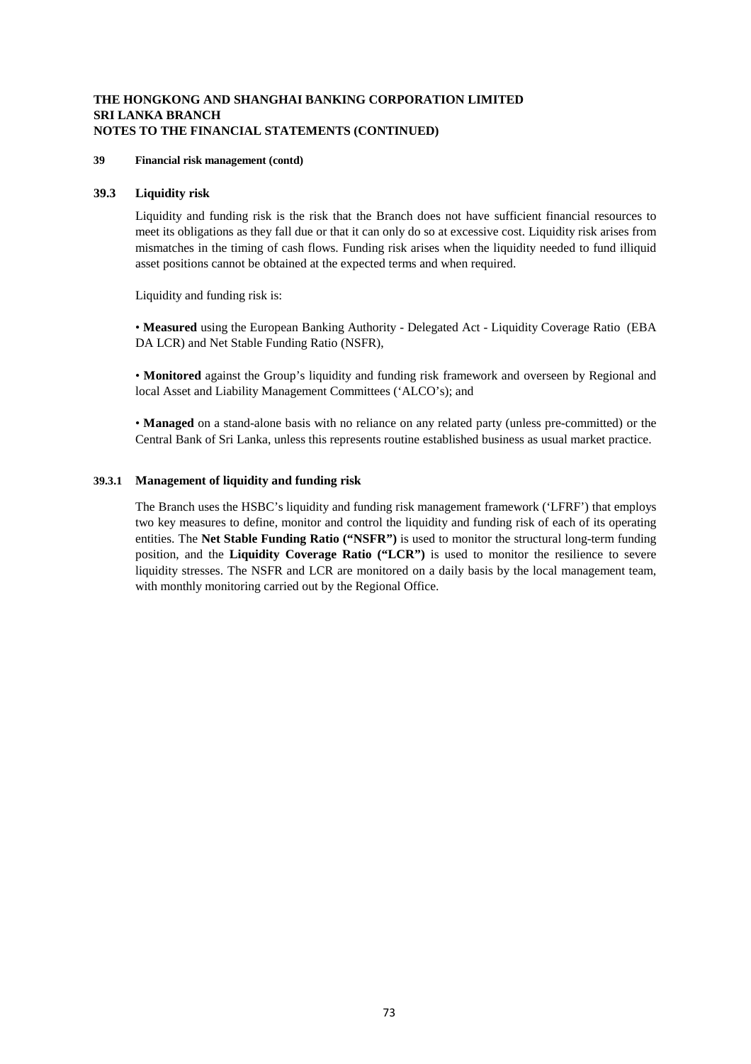**39 Financial risk management (contd)**

## 39.3 Liquidity risk

Liquidity and funding risk is the risk that the Branch does not have sufficient financial resources to meet its obligations as they fall due or that it can only do so at excessive cost. Liquidity risk arises from mismatches in the timing of cash flows. Funding risk arises when the liquidity needed to fund illiquid asset positions cannot be obtained at the expected terms and when required.

Liquidity and funding risk is:

• **Measured** using the European Banking Authority - Delegated Act - Liquidity Coverage Ratio (EBA DA LCR) and Net Stable Funding Ratio (NSFR),

• **Monitored** against the Group's liquidity and funding risk framework and overseen by Regional and local Asset and Liability Management Committees ('ALCO's); and

• **Managed** on a stand-alone basis with no reliance on any related party (unless pre-committed) or the Central Bank of Sri Lanka, unless this represents routine established business as usual market practice.

### 39.3.1 Management of liquidity and funding risk

The Branch uses the HSBC's liquidity and funding risk management framework ('LFRF') that employs two key measures to define, monitor and control the liquidity and funding risk of each of its operating entities. The **Net Stable Funding Ratio ("NSFR")** is used to monitor the structural long-term funding position, and the **Liquidity Coverage Ratio ("LCR")** is used to monitor the resilience to severe liquidity stresses. The NSFR and LCR are monitored on a daily basis by the local management team, with monthly monitoring carried out by the Regional Office.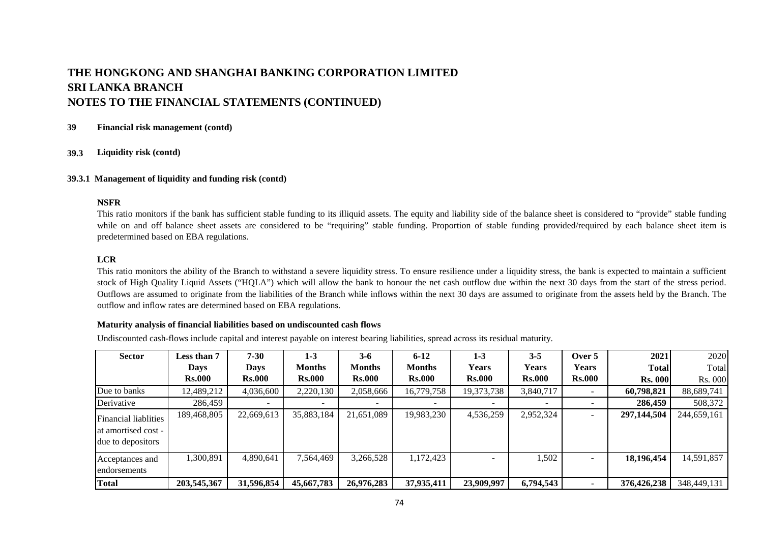# THE HONGKONG AND SHANGHAI BANKING CORPORATION LIMITED
# SRI LANKA BRANCH
# NOTES TO THE FINANCIAL STATEMENTS (CONTINUED)

**39 Financial risk management (contd)**

**39.3 Liquidity risk (contd)**

**39.3.1 Management of liquidity and funding risk (contd)**

**NSFR**

This ratio monitors if the bank has sufficient stable funding to its illiquid assets. The equity and liability side of the balance sheet is considered to "provide" stable funding while on and off balance sheet assets are considered to be "requiring" stable funding. Proportion of stable funding provided/required by each balance sheet item is predetermined based on EBA regulations.

**LCR**

This ratio monitors the ability of the Branch to withstand a severe liquidity stress. To ensure resilience under a liquidity stress, the bank is expected to maintain a sufficient stock of High Quality Liquid Assets ("HQLA") which will allow the bank to honour the net cash outflow due within the next 30 days from the start of the stress period. Outflows are assumed to originate from the liabilities of the Branch while inflows within the next 30 days are assumed to originate from the assets held by the Branch. The outflow and inflow rates are determined based on EBA regulations.

**Maturity analysis of financial liabilities based on undiscounted cash flows**

Undiscounted cash-flows include capital and interest payable on interest bearing liabilities, spread across its residual maturity.

| Sector | Less than 7 Days Rs.000 | 7-30 Days Rs.000 | 1-3 Months Rs.000 | 3-6 Months Rs.000 | 6-12 Months Rs.000 | 1-3 Years Rs.000 | 3-5 Years Rs.000 | Over 5 Years Rs.000 | 2021 Total Rs. 000 | 2020 Total Rs. 000 |
|---|---|---|---|---|---|---|---|---|---|---|
| Due to banks | 12,489,212 | 4,036,600 | 2,220,130 | 2,058,666 | 16,779,758 | 19,373,738 | 3,840,717 | - | **60,798,821** | 88,689,741 |
| Derivative | 286,459 | - | - | - | - | - | - | - | **286,459** | 508,372 |
| Financial liablities at amortised cost - due to depositors | 189,468,805 | 22,669,613 | 35,883,184 | 21,651,089 | 19,983,230 | 4,536,259 | 2,952,324 | - | **297,144,504** | 244,659,161 |
| Acceptances and endorsements | 1,300,891 | 4,890,641 | 7,564,469 | 3,266,528 | 1,172,423 | - | 1,502 | - | **18,196,454** | 14,591,857 |
| **Total** | **203,545,367** | **31,596,854** | **45,667,783** | **26,976,283** | **37,935,411** | **23,909,997** | **6,794,543** | **-** | **376,426,238** | 348,449,131 |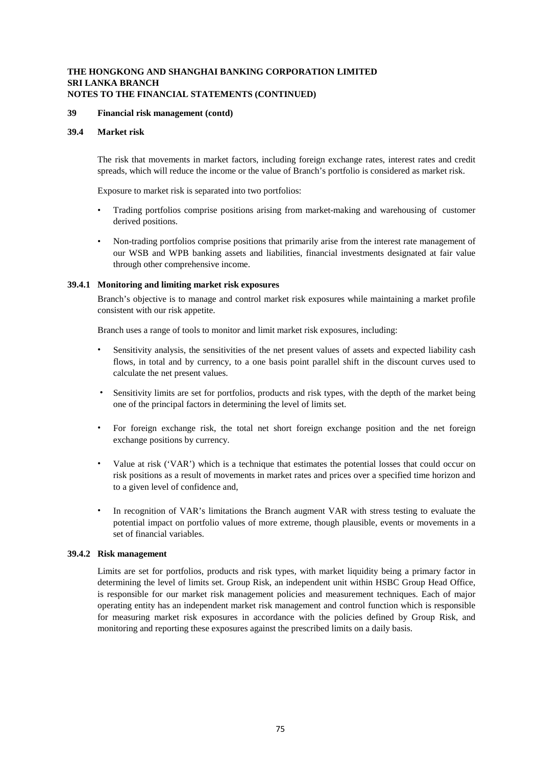**THE HONGKONG AND SHANGHAI BANKING CORPORATION LIMITED**
**SRI LANKA BRANCH**
**NOTES TO THE FINANCIAL STATEMENTS (CONTINUED)**

## 39 Financial risk management (contd)

### 39.4 Market risk

The risk that movements in market factors, including foreign exchange rates, interest rates and credit spreads, which will reduce the income or the value of Branch's portfolio is considered as market risk.

Exposure to market risk is separated into two portfolios:

- Trading portfolios comprise positions arising from market-making and warehousing of customer derived positions.
- Non-trading portfolios comprise positions that primarily arise from the interest rate management of our WSB and WPB banking assets and liabilities, financial investments designated at fair value through other comprehensive income.

#### 39.4.1 Monitoring and limiting market risk exposures

Branch's objective is to manage and control market risk exposures while maintaining a market profile consistent with our risk appetite.

Branch uses a range of tools to monitor and limit market risk exposures, including:

- Sensitivity analysis, the sensitivities of the net present values of assets and expected liability cash flows, in total and by currency, to a one basis point parallel shift in the discount curves used to calculate the net present values.
- Sensitivity limits are set for portfolios, products and risk types, with the depth of the market being one of the principal factors in determining the level of limits set.
- For foreign exchange risk, the total net short foreign exchange position and the net foreign exchange positions by currency.
- Value at risk ('VAR') which is a technique that estimates the potential losses that could occur on risk positions as a result of movements in market rates and prices over a specified time horizon and to a given level of confidence and,
- In recognition of VAR's limitations the Branch augment VAR with stress testing to evaluate the potential impact on portfolio values of more extreme, though plausible, events or movements in a set of financial variables.

#### 39.4.2 Risk management

Limits are set for portfolios, products and risk types, with market liquidity being a primary factor in determining the level of limits set. Group Risk, an independent unit within HSBC Group Head Office, is responsible for our market risk management policies and measurement techniques. Each of major operating entity has an independent market risk management and control function which is responsible for measuring market risk exposures in accordance with the policies defined by Group Risk, and monitoring and reporting these exposures against the prescribed limits on a daily basis.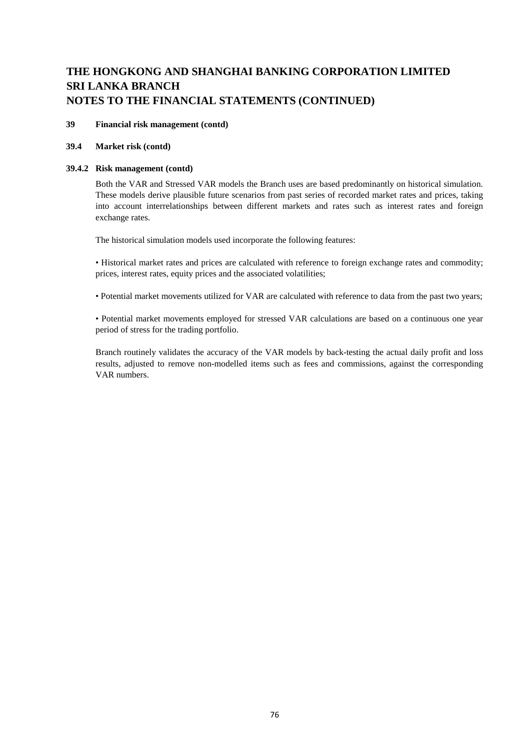# THE HONGKONG AND SHANGHAI BANKING CORPORATION LIMITED
# SRI LANKA BRANCH
# NOTES TO THE FINANCIAL STATEMENTS (CONTINUED)

**39 Financial risk management (contd)**

**39.4 Market risk (contd)**

**39.4.2 Risk management (contd)**

Both the VAR and Stressed VAR models the Branch uses are based predominantly on historical simulation. These models derive plausible future scenarios from past series of recorded market rates and prices, taking into account interrelationships between different markets and rates such as interest rates and foreign exchange rates.

The historical simulation models used incorporate the following features:

• Historical market rates and prices are calculated with reference to foreign exchange rates and commodity; prices, interest rates, equity prices and the associated volatilities;

• Potential market movements utilized for VAR are calculated with reference to data from the past two years;

• Potential market movements employed for stressed VAR calculations are based on a continuous one year period of stress for the trading portfolio.

Branch routinely validates the accuracy of the VAR models by back-testing the actual daily profit and loss results, adjusted to remove non-modelled items such as fees and commissions, against the corresponding VAR numbers.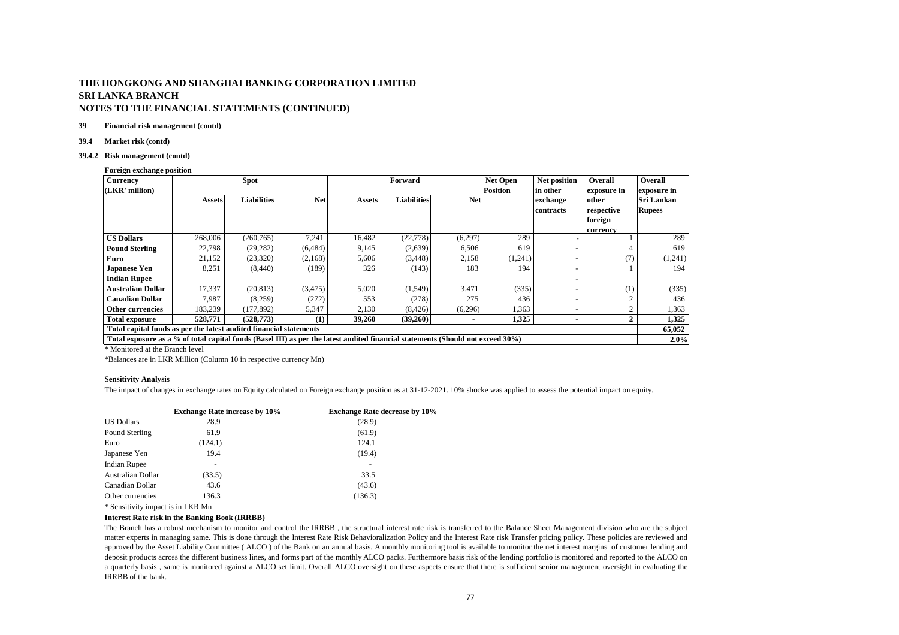# THE HONGKONG AND SHANGHAI BANKING CORPORATION LIMITED
# SRI LANKA BRANCH
# NOTES TO THE FINANCIAL STATEMENTS (CONTINUED)

**39 Financial risk management (contd)**

**39.4 Market risk (contd)**

**39.4.2 Risk management (contd)**

**Foreign exchange position**

| Currency (LKR' million) | Spot | | | Forward | | | Net Open Position | Net position in other exchange contracts | Overall exposure in other respective foreign currency | Overall exposure in Sri Lankan Rupees |
|---|---|---|---|---|---|---|---|---|---|---|
| | Assets | Liabilities | Net | Assets | Liabilities | Net | | | | |
| **US Dollars** | 268,006 | (260,765) | 7,241 | 16,482 | (22,778) | (6,297) | 289 | - | 1 | 289 |
| **Pound Sterling** | 22,798 | (29,282) | (6,484) | 9,145 | (2,639) | 6,506 | 619 | - | 4 | 619 |
| **Euro** | 21,152 | (23,320) | (2,168) | 5,606 | (3,448) | 2,158 | (1,241) | - | (7) | (1,241) |
| **Japanese Yen** | 8,251 | (8,440) | (189) | 326 | (143) | 183 | 194 | - | 1 | 194 |
| **Indian Rupee** | | | | | | | | - | | |
| **Australian Dollar** | 17,337 | (20,813) | (3,475) | 5,020 | (1,549) | 3,471 | (335) | - | (1) | (335) |
| **Canadian Dollar** | 7,987 | (8,259) | (272) | 553 | (278) | 275 | 436 | - | 2 | 436 |
| **Other currencies** | 183,239 | (177,892) | 5,347 | 2,130 | (8,426) | (6,296) | 1,363 | - | 2 | 1,363 |
| **Total exposure** | **528,771** | **(528,773)** | **(1)** | **39,260** | **(39,260)** | **-** | **1,325** | **-** | **2** | **1,325** |
| **Total capital funds as per the latest audited financial statements** | | | | | | | | | | **65,052** |
| **Total exposure as a % of total capital funds (Basel III) as per the latest audited financial statements (Should not exceed 30%)** | | | | | | | | | | **2.0%** |

\* Monitored at the Branch level

\*Balances are in LKR Million (Column 10 in respective currency Mn)

**Sensitivity Analysis**

The impact of changes in exchange rates on Equity calculated on Foreign exchange position as at 31-12-2021. 10% shocke was applied to assess the potential impact on equity.

| | Exchange Rate increase by 10% | Exchange Rate decrease by 10% |
|---|---|---|
| US Dollars | 28.9 | (28.9) |
| Pound Sterling | 61.9 | (61.9) |
| Euro | (124.1) | 124.1 |
| Japanese Yen | 19.4 | (19.4) |
| Indian Rupee | - | - |
| Australian Dollar | (33.5) | 33.5 |
| Canadian Dollar | 43.6 | (43.6) |
| Other currencies | 136.3 | (136.3) |

\* Sensitivity impact is in LKR Mn

**Interest Rate risk in the Banking Book (IRRBB)**

The Branch has a robust mechanism to monitor and control the IRRBB , the structural interest rate risk is transferred to the Balance Sheet Management division who are the subject matter experts in managing same. This is done through the Interest Rate Risk Behavioralization Policy and the Interest Rate risk Transfer pricing policy. These policies are reviewed and approved by the Asset Liability Committee ( ALCO ) of the Bank on an annual basis. A monthly monitoring tool is available to monitor the net interest margins of customer lending and deposit products across the different business lines, and forms part of the monthly ALCO packs. Furthermore basis risk of the lending portfolio is monitored and reported to the ALCO on a quarterly basis , same is monitored against a ALCO set limit. Overall ALCO oversight on these aspects ensure that there is sufficient senior management oversight in evaluating the IRRBB of the bank.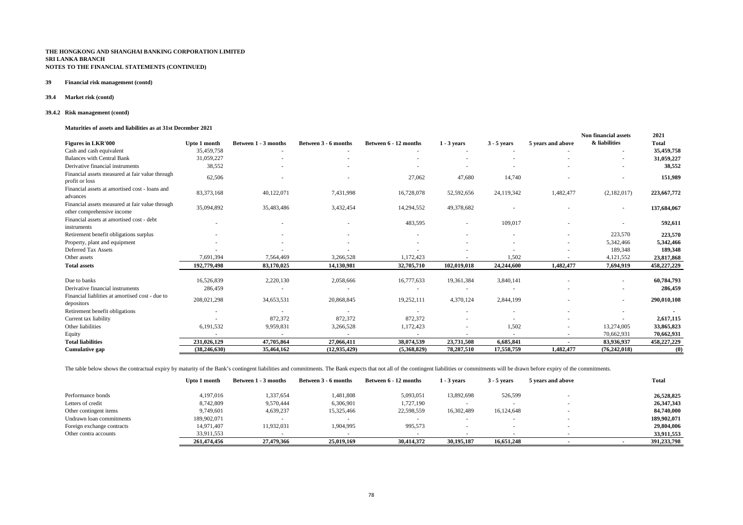**THE HONGKONG AND SHANGHAI BANKING CORPORATION LIMITED**
**SRI LANKA BRANCH**
**NOTES TO THE FINANCIAL STATEMENTS (CONTINUED)**

## 39 Financial risk management (contd)

### 39.4 Market risk (contd)

#### 39.4.2 Risk management (contd)

**Maturities of assets and liabilities as at 31st December 2021**

| Figures in LKR'000 | Upto 1 month | Between 1 - 3 months | Between 3 - 6 months | Between 6 - 12 months | 1 - 3 years | 3 - 5 years | 5 years and above | Non financial assets & liabilities | 2021 Total |
|---|---|---|---|---|---|---|---|---|---|
| Cash and cash equivalent | 35,459,758 | - | - | - | - | - | - | - | **35,459,758** |
| Balances with Central Bank | 31,059,227 | - | - | - | - | - | - | - | **31,059,227** |
| Derivative financial instruments | 38,552 | - | - | - | - | - | - | - | **38,552** |
| Financial assets measured at fair value through profit or loss | 62,506 | - | - | 27,062 | 47,680 | 14,740 | - | - | **151,989** |
| Financial assets at amortised cost - loans and advances | 83,373,168 | 40,122,071 | 7,431,998 | 16,728,078 | 52,592,656 | 24,119,342 | 1,482,477 | (2,182,017) | **223,667,772** |
| Financial assets measured at fair value through other comprehensive income | 35,094,892 | 35,483,486 | 3,432,454 | 14,294,552 | 49,378,682 | - | - | - | **137,684,067** |
| Financial assets at amortised cost - debt instruments | - | - | - | 483,595 | - | 109,017 | - | - | **592,611** |
| Retirement benefit obligations surplus | - | - | - | - | - | - | - | 223,570 | **223,570** |
| Property, plant and equipment | - | - | - | - | - | - | - | 5,342,466 | **5,342,466** |
| Deferred Tax Assets | - | - | - | - | - | - | - | 189,348 | **189,348** |
| Other assets | 7,691,394 | 7,564,469 | 3,266,528 | 1,172,423 | - | 1,502 | - | 4,121,552 | **23,817,868** |
| **Total assets** | **192,779,498** | **83,170,025** | **14,130,981** | **32,705,710** | **102,019,018** | **24,244,600** | **1,482,477** | **7,694,919** | **458,227,229** |
| Due to banks | 16,526,839 | 2,220,130 | 2,058,666 | 16,777,633 | 19,361,384 | 3,840,141 | - | - | **60,784,793** |
| Derivative financial instruments | 286,459 | - | - | - | - | - | - | - | **286,459** |
| Financial liablities at amortised cost - due to depositors | 208,021,298 | 34,653,531 | 20,868,845 | 19,252,111 | 4,370,124 | 2,844,199 | - | - | **290,010,108** |
| Retirement benefit obligations | - | - | - | - | - | - | - | - | **-** |
| Current tax liability | - | 872,372 | 872,372 | 872,372 | - | - | - | - | **2,617,115** |
| Other liabilities | 6,191,532 | 9,959,831 | 3,266,528 | 1,172,423 | - | 1,502 | - | 13,274,005 | **33,865,823** |
| Equity | - | - | - | - | - | - | - | 70,662,931 | **70,662,931** |
| **Total liabilities** | **231,026,129** | **47,705,864** | **27,066,411** | **38,074,539** | **23,731,508** | **6,685,841** | **-** | **83,936,937** | **458,227,229** |
| **Cumulative gap** | **(38,246,630)** | **35,464,162** | **(12,935,429)** | **(5,368,829)** | **78,287,510** | **17,558,759** | **1,482,477** | **(76,242,018)** | **(0)** |

The table below shows the contractual expiry by maturity of the Bank's contingent liabilities and commitments. The Bank expects that not all of the contingent liabilities or commitments will be drawn before expiry of the commitments.

| | Upto 1 month | Between 1 - 3 months | Between 3 - 6 months | Between 6 - 12 months | 1 - 3 years | 3 - 5 years | 5 years and above | | Total |
|---|---|---|---|---|---|---|---|---|---|
| Performance bonds | 4,197,016 | 1,337,654 | 1,481,808 | 5,093,051 | 13,892,698 | 526,599 | - | | **26,528,825** |
| Letters of credit | 8,742,809 | 9,570,444 | 6,306,901 | 1,727,190 | - | - | - | | **26,347,343** |
| Other contingent items | 9,749,601 | 4,639,237 | 15,325,466 | 22,598,559 | 16,302,489 | 16,124,648 | - | | **84,740,000** |
| Undrawn loan commitments | 189,902,071 | - | - | - | - | - | - | | **189,902,071** |
| Foreign exchange contracts | 14,971,407 | 11,932,031 | 1,904,995 | 995,573 | - | - | - | | **29,804,006** |
| Other contra accounts | 33,911,553 | - | - | - | - | - | - | | **33,911,553** |
| | **261,474,456** | **27,479,366** | **25,019,169** | **30,414,372** | **30,195,187** | **16,651,248** | **-** | **-** | **391,233,798** |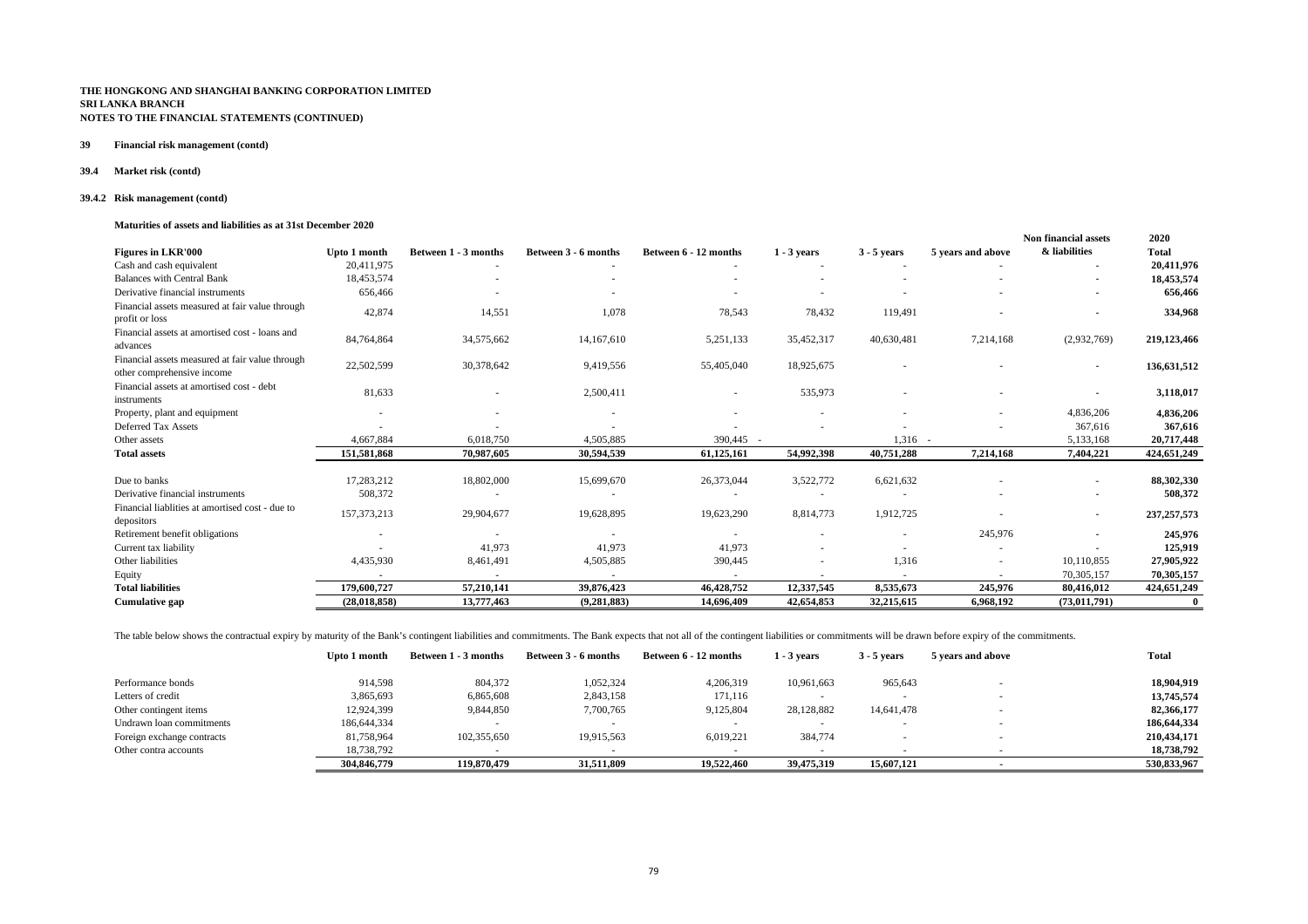**THE HONGKONG AND SHANGHAI BANKING CORPORATION LIMITED**
**SRI LANKA BRANCH**
**NOTES TO THE FINANCIAL STATEMENTS (CONTINUED)**

**39 Financial risk management (contd)**

**39.4 Market risk (contd)**

**39.4.2 Risk management (contd)**

**Maturities of assets and liabilities as at 31st December 2020**

| Figures in LKR'000 | Upto 1 month | Between 1 - 3 months | Between 3 - 6 months | Between 6 - 12 months | 1 - 3 years | 3 - 5 years | 5 years and above | Non financial assets & liabilities | 2020 Total |
|---|---|---|---|---|---|---|---|---|---|
| Cash and cash equivalent | 20,411,975 | - | - | - | - | - | - | - | **20,411,976** |
| Balances with Central Bank | 18,453,574 | - | - | - | - | - | - | - | **18,453,574** |
| Derivative financial instruments | 656,466 | - | - | - | - | - | - | - | **656,466** |
| Financial assets measured at fair value through profit or loss | 42,874 | 14,551 | 1,078 | 78,543 | 78,432 | 119,491 | - | - | **334,968** |
| Financial assets at amortised cost - loans and advances | 84,764,864 | 34,575,662 | 14,167,610 | 5,251,133 | 35,452,317 | 40,630,481 | 7,214,168 | (2,932,769) | **219,123,466** |
| Financial assets measured at fair value through other comprehensive income | 22,502,599 | 30,378,642 | 9,419,556 | 55,405,040 | 18,925,675 | - | - | - | **136,631,512** |
| Financial assets at amortised cost - debt instruments | 81,633 | - | 2,500,411 | - | 535,973 | - | - | - | **3,118,017** |
| Property, plant and equipment | - | - | - | - | - | - | - | 4,836,206 | **4,836,206** |
| Deferred Tax Assets | - | - | - | - | - | - | - | 367,616 | **367,616** |
| Other assets | 4,667,884 | 6,018,750 | 4,505,885 | 390,445 | - | 1,316 | - | 5,133,168 | **20,717,448** |
| **Total assets** | **151,581,868** | **70,987,605** | **30,594,539** | **61,125,161** | **54,992,398** | **40,751,288** | **7,214,168** | **7,404,221** | **424,651,249** |
| Due to banks | 17,283,212 | 18,802,000 | 15,699,670 | 26,373,044 | 3,522,772 | 6,621,632 | - | - | **88,302,330** |
| Derivative financial instruments | 508,372 | - | - | - | - | - | - | - | **508,372** |
| Financial liablities at amortised cost - due to depositors | 157,373,213 | 29,904,677 | 19,628,895 | 19,623,290 | 8,814,773 | 1,912,725 | - | - | **237,257,573** |
| Retirement benefit obligations | - | - | - | - | - | - | 245,976 | - | **245,976** |
| Current tax liability | - | 41,973 | 41,973 | 41,973 | - | - | - | - | **125,919** |
| Other liabilities | 4,435,930 | 8,461,491 | 4,505,885 | 390,445 | - | 1,316 | - | 10,110,855 | **27,905,922** |
| Equity | - | - | - | - | - | - | - | 70,305,157 | **70,305,157** |
| **Total liabilities** | **179,600,727** | **57,210,141** | **39,876,423** | **46,428,752** | **12,337,545** | **8,535,673** | **245,976** | **80,416,012** | **424,651,249** |
| **Cumulative gap** | **(28,018,858)** | **13,777,463** | **(9,281,883)** | **14,696,409** | **42,654,853** | **32,215,615** | **6,968,192** | **(73,011,791)** | **0** |

The table below shows the contractual expiry by maturity of the Bank's contingent liabilities and commitments. The Bank expects that not all of the contingent liabilities or commitments will be drawn before expiry of the commitments.

| | Upto 1 month | Between 1 - 3 months | Between 3 - 6 months | Between 6 - 12 months | 1 - 3 years | 3 - 5 years | 5 years and above | Total |
|---|---|---|---|---|---|---|---|---|
| Performance bonds | 914,598 | 804,372 | 1,052,324 | 4,206,319 | 10,961,663 | 965,643 | - | **18,904,919** |
| Letters of credit | 3,865,693 | 6,865,608 | 2,843,158 | 171,116 | - | - | - | **13,745,574** |
| Other contingent items | 12,924,399 | 9,844,850 | 7,700,765 | 9,125,804 | 28,128,882 | 14,641,478 | - | **82,366,177** |
| Undrawn loan commitments | 186,644,334 | - | - | - | - | - | - | **186,644,334** |
| Foreign exchange contracts | 81,758,964 | 102,355,650 | 19,915,563 | 6,019,221 | 384,774 | - | - | **210,434,171** |
| Other contra accounts | 18,738,792 | - | - | - | - | - | - | **18,738,792** |
| | **304,846,779** | **119,870,479** | **31,511,809** | **19,522,460** | **39,475,319** | **15,607,121** | **-** | **530,833,967** |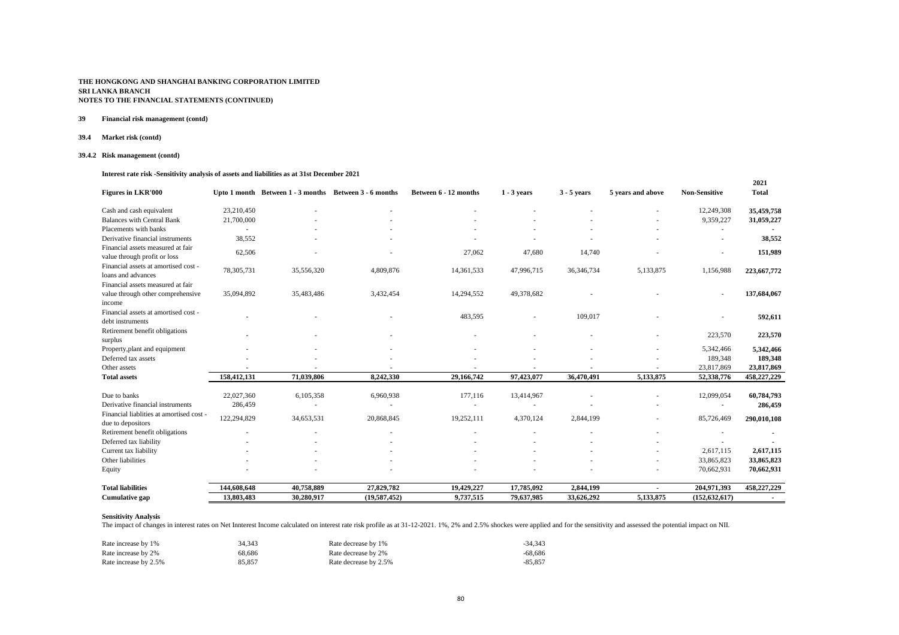**THE HONGKONG AND SHANGHAI BANKING CORPORATION LIMITED**
**SRI LANKA BRANCH**
**NOTES TO THE FINANCIAL STATEMENTS (CONTINUED)**

## 39 Financial risk management (contd)

### 39.4 Market risk (contd)

#### 39.4.2 Risk management (contd)

**Interest rate risk -Sensitivity analysis of assets and liabilities as at 31st December 2021**

| Figures in LKR'000 | Upto 1 month | Between 1 - 3 months | Between 3 - 6 months | Between 6 - 12 months | 1 - 3 years | 3 - 5 years | 5 years and above | Non-Sensitive | 2021 Total |
|---|---|---|---|---|---|---|---|---|---|
| Cash and cash equivalent | 23,210,450 | - | - | - | - | - | - | 12,249,308 | **35,459,758** |
| Balances with Central Bank | 21,700,000 | - | - | - | - | - | - | 9,359,227 | **31,059,227** |
| Placements with banks | - | - | - | - | - | - | - | - | **-** |
| Derivative financial instruments | 38,552 | - | - | - | - | - | - | - | **38,552** |
| Financial assets measured at fair value through profit or loss | 62,506 | - | - | 27,062 | 47,680 | 14,740 | - | - | **151,989** |
| Financial assets at amortised cost - loans and advances | 78,305,731 | 35,556,320 | 4,809,876 | 14,361,533 | 47,996,715 | 36,346,734 | 5,133,875 | 1,156,988 | **223,667,772** |
| Financial assets measured at fair value through other comprehensive income | 35,094,892 | 35,483,486 | 3,432,454 | 14,294,552 | 49,378,682 | - | - | - | **137,684,067** |
| Financial assets at amortised cost - debt instruments | - | - | - | 483,595 | - | 109,017 | - | - | **592,611** |
| Retirement benefit obligations surplus | - | - | - | - | - | - | - | 223,570 | **223,570** |
| Property,plant and equipment | - | - | - | - | - | - | - | 5,342,466 | **5,342,466** |
| Deferred tax assets | - | - | - | - | - | - | - | 189,348 | **189,348** |
| Other assets | - | - | - | - | - | - | - | 23,817,869 | **23,817,869** |
| **Total assets** | **158,412,131** | **71,039,806** | **8,242,330** | **29,166,742** | **97,423,077** | **36,470,491** | **5,133,875** | **52,338,776** | **458,227,229** |
| Due to banks | 22,027,360 | 6,105,358 | 6,960,938 | 177,116 | 13,414,967 | - | - | 12,099,054 | **60,784,793** |
| Derivative financial instruments | 286,459 | - | - | - | - | - | - | - | **286,459** |
| Financial liablities at amortised cost - due to depositors | 122,294,829 | 34,653,531 | 20,868,845 | 19,252,111 | 4,370,124 | 2,844,199 | - | 85,726,469 | **290,010,108** |
| Retirement benefit obligations | - | - | - | - | - | - | - | - | **-** |
| Deferred tax liability | - | - | - | - | - | - | - | - | **-** |
| Current tax liability | - | - | - | - | - | - | - | 2,617,115 | **2,617,115** |
| Other liabilities | - | - | - | - | - | - | - | 33,865,823 | **33,865,823** |
| Equity | - | - | - | - | - | - | - | 70,662,931 | **70,662,931** |
| **Total liabilities** | **144,608,648** | **40,758,889** | **27,829,782** | **19,429,227** | **17,785,092** | **2,844,199** | **-** | **204,971,393** | **458,227,229** |
| **Cumulative gap** | **13,803,483** | **30,280,917** | **(19,587,452)** | **9,737,515** | **79,637,985** | **33,626,292** | **5,133,875** | **(152,632,617)** | **-** |

**Sensitivity Analysis**

The impact of changes in interest rates on Net Innterest Income calculated on interest rate risk profile as at 31-12-2021. 1%, 2% and 2.5% shockes were applied and for the sensitivity and assessed the potential impact on NII.

| | | | |
|---|---|---|---|
| Rate increase by 1% | 34,343 | Rate decrease by 1% | -34,343 |
| Rate increase by 2% | 68,686 | Rate decrease by 2% | -68,686 |
| Rate increase by 2.5% | 85,857 | Rate decrease by 2.5% | -85,857 |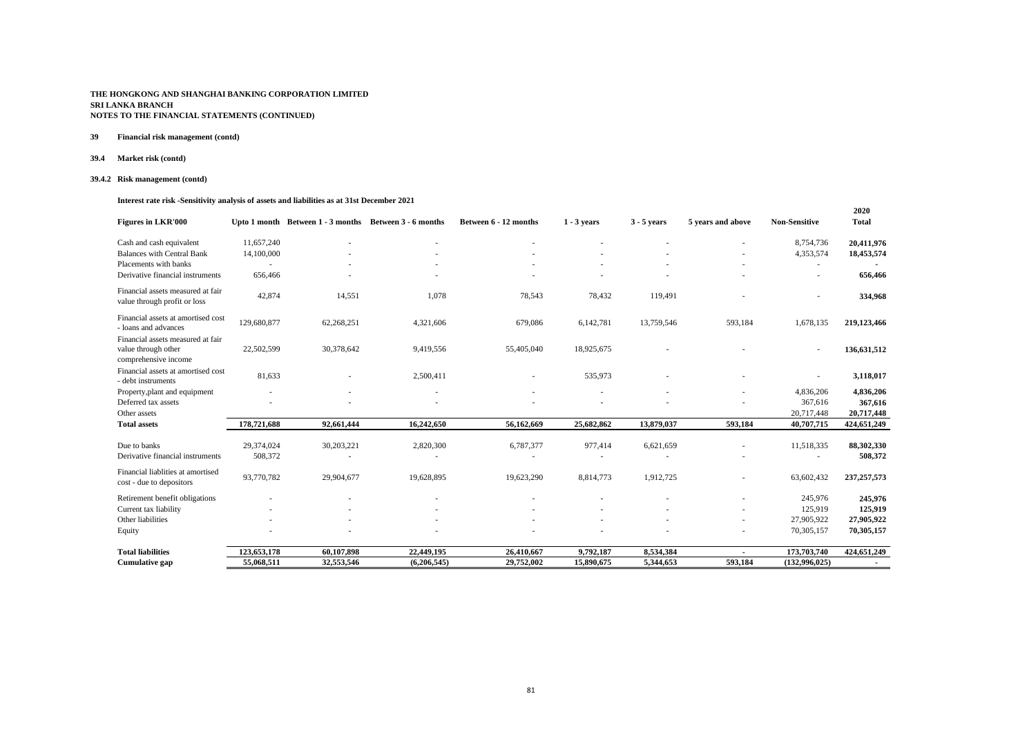**THE HONGKONG AND SHANGHAI BANKING CORPORATION LIMITED**
**SRI LANKA BRANCH**
**NOTES TO THE FINANCIAL STATEMENTS (CONTINUED)**

**39 Financial risk management (contd)**

**39.4 Market risk (contd)**

**39.4.2 Risk management (contd)**

**Interest rate risk -Sensitivity analysis of assets and liabilities as at 31st December 2021**

| Figures in LKR'000 | Upto 1 month | Between 1 - 3 months | Between 3 - 6 months | Between 6 - 12 months | 1 - 3 years | 3 - 5 years | 5 years and above | Non-Sensitive | 2020 Total |
|---|---|---|---|---|---|---|---|---|---|
| Cash and cash equivalent | 11,657,240 | - | - | - | - | - | - | 8,754,736 | **20,411,976** |
| Balances with Central Bank | 14,100,000 | - | - | - | - | - | - | 4,353,574 | **18,453,574** |
| Placements with banks | - | - | - | - | - | - | - | - | **-** |
| Derivative financial instruments | 656,466 | - | - | - | - | - | - | - | **656,466** |
| Financial assets measured at fair value through profit or loss | 42,874 | 14,551 | 1,078 | 78,543 | 78,432 | 119,491 | - | - | **334,968** |
| Financial assets at amortised cost - loans and advances | 129,680,877 | 62,268,251 | 4,321,606 | 679,086 | 6,142,781 | 13,759,546 | 593,184 | 1,678,135 | **219,123,466** |
| Financial assets measured at fair value through other comprehensive income | 22,502,599 | 30,378,642 | 9,419,556 | 55,405,040 | 18,925,675 | - | - | - | **136,631,512** |
| Financial assets at amortised cost - debt instruments | 81,633 | - | 2,500,411 | - | 535,973 | - | - | - | **3,118,017** |
| Property,plant and equipment | - | - | - | - | - | - | - | 4,836,206 | **4,836,206** |
| Deferred tax assets | - | - | - | - | - | - | - | 367,616 | **367,616** |
| Other assets | | | | | | | | 20,717,448 | **20,717,448** |
| **Total assets** | **178,721,688** | **92,661,444** | **16,242,650** | **56,162,669** | **25,682,862** | **13,879,037** | **593,184** | **40,707,715** | **424,651,249** |
| Due to banks | 29,374,024 | 30,203,221 | 2,820,300 | 6,787,377 | 977,414 | 6,621,659 | - | 11,518,335 | **88,302,330** |
| Derivative financial instruments | 508,372 | - | - | - | - | - | - | - | **508,372** |
| Financial liablities at amortised cost - due to depositors | 93,770,782 | 29,904,677 | 19,628,895 | 19,623,290 | 8,814,773 | 1,912,725 | - | 63,602,432 | **237,257,573** |
| Retirement benefit obligations | - | - | - | - | - | - | - | 245,976 | **245,976** |
| Current tax liability | - | - | - | - | - | - | - | 125,919 | **125,919** |
| Other liabilities | - | - | - | - | - | - | - | 27,905,922 | **27,905,922** |
| Equity | - | - | - | - | - | - | - | 70,305,157 | **70,305,157** |
| **Total liabilities** | **123,653,178** | **60,107,898** | **22,449,195** | **26,410,667** | **9,792,187** | **8,534,384** | **-** | **173,703,740** | **424,651,249** |
| **Cumulative gap** | **55,068,511** | **32,553,546** | **(6,206,545)** | **29,752,002** | **15,890,675** | **5,344,653** | **593,184** | **(132,996,025)** | **-** |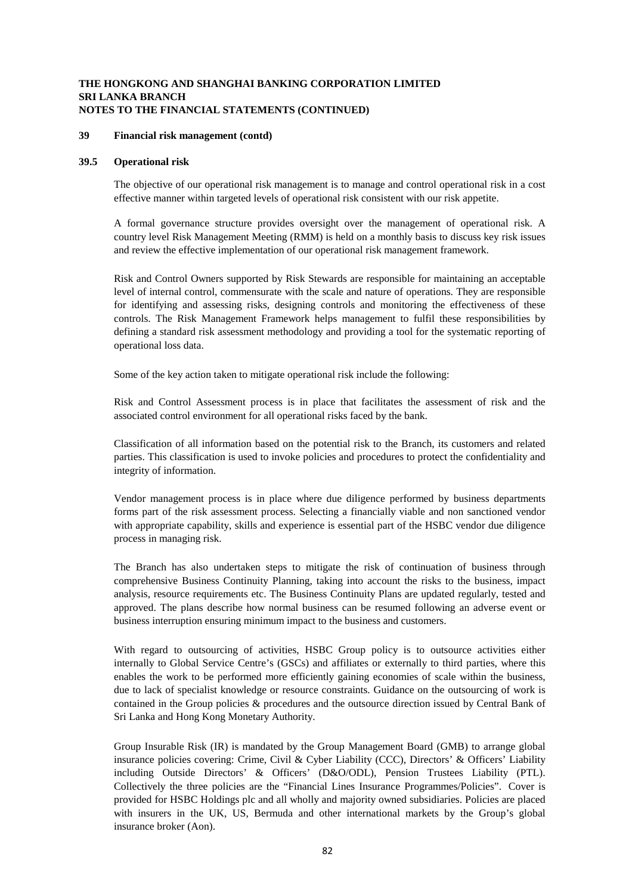## 39 Financial risk management (contd)

### 39.5 Operational risk

The objective of our operational risk management is to manage and control operational risk in a cost effective manner within targeted levels of operational risk consistent with our risk appetite.

A formal governance structure provides oversight over the management of operational risk. A country level Risk Management Meeting (RMM) is held on a monthly basis to discuss key risk issues and review the effective implementation of our operational risk management framework.

Risk and Control Owners supported by Risk Stewards are responsible for maintaining an acceptable level of internal control, commensurate with the scale and nature of operations. They are responsible for identifying and assessing risks, designing controls and monitoring the effectiveness of these controls. The Risk Management Framework helps management to fulfil these responsibilities by defining a standard risk assessment methodology and providing a tool for the systematic reporting of operational loss data.

Some of the key action taken to mitigate operational risk include the following:

Risk and Control Assessment process is in place that facilitates the assessment of risk and the associated control environment for all operational risks faced by the bank.

Classification of all information based on the potential risk to the Branch, its customers and related parties. This classification is used to invoke policies and procedures to protect the confidentiality and integrity of information.

Vendor management process is in place where due diligence performed by business departments forms part of the risk assessment process. Selecting a financially viable and non sanctioned vendor with appropriate capability, skills and experience is essential part of the HSBC vendor due diligence process in managing risk.

The Branch has also undertaken steps to mitigate the risk of continuation of business through comprehensive Business Continuity Planning, taking into account the risks to the business, impact analysis, resource requirements etc. The Business Continuity Plans are updated regularly, tested and approved. The plans describe how normal business can be resumed following an adverse event or business interruption ensuring minimum impact to the business and customers.

With regard to outsourcing of activities, HSBC Group policy is to outsource activities either internally to Global Service Centre's (GSCs) and affiliates or externally to third parties, where this enables the work to be performed more efficiently gaining economies of scale within the business, due to lack of specialist knowledge or resource constraints. Guidance on the outsourcing of work is contained in the Group policies & procedures and the outsource direction issued by Central Bank of Sri Lanka and Hong Kong Monetary Authority.

Group Insurable Risk (IR) is mandated by the Group Management Board (GMB) to arrange global insurance policies covering: Crime, Civil & Cyber Liability (CCC), Directors' & Officers' Liability including Outside Directors' & Officers' (D&O/ODL), Pension Trustees Liability (PTL). Collectively the three policies are the "Financial Lines Insurance Programmes/Policies". Cover is provided for HSBC Holdings plc and all wholly and majority owned subsidiaries. Policies are placed with insurers in the UK, US, Bermuda and other international markets by the Group's global insurance broker (Aon).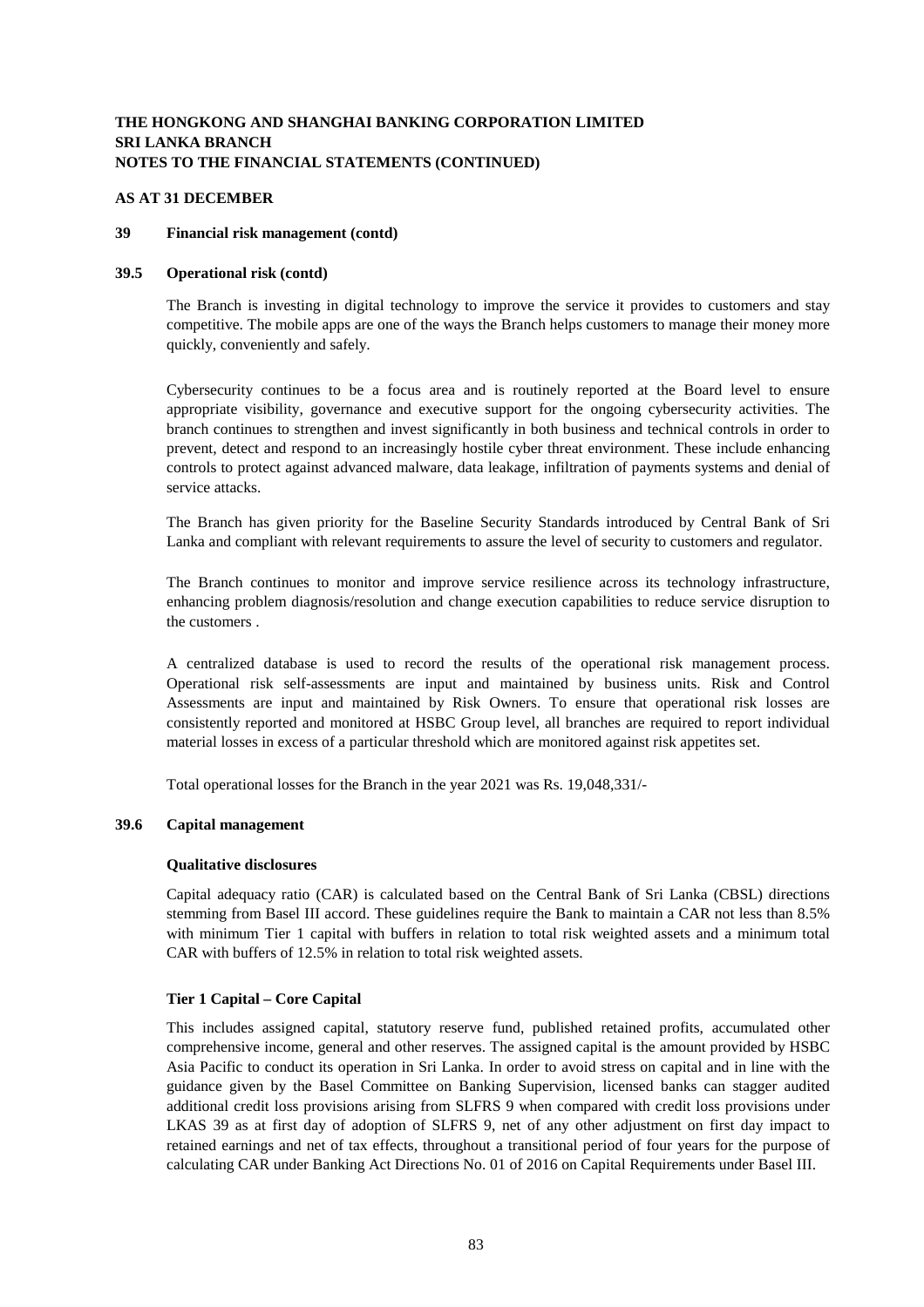**THE HONGKONG AND SHANGHAI BANKING CORPORATION LIMITED**
**SRI LANKA BRANCH**
**NOTES TO THE FINANCIAL STATEMENTS (CONTINUED)**

**AS AT 31 DECEMBER**

## 39 Financial risk management (contd)

### 39.5 Operational risk (contd)

The Branch is investing in digital technology to improve the service it provides to customers and stay competitive. The mobile apps are one of the ways the Branch helps customers to manage their money more quickly, conveniently and safely.

Cybersecurity continues to be a focus area and is routinely reported at the Board level to ensure appropriate visibility, governance and executive support for the ongoing cybersecurity activities. The branch continues to strengthen and invest significantly in both business and technical controls in order to prevent, detect and respond to an increasingly hostile cyber threat environment. These include enhancing controls to protect against advanced malware, data leakage, infiltration of payments systems and denial of service attacks.

The Branch has given priority for the Baseline Security Standards introduced by Central Bank of Sri Lanka and compliant with relevant requirements to assure the level of security to customers and regulator.

The Branch continues to monitor and improve service resilience across its technology infrastructure, enhancing problem diagnosis/resolution and change execution capabilities to reduce service disruption to the customers .

A centralized database is used to record the results of the operational risk management process. Operational risk self-assessments are input and maintained by business units. Risk and Control Assessments are input and maintained by Risk Owners. To ensure that operational risk losses are consistently reported and monitored at HSBC Group level, all branches are required to report individual material losses in excess of a particular threshold which are monitored against risk appetites set.

Total operational losses for the Branch in the year 2021 was Rs. 19,048,331/-

### 39.6 Capital management

**Qualitative disclosures**

Capital adequacy ratio (CAR) is calculated based on the Central Bank of Sri Lanka (CBSL) directions stemming from Basel III accord. These guidelines require the Bank to maintain a CAR not less than 8.5% with minimum Tier 1 capital with buffers in relation to total risk weighted assets and a minimum total CAR with buffers of 12.5% in relation to total risk weighted assets.

**Tier 1 Capital – Core Capital**

This includes assigned capital, statutory reserve fund, published retained profits, accumulated other comprehensive income, general and other reserves. The assigned capital is the amount provided by HSBC Asia Pacific to conduct its operation in Sri Lanka. In order to avoid stress on capital and in line with the guidance given by the Basel Committee on Banking Supervision, licensed banks can stagger audited additional credit loss provisions arising from SLFRS 9 when compared with credit loss provisions under LKAS 39 as at first day of adoption of SLFRS 9, net of any other adjustment on first day impact to retained earnings and net of tax effects, throughout a transitional period of four years for the purpose of calculating CAR under Banking Act Directions No. 01 of 2016 on Capital Requirements under Basel III.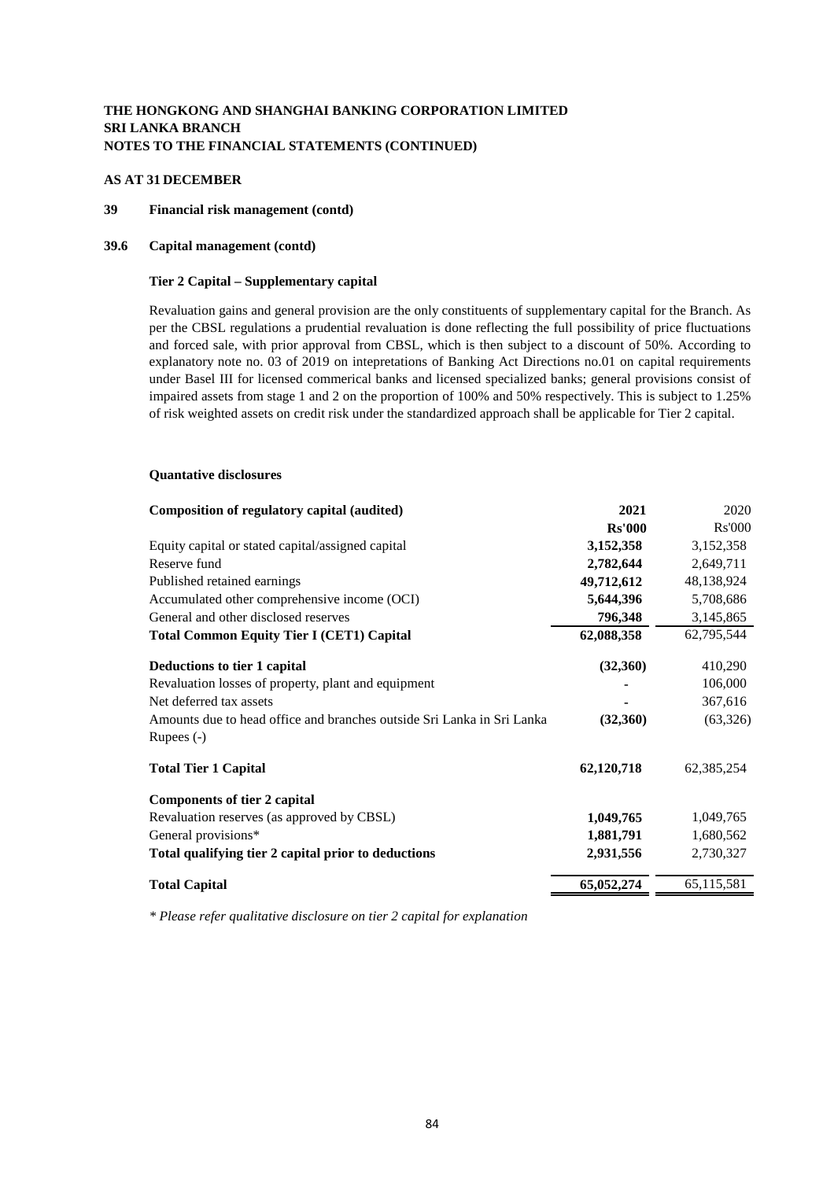**THE HONGKONG AND SHANGHAI BANKING CORPORATION LIMITED**
**SRI LANKA BRANCH**
**NOTES TO THE FINANCIAL STATEMENTS (CONTINUED)**

**AS AT 31 DECEMBER**

## 39 Financial risk management (contd)

### 39.6 Capital management (contd)

**Tier 2 Capital – Supplementary capital**

Revaluation gains and general provision are the only constituents of supplementary capital for the Branch. As per the CBSL regulations a prudential revaluation is done reflecting the full possibility of price fluctuations and forced sale, with prior approval from CBSL, which is then subject to a discount of 50%. According to explanatory note no. 03 of 2019 on intepretations of Banking Act Directions no.01 on capital requirements under Basel III for licensed commerical banks and licensed specialized banks; general provisions consist of impaired assets from stage 1 and 2 on the proportion of 100% and 50% respectively. This is subject to 1.25% of risk weighted assets on credit risk under the standardized approach shall be applicable for Tier 2 capital.

**Quantative disclosures**

| Composition of regulatory capital (audited) | 2021 | 2020 |
|---|---|---|
| | **Rs'000** | Rs'000 |
| Equity capital or stated capital/assigned capital | **3,152,358** | 3,152,358 |
| Reserve fund | **2,782,644** | 2,649,711 |
| Published retained earnings | **49,712,612** | 48,138,924 |
| Accumulated other comprehensive income (OCI) | **5,644,396** | 5,708,686 |
| General and other disclosed reserves | **796,348** | 3,145,865 |
| **Total Common Equity Tier I (CET1) Capital** | **62,088,358** | 62,795,544 |
| **Deductions to tier 1 capital** | **(32,360)** | 410,290 |
| Revaluation losses of property, plant and equipment | **-** | 106,000 |
| Net deferred tax assets | **-** | 367,616 |
| Amounts due to head office and branches outside Sri Lanka in Sri Lanka Rupees (-) | **(32,360)** | (63,326) |
| **Total Tier 1 Capital** | **62,120,718** | 62,385,254 |
| **Components of tier 2 capital** | | |
| Revaluation reserves (as approved by CBSL) | **1,049,765** | 1,049,765 |
| General provisions* | **1,881,791** | 1,680,562 |
| **Total qualifying tier 2 capital prior to deductions** | **2,931,556** | 2,730,327 |
| **Total Capital** | **65,052,274** | 65,115,581 |

*\* Please refer qualitative disclosure on tier 2 capital for explanation*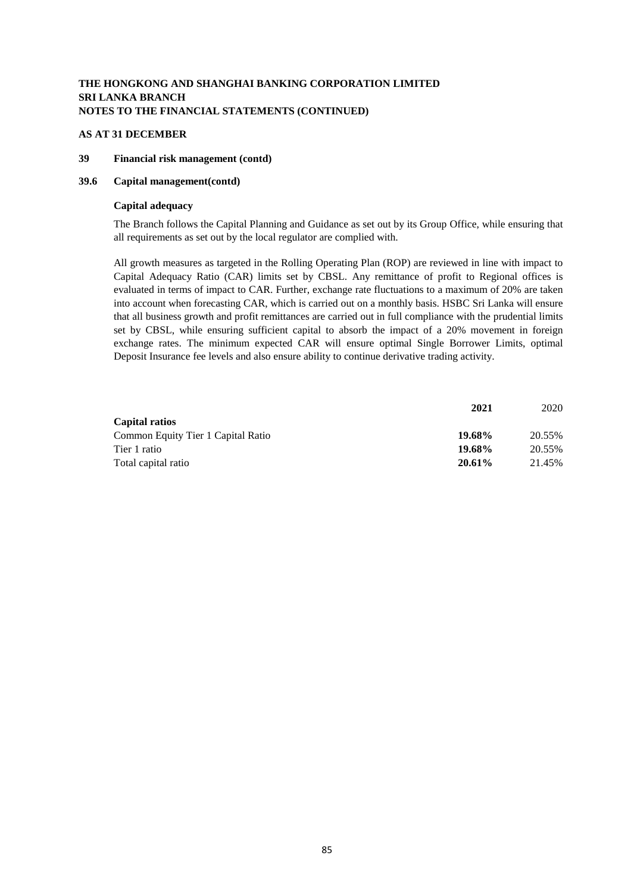**THE HONGKONG AND SHANGHAI BANKING CORPORATION LIMITED**
**SRI LANKA BRANCH**
**NOTES TO THE FINANCIAL STATEMENTS (CONTINUED)**

**AS AT 31 DECEMBER**

## 39 Financial risk management (contd)

### 39.6 Capital management(contd)

**Capital adequacy**

The Branch follows the Capital Planning and Guidance as set out by its Group Office, while ensuring that all requirements as set out by the local regulator are complied with.

All growth measures as targeted in the Rolling Operating Plan (ROP) are reviewed in line with impact to Capital Adequacy Ratio (CAR) limits set by CBSL. Any remittance of profit to Regional offices is evaluated in terms of impact to CAR. Further, exchange rate fluctuations to a maximum of 20% are taken into account when forecasting CAR, which is carried out on a monthly basis. HSBC Sri Lanka will ensure that all business growth and profit remittances are carried out in full compliance with the prudential limits set by CBSL, while ensuring sufficient capital to absorb the impact of a 20% movement in foreign exchange rates. The minimum expected CAR will ensure optimal Single Borrower Limits, optimal Deposit Insurance fee levels and also ensure ability to continue derivative trading activity.

| | **2021** | 2020 |
|---|---|---|
| **Capital ratios** | | |
| Common Equity Tier 1 Capital Ratio | **19.68%** | 20.55% |
| Tier 1 ratio | **19.68%** | 20.55% |
| Total capital ratio | **20.61%** | 21.45% |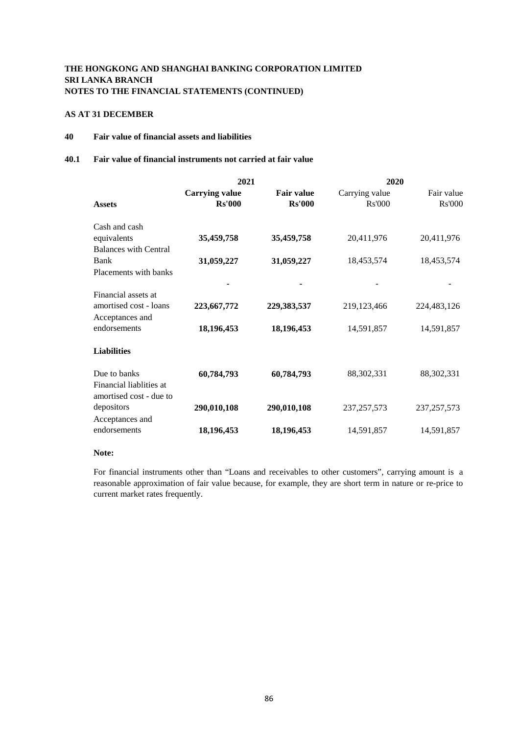**THE HONGKONG AND SHANGHAI BANKING CORPORATION LIMITED**
**SRI LANKA BRANCH**
**NOTES TO THE FINANCIAL STATEMENTS (CONTINUED)**

**AS AT 31 DECEMBER**

## 40 Fair value of financial assets and liabilities

### 40.1 Fair value of financial instruments not carried at fair value

| | **2021** | | **2020** | |
|---|---|---|---|---|
| **Assets** | **Carrying value Rs'000** | **Fair value Rs'000** | Carrying value Rs'000 | Fair value Rs'000 |
| Cash and cash equivalents | **35,459,758** | **35,459,758** | 20,411,976 | 20,411,976 |
| Balances with Central Bank | **31,059,227** | **31,059,227** | 18,453,574 | 18,453,574 |
| Placements with banks | **-** | **-** | - | - |
| Financial assets at amortised cost - loans | **223,667,772** | **229,383,537** | 219,123,466 | 224,483,126 |
| Acceptances and endorsements | **18,196,453** | **18,196,453** | 14,591,857 | 14,591,857 |
| **Liabilities** | | | | |
| Due to banks | **60,784,793** | **60,784,793** | 88,302,331 | 88,302,331 |
| Financial liablities at amortised cost - due to depositors | **290,010,108** | **290,010,108** | 237,257,573 | 237,257,573 |
| Acceptances and endorsements | **18,196,453** | **18,196,453** | 14,591,857 | 14,591,857 |

**Note:**

For financial instruments other than "Loans and receivables to other customers", carrying amount is a reasonable approximation of fair value because, for example, they are short term in nature or re-price to current market rates frequently.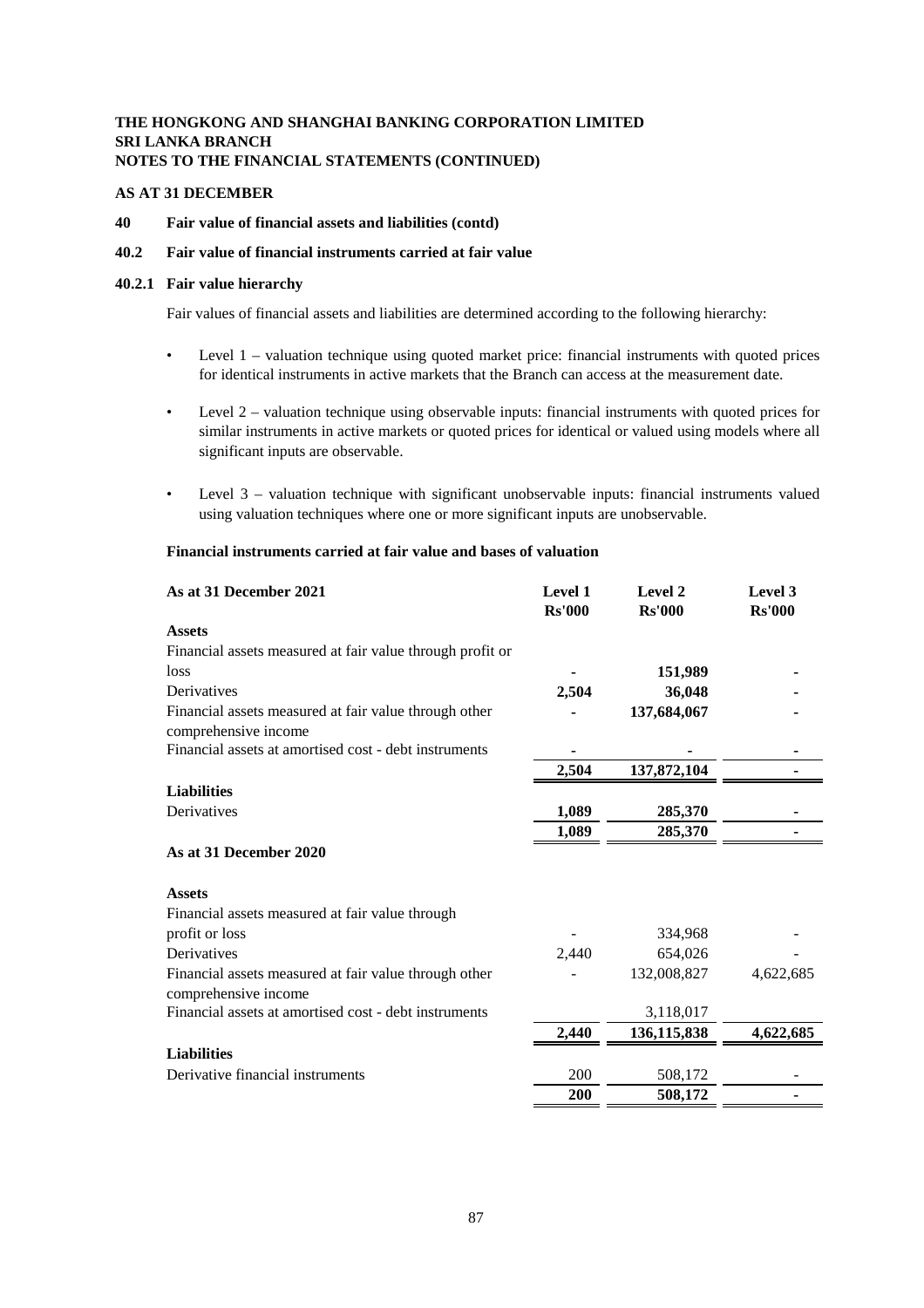**THE HONGKONG AND SHANGHAI BANKING CORPORATION LIMITED**
**SRI LANKA BRANCH**
**NOTES TO THE FINANCIAL STATEMENTS (CONTINUED)**

**AS AT 31 DECEMBER**

## 40 Fair value of financial assets and liabilities (contd)

### 40.2 Fair value of financial instruments carried at fair value

#### 40.2.1 Fair value hierarchy

Fair values of financial assets and liabilities are determined according to the following hierarchy:

- Level 1 – valuation technique using quoted market price: financial instruments with quoted prices for identical instruments in active markets that the Branch can access at the measurement date.
- Level 2 – valuation technique using observable inputs: financial instruments with quoted prices for similar instruments in active markets or quoted prices for identical or valued using models where all significant inputs are observable.
- Level 3 – valuation technique with significant unobservable inputs: financial instruments valued using valuation techniques where one or more significant inputs are unobservable.

**Financial instruments carried at fair value and bases of valuation**

| **As at 31 December 2021** | **Level 1 Rs'000** | **Level 2 Rs'000** | **Level 3 Rs'000** |
|---|---|---|---|
| **Assets** | | | |
| Financial assets measured at fair value through profit or loss | **-** | **151,989** | **-** |
| Derivatives | **2,504** | **36,048** | **-** |
| Financial assets measured at fair value through other comprehensive income | **-** | **137,684,067** | **-** |
| Financial assets at amortised cost - debt instruments | **-** | **-** | **-** |
| | **2,504** | **137,872,104** | **-** |
| **Liabilities** | | | |
| Derivatives | **1,089** | **285,370** | **-** |
| | **1,089** | **285,370** | **-** |
| **As at 31 December 2020** | | | |
| **Assets** | | | |
| Financial assets measured at fair value through profit or loss | - | 334,968 | - |
| Derivatives | 2,440 | 654,026 | - |
| Financial assets measured at fair value through other comprehensive income | - | 132,008,827 | 4,622,685 |
| Financial assets at amortised cost - debt instruments | | 3,118,017 | |
| | **2,440** | **136,115,838** | **4,622,685** |
| **Liabilities** | | | |
| Derivative financial instruments | 200 | 508,172 | - |
| | **200** | **508,172** | **-** |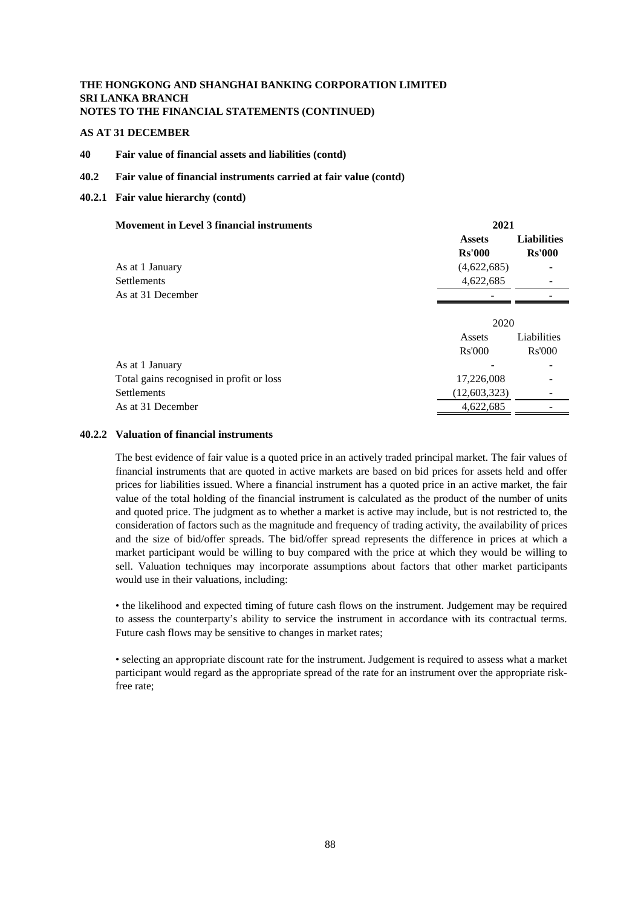**THE HONGKONG AND SHANGHAI BANKING CORPORATION LIMITED**
**SRI LANKA BRANCH**
**NOTES TO THE FINANCIAL STATEMENTS (CONTINUED)**

**AS AT 31 DECEMBER**

### 40 Fair value of financial assets and liabilities (contd)

### 40.2 Fair value of financial instruments carried at fair value (contd)

### 40.2.1 Fair value hierarchy (contd)

| **Movement in Level 3 financial instruments** | **2021** | |
|---|---|---|
| | **Assets** | **Liabilities** |
| | **Rs'000** | **Rs'000** |
| As at 1 January | (4,622,685) | - |
| Settlements | 4,622,685 | - |
| As at 31 December | - | - |

| | 2020 | |
|---|---|---|
| | Assets | Liabilities |
| | Rs'000 | Rs'000 |
| As at 1 January | - | - |
| Total gains recognised in profit or loss | 17,226,008 | - |
| Settlements | (12,603,323) | - |
| As at 31 December | 4,622,685 | - |

### 40.2.2 Valuation of financial instruments

The best evidence of fair value is a quoted price in an actively traded principal market. The fair values of financial instruments that are quoted in active markets are based on bid prices for assets held and offer prices for liabilities issued. Where a financial instrument has a quoted price in an active market, the fair value of the total holding of the financial instrument is calculated as the product of the number of units and quoted price. The judgment as to whether a market is active may include, but is not restricted to, the consideration of factors such as the magnitude and frequency of trading activity, the availability of prices and the size of bid/offer spreads. The bid/offer spread represents the difference in prices at which a market participant would be willing to buy compared with the price at which they would be willing to sell. Valuation techniques may incorporate assumptions about factors that other market participants would use in their valuations, including:

• the likelihood and expected timing of future cash flows on the instrument. Judgement may be required to assess the counterparty's ability to service the instrument in accordance with its contractual terms. Future cash flows may be sensitive to changes in market rates;

• selecting an appropriate discount rate for the instrument. Judgement is required to assess what a market participant would regard as the appropriate spread of the rate for an instrument over the appropriate risk-free rate;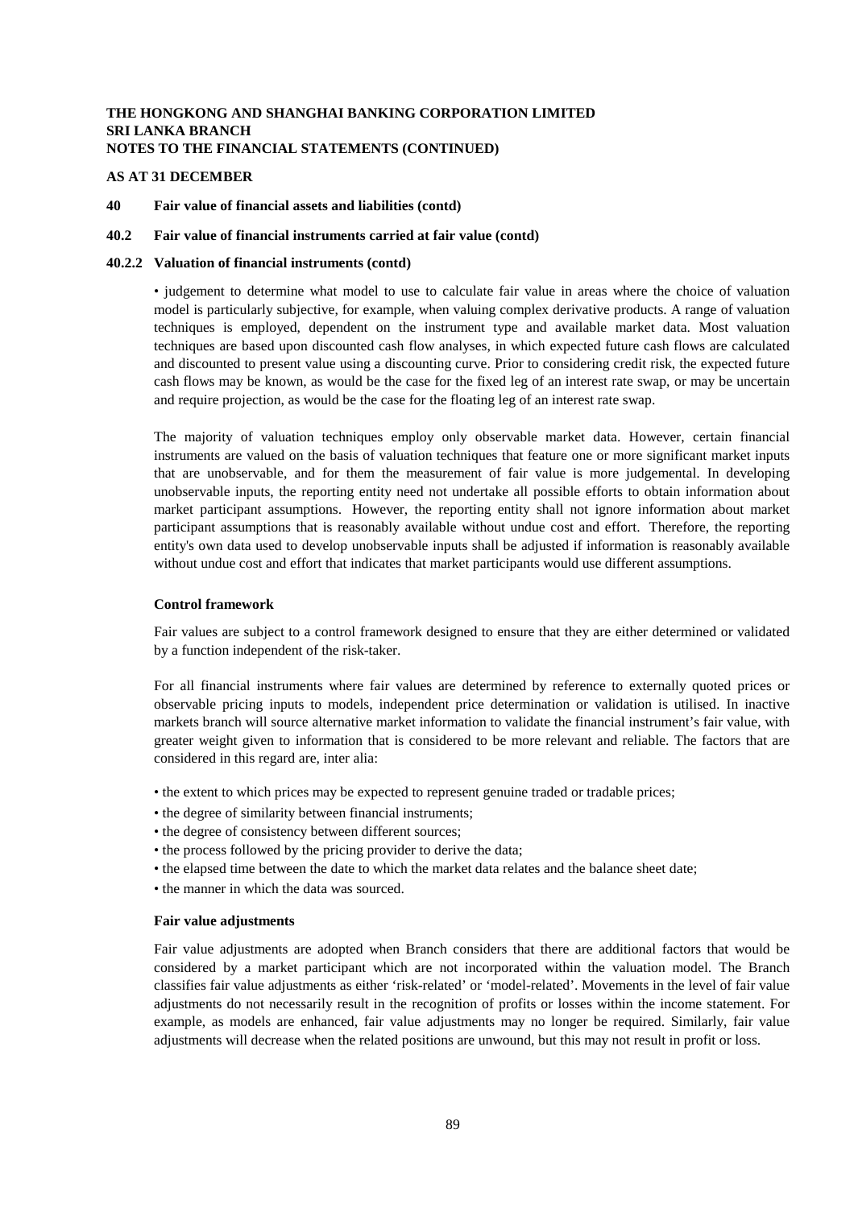**AS AT 31 DECEMBER**

**40 Fair value of financial assets and liabilities (contd)**

**40.2 Fair value of financial instruments carried at fair value (contd)**

**40.2.2 Valuation of financial instruments (contd)**

• judgement to determine what model to use to calculate fair value in areas where the choice of valuation model is particularly subjective, for example, when valuing complex derivative products. A range of valuation techniques is employed, dependent on the instrument type and available market data. Most valuation techniques are based upon discounted cash flow analyses, in which expected future cash flows are calculated and discounted to present value using a discounting curve. Prior to considering credit risk, the expected future cash flows may be known, as would be the case for the fixed leg of an interest rate swap, or may be uncertain and require projection, as would be the case for the floating leg of an interest rate swap.

The majority of valuation techniques employ only observable market data. However, certain financial instruments are valued on the basis of valuation techniques that feature one or more significant market inputs that are unobservable, and for them the measurement of fair value is more judgemental. In developing unobservable inputs, the reporting entity need not undertake all possible efforts to obtain information about market participant assumptions. However, the reporting entity shall not ignore information about market participant assumptions that is reasonably available without undue cost and effort. Therefore, the reporting entity's own data used to develop unobservable inputs shall be adjusted if information is reasonably available without undue cost and effort that indicates that market participants would use different assumptions.

**Control framework**

Fair values are subject to a control framework designed to ensure that they are either determined or validated by a function independent of the risk-taker.

For all financial instruments where fair values are determined by reference to externally quoted prices or observable pricing inputs to models, independent price determination or validation is utilised. In inactive markets branch will source alternative market information to validate the financial instrument's fair value, with greater weight given to information that is considered to be more relevant and reliable. The factors that are considered in this regard are, inter alia:

- the extent to which prices may be expected to represent genuine traded or tradable prices;
- the degree of similarity between financial instruments;
- the degree of consistency between different sources;
- the process followed by the pricing provider to derive the data;
- the elapsed time between the date to which the market data relates and the balance sheet date;
- the manner in which the data was sourced.

**Fair value adjustments**

Fair value adjustments are adopted when Branch considers that there are additional factors that would be considered by a market participant which are not incorporated within the valuation model. The Branch classifies fair value adjustments as either 'risk-related' or 'model-related'. Movements in the level of fair value adjustments do not necessarily result in the recognition of profits or losses within the income statement. For example, as models are enhanced, fair value adjustments may no longer be required. Similarly, fair value adjustments will decrease when the related positions are unwound, but this may not result in profit or loss.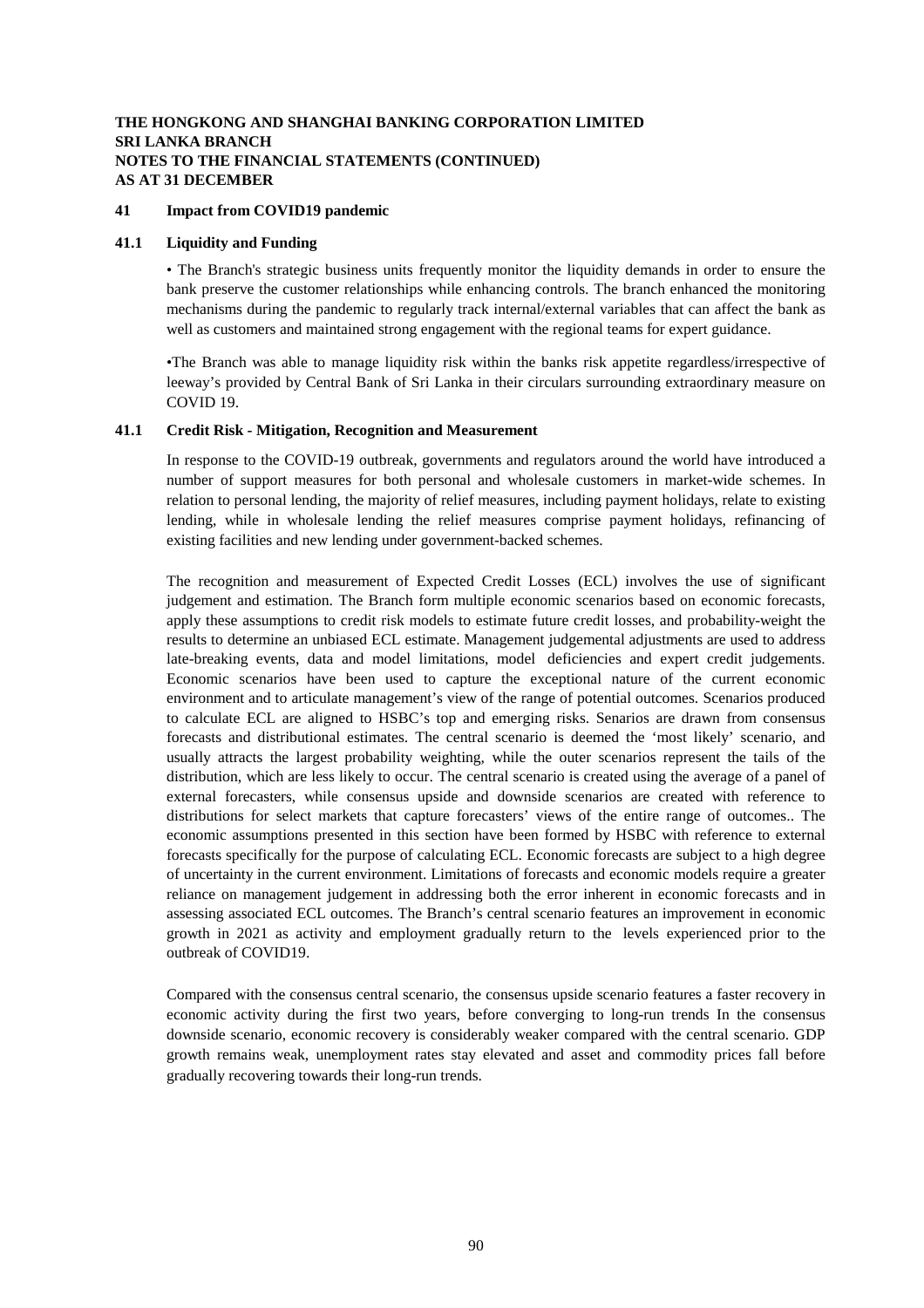# THE HONGKONG AND SHANGHAI BANKING CORPORATION LIMITED
# SRI LANKA BRANCH
# NOTES TO THE FINANCIAL STATEMENTS (CONTINUED)
# AS AT 31 DECEMBER

## 41 Impact from COVID19 pandemic

### 41.1 Liquidity and Funding

• The Branch's strategic business units frequently monitor the liquidity demands in order to ensure the bank preserve the customer relationships while enhancing controls. The branch enhanced the monitoring mechanisms during the pandemic to regularly track internal/external variables that can affect the bank as well as customers and maintained strong engagement with the regional teams for expert guidance.

•The Branch was able to manage liquidity risk within the banks risk appetite regardless/irrespective of leeway's provided by Central Bank of Sri Lanka in their circulars surrounding extraordinary measure on COVID 19.

### 41.1 Credit Risk - Mitigation, Recognition and Measurement

In response to the COVID-19 outbreak, governments and regulators around the world have introduced a number of support measures for both personal and wholesale customers in market-wide schemes. In relation to personal lending, the majority of relief measures, including payment holidays, relate to existing lending, while in wholesale lending the relief measures comprise payment holidays, refinancing of existing facilities and new lending under government-backed schemes.

The recognition and measurement of Expected Credit Losses (ECL) involves the use of significant judgement and estimation. The Branch form multiple economic scenarios based on economic forecasts, apply these assumptions to credit risk models to estimate future credit losses, and probability-weight the results to determine an unbiased ECL estimate. Management judgemental adjustments are used to address late-breaking events, data and model limitations, model deficiencies and expert credit judgements. Economic scenarios have been used to capture the exceptional nature of the current economic environment and to articulate management's view of the range of potential outcomes. Scenarios produced to calculate ECL are aligned to HSBC's top and emerging risks. Senarios are drawn from consensus forecasts and distributional estimates. The central scenario is deemed the 'most likely' scenario, and usually attracts the largest probability weighting, while the outer scenarios represent the tails of the distribution, which are less likely to occur. The central scenario is created using the average of a panel of external forecasters, while consensus upside and downside scenarios are created with reference to distributions for select markets that capture forecasters' views of the entire range of outcomes.. The economic assumptions presented in this section have been formed by HSBC with reference to external forecasts specifically for the purpose of calculating ECL. Economic forecasts are subject to a high degree of uncertainty in the current environment. Limitations of forecasts and economic models require a greater reliance on management judgement in addressing both the error inherent in economic forecasts and in assessing associated ECL outcomes. The Branch's central scenario features an improvement in economic growth in 2021 as activity and employment gradually return to the levels experienced prior to the outbreak of COVID19.

Compared with the consensus central scenario, the consensus upside scenario features a faster recovery in economic activity during the first two years, before converging to long-run trends In the consensus downside scenario, economic recovery is considerably weaker compared with the central scenario. GDP growth remains weak, unemployment rates stay elevated and asset and commodity prices fall before gradually recovering towards their long-run trends.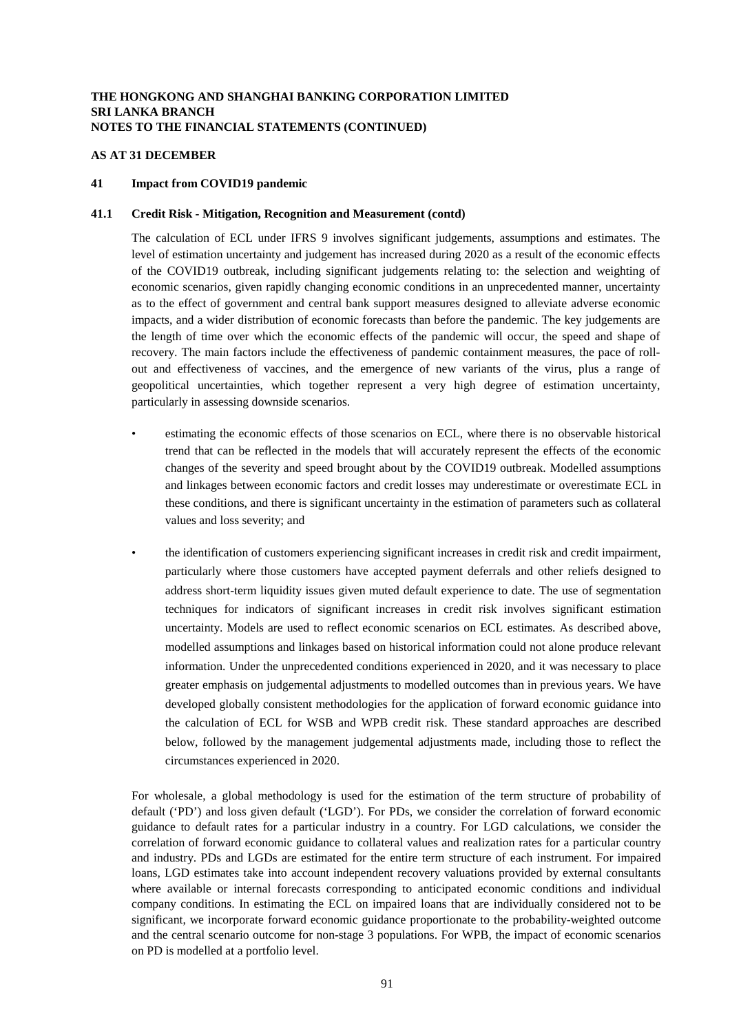**THE HONGKONG AND SHANGHAI BANKING CORPORATION LIMITED**
**SRI LANKA BRANCH**
**NOTES TO THE FINANCIAL STATEMENTS (CONTINUED)**

**AS AT 31 DECEMBER**

## 41 Impact from COVID19 pandemic

### 41.1 Credit Risk - Mitigation, Recognition and Measurement (contd)

The calculation of ECL under IFRS 9 involves significant judgements, assumptions and estimates. The level of estimation uncertainty and judgement has increased during 2020 as a result of the economic effects of the COVID19 outbreak, including significant judgements relating to: the selection and weighting of economic scenarios, given rapidly changing economic conditions in an unprecedented manner, uncertainty as to the effect of government and central bank support measures designed to alleviate adverse economic impacts, and a wider distribution of economic forecasts than before the pandemic. The key judgements are the length of time over which the economic effects of the pandemic will occur, the speed and shape of recovery. The main factors include the effectiveness of pandemic containment measures, the pace of roll-out and effectiveness of vaccines, and the emergence of new variants of the virus, plus a range of geopolitical uncertainties, which together represent a very high degree of estimation uncertainty, particularly in assessing downside scenarios.

- estimating the economic effects of those scenarios on ECL, where there is no observable historical trend that can be reflected in the models that will accurately represent the effects of the economic changes of the severity and speed brought about by the COVID19 outbreak. Modelled assumptions and linkages between economic factors and credit losses may underestimate or overestimate ECL in these conditions, and there is significant uncertainty in the estimation of parameters such as collateral values and loss severity; and

- the identification of customers experiencing significant increases in credit risk and credit impairment, particularly where those customers have accepted payment deferrals and other reliefs designed to address short-term liquidity issues given muted default experience to date. The use of segmentation techniques for indicators of significant increases in credit risk involves significant estimation uncertainty. Models are used to reflect economic scenarios on ECL estimates. As described above, modelled assumptions and linkages based on historical information could not alone produce relevant information. Under the unprecedented conditions experienced in 2020, and it was necessary to place greater emphasis on judgemental adjustments to modelled outcomes than in previous years. We have developed globally consistent methodologies for the application of forward economic guidance into the calculation of ECL for WSB and WPB credit risk. These standard approaches are described below, followed by the management judgemental adjustments made, including those to reflect the circumstances experienced in 2020.

For wholesale, a global methodology is used for the estimation of the term structure of probability of default ('PD') and loss given default ('LGD'). For PDs, we consider the correlation of forward economic guidance to default rates for a particular industry in a country. For LGD calculations, we consider the correlation of forward economic guidance to collateral values and realization rates for a particular country and industry. PDs and LGDs are estimated for the entire term structure of each instrument. For impaired loans, LGD estimates take into account independent recovery valuations provided by external consultants where available or internal forecasts corresponding to anticipated economic conditions and individual company conditions. In estimating the ECL on impaired loans that are individually considered not to be significant, we incorporate forward economic guidance proportionate to the probability-weighted outcome and the central scenario outcome for non-stage 3 populations. For WPB, the impact of economic scenarios on PD is modelled at a portfolio level.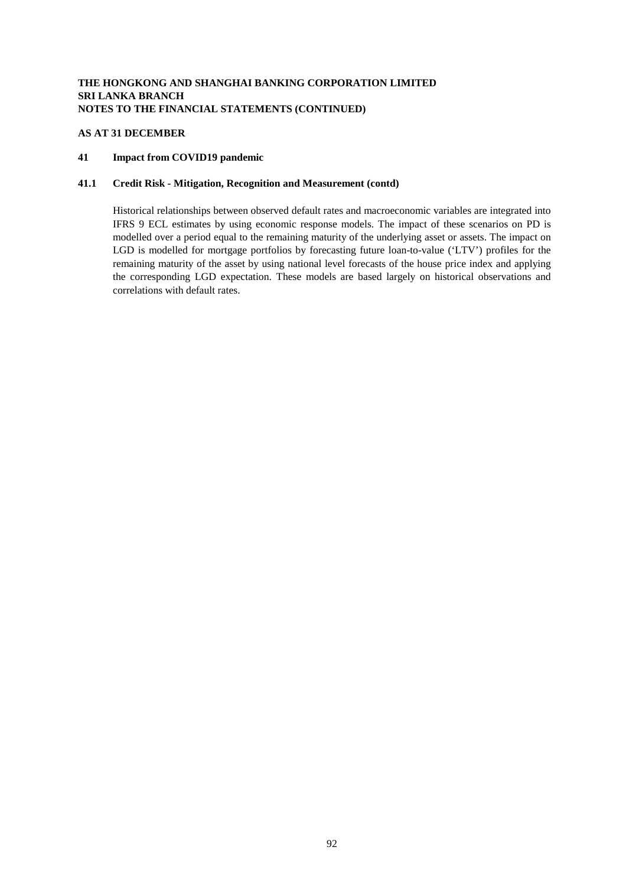**THE HONGKONG AND SHANGHAI BANKING CORPORATION LIMITED**
**SRI LANKA BRANCH**
**NOTES TO THE FINANCIAL STATEMENTS (CONTINUED)**

**AS AT 31 DECEMBER**

## 41 Impact from COVID19 pandemic

### 41.1 Credit Risk - Mitigation, Recognition and Measurement (contd)

Historical relationships between observed default rates and macroeconomic variables are integrated into IFRS 9 ECL estimates by using economic response models. The impact of these scenarios on PD is modelled over a period equal to the remaining maturity of the underlying asset or assets. The impact on LGD is modelled for mortgage portfolios by forecasting future loan-to-value ('LTV') profiles for the remaining maturity of the asset by using national level forecasts of the house price index and applying the corresponding LGD expectation. These models are based largely on historical observations and correlations with default rates.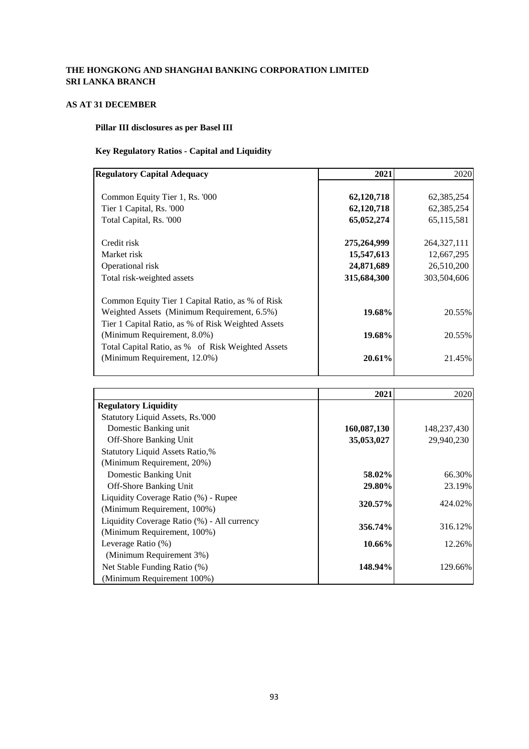**THE HONGKONG AND SHANGHAI BANKING CORPORATION LIMITED**
**SRI LANKA BRANCH**

**AS AT 31 DECEMBER**

**Pillar III disclosures as per Basel III**

**Key Regulatory Ratios - Capital and Liquidity**

| Regulatory Capital Adequacy | 2021 | 2020 |
|---|---|---|
| Common Equity Tier 1, Rs. '000 | **62,120,718** | 62,385,254 |
| Tier 1 Capital, Rs. '000 | **62,120,718** | 62,385,254 |
| Total Capital, Rs. '000 | **65,052,274** | 65,115,581 |
| Credit risk | **275,264,999** | 264,327,111 |
| Market risk | **15,547,613** | 12,667,295 |
| Operational risk | **24,871,689** | 26,510,200 |
| Total risk-weighted assets | **315,684,300** | 303,504,606 |
| Common Equity Tier 1 Capital Ratio, as % of Risk Weighted Assets (Minimum Requirement, 6.5%) | **19.68%** | 20.55% |
| Tier 1 Capital Ratio, as % of Risk Weighted Assets (Minimum Requirement, 8.0%) | **19.68%** | 20.55% |
| Total Capital Ratio, as % of Risk Weighted Assets (Minimum Requirement, 12.0%) | **20.61%** | 21.45% |

| | 2021 | 2020 |
|---|---|---|
| **Regulatory Liquidity** | | |
| Statutory Liquid Assets, Rs.'000 | | |
| Domestic Banking unit | **160,087,130** | 148,237,430 |
| Off-Shore Banking Unit | **35,053,027** | 29,940,230 |
| Statutory Liquid Assets Ratio,% (Minimum Requirement, 20%) | | |
| Domestic Banking Unit | **58.02%** | 66.30% |
| Off-Shore Banking Unit | **29.80%** | 23.19% |
| Liquidity Coverage Ratio (%) - Rupee (Minimum Requirement, 100%) | **320.57%** | 424.02% |
| Liquidity Coverage Ratio (%) - All currency (Minimum Requirement, 100%) | **356.74%** | 316.12% |
| Leverage Ratio (%) (Minimum Requirement 3%) | **10.66%** | 12.26% |
| Net Stable Funding Ratio (%) (Minimum Requirement 100%) | **148.94%** | 129.66% |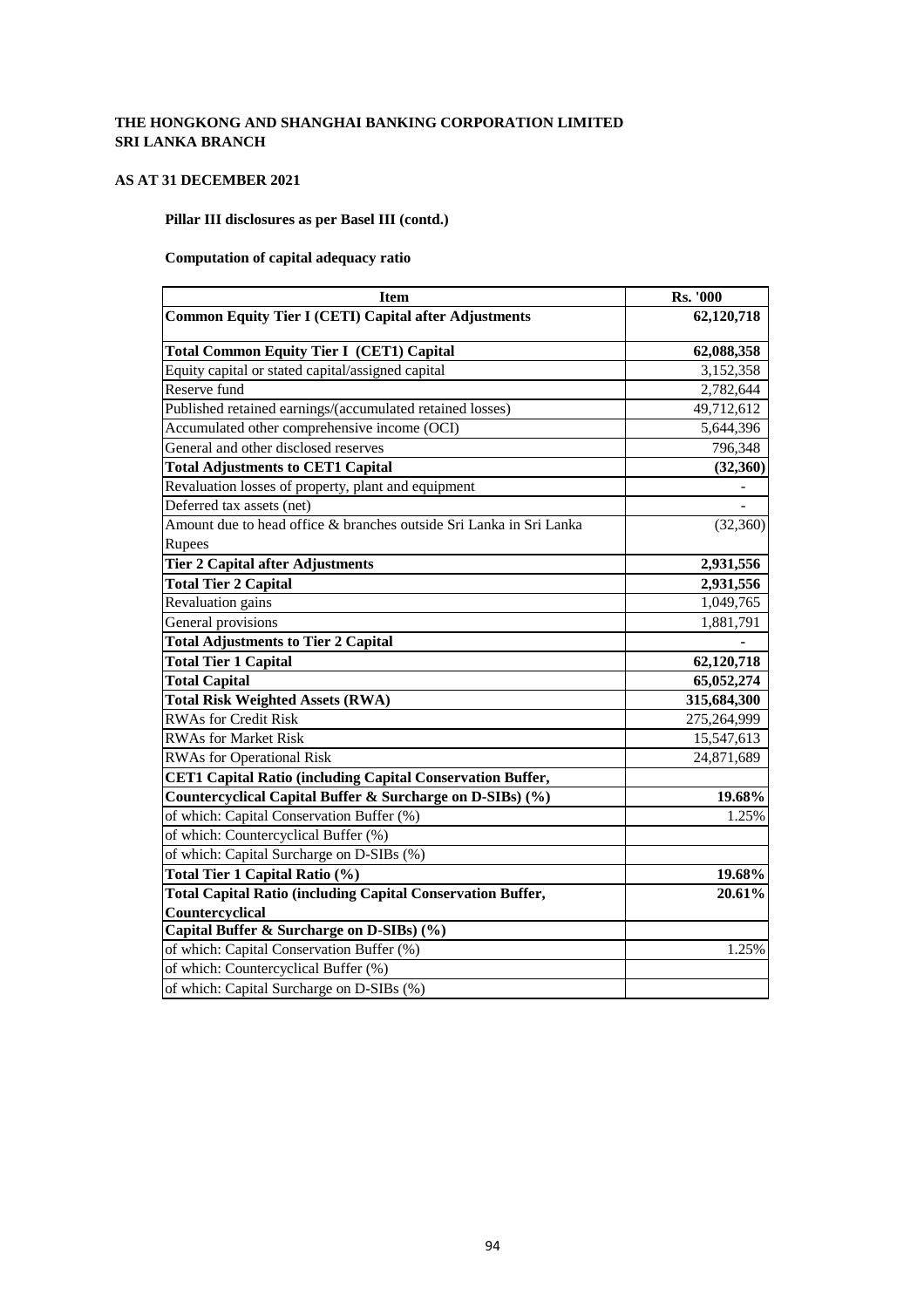**THE HONGKONG AND SHANGHAI BANKING CORPORATION LIMITED**
**SRI LANKA BRANCH**

**AS AT 31 DECEMBER 2021**

**Pillar III disclosures as per Basel III (contd.)**

**Computation of capital adequacy ratio**

| Item | Rs. '000 |
|---|---|
| **Common Equity Tier I (CETI) Capital after Adjustments** | **62,120,718** |
| **Total Common Equity Tier I (CET1) Capital** | **62,088,358** |
| Equity capital or stated capital/assigned capital | 3,152,358 |
| Reserve fund | 2,782,644 |
| Published retained earnings/(accumulated retained losses) | 49,712,612 |
| Accumulated other comprehensive income (OCI) | 5,644,396 |
| General and other disclosed reserves | 796,348 |
| **Total Adjustments to CET1 Capital** | **(32,360)** |
| Revaluation losses of property, plant and equipment | - |
| Deferred tax assets (net) | - |
| Amount due to head office & branches outside Sri Lanka in Sri Lanka Rupees | (32,360) |
| **Tier 2 Capital after Adjustments** | **2,931,556** |
| **Total Tier 2 Capital** | **2,931,556** |
| Revaluation gains | 1,049,765 |
| General provisions | 1,881,791 |
| **Total Adjustments to Tier 2 Capital** | **-** |
| **Total Tier 1 Capital** | **62,120,718** |
| **Total Capital** | **65,052,274** |
| **Total Risk Weighted Assets (RWA)** | **315,684,300** |
| RWAs for Credit Risk | 275,264,999 |
| RWAs for Market Risk | 15,547,613 |
| RWAs for Operational Risk | 24,871,689 |
| **CET1 Capital Ratio (including Capital Conservation Buffer, Countercyclical Capital Buffer & Surcharge on D-SIBs) (%)** | **19.68%** |
| of which: Capital Conservation Buffer (%) | 1.25% |
| of which: Countercyclical Buffer (%) | |
| of which: Capital Surcharge on D-SIBs (%) | |
| **Total Tier 1 Capital Ratio (%)** | **19.68%** |
| **Total Capital Ratio (including Capital Conservation Buffer, Countercyclical Capital Buffer & Surcharge on D-SIBs) (%)** | **20.61%** |
| of which: Capital Conservation Buffer (%) | 1.25% |
| of which: Countercyclical Buffer (%) | |
| of which: Capital Surcharge on D-SIBs (%) | |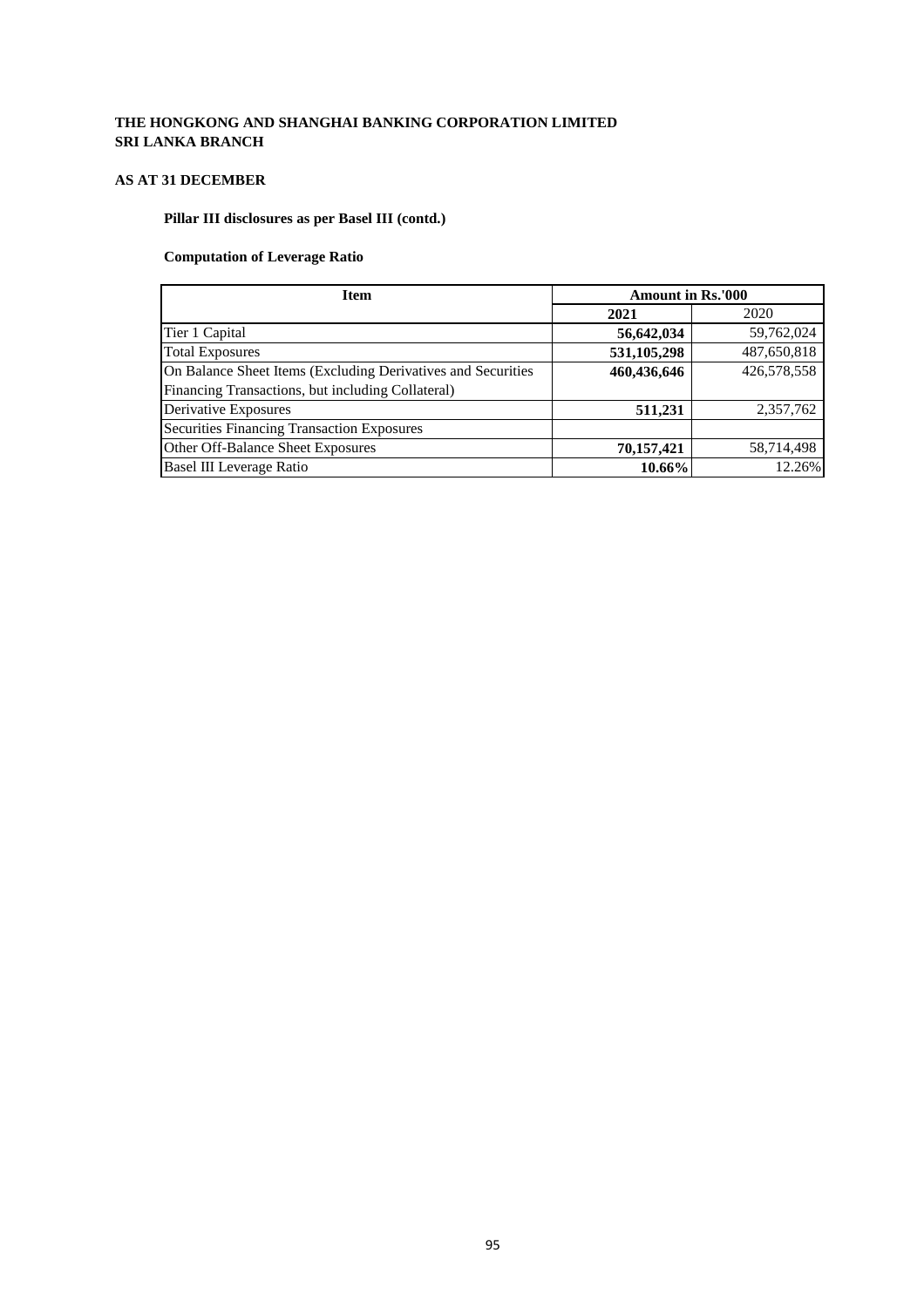**THE HONGKONG AND SHANGHAI BANKING CORPORATION LIMITED**
**SRI LANKA BRANCH**

**AS AT 31 DECEMBER**

**Pillar III disclosures as per Basel III (contd.)**

**Computation of Leverage Ratio**

| Item | Amount in Rs.'000 | |
|---|---|---|
| | **2021** | 2020 |
| Tier 1 Capital | **56,642,034** | 59,762,024 |
| Total Exposures | **531,105,298** | 487,650,818 |
| On Balance Sheet Items (Excluding Derivatives and Securities Financing Transactions, but including Collateral) | **460,436,646** | 426,578,558 |
| Derivative Exposures | **511,231** | 2,357,762 |
| Securities Financing Transaction Exposures | | |
| Other Off-Balance Sheet Exposures | **70,157,421** | 58,714,498 |
| Basel III Leverage Ratio | **10.66%** | 12.26% |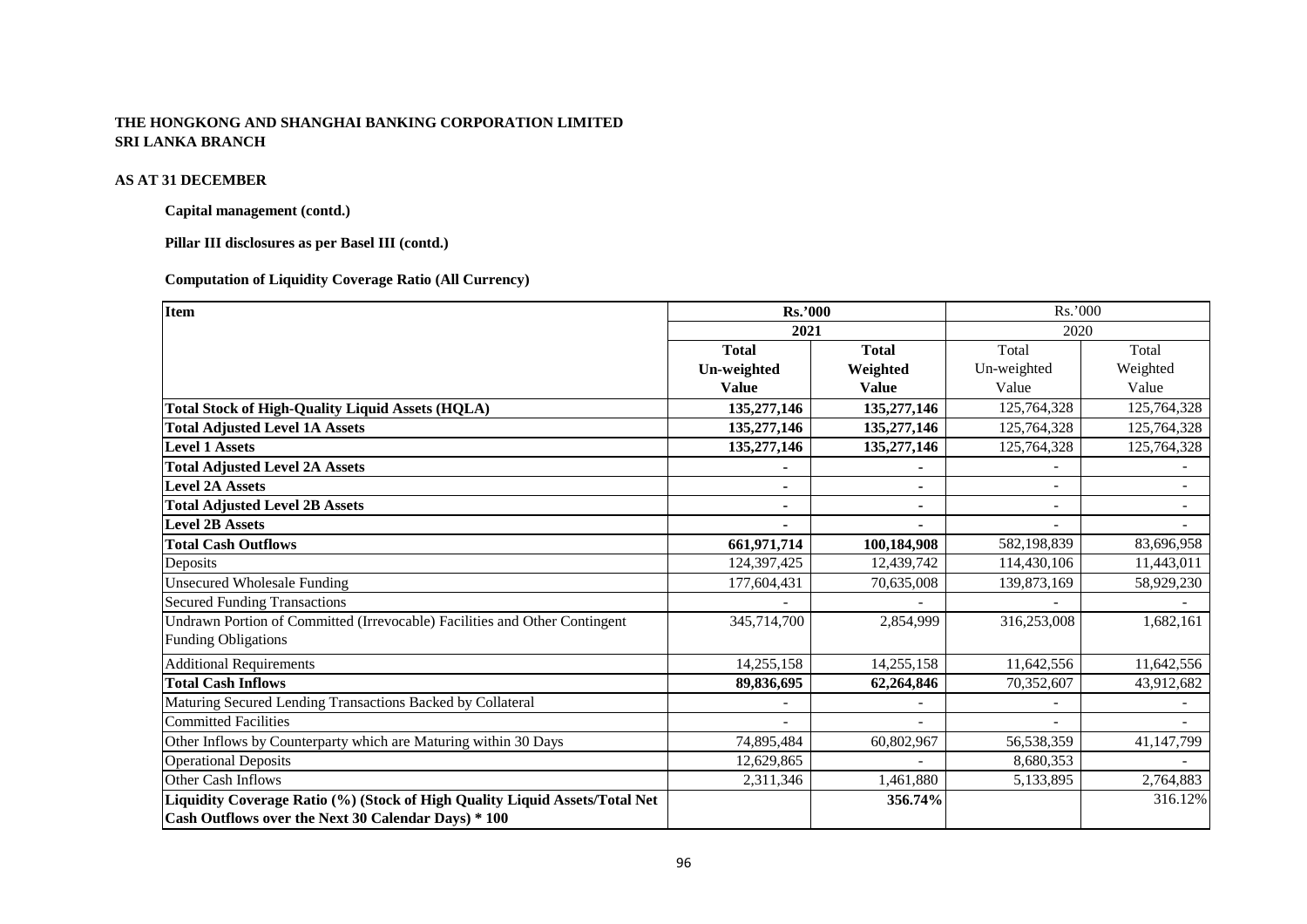**THE HONGKONG AND SHANGHAI BANKING CORPORATION LIMITED**
**SRI LANKA BRANCH**

**AS AT 31 DECEMBER**

**Capital management (contd.)**

**Pillar III disclosures as per Basel III (contd.)**

**Computation of Liquidity Coverage Ratio (All Currency)**

| Item | Rs.'000 | | Rs.'000 | |
|---|---|---|---|---|
| | 2021 | | 2020 | |
| | Total Un-weighted Value | Total Weighted Value | Total Un-weighted Value | Total Weighted Value |
| **Total Stock of High-Quality Liquid Assets (HQLA)** | 135,277,146 | 135,277,146 | 125,764,328 | 125,764,328 |
| **Total Adjusted Level 1A Assets** | 135,277,146 | 135,277,146 | 125,764,328 | 125,764,328 |
| **Level 1 Assets** | 135,277,146 | 135,277,146 | 125,764,328 | 125,764,328 |
| **Total Adjusted Level 2A Assets** | - | - | - | - |
| **Level 2A Assets** | - | - | - | - |
| **Total Adjusted Level 2B Assets** | - | - | - | - |
| **Level 2B Assets** | - | - | - | - |
| **Total Cash Outflows** | 661,971,714 | 100,184,908 | 582,198,839 | 83,696,958 |
| Deposits | 124,397,425 | 12,439,742 | 114,430,106 | 11,443,011 |
| Unsecured Wholesale Funding | 177,604,431 | 70,635,008 | 139,873,169 | 58,929,230 |
| Secured Funding Transactions | - | - | - | - |
| Undrawn Portion of Committed (Irrevocable) Facilities and Other Contingent Funding Obligations | 345,714,700 | 2,854,999 | 316,253,008 | 1,682,161 |
| Additional Requirements | 14,255,158 | 14,255,158 | 11,642,556 | 11,642,556 |
| **Total Cash Inflows** | 89,836,695 | 62,264,846 | 70,352,607 | 43,912,682 |
| Maturing Secured Lending Transactions Backed by Collateral | - | - | - | - |
| Committed Facilities | - | - | - | - |
| Other Inflows by Counterparty which are Maturing within 30 Days | 74,895,484 | 60,802,967 | 56,538,359 | 41,147,799 |
| Operational Deposits | 12,629,865 | - | 8,680,353 | - |
| Other Cash Inflows | 2,311,346 | 1,461,880 | 5,133,895 | 2,764,883 |
| **Liquidity Coverage Ratio (%) (Stock of High Quality Liquid Assets/Total Net Cash Outflows over the Next 30 Calendar Days) * 100** | | 356.74% | | 316.12% |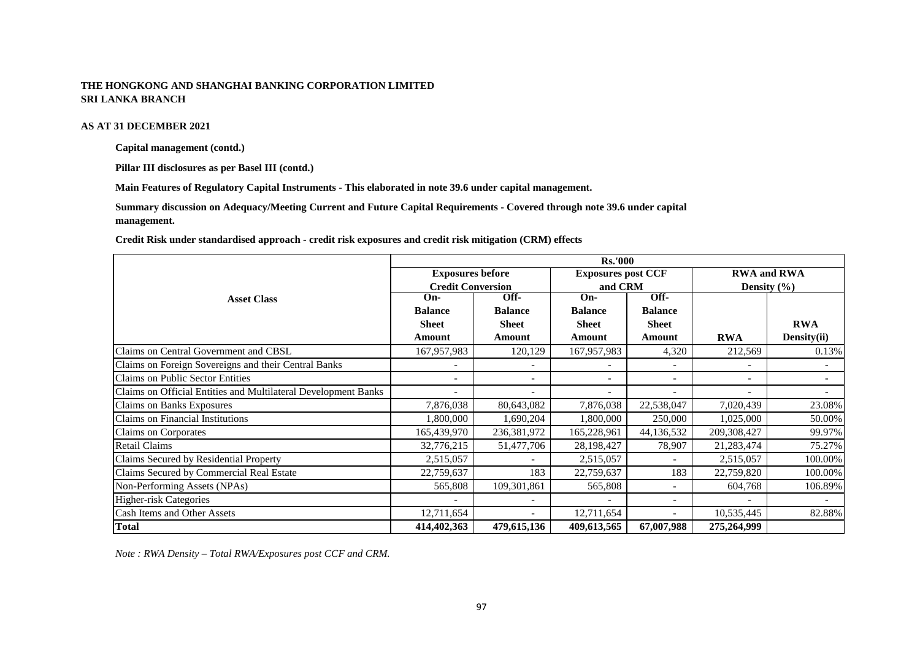**THE HONGKONG AND SHANGHAI BANKING CORPORATION LIMITED**
**SRI LANKA BRANCH**

**AS AT 31 DECEMBER 2021**

**Capital management (contd.)**

**Pillar III disclosures as per Basel III (contd.)**

**Main Features of Regulatory Capital Instruments - This elaborated in note 39.6 under capital management.**

**Summary discussion on Adequacy/Meeting Current and Future Capital Requirements - Covered through note 39.6 under capital management.**

**Credit Risk under standardised approach - credit risk exposures and credit risk mitigation (CRM) effects**

| Asset Class | Rs.'000 | | | | | |
|---|---|---|---|---|---|---|
| | Exposures before Credit Conversion | | Exposures post CCF and CRM | | RWA and RWA Density (%) | |
| | On-Balance Sheet Amount | Off-Balance Sheet Amount | On-Balance Sheet Amount | Off-Balance Sheet Amount | RWA | RWA Density(ii) |
| Claims on Central Government and CBSL | 167,957,983 | 120,129 | 167,957,983 | 4,320 | 212,569 | 0.13% |
| Claims on Foreign Sovereigns and their Central Banks | - | - | - | - | - | - |
| Claims on Public Sector Entities | - | - | - | - | - | - |
| Claims on Official Entities and Multilateral Development Banks | - | - | - | - | - | - |
| Claims on Banks Exposures | 7,876,038 | 80,643,082 | 7,876,038 | 22,538,047 | 7,020,439 | 23.08% |
| Claims on Financial Institutions | 1,800,000 | 1,690,204 | 1,800,000 | 250,000 | 1,025,000 | 50.00% |
| Claims on Corporates | 165,439,970 | 236,381,972 | 165,228,961 | 44,136,532 | 209,308,427 | 99.97% |
| Retail Claims | 32,776,215 | 51,477,706 | 28,198,427 | 78,907 | 21,283,474 | 75.27% |
| Claims Secured by Residential Property | 2,515,057 | - | 2,515,057 | - | 2,515,057 | 100.00% |
| Claims Secured by Commercial Real Estate | 22,759,637 | 183 | 22,759,637 | 183 | 22,759,820 | 100.00% |
| Non-Performing Assets (NPAs) | 565,808 | 109,301,861 | 565,808 | - | 604,768 | 106.89% |
| Higher-risk Categories | - | - | - | - | - | - |
| Cash Items and Other Assets | 12,711,654 | - | 12,711,654 | - | 10,535,445 | 82.88% |
| **Total** | **414,402,363** | **479,615,136** | **409,613,565** | **67,007,988** | **275,264,999** | |

*Note : RWA Density – Total RWA/Exposures post CCF and CRM.*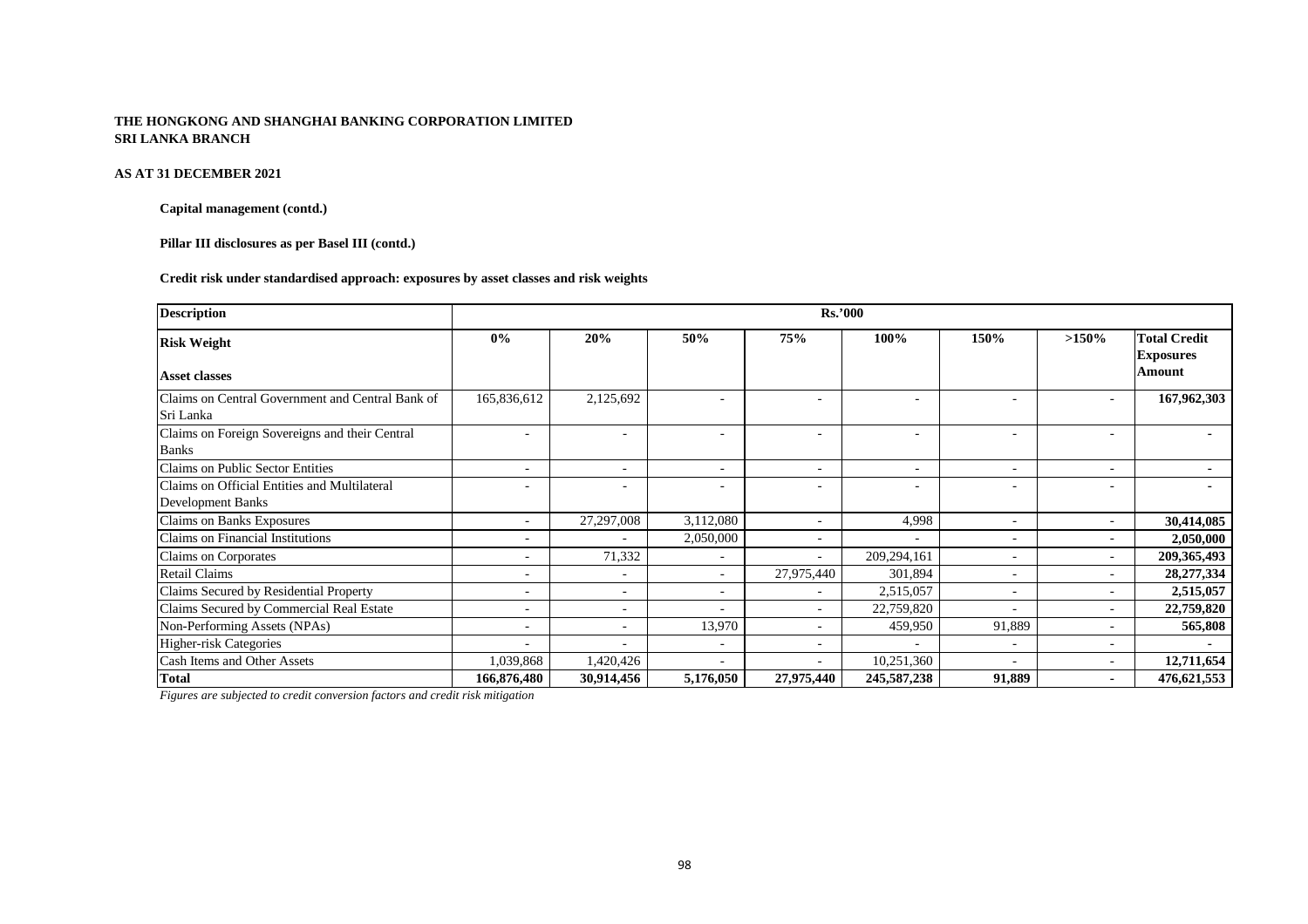**THE HONGKONG AND SHANGHAI BANKING CORPORATION LIMITED**
**SRI LANKA BRANCH**

**AS AT 31 DECEMBER 2021**

**Capital management (contd.)**

**Pillar III disclosures as per Basel III (contd.)**

**Credit risk under standardised approach: exposures by asset classes and risk weights**

| **Description** | **Rs.'000** | | | | | | | |
|---|---|---|---|---|---|---|---|---|
| **Risk Weight** / **Asset classes** | **0%** | **20%** | **50%** | **75%** | **100%** | **150%** | **>150%** | **Total Credit Exposures Amount** |
| Claims on Central Government and Central Bank of Sri Lanka | 165,836,612 | 2,125,692 | - | - | - | - | - | **167,962,303** |
| Claims on Foreign Sovereigns and their Central Banks | - | - | - | - | - | - | - | **-** |
| Claims on Public Sector Entities | - | - | - | - | - | - | - | **-** |
| Claims on Official Entities and Multilateral Development Banks | - | - | - | - | - | - | - | **-** |
| Claims on Banks Exposures | - | 27,297,008 | 3,112,080 | - | 4,998 | - | - | **30,414,085** |
| Claims on Financial Institutions | - | - | 2,050,000 | - | - | - | - | **2,050,000** |
| Claims on Corporates | - | 71,332 | - | - | 209,294,161 | - | - | **209,365,493** |
| Retail Claims | - | - | - | 27,975,440 | 301,894 | - | - | **28,277,334** |
| Claims Secured by Residential Property | - | - | - | - | 2,515,057 | - | - | **2,515,057** |
| Claims Secured by Commercial Real Estate | - | - | - | - | 22,759,820 | - | - | **22,759,820** |
| Non-Performing Assets (NPAs) | - | - | 13,970 | - | 459,950 | 91,889 | - | **565,808** |
| Higher-risk Categories | - | - | - | - | - | - | - | **-** |
| Cash Items and Other Assets | 1,039,868 | 1,420,426 | - | - | 10,251,360 | - | - | **12,711,654** |
| **Total** | **166,876,480** | **30,914,456** | **5,176,050** | **27,975,440** | **245,587,238** | **91,889** | **-** | **476,621,553** |

*Figures are subjected to credit conversion factors and credit risk mitigation*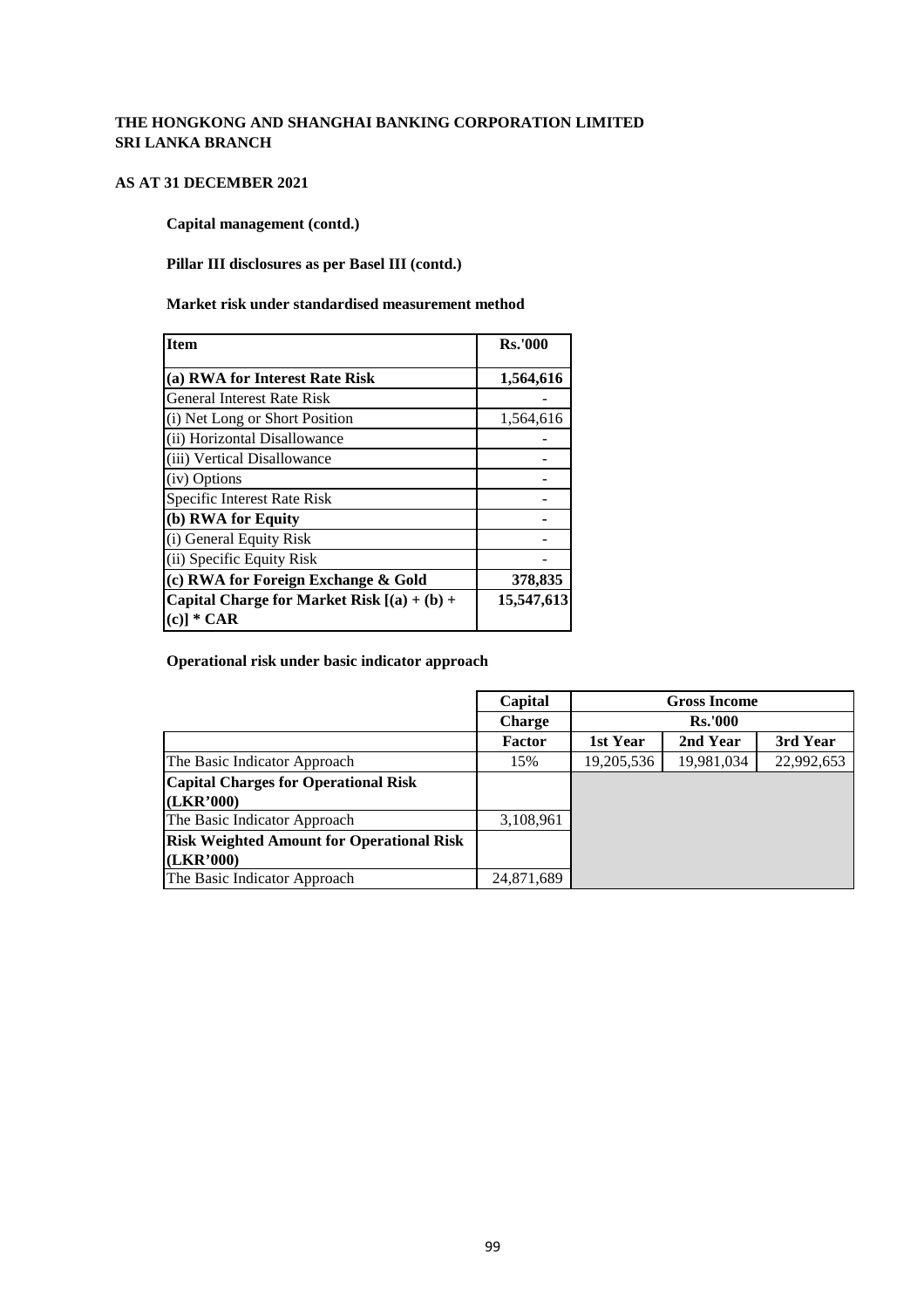**THE HONGKONG AND SHANGHAI BANKING CORPORATION LIMITED**
**SRI LANKA BRANCH**

**AS AT 31 DECEMBER 2021**

**Capital management (contd.)**

**Pillar III disclosures as per Basel III (contd.)**

**Market risk under standardised measurement method**

| Item | Rs.'000 |
|---|---|
| **(a) RWA for Interest Rate Risk** | **1,564,616** |
| General Interest Rate Risk | - |
| (i) Net Long or Short Position | 1,564,616 |
| (ii) Horizontal Disallowance | - |
| (iii) Vertical Disallowance | - |
| (iv) Options | - |
| Specific Interest Rate Risk | - |
| **(b) RWA for Equity** | **-** |
| (i) General Equity Risk | - |
| (ii) Specific Equity Risk | - |
| **(c) RWA for Foreign Exchange & Gold** | **378,835** |
| **Capital Charge for Market Risk [(a) + (b) + (c)] * CAR** | **15,547,613** |

**Operational risk under basic indicator approach**

| | Capital Charge | Gross Income Rs.'000 | | |
|---|---|---|---|---|
| | **Factor** | **1st Year** | **2nd Year** | **3rd Year** |
| The Basic Indicator Approach | 15% | 19,205,536 | 19,981,034 | 22,992,653 |
| **Capital Charges for Operational Risk (LKR'000)** | | | | |
| The Basic Indicator Approach | 3,108,961 | | | |
| **Risk Weighted Amount for Operational Risk (LKR'000)** | | | | |
| The Basic Indicator Approach | 24,871,689 | | | |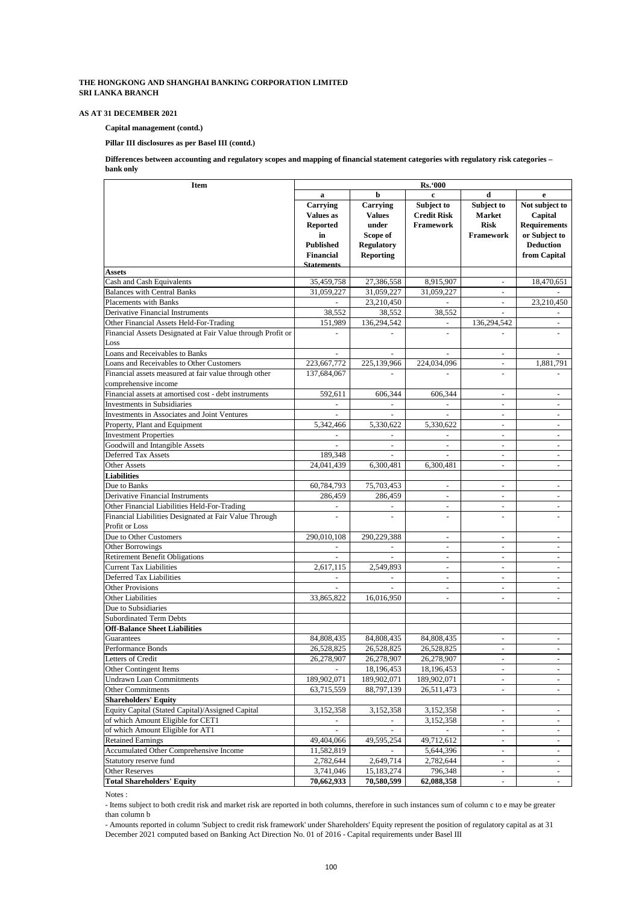**THE HONGKONG AND SHANGHAI BANKING CORPORATION LIMITED**
**SRI LANKA BRANCH**

**AS AT 31 DECEMBER 2021**

**Capital management (contd.)**

**Pillar III disclosures as per Basel III (contd.)**

**Differences between accounting and regulatory scopes and mapping of financial statement categories with regulatory risk categories – bank only**

| Item | Rs.'000 | | | | |
|---|---|---|---|---|---|
| | a | b | c | d | e |
| | Carrying Values as Reported in Published Financial Statements | Carrying Values under Scope of Regulatory Reporting | Subject to Credit Risk Framework | Subject to Market Risk Framework | Not subject to Capital Requirements or Subject to Deduction from Capital |
| **Assets** | | | | | |
| Cash and Cash Equivalents | 35,459,758 | 27,386,558 | 8,915,907 | - | 18,470,651 |
| Balances with Central Banks | 31,059,227 | 31,059,227 | 31,059,227 | - | - |
| Placements with Banks | - | 23,210,450 | - | - | 23,210,450 |
| Derivative Financial Instruments | 38,552 | 38,552 | 38,552 | - | - |
| Other Financial Assets Held-For-Trading | 151,989 | 136,294,542 | - | 136,294,542 | - |
| Financial Assets Designated at Fair Value through Profit or Loss | - | - | - | - | - |
| Loans and Receivables to Banks | - | - | - | - | - |
| Loans and Receivables to Other Customers | 223,667,772 | 225,139,966 | 224,034,096 | - | 1,881,791 |
| Financial assets measured at fair value through other comprehensive income | 137,684,067 | - | - | - | - |
| Financial assets at amortised cost - debt instruments | 592,611 | 606,344 | 606,344 | - | - |
| Investments in Subsidiaries | - | - | - | - | - |
| Investments in Associates and Joint Ventures | - | - | - | - | - |
| Property, Plant and Equipment | 5,342,466 | 5,330,622 | 5,330,622 | - | - |
| Investment Properties | - | - | - | - | - |
| Goodwill and Intangible Assets | - | - | - | - | - |
| Deferred Tax Assets | 189,348 | - | - | - | - |
| Other Assets | 24,041,439 | 6,300,481 | 6,300,481 | - | - |
| **Liabilities** | | | | | |
| Due to Banks | 60,784,793 | 75,703,453 | - | - | - |
| Derivative Financial Instruments | 286,459 | 286,459 | - | - | - |
| Other Financial Liabilities Held-For-Trading | - | - | - | - | - |
| Financial Liabilities Designated at Fair Value Through Profit or Loss | - | - | - | - | - |
| Due to Other Customers | 290,010,108 | 290,229,388 | - | - | - |
| Other Borrowings | - | - | - | - | - |
| Retirement Benefit Obligations | - | - | - | - | - |
| Current Tax Liabilities | 2,617,115 | 2,549,893 | - | - | - |
| Deferred Tax Liabilities | - | - | - | - | - |
| Other Provisions | - | - | - | - | - |
| Other Liabilities | 33,865,822 | 16,016,950 | - | - | - |
| Due to Subsidiaries | | | | | |
| Subordinated Term Debts | | | | | |
| **Off-Balance Sheet Liabilities** | | | | | |
| Guarantees | 84,808,435 | 84,808,435 | 84,808,435 | - | - |
| Performance Bonds | 26,528,825 | 26,528,825 | 26,528,825 | - | - |
| Letters of Credit | 26,278,907 | 26,278,907 | 26,278,907 | - | - |
| Other Contingent Items | - | 18,196,453 | 18,196,453 | - | - |
| Undrawn Loan Commitments | 189,902,071 | 189,902,071 | 189,902,071 | - | - |
| Other Commitments | 63,715,559 | 88,797,139 | 26,511,473 | - | - |
| **Shareholders' Equity** | | | | | |
| Equity Capital (Stated Capital)/Assigned Capital | 3,152,358 | 3,152,358 | 3,152,358 | - | - |
| of which Amount Eligible for CET1 | - | - | 3,152,358 | - | - |
| of which Amount Eligible for AT1 | - | - | - | - | - |
| Retained Earnings | 49,404,066 | 49,595,254 | 49,712,612 | - | - |
| Accumulated Other Comprehensive Income | 11,582,819 | - | 5,644,396 | - | - |
| Statutory reserve fund | 2,782,644 | 2,649,714 | 2,782,644 | - | - |
| Other Reserves | 3,741,046 | 15,183,274 | 796,348 | - | - |
| **Total Shareholders' Equity** | **70,662,933** | **70,580,599** | **62,088,358** | **-** | **-** |

Notes :

- Items subject to both credit risk and market risk are reported in both columns, therefore in such instances sum of column c to e may be greater than column b

- Amounts reported in column 'Subject to credit risk framework' under Shareholders' Equity represent the position of regulatory capital as at 31 December 2021 computed based on Banking Act Direction No. 01 of 2016 - Capital requirements under Basel III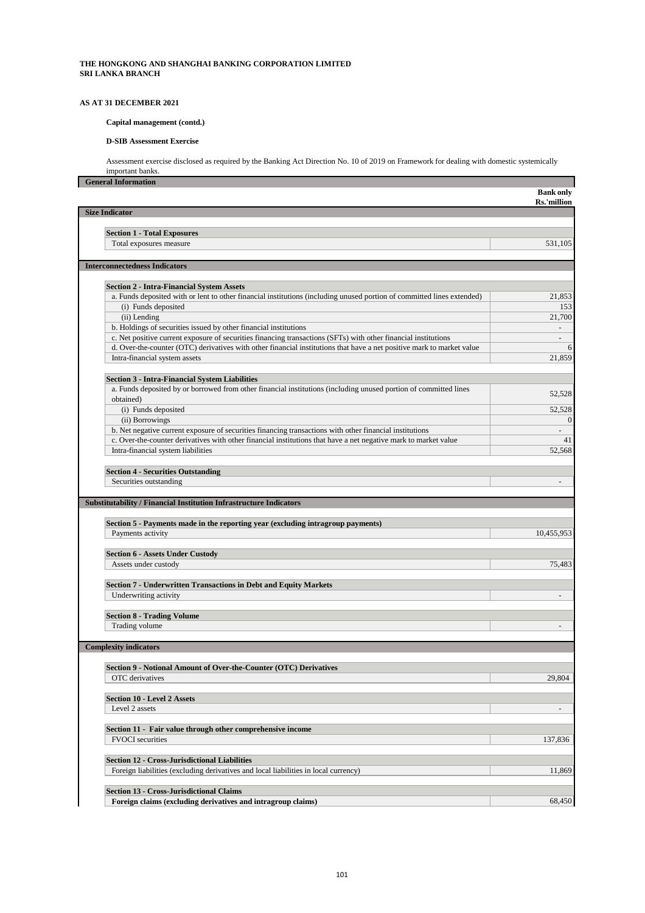**THE HONGKONG AND SHANGHAI BANKING CORPORATION LIMITED**
**SRI LANKA BRANCH**

**AS AT 31 DECEMBER 2021**

**Capital management (contd.)**

**D-SIB Assessment Exercise**

Assessment exercise disclosed as required by the Banking Act Direction No. 10 of 2019 on Framework for dealing with domestic systemically important banks.

| General Information | Bank only Rs.'million |
|---|---|
| **Size Indicator** | |
| **Section 1 - Total Exposures** | |
| Total exposures measure | 531,105 |
| **Interconnectedness Indicators** | |
| **Section 2 - Intra-Financial System Assets** | |
| a. Funds deposited with or lent to other financial institutions (including unused portion of committed lines extended) | 21,853 |
| (i) Funds deposited | 153 |
| (ii) Lending | 21,700 |
| b. Holdings of securities issued by other financial institutions | - |
| c. Net positive current exposure of securities financing transactions (SFTs) with other financial institutions | - |
| d. Over-the-counter (OTC) derivatives with other financial institutions that have a net positive mark to market value | 6 |
| Intra-financial system assets | 21,859 |
| **Section 3 - Intra-Financial System Liabilities** | |
| a. Funds deposited by or borrowed from other financial institutions (including unused portion of committed lines obtained) | 52,528 |
| (i) Funds deposited | 52,528 |
| (ii) Borrowings | 0 |
| b. Net negative current exposure of securities financing transactions with other financial institutions | - |
| c. Over-the-counter derivatives with other financial institutions that have a net negative mark to market value | 41 |
| Intra-financial system liabilities | 52,568 |
| **Section 4 - Securities Outstanding** | |
| Securities outstanding | - |
| **Substitutability / Financial Institution Infrastructure Indicators** | |
| **Section 5 - Payments made in the reporting year (excluding intragroup payments)** | |
| Payments activity | 10,455,953 |
| **Section 6 - Assets Under Custody** | |
| Assets under custody | 75,483 |
| **Section 7 - Underwritten Transactions in Debt and Equity Markets** | |
| Underwriting activity | - |
| **Section 8 - Trading Volume** | |
| Trading volume | - |
| **Complexity indicators** | |
| **Section 9 - Notional Amount of Over-the-Counter (OTC) Derivatives** | |
| OTC derivatives | 29,804 |
| **Section 10 - Level 2 Assets** | |
| Level 2 assets | - |
| **Section 11 - Fair value through other comprehensive income** | |
| FVOCI securities | 137,836 |
| **Section 12 - Cross-Jurisdictional Liabilities** | |
| Foreign liabilities (excluding derivatives and local liabilities in local currency) | 11,869 |
| **Section 13 - Cross-Jurisdictional Claims** | |
| **Foreign claims (excluding derivatives and intragroup claims)** | 68,450 |